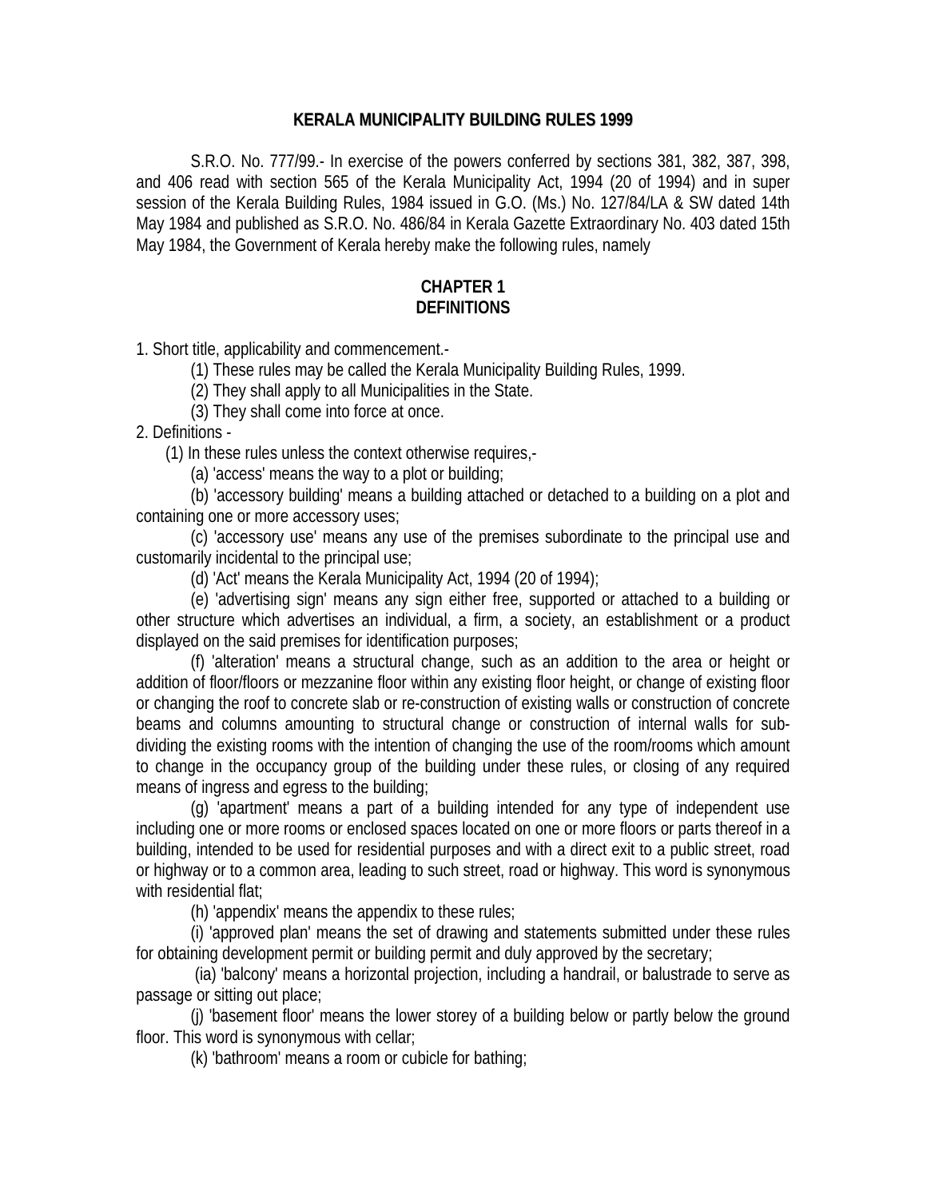# KERALA MUNICIPALITY BUILDING RULES 1999

S.R.O. No. 777/99.- In exercise of the powers conferred by sections 381, 382, 387, 398, and 406 read with section 565 of the Kerala Municipality Act, 1994 (20 of 1994) and in super session of the Kerala Building Rules, 1984 issued in G.O. (Ms.) No. 127/84/LA & SW dated 14th May 1984 and published as S.R.O. No. 486/84 in Kerala Gazette Extraordinary No. 403 dated 15th May 1984, the Government of Kerala hereby make the following rules, namely

## CHAPTER 1
## DEFINITIONS

1. Short title, applicability and commencement.-

(1) These rules may be called the Kerala Municipality Building Rules, 1999.

(2) They shall apply to all Municipalities in the State.

(3) They shall come into force at once.

2. Definitions -

(1) In these rules unless the context otherwise requires,-

(a) 'access' means the way to a plot or building;

(b) 'accessory building' means a building attached or detached to a building on a plot and containing one or more accessory uses;

(c) 'accessory use' means any use of the premises subordinate to the principal use and customarily incidental to the principal use;

(d) 'Act' means the Kerala Municipality Act, 1994 (20 of 1994);

(e) 'advertising sign' means any sign either free, supported or attached to a building or other structure which advertises an individual, a firm, a society, an establishment or a product displayed on the said premises for identification purposes;

(f) 'alteration' means a structural change, such as an addition to the area or height or addition of floor/floors or mezzanine floor within any existing floor height, or change of existing floor or changing the roof to concrete slab or re-construction of existing walls or construction of concrete beams and columns amounting to structural change or construction of internal walls for sub-dividing the existing rooms with the intention of changing the use of the room/rooms which amount to change in the occupancy group of the building under these rules, or closing of any required means of ingress and egress to the building;

(g) 'apartment' means a part of a building intended for any type of independent use including one or more rooms or enclosed spaces located on one or more floors or parts thereof in a building, intended to be used for residential purposes and with a direct exit to a public street, road or highway or to a common area, leading to such street, road or highway. This word is synonymous with residential flat;

(h) 'appendix' means the appendix to these rules;

(i) 'approved plan' means the set of drawing and statements submitted under these rules for obtaining development permit or building permit and duly approved by the secretary;

(ia) 'balcony' means a horizontal projection, including a handrail, or balustrade to serve as passage or sitting out place;

(j) 'basement floor' means the lower storey of a building below or partly below the ground floor. This word is synonymous with cellar;

(k) 'bathroom' means a room or cubicle for bathing;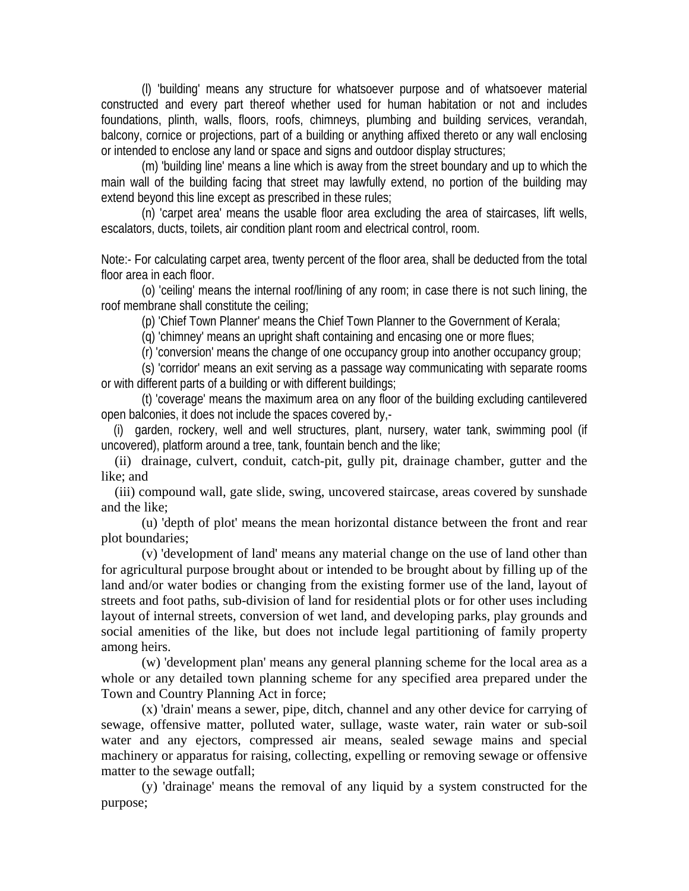(l) 'building' means any structure for whatsoever purpose and of whatsoever material constructed and every part thereof whether used for human habitation or not and includes foundations, plinth, walls, floors, roofs, chimneys, plumbing and building services, verandah, balcony, cornice or projections, part of a building or anything affixed thereto or any wall enclosing or intended to enclose any land or space and signs and outdoor display structures;

(m) 'building line' means a line which is away from the street boundary and up to which the main wall of the building facing that street may lawfully extend, no portion of the building may extend beyond this line except as prescribed in these rules;

(n) 'carpet area' means the usable floor area excluding the area of staircases, lift wells, escalators, ducts, toilets, air condition plant room and electrical control, room.

Note:- For calculating carpet area, twenty percent of the floor area, shall be deducted from the total floor area in each floor.

(o) 'ceiling' means the internal roof/lining of any room; in case there is not such lining, the roof membrane shall constitute the ceiling;

(p) 'Chief Town Planner' means the Chief Town Planner to the Government of Kerala;

(q) 'chimney' means an upright shaft containing and encasing one or more flues;

(r) 'conversion' means the change of one occupancy group into another occupancy group;

(s) 'corridor' means an exit serving as a passage way communicating with separate rooms or with different parts of a building or with different buildings;

(t) 'coverage' means the maximum area on any floor of the building excluding cantilevered open balconies, it does not include the spaces covered by,-

(i) garden, rockery, well and well structures, plant, nursery, water tank, swimming pool (if uncovered), platform around a tree, tank, fountain bench and the like;

(ii) drainage, culvert, conduit, catch-pit, gully pit, drainage chamber, gutter and the like; and

(iii) compound wall, gate slide, swing, uncovered staircase, areas covered by sunshade and the like;

(u) 'depth of plot' means the mean horizontal distance between the front and rear plot boundaries;

(v) 'development of land' means any material change on the use of land other than for agricultural purpose brought about or intended to be brought about by filling up of the land and/or water bodies or changing from the existing former use of the land, layout of streets and foot paths, sub-division of land for residential plots or for other uses including layout of internal streets, conversion of wet land, and developing parks, play grounds and social amenities of the like, but does not include legal partitioning of family property among heirs.

(w) 'development plan' means any general planning scheme for the local area as a whole or any detailed town planning scheme for any specified area prepared under the Town and Country Planning Act in force;

(x) 'drain' means a sewer, pipe, ditch, channel and any other device for carrying of sewage, offensive matter, polluted water, sullage, waste water, rain water or sub-soil water and any ejectors, compressed air means, sealed sewage mains and special machinery or apparatus for raising, collecting, expelling or removing sewage or offensive matter to the sewage outfall;

(y) 'drainage' means the removal of any liquid by a system constructed for the purpose;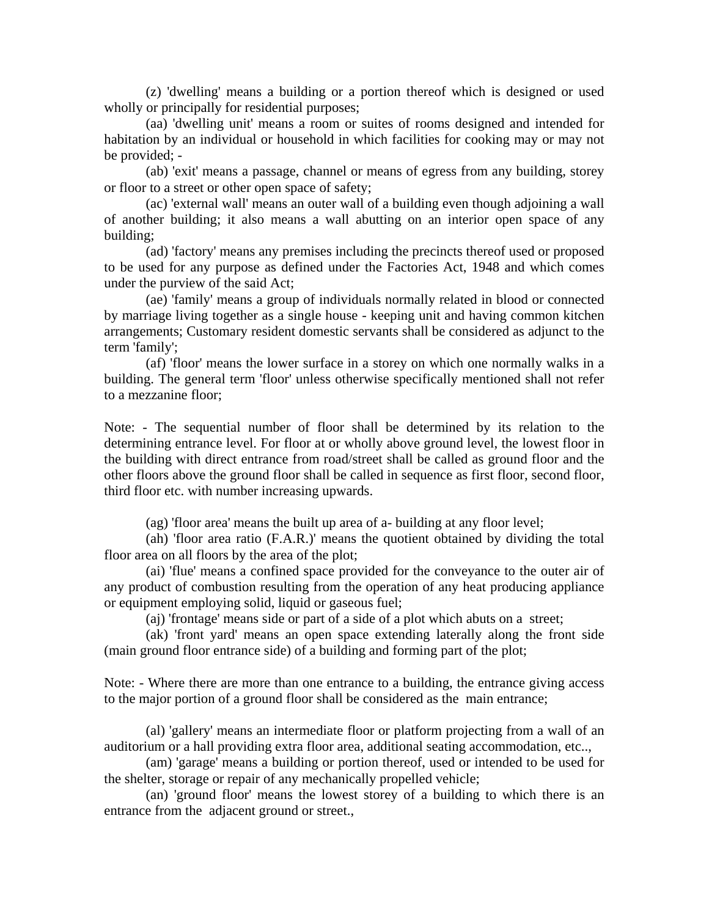(z) 'dwelling' means a building or a portion thereof which is designed or used wholly or principally for residential purposes;

(aa) 'dwelling unit' means a room or suites of rooms designed and intended for habitation by an individual or household in which facilities for cooking may or may not be provided; -

(ab) 'exit' means a passage, channel or means of egress from any building, storey or floor to a street or other open space of safety;

(ac) 'external wall' means an outer wall of a building even though adjoining a wall of another building; it also means a wall abutting on an interior open space of any building;

(ad) 'factory' means any premises including the precincts thereof used or proposed to be used for any purpose as defined under the Factories Act, 1948 and which comes under the purview of the said Act;

(ae) 'family' means a group of individuals normally related in blood or connected by marriage living together as a single house - keeping unit and having common kitchen arrangements; Customary resident domestic servants shall be considered as adjunct to the term 'family';

(af) 'floor' means the lower surface in a storey on which one normally walks in a building. The general term 'floor' unless otherwise specifically mentioned shall not refer to a mezzanine floor;

Note: - The sequential number of floor shall be determined by its relation to the determining entrance level. For floor at or wholly above ground level, the lowest floor in the building with direct entrance from road/street shall be called as ground floor and the other floors above the ground floor shall be called in sequence as first floor, second floor, third floor etc. with number increasing upwards.

(ag) 'floor area' means the built up area of a- building at any floor level;

(ah) 'floor area ratio (F.A.R.)' means the quotient obtained by dividing the total floor area on all floors by the area of the plot;

(ai) 'flue' means a confined space provided for the conveyance to the outer air of any product of combustion resulting from the operation of any heat producing appliance or equipment employing solid, liquid or gaseous fuel;

(aj) 'frontage' means side or part of a side of a plot which abuts on a street;

(ak) 'front yard' means an open space extending laterally along the front side (main ground floor entrance side) of a building and forming part of the plot;

Note: - Where there are more than one entrance to a building, the entrance giving access to the major portion of a ground floor shall be considered as the main entrance;

(al) 'gallery' means an intermediate floor or platform projecting from a wall of an auditorium or a hall providing extra floor area, additional seating accommodation, etc..,

(am) 'garage' means a building or portion thereof, used or intended to be used for the shelter, storage or repair of any mechanically propelled vehicle;

(an) 'ground floor' means the lowest storey of a building to which there is an entrance from the adjacent ground or street.,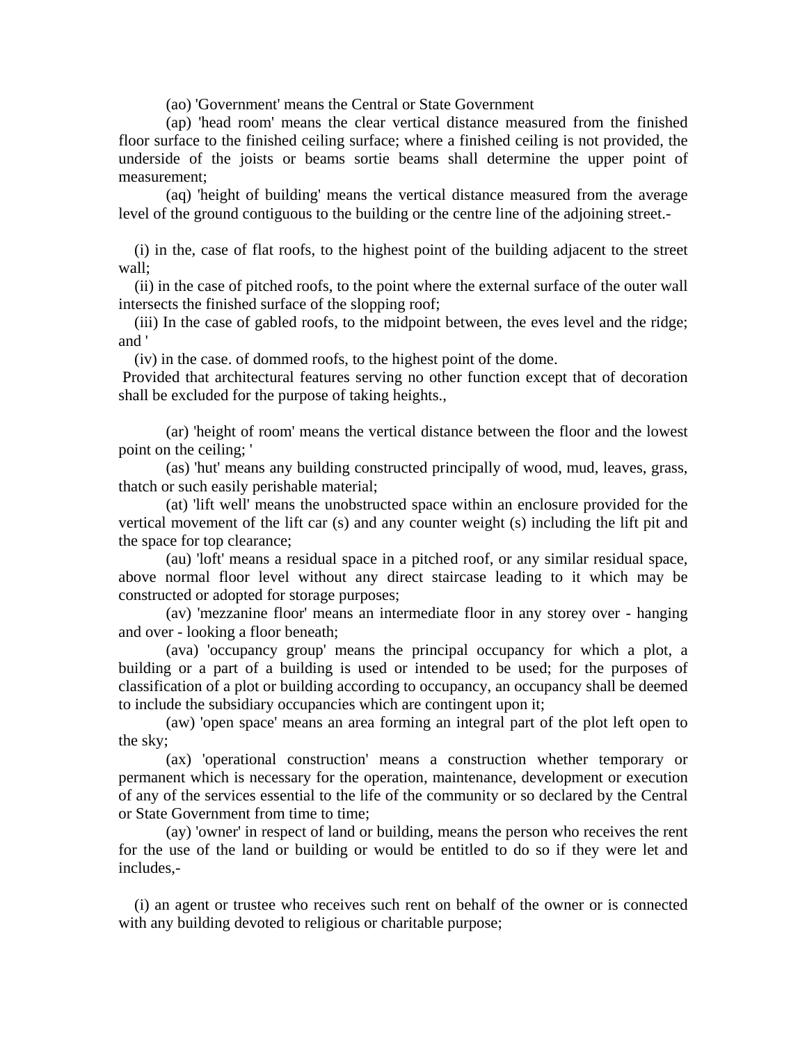(ao) 'Government' means the Central or State Government

(ap) 'head room' means the clear vertical distance measured from the finished floor surface to the finished ceiling surface; where a finished ceiling is not provided, the underside of the joists or beams sortie beams shall determine the upper point of measurement;

(aq) 'height of building' means the vertical distance measured from the average level of the ground contiguous to the building or the centre line of the adjoining street.-

(i) in the, case of flat roofs, to the highest point of the building adjacent to the street wall;

(ii) in the case of pitched roofs, to the point where the external surface of the outer wall intersects the finished surface of the slopping roof;

(iii) In the case of gabled roofs, to the midpoint between, the eves level and the ridge; and '

(iv) in the case. of dommed roofs, to the highest point of the dome.

Provided that architectural features serving no other function except that of decoration shall be excluded for the purpose of taking heights.,

(ar) 'height of room' means the vertical distance between the floor and the lowest point on the ceiling; '

(as) 'hut' means any building constructed principally of wood, mud, leaves, grass, thatch or such easily perishable material;

(at) 'lift well' means the unobstructed space within an enclosure provided for the vertical movement of the lift car (s) and any counter weight (s) including the lift pit and the space for top clearance;

(au) 'loft' means a residual space in a pitched roof, or any similar residual space, above normal floor level without any direct staircase leading to it which may be constructed or adopted for storage purposes;

(av) 'mezzanine floor' means an intermediate floor in any storey over - hanging and over - looking a floor beneath;

(ava) 'occupancy group' means the principal occupancy for which a plot, a building or a part of a building is used or intended to be used; for the purposes of classification of a plot or building according to occupancy, an occupancy shall be deemed to include the subsidiary occupancies which are contingent upon it;

(aw) 'open space' means an area forming an integral part of the plot left open to the sky;

(ax) 'operational construction' means a construction whether temporary or permanent which is necessary for the operation, maintenance, development or execution of any of the services essential to the life of the community or so declared by the Central or State Government from time to time;

(ay) 'owner' in respect of land or building, means the person who receives the rent for the use of the land or building or would be entitled to do so if they were let and includes,-

(i) an agent or trustee who receives such rent on behalf of the owner or is connected with any building devoted to religious or charitable purpose;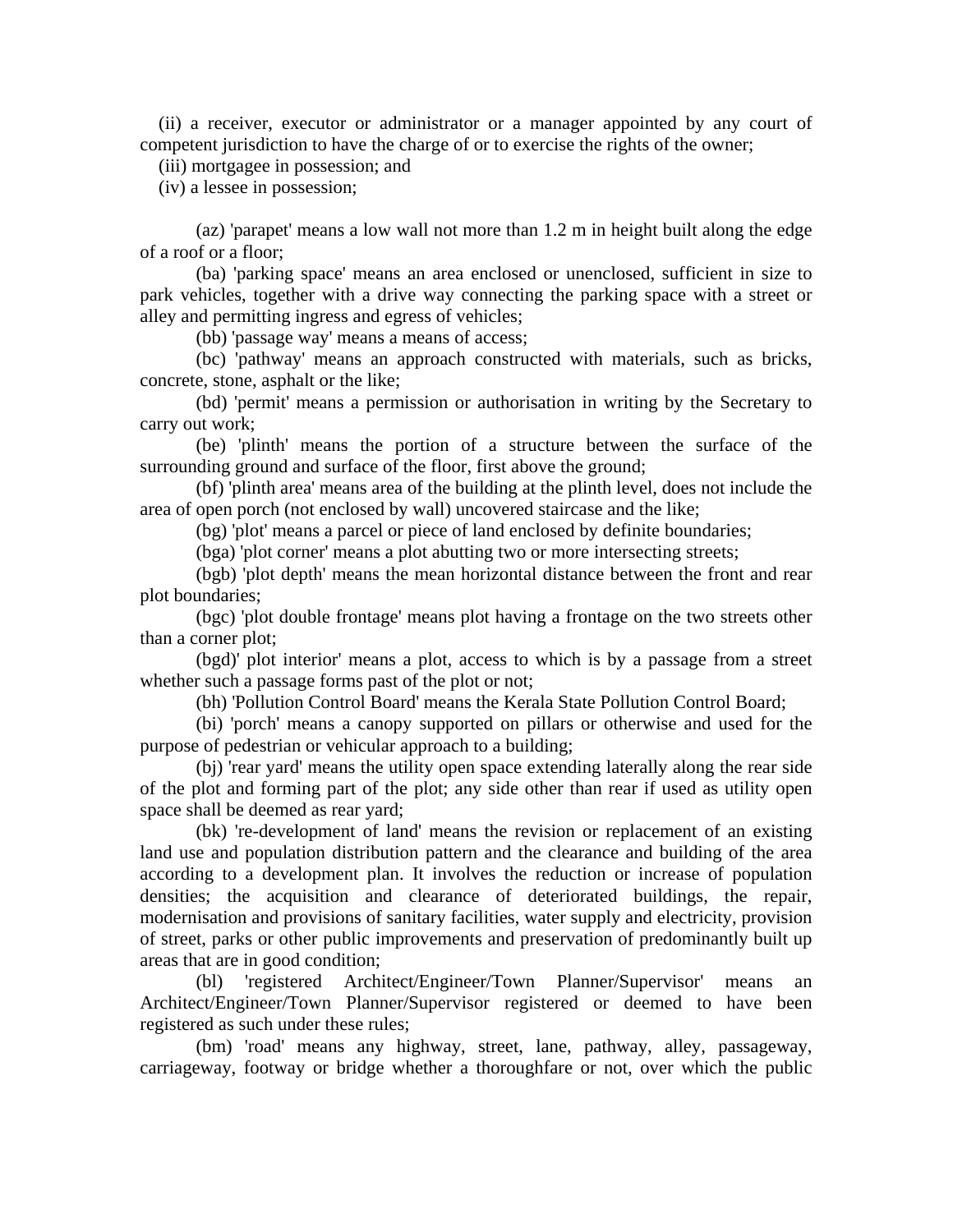(ii) a receiver, executor or administrator or a manager appointed by any court of competent jurisdiction to have the charge of or to exercise the rights of the owner;

(iii) mortgagee in possession; and

(iv) a lessee in possession;

(az) 'parapet' means a low wall not more than 1.2 m in height built along the edge of a roof or a floor;

(ba) 'parking space' means an area enclosed or unenclosed, sufficient in size to park vehicles, together with a drive way connecting the parking space with a street or alley and permitting ingress and egress of vehicles;

(bb) 'passage way' means a means of access;

(bc) 'pathway' means an approach constructed with materials, such as bricks, concrete, stone, asphalt or the like;

(bd) 'permit' means a permission or authorisation in writing by the Secretary to carry out work;

(be) 'plinth' means the portion of a structure between the surface of the surrounding ground and surface of the floor, first above the ground;

(bf) 'plinth area' means area of the building at the plinth level, does not include the area of open porch (not enclosed by wall) uncovered staircase and the like;

(bg) 'plot' means a parcel or piece of land enclosed by definite boundaries;

(bga) 'plot corner' means a plot abutting two or more intersecting streets;

(bgb) 'plot depth' means the mean horizontal distance between the front and rear plot boundaries;

(bgc) 'plot double frontage' means plot having a frontage on the two streets other than a corner plot;

(bgd)' plot interior' means a plot, access to which is by a passage from a street whether such a passage forms past of the plot or not;

(bh) 'Pollution Control Board' means the Kerala State Pollution Control Board;

(bi) 'porch' means a canopy supported on pillars or otherwise and used for the purpose of pedestrian or vehicular approach to a building;

(bj) 'rear yard' means the utility open space extending laterally along the rear side of the plot and forming part of the plot; any side other than rear if used as utility open space shall be deemed as rear yard;

(bk) 're-development of land' means the revision or replacement of an existing land use and population distribution pattern and the clearance and building of the area according to a development plan. It involves the reduction or increase of population densities; the acquisition and clearance of deteriorated buildings, the repair, modernisation and provisions of sanitary facilities, water supply and electricity, provision of street, parks or other public improvements and preservation of predominantly built up areas that are in good condition;

(bl) 'registered Architect/Engineer/Town Planner/Supervisor' means an Architect/Engineer/Town Planner/Supervisor registered or deemed to have been registered as such under these rules;

(bm) 'road' means any highway, street, lane, pathway, alley, passageway, carriageway, footway or bridge whether a thoroughfare or not, over which the public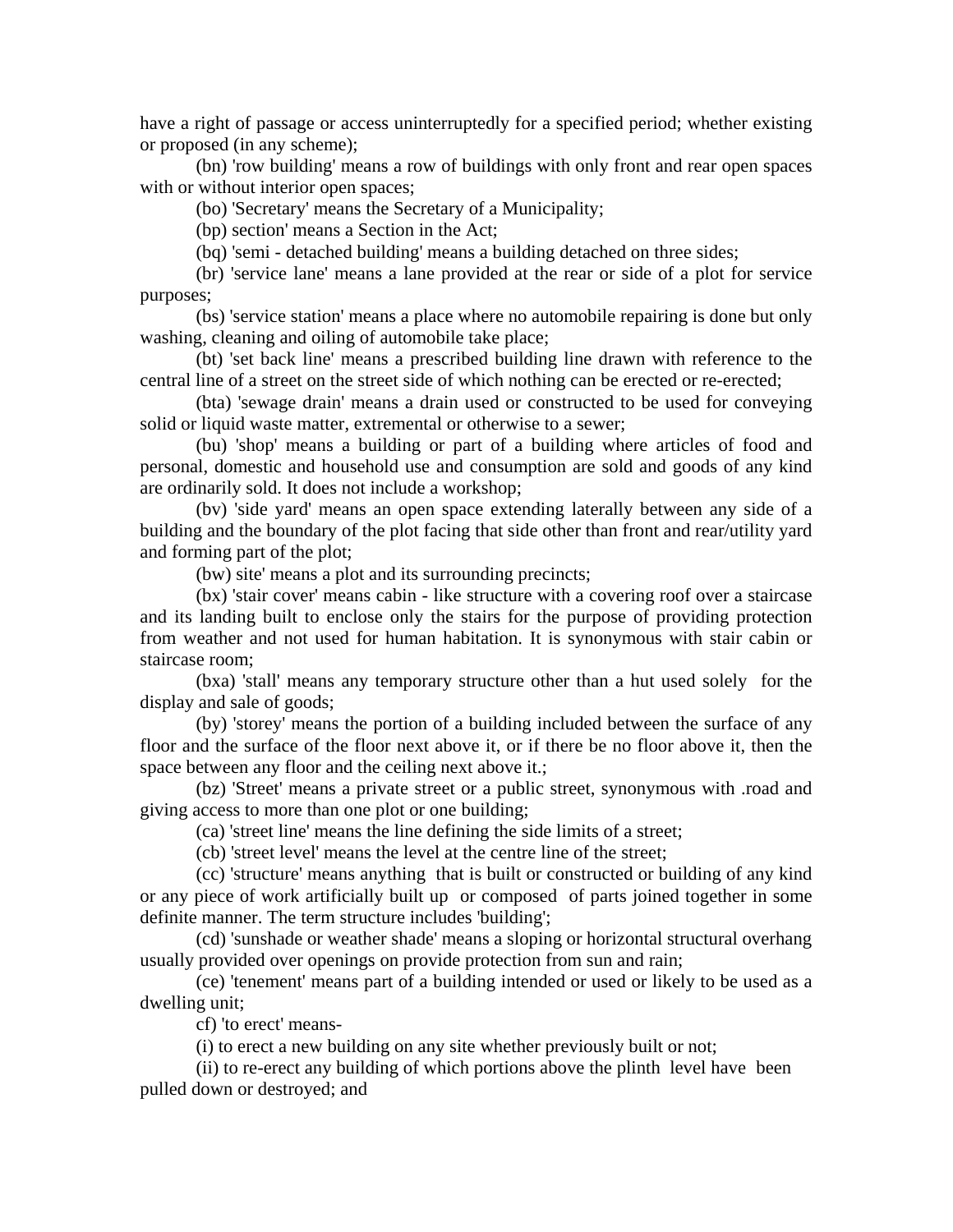have a right of passage or access uninterruptedly for a specified period; whether existing or proposed (in any scheme);

(bn) 'row building' means a row of buildings with only front and rear open spaces with or without interior open spaces;

(bo) 'Secretary' means the Secretary of a Municipality;

(bp) section' means a Section in the Act;

(bq) 'semi - detached building' means a building detached on three sides;

(br) 'service lane' means a lane provided at the rear or side of a plot for service purposes;

(bs) 'service station' means a place where no automobile repairing is done but only washing, cleaning and oiling of automobile take place;

(bt) 'set back line' means a prescribed building line drawn with reference to the central line of a street on the street side of which nothing can be erected or re-erected;

(bta) 'sewage drain' means a drain used or constructed to be used for conveying solid or liquid waste matter, extremental or otherwise to a sewer;

(bu) 'shop' means a building or part of a building where articles of food and personal, domestic and household use and consumption are sold and goods of any kind are ordinarily sold. It does not include a workshop;

(bv) 'side yard' means an open space extending laterally between any side of a building and the boundary of the plot facing that side other than front and rear/utility yard and forming part of the plot;

(bw) site' means a plot and its surrounding precincts;

(bx) 'stair cover' means cabin - like structure with a covering roof over a staircase and its landing built to enclose only the stairs for the purpose of providing protection from weather and not used for human habitation. It is synonymous with stair cabin or staircase room;

(bxa) 'stall' means any temporary structure other than a hut used solely for the display and sale of goods;

(by) 'storey' means the portion of a building included between the surface of any floor and the surface of the floor next above it, or if there be no floor above it, then the space between any floor and the ceiling next above it.;

(bz) 'Street' means a private street or a public street, synonymous with .road and giving access to more than one plot or one building;

(ca) 'street line' means the line defining the side limits of a street;

(cb) 'street level' means the level at the centre line of the street;

(cc) 'structure' means anything that is built or constructed or building of any kind or any piece of work artificially built up or composed of parts joined together in some definite manner. The term structure includes 'building';

(cd) 'sunshade or weather shade' means a sloping or horizontal structural overhang usually provided over openings on provide protection from sun and rain;

(ce) 'tenement' means part of a building intended or used or likely to be used as a dwelling unit;

cf) 'to erect' means-

(i) to erect a new building on any site whether previously built or not;

(ii) to re-erect any building of which portions above the plinth level have been pulled down or destroyed; and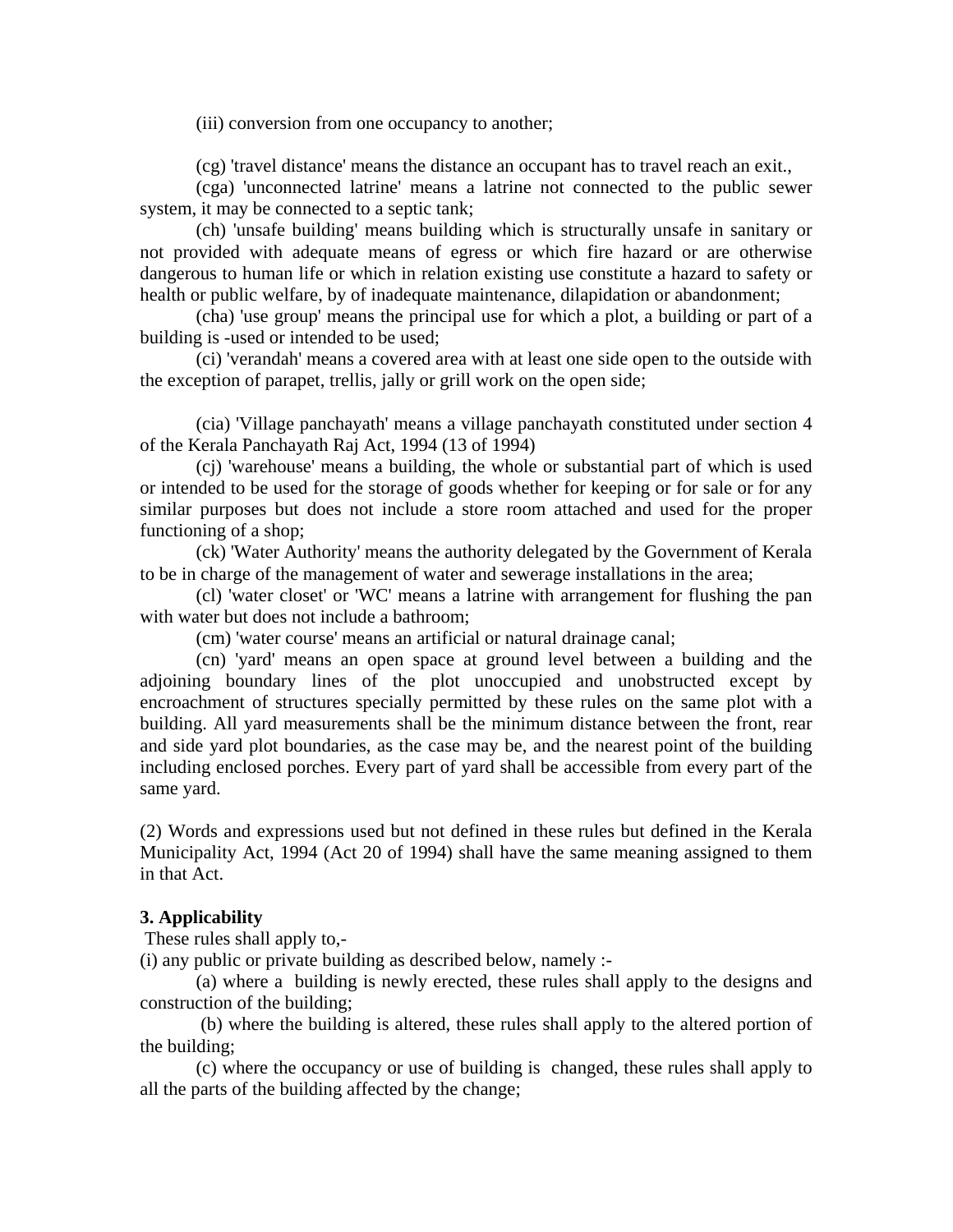(iii) conversion from one occupancy to another;

(cg) 'travel distance' means the distance an occupant has to travel reach an exit.,

(cga) 'unconnected latrine' means a latrine not connected to the public sewer system, it may be connected to a septic tank;

(ch) 'unsafe building' means building which is structurally unsafe in sanitary or not provided with adequate means of egress or which fire hazard or are otherwise dangerous to human life or which in relation existing use constitute a hazard to safety or health or public welfare, by of inadequate maintenance, dilapidation or abandonment;

(cha) 'use group' means the principal use for which a plot, a building or part of a building is -used or intended to be used;

(ci) 'verandah' means a covered area with at least one side open to the outside with the exception of parapet, trellis, jally or grill work on the open side;

(cia) 'Village panchayath' means a village panchayath constituted under section 4 of the Kerala Panchayath Raj Act, 1994 (13 of 1994)

(cj) 'warehouse' means a building, the whole or substantial part of which is used or intended to be used for the storage of goods whether for keeping or for sale or for any similar purposes but does not include a store room attached and used for the proper functioning of a shop;

(ck) 'Water Authority' means the authority delegated by the Government of Kerala to be in charge of the management of water and sewerage installations in the area;

(cl) 'water closet' or 'WC' means a latrine with arrangement for flushing the pan with water but does not include a bathroom;

(cm) 'water course' means an artificial or natural drainage canal;

(cn) 'yard' means an open space at ground level between a building and the adjoining boundary lines of the plot unoccupied and unobstructed except by encroachment of structures specially permitted by these rules on the same plot with a building. All yard measurements shall be the minimum distance between the front, rear and side yard plot boundaries, as the case may be, and the nearest point of the building including enclosed porches. Every part of yard shall be accessible from every part of the same yard.

(2) Words and expressions used but not defined in these rules but defined in the Kerala Municipality Act, 1994 (Act 20 of 1994) shall have the same meaning assigned to them in that Act.

**3. Applicability**

These rules shall apply to,-

(i) any public or private building as described below, namely :-

(a) where a building is newly erected, these rules shall apply to the designs and construction of the building;

(b) where the building is altered, these rules shall apply to the altered portion of the building;

(c) where the occupancy or use of building is changed, these rules shall apply to all the parts of the building affected by the change;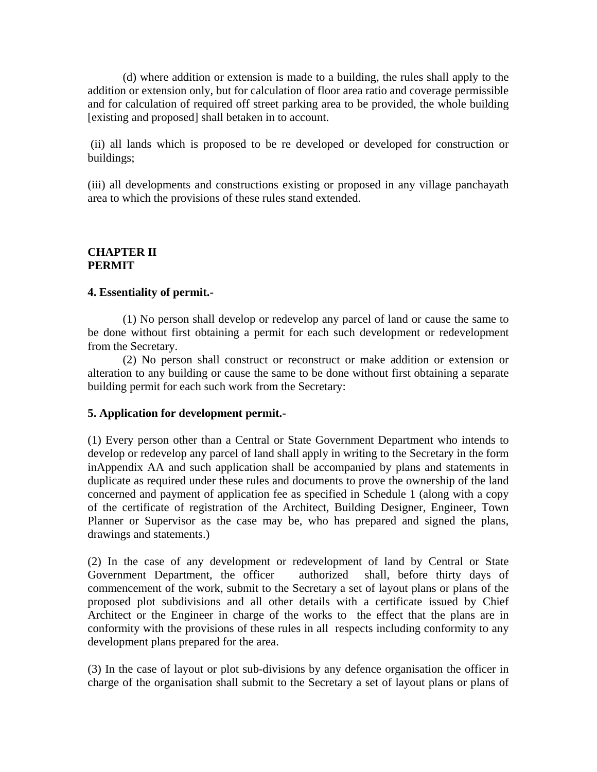(d) where addition or extension is made to a building, the rules shall apply to the addition or extension only, but for calculation of floor area ratio and coverage permissible and for calculation of required off street parking area to be provided, the whole building [existing and proposed] shall betaken in to account.

(ii) all lands which is proposed to be re developed or developed for construction or buildings;

(iii) all developments and constructions existing or proposed in any village panchayath area to which the provisions of these rules stand extended.

## CHAPTER II
## PERMIT

**4. Essentiality of permit.-**

(1) No person shall develop or redevelop any parcel of land or cause the same to be done without first obtaining a permit for each such development or redevelopment from the Secretary.

(2) No person shall construct or reconstruct or make addition or extension or alteration to any building or cause the same to be done without first obtaining a separate building permit for each such work from the Secretary:

**5. Application for development permit.-**

(1) Every person other than a Central or State Government Department who intends to develop or redevelop any parcel of land shall apply in writing to the Secretary in the form inAppendix AA and such application shall be accompanied by plans and statements in duplicate as required under these rules and documents to prove the ownership of the land concerned and payment of application fee as specified in Schedule 1 (along with a copy of the certificate of registration of the Architect, Building Designer, Engineer, Town Planner or Supervisor as the case may be, who has prepared and signed the plans, drawings and statements.)

(2) In the case of any development or redevelopment of land by Central or State Government Department, the officer authorized shall, before thirty days of commencement of the work, submit to the Secretary a set of layout plans or plans of the proposed plot subdivisions and all other details with a certificate issued by Chief Architect or the Engineer in charge of the works to the effect that the plans are in conformity with the provisions of these rules in all respects including conformity to any development plans prepared for the area.

(3) In the case of layout or plot sub-divisions by any defence organisation the officer in charge of the organisation shall submit to the Secretary a set of layout plans or plans of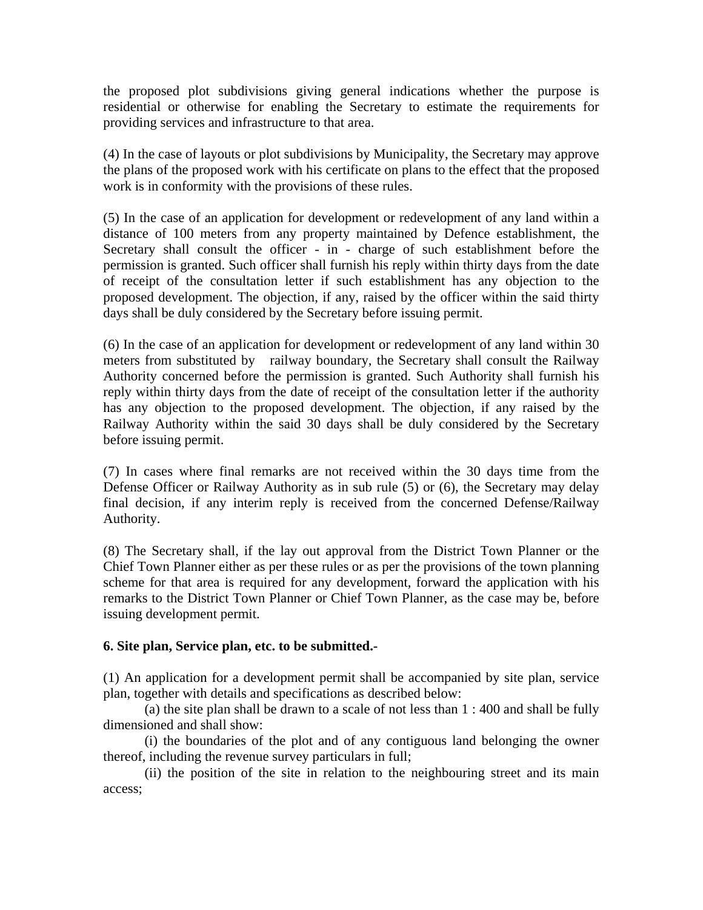the proposed plot subdivisions giving general indications whether the purpose is residential or otherwise for enabling the Secretary to estimate the requirements for providing services and infrastructure to that area.

(4) In the case of layouts or plot subdivisions by Municipality, the Secretary may approve the plans of the proposed work with his certificate on plans to the effect that the proposed work is in conformity with the provisions of these rules.

(5) In the case of an application for development or redevelopment of any land within a distance of 100 meters from any property maintained by Defence establishment, the Secretary shall consult the officer - in - charge of such establishment before the permission is granted. Such officer shall furnish his reply within thirty days from the date of receipt of the consultation letter if such establishment has any objection to the proposed development. The objection, if any, raised by the officer within the said thirty days shall be duly considered by the Secretary before issuing permit.

(6) In the case of an application for development or redevelopment of any land within 30 meters from substituted by railway boundary, the Secretary shall consult the Railway Authority concerned before the permission is granted. Such Authority shall furnish his reply within thirty days from the date of receipt of the consultation letter if the authority has any objection to the proposed development. The objection, if any raised by the Railway Authority within the said 30 days shall be duly considered by the Secretary before issuing permit.

(7) In cases where final remarks are not received within the 30 days time from the Defense Officer or Railway Authority as in sub rule (5) or (6), the Secretary may delay final decision, if any interim reply is received from the concerned Defense/Railway Authority.

(8) The Secretary shall, if the lay out approval from the District Town Planner or the Chief Town Planner either as per these rules or as per the provisions of the town planning scheme for that area is required for any development, forward the application with his remarks to the District Town Planner or Chief Town Planner, as the case may be, before issuing development permit.

**6. Site plan, Service plan, etc. to be submitted.-**

(1) An application for a development permit shall be accompanied by site plan, service plan, together with details and specifications as described below:

(a) the site plan shall be drawn to a scale of not less than 1 : 400 and shall be fully dimensioned and shall show:

(i) the boundaries of the plot and of any contiguous land belonging the owner thereof, including the revenue survey particulars in full;

(ii) the position of the site in relation to the neighbouring street and its main access;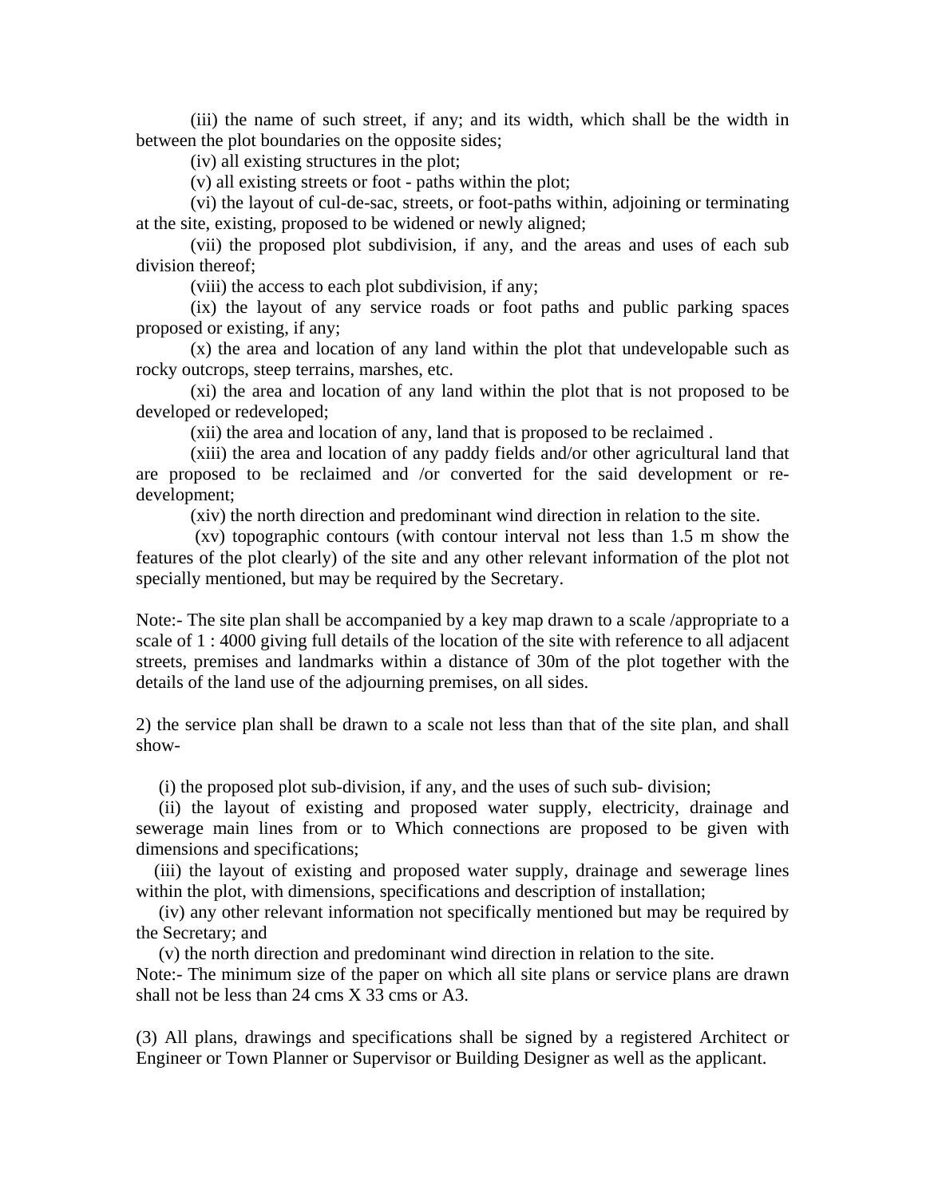(iii) the name of such street, if any; and its width, which shall be the width in between the plot boundaries on the opposite sides;

(iv) all existing structures in the plot;

(v) all existing streets or foot - paths within the plot;

(vi) the layout of cul-de-sac, streets, or foot-paths within, adjoining or terminating at the site, existing, proposed to be widened or newly aligned;

(vii) the proposed plot subdivision, if any, and the areas and uses of each sub division thereof;

(viii) the access to each plot subdivision, if any;

(ix) the layout of any service roads or foot paths and public parking spaces proposed or existing, if any;

(x) the area and location of any land within the plot that undevelopable such as rocky outcrops, steep terrains, marshes, etc.

(xi) the area and location of any land within the plot that is not proposed to be developed or redeveloped;

(xii) the area and location of any, land that is proposed to be reclaimed .

(xiii) the area and location of any paddy fields and/or other agricultural land that are proposed to be reclaimed and /or converted for the said development or re-development;

(xiv) the north direction and predominant wind direction in relation to the site.

(xv) topographic contours (with contour interval not less than 1.5 m show the features of the plot clearly) of the site and any other relevant information of the plot not specially mentioned, but may be required by the Secretary.

Note:- The site plan shall be accompanied by a key map drawn to a scale /appropriate to a scale of 1 : 4000 giving full details of the location of the site with reference to all adjacent streets, premises and landmarks within a distance of 30m of the plot together with the details of the land use of the adjourning premises, on all sides.

2) the service plan shall be drawn to a scale not less than that of the site plan, and shall show-

(i) the proposed plot sub-division, if any, and the uses of such sub- division;

(ii) the layout of existing and proposed water supply, electricity, drainage and sewerage main lines from or to Which connections are proposed to be given with dimensions and specifications;

(iii) the layout of existing and proposed water supply, drainage and sewerage lines within the plot, with dimensions, specifications and description of installation;

(iv) any other relevant information not specifically mentioned but may be required by the Secretary; and

(v) the north direction and predominant wind direction in relation to the site.

Note:- The minimum size of the paper on which all site plans or service plans are drawn shall not be less than 24 cms X 33 cms or A3.

(3) All plans, drawings and specifications shall be signed by a registered Architect or Engineer or Town Planner or Supervisor or Building Designer as well as the applicant.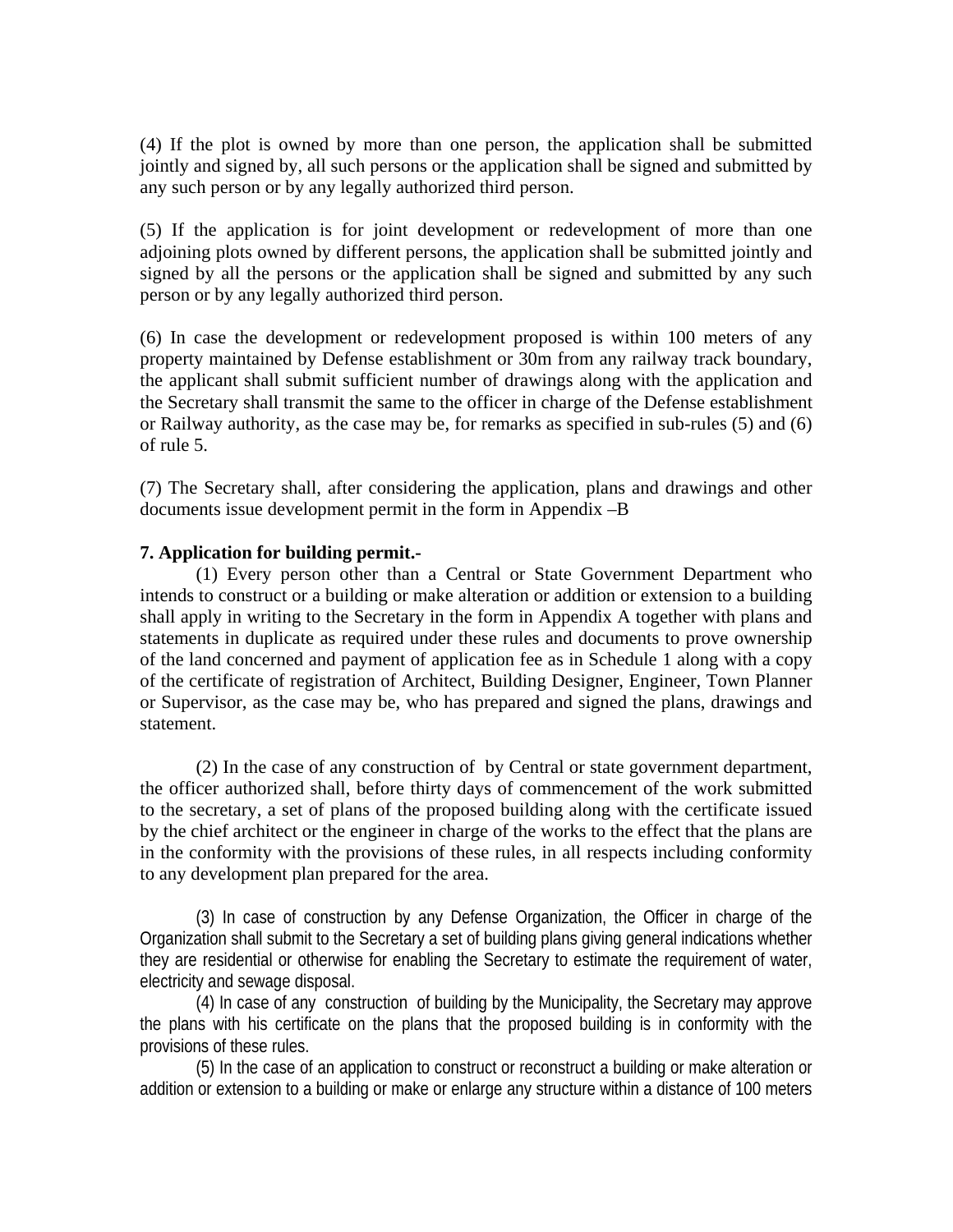(4) If the plot is owned by more than one person, the application shall be submitted jointly and signed by, all such persons or the application shall be signed and submitted by any such person or by any legally authorized third person.

(5) If the application is for joint development or redevelopment of more than one adjoining plots owned by different persons, the application shall be submitted jointly and signed by all the persons or the application shall be signed and submitted by any such person or by any legally authorized third person.

(6) In case the development or redevelopment proposed is within 100 meters of any property maintained by Defense establishment or 30m from any railway track boundary, the applicant shall submit sufficient number of drawings along with the application and the Secretary shall transmit the same to the officer in charge of the Defense establishment or Railway authority, as the case may be, for remarks as specified in sub-rules (5) and (6) of rule 5.

(7) The Secretary shall, after considering the application, plans and drawings and other documents issue development permit in the form in Appendix –B

**7. Application for building permit.-**

(1) Every person other than a Central or State Government Department who intends to construct or a building or make alteration or addition or extension to a building shall apply in writing to the Secretary in the form in Appendix A together with plans and statements in duplicate as required under these rules and documents to prove ownership of the land concerned and payment of application fee as in Schedule 1 along with a copy of the certificate of registration of Architect, Building Designer, Engineer, Town Planner or Supervisor, as the case may be, who has prepared and signed the plans, drawings and statement.

(2) In the case of any construction of by Central or state government department, the officer authorized shall, before thirty days of commencement of the work submitted to the secretary, a set of plans of the proposed building along with the certificate issued by the chief architect or the engineer in charge of the works to the effect that the plans are in the conformity with the provisions of these rules, in all respects including conformity to any development plan prepared for the area.

(3) In case of construction by any Defense Organization, the Officer in charge of the Organization shall submit to the Secretary a set of building plans giving general indications whether they are residential or otherwise for enabling the Secretary to estimate the requirement of water, electricity and sewage disposal.

(4) In case of any construction of building by the Municipality, the Secretary may approve the plans with his certificate on the plans that the proposed building is in conformity with the provisions of these rules.

(5) In the case of an application to construct or reconstruct a building or make alteration or addition or extension to a building or make or enlarge any structure within a distance of 100 meters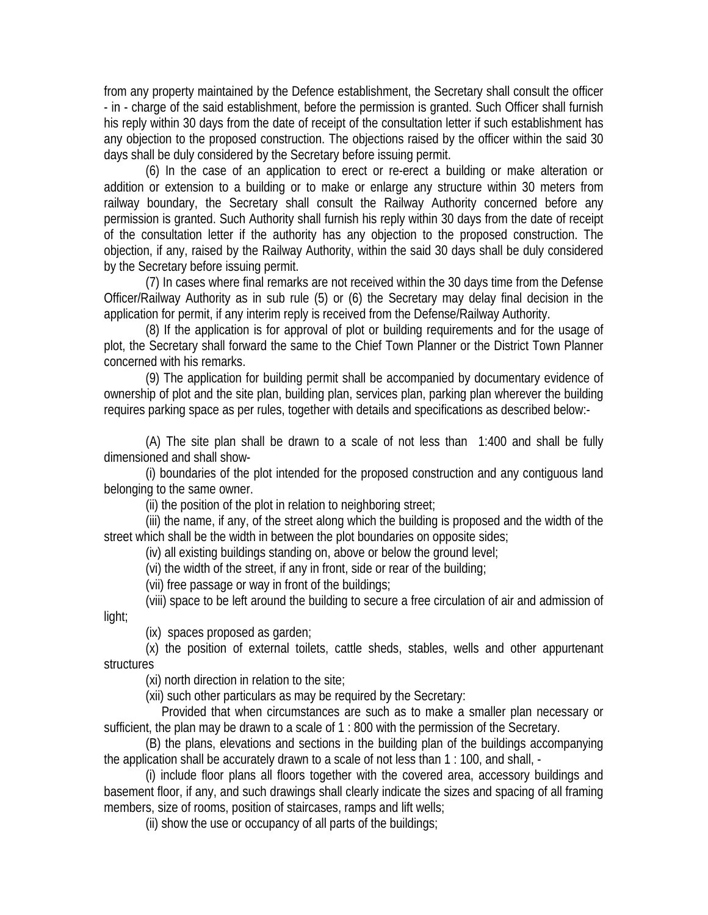from any property maintained by the Defence establishment, the Secretary shall consult the officer - in - charge of the said establishment, before the permission is granted. Such Officer shall furnish his reply within 30 days from the date of receipt of the consultation letter if such establishment has any objection to the proposed construction. The objections raised by the officer within the said 30 days shall be duly considered by the Secretary before issuing permit.

(6) In the case of an application to erect or re-erect a building or make alteration or addition or extension to a building or to make or enlarge any structure within 30 meters from railway boundary, the Secretary shall consult the Railway Authority concerned before any permission is granted. Such Authority shall furnish his reply within 30 days from the date of receipt of the consultation letter if the authority has any objection to the proposed construction. The objection, if any, raised by the Railway Authority, within the said 30 days shall be duly considered by the Secretary before issuing permit.

(7) In cases where final remarks are not received within the 30 days time from the Defense Officer/Railway Authority as in sub rule (5) or (6) the Secretary may delay final decision in the application for permit, if any interim reply is received from the Defense/Railway Authority.

(8) If the application is for approval of plot or building requirements and for the usage of plot, the Secretary shall forward the same to the Chief Town Planner or the District Town Planner concerned with his remarks.

(9) The application for building permit shall be accompanied by documentary evidence of ownership of plot and the site plan, building plan, services plan, parking plan wherever the building requires parking space as per rules, together with details and specifications as described below:-

(A) The site plan shall be drawn to a scale of not less than 1:400 and shall be fully dimensioned and shall show-

(i) boundaries of the plot intended for the proposed construction and any contiguous land belonging to the same owner.

(ii) the position of the plot in relation to neighboring street;

(iii) the name, if any, of the street along which the building is proposed and the width of the street which shall be the width in between the plot boundaries on opposite sides;

(iv) all existing buildings standing on, above or below the ground level;

(vi) the width of the street, if any in front, side or rear of the building;

(vii) free passage or way in front of the buildings;

(viii) space to be left around the building to secure a free circulation of air and admission of light;

(ix) spaces proposed as garden;

(x) the position of external toilets, cattle sheds, stables, wells and other appurtenant structures

(xi) north direction in relation to the site;

(xii) such other particulars as may be required by the Secretary:

Provided that when circumstances are such as to make a smaller plan necessary or sufficient, the plan may be drawn to a scale of 1 : 800 with the permission of the Secretary.

(B) the plans, elevations and sections in the building plan of the buildings accompanying the application shall be accurately drawn to a scale of not less than 1 : 100, and shall, -

(i) include floor plans all floors together with the covered area, accessory buildings and basement floor, if any, and such drawings shall clearly indicate the sizes and spacing of all framing members, size of rooms, position of staircases, ramps and lift wells;

(ii) show the use or occupancy of all parts of the buildings;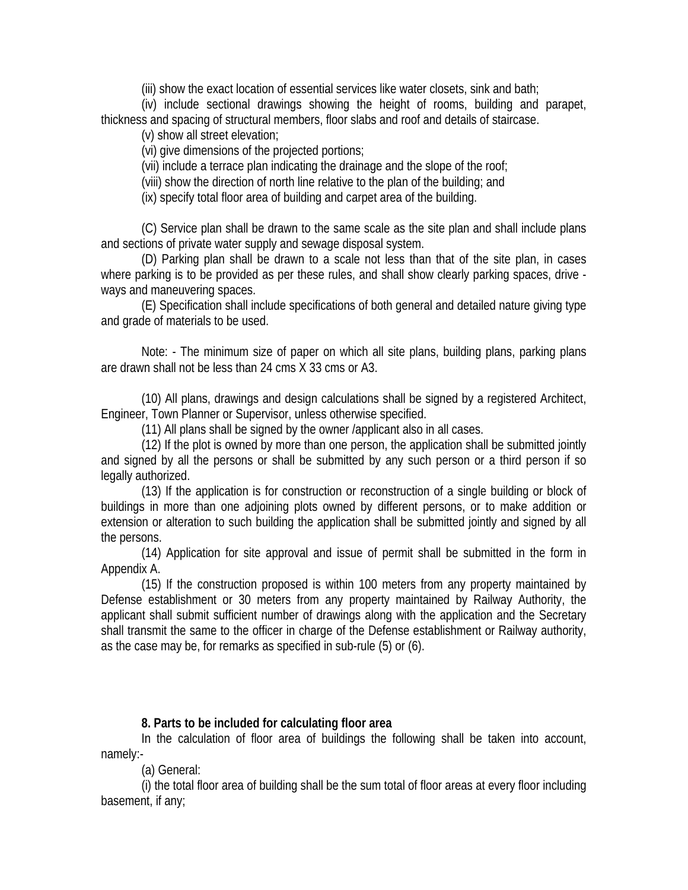(iii) show the exact location of essential services like water closets, sink and bath;

(iv) include sectional drawings showing the height of rooms, building and parapet, thickness and spacing of structural members, floor slabs and roof and details of staircase.

(v) show all street elevation;

(vi) give dimensions of the projected portions;

(vii) include a terrace plan indicating the drainage and the slope of the roof;

(viii) show the direction of north line relative to the plan of the building; and

(ix) specify total floor area of building and carpet area of the building.

(C) Service plan shall be drawn to the same scale as the site plan and shall include plans and sections of private water supply and sewage disposal system.

(D) Parking plan shall be drawn to a scale not less than that of the site plan, in cases where parking is to be provided as per these rules, and shall show clearly parking spaces, drive - ways and maneuvering spaces.

(E) Specification shall include specifications of both general and detailed nature giving type and grade of materials to be used.

Note: - The minimum size of paper on which all site plans, building plans, parking plans are drawn shall not be less than 24 cms X 33 cms or A3.

(10) All plans, drawings and design calculations shall be signed by a registered Architect, Engineer, Town Planner or Supervisor, unless otherwise specified.

(11) All plans shall be signed by the owner /applicant also in all cases.

(12) If the plot is owned by more than one person, the application shall be submitted jointly and signed by all the persons or shall be submitted by any such person or a third person if so legally authorized.

(13) If the application is for construction or reconstruction of a single building or block of buildings in more than one adjoining plots owned by different persons, or to make addition or extension or alteration to such building the application shall be submitted jointly and signed by all the persons.

(14) Application for site approval and issue of permit shall be submitted in the form in Appendix A.

(15) If the construction proposed is within 100 meters from any property maintained by Defense establishment or 30 meters from any property maintained by Railway Authority, the applicant shall submit sufficient number of drawings along with the application and the Secretary shall transmit the same to the officer in charge of the Defense establishment or Railway authority, as the case may be, for remarks as specified in sub-rule (5) or (6).

**8. Parts to be included for calculating floor area**

In the calculation of floor area of buildings the following shall be taken into account, namely:-

(a) General:

(i) the total floor area of building shall be the sum total of floor areas at every floor including basement, if any;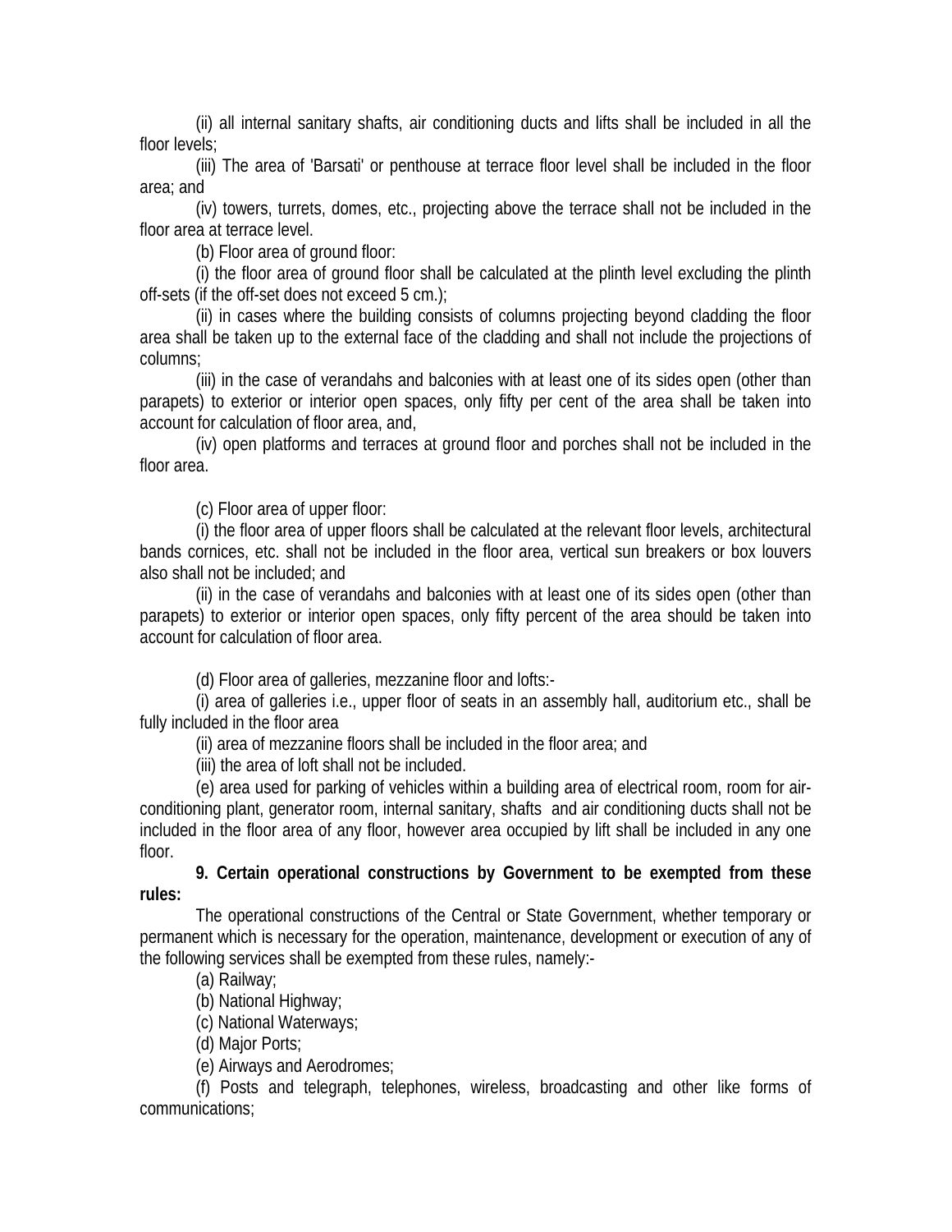(ii) all internal sanitary shafts, air conditioning ducts and lifts shall be included in all the floor levels;

(iii) The area of 'Barsati' or penthouse at terrace floor level shall be included in the floor area; and

(iv) towers, turrets, domes, etc., projecting above the terrace shall not be included in the floor area at terrace level.

(b) Floor area of ground floor:

(i) the floor area of ground floor shall be calculated at the plinth level excluding the plinth off-sets (if the off-set does not exceed 5 cm.);

(ii) in cases where the building consists of columns projecting beyond cladding the floor area shall be taken up to the external face of the cladding and shall not include the projections of columns;

(iii) in the case of verandahs and balconies with at least one of its sides open (other than parapets) to exterior or interior open spaces, only fifty per cent of the area shall be taken into account for calculation of floor area, and,

(iv) open platforms and terraces at ground floor and porches shall not be included in the floor area.

(c) Floor area of upper floor:

(i) the floor area of upper floors shall be calculated at the relevant floor levels, architectural bands cornices, etc. shall not be included in the floor area, vertical sun breakers or box louvers also shall not be included; and

(ii) in the case of verandahs and balconies with at least one of its sides open (other than parapets) to exterior or interior open spaces, only fifty percent of the area should be taken into account for calculation of floor area.

(d) Floor area of galleries, mezzanine floor and lofts:-

(i) area of galleries i.e., upper floor of seats in an assembly hall, auditorium etc., shall be fully included in the floor area

(ii) area of mezzanine floors shall be included in the floor area; and

(iii) the area of loft shall not be included.

(e) area used for parking of vehicles within a building area of electrical room, room for air-conditioning plant, generator room, internal sanitary, shafts and air conditioning ducts shall not be included in the floor area of any floor, however area occupied by lift shall be included in any one floor.

**9. Certain operational constructions by Government to be exempted from these rules:**

The operational constructions of the Central or State Government, whether temporary or permanent which is necessary for the operation, maintenance, development or execution of any of the following services shall be exempted from these rules, namely:-

(a) Railway;

(b) National Highway;

(c) National Waterways;

(d) Major Ports;

(e) Airways and Aerodromes;

(f) Posts and telegraph, telephones, wireless, broadcasting and other like forms of communications;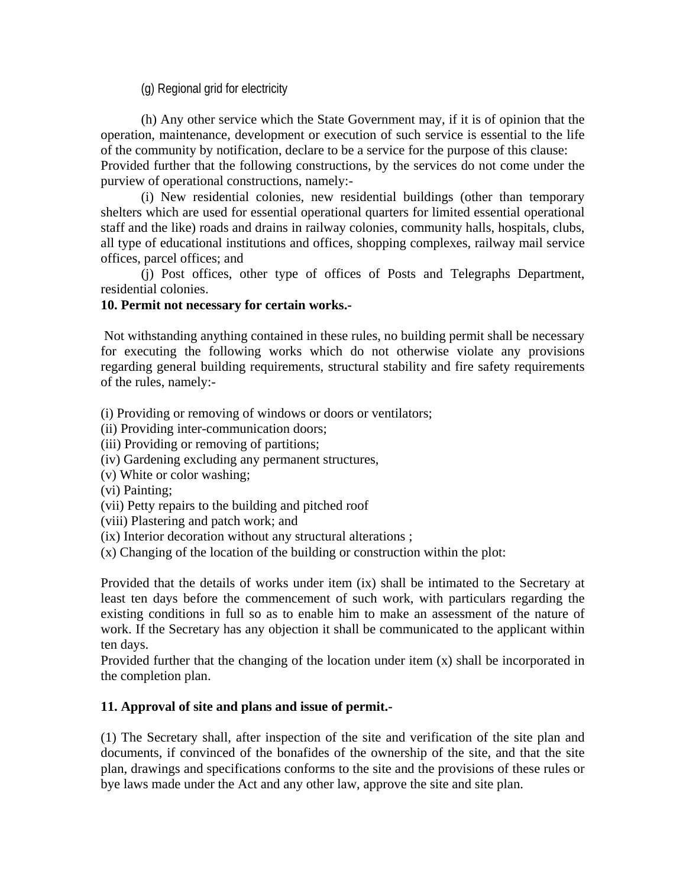(g) Regional grid for electricity

(h) Any other service which the State Government may, if it is of opinion that the operation, maintenance, development or execution of such service is essential to the life of the community by notification, declare to be a service for the purpose of this clause:
Provided further that the following constructions, by the services do not come under the purview of operational constructions, namely:-

(i) New residential colonies, new residential buildings (other than temporary shelters which are used for essential operational quarters for limited essential operational staff and the like) roads and drains in railway colonies, community halls, hospitals, clubs, all type of educational institutions and offices, shopping complexes, railway mail service offices, parcel offices; and

(j) Post offices, other type of offices of Posts and Telegraphs Department, residential colonies.

**10. Permit not necessary for certain works.-**

Not withstanding anything contained in these rules, no building permit shall be necessary for executing the following works which do not otherwise violate any provisions regarding general building requirements, structural stability and fire safety requirements of the rules, namely:-

(i) Providing or removing of windows or doors or ventilators;
(ii) Providing inter-communication doors;
(iii) Providing or removing of partitions;
(iv) Gardening excluding any permanent structures,
(v) White or color washing;
(vi) Painting;
(vii) Petty repairs to the building and pitched roof
(viii) Plastering and patch work; and
(ix) Interior decoration without any structural alterations ;
(x) Changing of the location of the building or construction within the plot:

Provided that the details of works under item (ix) shall be intimated to the Secretary at least ten days before the commencement of such work, with particulars regarding the existing conditions in full so as to enable him to make an assessment of the nature of work. If the Secretary has any objection it shall be communicated to the applicant within ten days.
Provided further that the changing of the location under item (x) shall be incorporated in the completion plan.

**11. Approval of site and plans and issue of permit.-**

(1) The Secretary shall, after inspection of the site and verification of the site plan and documents, if convinced of the bonafides of the ownership of the site, and that the site plan, drawings and specifications conforms to the site and the provisions of these rules or bye laws made under the Act and any other law, approve the site and site plan.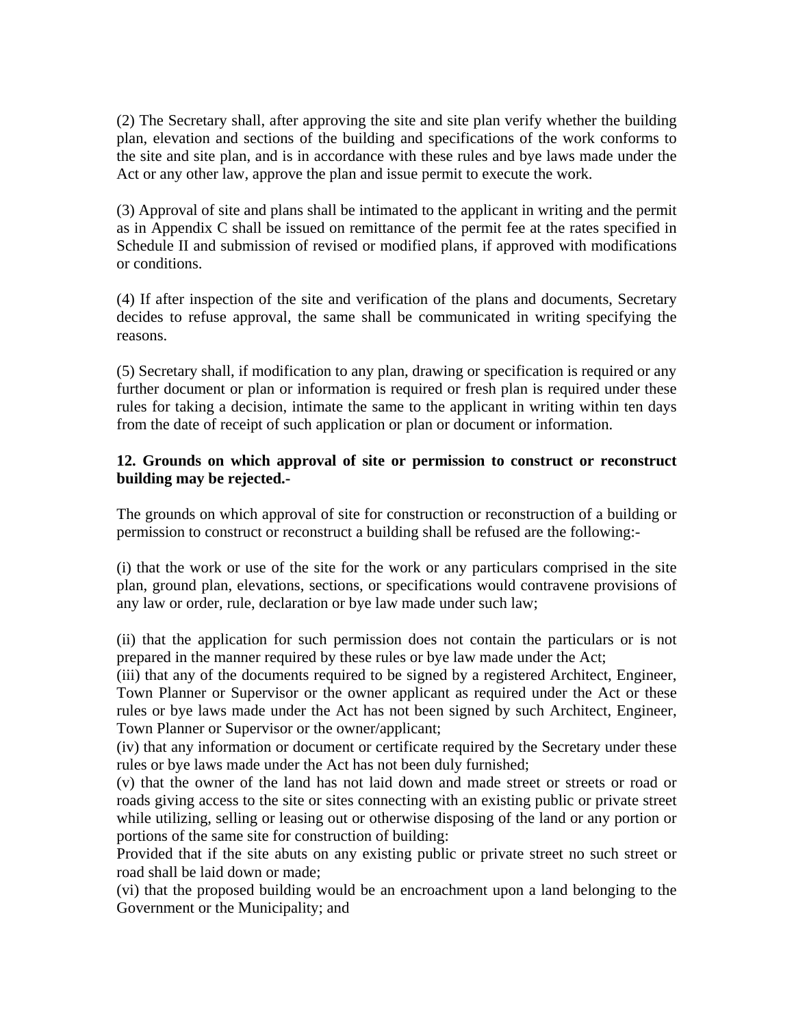(2) The Secretary shall, after approving the site and site plan verify whether the building plan, elevation and sections of the building and specifications of the work conforms to the site and site plan, and is in accordance with these rules and bye laws made under the Act or any other law, approve the plan and issue permit to execute the work.

(3) Approval of site and plans shall be intimated to the applicant in writing and the permit as in Appendix C shall be issued on remittance of the permit fee at the rates specified in Schedule II and submission of revised or modified plans, if approved with modifications or conditions.

(4) If after inspection of the site and verification of the plans and documents, Secretary decides to refuse approval, the same shall be communicated in writing specifying the reasons.

(5) Secretary shall, if modification to any plan, drawing or specification is required or any further document or plan or information is required or fresh plan is required under these rules for taking a decision, intimate the same to the applicant in writing within ten days from the date of receipt of such application or plan or document or information.

**12. Grounds on which approval of site or permission to construct or reconstruct building may be rejected.-**

The grounds on which approval of site for construction or reconstruction of a building or permission to construct or reconstruct a building shall be refused are the following:-

(i) that the work or use of the site for the work or any particulars comprised in the site plan, ground plan, elevations, sections, or specifications would contravene provisions of any law or order, rule, declaration or bye law made under such law;

(ii) that the application for such permission does not contain the particulars or is not prepared in the manner required by these rules or bye law made under the Act;

(iii) that any of the documents required to be signed by a registered Architect, Engineer, Town Planner or Supervisor or the owner applicant as required under the Act or these rules or bye laws made under the Act has not been signed by such Architect, Engineer, Town Planner or Supervisor or the owner/applicant;

(iv) that any information or document or certificate required by the Secretary under these rules or bye laws made under the Act has not been duly furnished;

(v) that the owner of the land has not laid down and made street or streets or road or roads giving access to the site or sites connecting with an existing public or private street while utilizing, selling or leasing out or otherwise disposing of the land or any portion or portions of the same site for construction of building:

Provided that if the site abuts on any existing public or private street no such street or road shall be laid down or made;

(vi) that the proposed building would be an encroachment upon a land belonging to the Government or the Municipality; and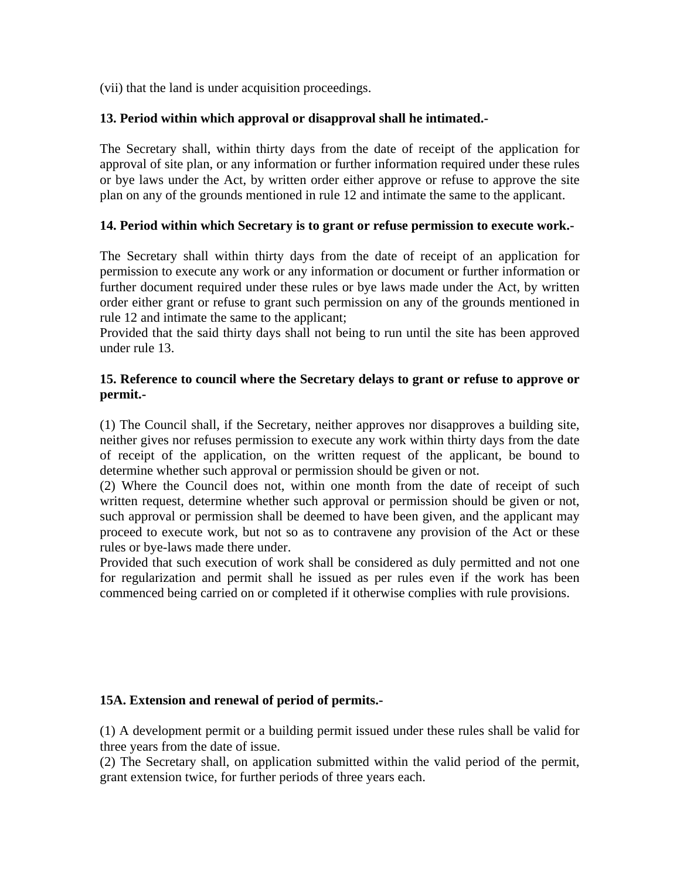(vii) that the land is under acquisition proceedings.

**13. Period within which approval or disapproval shall he intimated.-**

The Secretary shall, within thirty days from the date of receipt of the application for approval of site plan, or any information or further information required under these rules or bye laws under the Act, by written order either approve or refuse to approve the site plan on any of the grounds mentioned in rule 12 and intimate the same to the applicant.

**14. Period within which Secretary is to grant or refuse permission to execute work.-**

The Secretary shall within thirty days from the date of receipt of an application for permission to execute any work or any information or document or further information or further document required under these rules or bye laws made under the Act, by written order either grant or refuse to grant such permission on any of the grounds mentioned in rule 12 and intimate the same to the applicant;
Provided that the said thirty days shall not being to run until the site has been approved under rule 13.

**15. Reference to council where the Secretary delays to grant or refuse to approve or permit.-**

(1) The Council shall, if the Secretary, neither approves nor disapproves a building site, neither gives nor refuses permission to execute any work within thirty days from the date of receipt of the application, on the written request of the applicant, be bound to determine whether such approval or permission should be given or not.
(2) Where the Council does not, within one month from the date of receipt of such written request, determine whether such approval or permission should be given or not, such approval or permission shall be deemed to have been given, and the applicant may proceed to execute work, but not so as to contravene any provision of the Act or these rules or bye-laws made there under.
Provided that such execution of work shall be considered as duly permitted and not one for regularization and permit shall he issued as per rules even if the work has been commenced being carried on or completed if it otherwise complies with rule provisions.

**15A. Extension and renewal of period of permits.-**

(1) A development permit or a building permit issued under these rules shall be valid for three years from the date of issue.
(2) The Secretary shall, on application submitted within the valid period of the permit, grant extension twice, for further periods of three years each.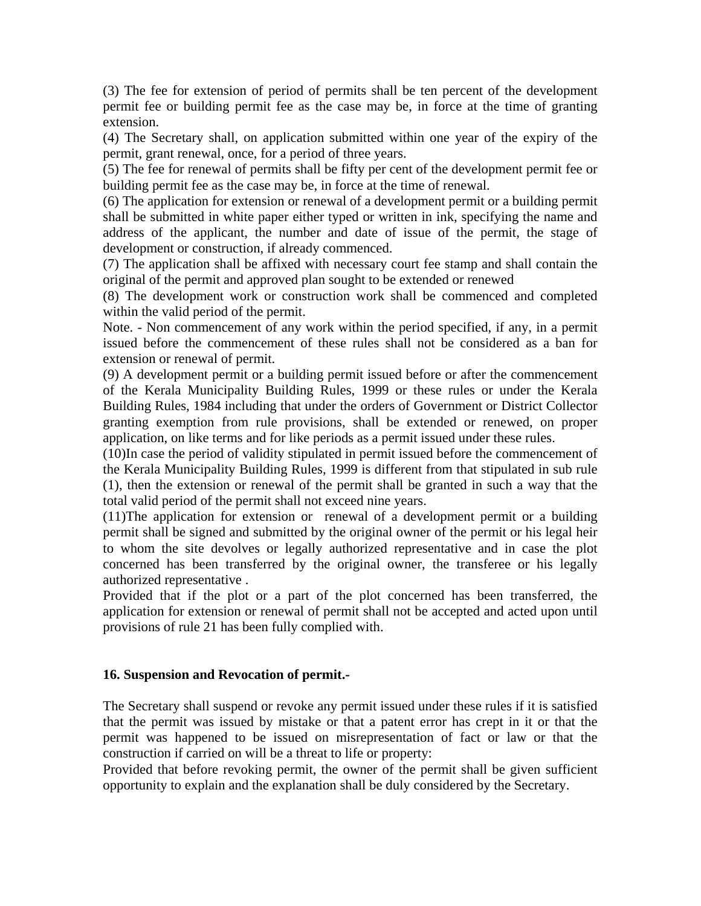(3) The fee for extension of period of permits shall be ten percent of the development permit fee or building permit fee as the case may be, in force at the time of granting extension.

(4) The Secretary shall, on application submitted within one year of the expiry of the permit, grant renewal, once, for a period of three years.

(5) The fee for renewal of permits shall be fifty per cent of the development permit fee or building permit fee as the case may be, in force at the time of renewal.

(6) The application for extension or renewal of a development permit or a building permit shall be submitted in white paper either typed or written in ink, specifying the name and address of the applicant, the number and date of issue of the permit, the stage of development or construction, if already commenced.

(7) The application shall be affixed with necessary court fee stamp and shall contain the original of the permit and approved plan sought to be extended or renewed

(8) The development work or construction work shall be commenced and completed within the valid period of the permit.

Note. - Non commencement of any work within the period specified, if any, in a permit issued before the commencement of these rules shall not be considered as a ban for extension or renewal of permit.

(9) A development permit or a building permit issued before or after the commencement of the Kerala Municipality Building Rules, 1999 or these rules or under the Kerala Building Rules, 1984 including that under the orders of Government or District Collector granting exemption from rule provisions, shall be extended or renewed, on proper application, on like terms and for like periods as a permit issued under these rules.

(10)In case the period of validity stipulated in permit issued before the commencement of the Kerala Municipality Building Rules, 1999 is different from that stipulated in sub rule (1), then the extension or renewal of the permit shall be granted in such a way that the total valid period of the permit shall not exceed nine years.

(11)The application for extension or renewal of a development permit or a building permit shall be signed and submitted by the original owner of the permit or his legal heir to whom the site devolves or legally authorized representative and in case the plot concerned has been transferred by the original owner, the transferee or his legally authorized representative .

Provided that if the plot or a part of the plot concerned has been transferred, the application for extension or renewal of permit shall not be accepted and acted upon until provisions of rule 21 has been fully complied with.

**16. Suspension and Revocation of permit.-**

The Secretary shall suspend or revoke any permit issued under these rules if it is satisfied that the permit was issued by mistake or that a patent error has crept in it or that the permit was happened to be issued on misrepresentation of fact or law or that the construction if carried on will be a threat to life or property:

Provided that before revoking permit, the owner of the permit shall be given sufficient opportunity to explain and the explanation shall be duly considered by the Secretary.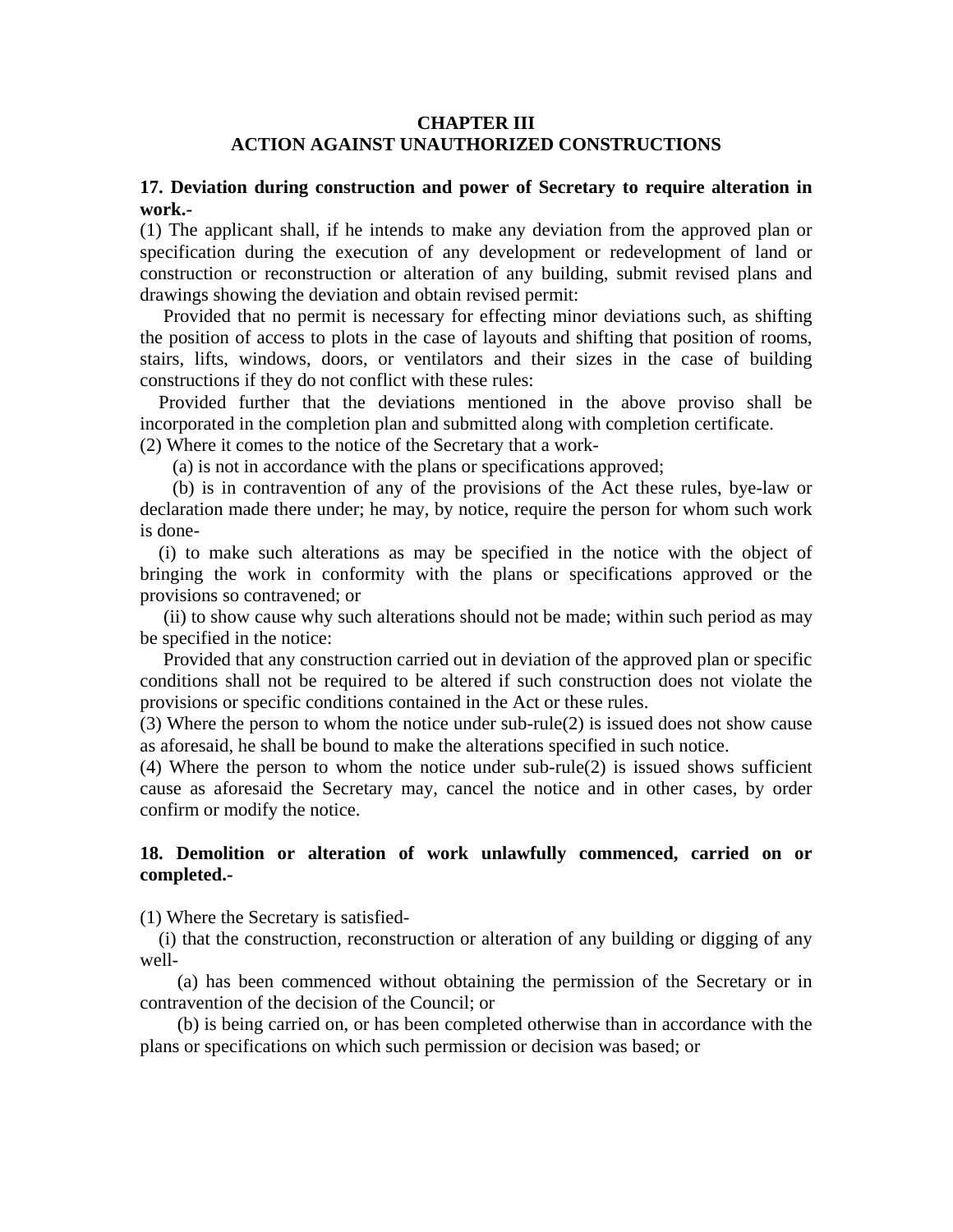## CHAPTER III
## ACTION AGAINST UNAUTHORIZED CONSTRUCTIONS

**17. Deviation during construction and power of Secretary to require alteration in work.-**

(1) The applicant shall, if he intends to make any deviation from the approved plan or specification during the execution of any development or redevelopment of land or construction or reconstruction or alteration of any building, submit revised plans and drawings showing the deviation and obtain revised permit:

Provided that no permit is necessary for effecting minor deviations such, as shifting the position of access to plots in the case of layouts and shifting that position of rooms, stairs, lifts, windows, doors, or ventilators and their sizes in the case of building constructions if they do not conflict with these rules:

Provided further that the deviations mentioned in the above proviso shall be incorporated in the completion plan and submitted along with completion certificate.

(2) Where it comes to the notice of the Secretary that a work-

(a) is not in accordance with the plans or specifications approved;

(b) is in contravention of any of the provisions of the Act these rules, bye-law or declaration made there under; he may, by notice, require the person for whom such work is done-

(i) to make such alterations as may be specified in the notice with the object of bringing the work in conformity with the plans or specifications approved or the provisions so contravened; or

(ii) to show cause why such alterations should not be made; within such period as may be specified in the notice:

Provided that any construction carried out in deviation of the approved plan or specific conditions shall not be required to be altered if such construction does not violate the provisions or specific conditions contained in the Act or these rules.

(3) Where the person to whom the notice under sub-rule(2) is issued does not show cause as aforesaid, he shall be bound to make the alterations specified in such notice.

(4) Where the person to whom the notice under sub-rule(2) is issued shows sufficient cause as aforesaid the Secretary may, cancel the notice and in other cases, by order confirm or modify the notice.

**18. Demolition or alteration of work unlawfully commenced, carried on or completed.-**

(1) Where the Secretary is satisfied-

(i) that the construction, reconstruction or alteration of any building or digging of any well-

(a) has been commenced without obtaining the permission of the Secretary or in contravention of the decision of the Council; or

(b) is being carried on, or has been completed otherwise than in accordance with the plans or specifications on which such permission or decision was based; or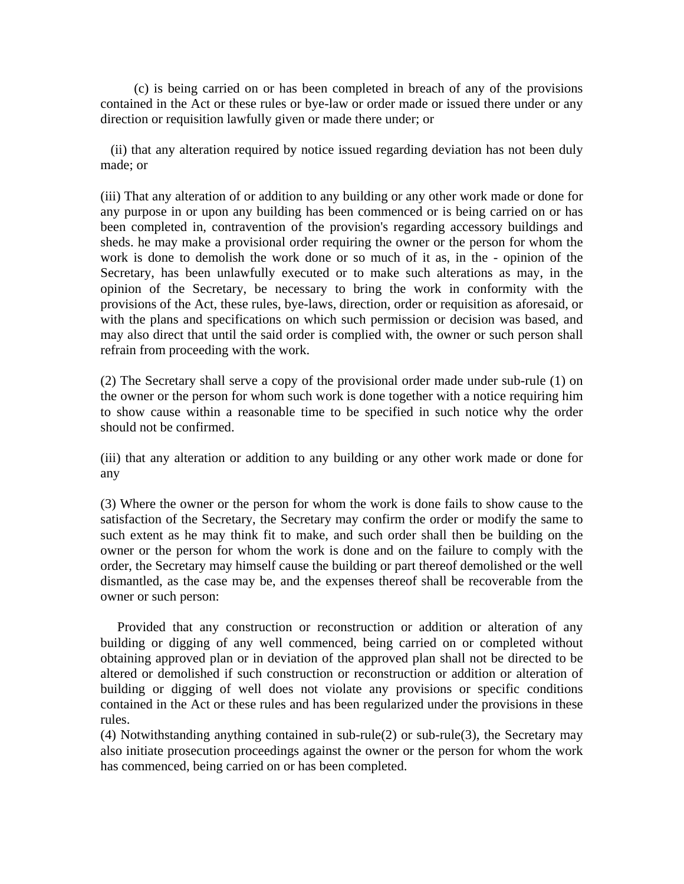(c) is being carried on or has been completed in breach of any of the provisions contained in the Act or these rules or bye-law or order made or issued there under or any direction or requisition lawfully given or made there under; or

(ii) that any alteration required by notice issued regarding deviation has not been duly made; or

(iii) That any alteration of or addition to any building or any other work made or done for any purpose in or upon any building has been commenced or is being carried on or has been completed in, contravention of the provision's regarding accessory buildings and sheds. he may make a provisional order requiring the owner or the person for whom the work is done to demolish the work done or so much of it as, in the - opinion of the Secretary, has been unlawfully executed or to make such alterations as may, in the opinion of the Secretary, be necessary to bring the work in conformity with the provisions of the Act, these rules, bye-laws, direction, order or requisition as aforesaid, or with the plans and specifications on which such permission or decision was based, and may also direct that until the said order is complied with, the owner or such person shall refrain from proceeding with the work.

(2) The Secretary shall serve a copy of the provisional order made under sub-rule (1) on the owner or the person for whom such work is done together with a notice requiring him to show cause within a reasonable time to be specified in such notice why the order should not be confirmed.

(iii) that any alteration or addition to any building or any other work made or done for any

(3) Where the owner or the person for whom the work is done fails to show cause to the satisfaction of the Secretary, the Secretary may confirm the order or modify the same to such extent as he may think fit to make, and such order shall then be building on the owner or the person for whom the work is done and on the failure to comply with the order, the Secretary may himself cause the building or part thereof demolished or the well dismantled, as the case may be, and the expenses thereof shall be recoverable from the owner or such person:

Provided that any construction or reconstruction or addition or alteration of any building or digging of any well commenced, being carried on or completed without obtaining approved plan or in deviation of the approved plan shall not be directed to be altered or demolished if such construction or reconstruction or addition or alteration of building or digging of well does not violate any provisions or specific conditions contained in the Act or these rules and has been regularized under the provisions in these rules.

(4) Notwithstanding anything contained in sub-rule(2) or sub-rule(3), the Secretary may also initiate prosecution proceedings against the owner or the person for whom the work has commenced, being carried on or has been completed.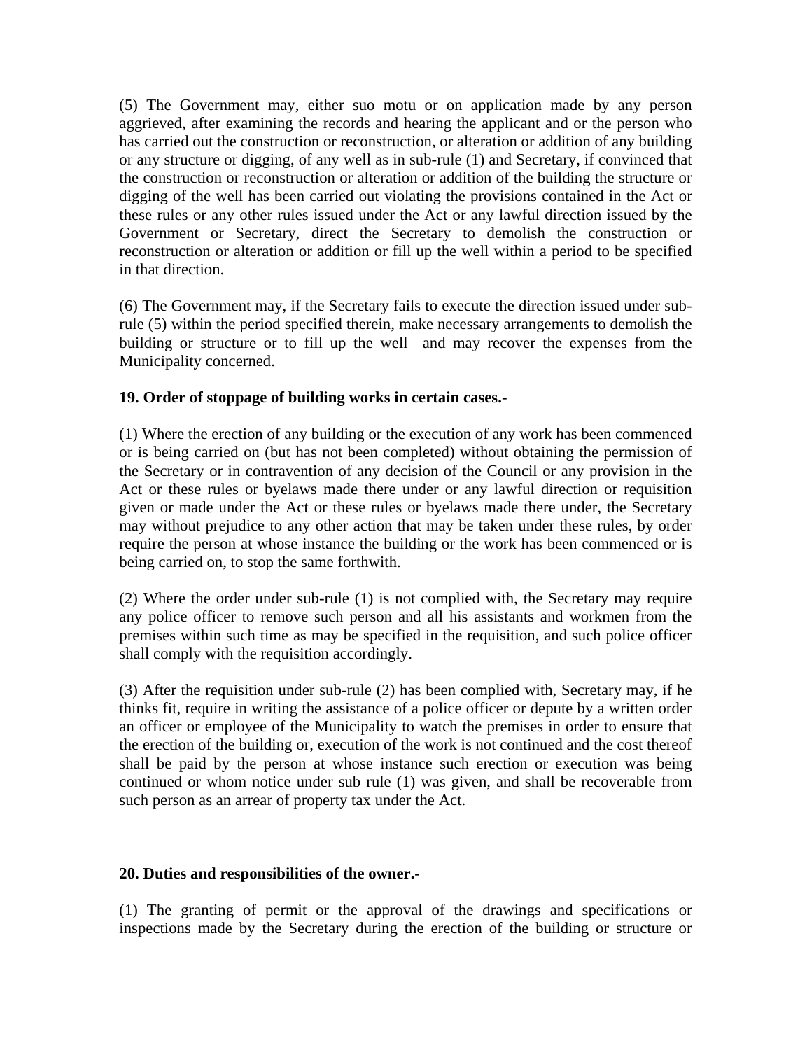(5) The Government may, either suo motu or on application made by any person aggrieved, after examining the records and hearing the applicant and or the person who has carried out the construction or reconstruction, or alteration or addition of any building or any structure or digging, of any well as in sub-rule (1) and Secretary, if convinced that the construction or reconstruction or alteration or addition of the building the structure or digging of the well has been carried out violating the provisions contained in the Act or these rules or any other rules issued under the Act or any lawful direction issued by the Government or Secretary, direct the Secretary to demolish the construction or reconstruction or alteration or addition or fill up the well within a period to be specified in that direction.

(6) The Government may, if the Secretary fails to execute the direction issued under sub-rule (5) within the period specified therein, make necessary arrangements to demolish the building or structure or to fill up the well and may recover the expenses from the Municipality concerned.

**19. Order of stoppage of building works in certain cases.-**

(1) Where the erection of any building or the execution of any work has been commenced or is being carried on (but has not been completed) without obtaining the permission of the Secretary or in contravention of any decision of the Council or any provision in the Act or these rules or byelaws made there under or any lawful direction or requisition given or made under the Act or these rules or byelaws made there under, the Secretary may without prejudice to any other action that may be taken under these rules, by order require the person at whose instance the building or the work has been commenced or is being carried on, to stop the same forthwith.

(2) Where the order under sub-rule (1) is not complied with, the Secretary may require any police officer to remove such person and all his assistants and workmen from the premises within such time as may be specified in the requisition, and such police officer shall comply with the requisition accordingly.

(3) After the requisition under sub-rule (2) has been complied with, Secretary may, if he thinks fit, require in writing the assistance of a police officer or depute by a written order an officer or employee of the Municipality to watch the premises in order to ensure that the erection of the building or, execution of the work is not continued and the cost thereof shall be paid by the person at whose instance such erection or execution was being continued or whom notice under sub rule (1) was given, and shall be recoverable from such person as an arrear of property tax under the Act.

**20. Duties and responsibilities of the owner.-**

(1) The granting of permit or the approval of the drawings and specifications or inspections made by the Secretary during the erection of the building or structure or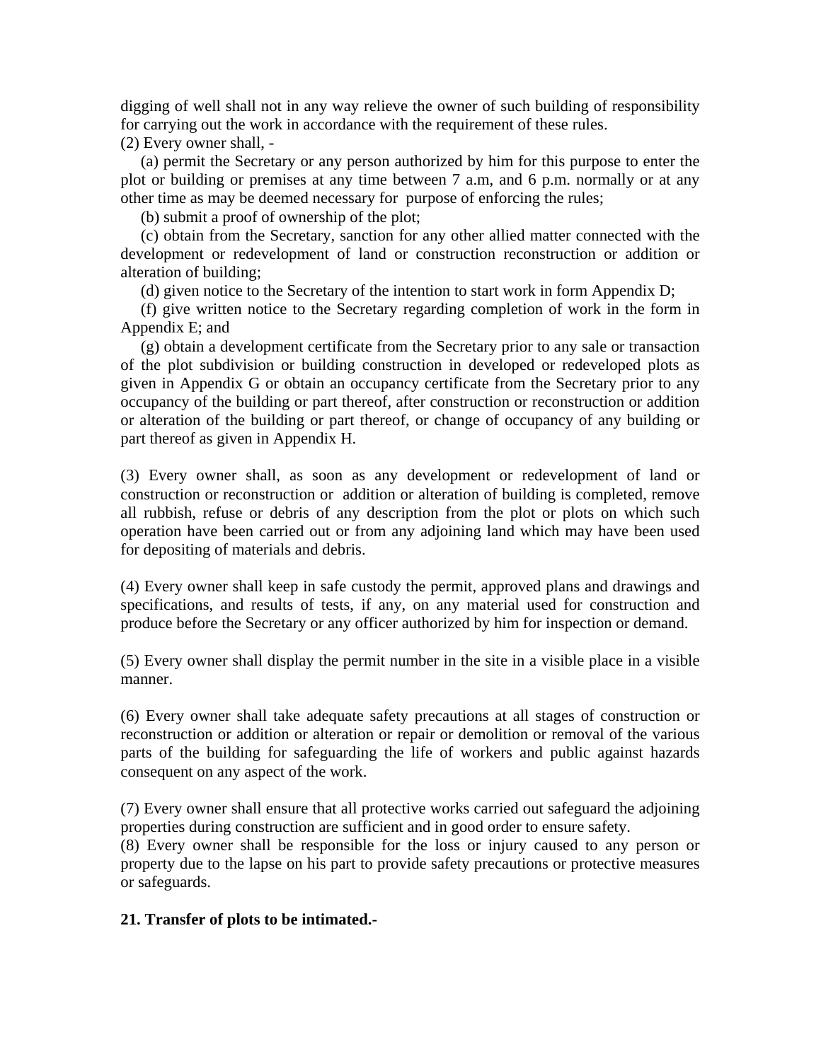digging of well shall not in any way relieve the owner of such building of responsibility for carrying out the work in accordance with the requirement of these rules.

(2) Every owner shall, -

(a) permit the Secretary or any person authorized by him for this purpose to enter the plot or building or premises at any time between 7 a.m, and 6 p.m. normally or at any other time as may be deemed necessary for purpose of enforcing the rules;

(b) submit a proof of ownership of the plot;

(c) obtain from the Secretary, sanction for any other allied matter connected with the development or redevelopment of land or construction reconstruction or addition or alteration of building;

(d) given notice to the Secretary of the intention to start work in form Appendix D;

(f) give written notice to the Secretary regarding completion of work in the form in Appendix E; and

(g) obtain a development certificate from the Secretary prior to any sale or transaction of the plot subdivision or building construction in developed or redeveloped plots as given in Appendix G or obtain an occupancy certificate from the Secretary prior to any occupancy of the building or part thereof, after construction or reconstruction or addition or alteration of the building or part thereof, or change of occupancy of any building or part thereof as given in Appendix H.

(3) Every owner shall, as soon as any development or redevelopment of land or construction or reconstruction or addition or alteration of building is completed, remove all rubbish, refuse or debris of any description from the plot or plots on which such operation have been carried out or from any adjoining land which may have been used for depositing of materials and debris.

(4) Every owner shall keep in safe custody the permit, approved plans and drawings and specifications, and results of tests, if any, on any material used for construction and produce before the Secretary or any officer authorized by him for inspection or demand.

(5) Every owner shall display the permit number in the site in a visible place in a visible manner.

(6) Every owner shall take adequate safety precautions at all stages of construction or reconstruction or addition or alteration or repair or demolition or removal of the various parts of the building for safeguarding the life of workers and public against hazards consequent on any aspect of the work.

(7) Every owner shall ensure that all protective works carried out safeguard the adjoining properties during construction are sufficient and in good order to ensure safety.

(8) Every owner shall be responsible for the loss or injury caused to any person or property due to the lapse on his part to provide safety precautions or protective measures or safeguards.

**21. Transfer of plots to be intimated.-**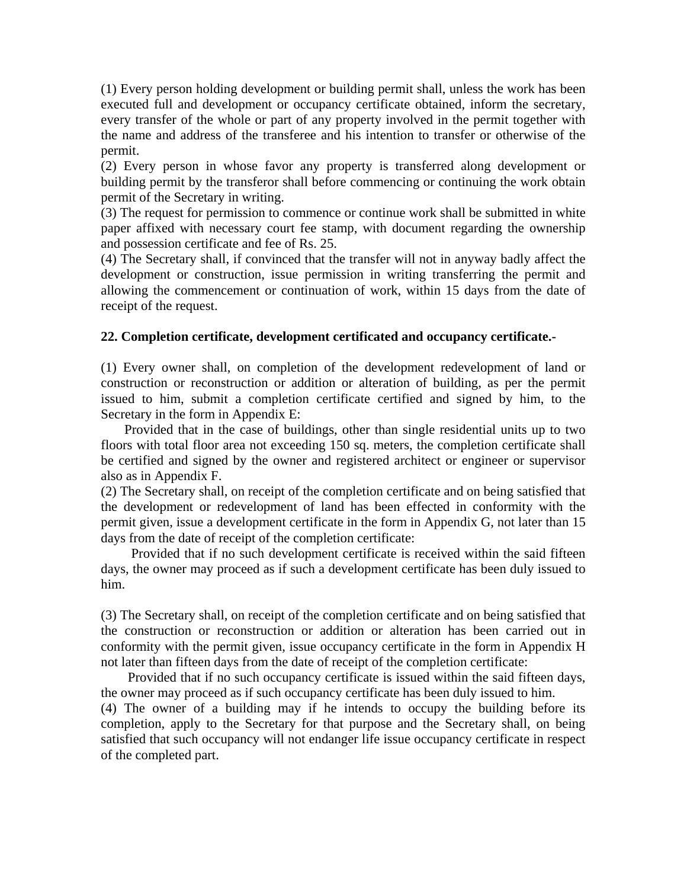(1) Every person holding development or building permit shall, unless the work has been executed full and development or occupancy certificate obtained, inform the secretary, every transfer of the whole or part of any property involved in the permit together with the name and address of the transferee and his intention to transfer or otherwise of the permit.

(2) Every person in whose favor any property is transferred along development or building permit by the transferor shall before commencing or continuing the work obtain permit of the Secretary in writing.

(3) The request for permission to commence or continue work shall be submitted in white paper affixed with necessary court fee stamp, with document regarding the ownership and possession certificate and fee of Rs. 25.

(4) The Secretary shall, if convinced that the transfer will not in anyway badly affect the development or construction, issue permission in writing transferring the permit and allowing the commencement or continuation of work, within 15 days from the date of receipt of the request.

**22. Completion certificate, development certificated and occupancy certificate.-**

(1) Every owner shall, on completion of the development redevelopment of land or construction or reconstruction or addition or alteration of building, as per the permit issued to him, submit a completion certificate certified and signed by him, to the Secretary in the form in Appendix E:

Provided that in the case of buildings, other than single residential units up to two floors with total floor area not exceeding 150 sq. meters, the completion certificate shall be certified and signed by the owner and registered architect or engineer or supervisor also as in Appendix F.

(2) The Secretary shall, on receipt of the completion certificate and on being satisfied that the development or redevelopment of land has been effected in conformity with the permit given, issue a development certificate in the form in Appendix G, not later than 15 days from the date of receipt of the completion certificate:

Provided that if no such development certificate is received within the said fifteen days, the owner may proceed as if such a development certificate has been duly issued to him.

(3) The Secretary shall, on receipt of the completion certificate and on being satisfied that the construction or reconstruction or addition or alteration has been carried out in conformity with the permit given, issue occupancy certificate in the form in Appendix H not later than fifteen days from the date of receipt of the completion certificate:

Provided that if no such occupancy certificate is issued within the said fifteen days, the owner may proceed as if such occupancy certificate has been duly issued to him.

(4) The owner of a building may if he intends to occupy the building before its completion, apply to the Secretary for that purpose and the Secretary shall, on being satisfied that such occupancy will not endanger life issue occupancy certificate in respect of the completed part.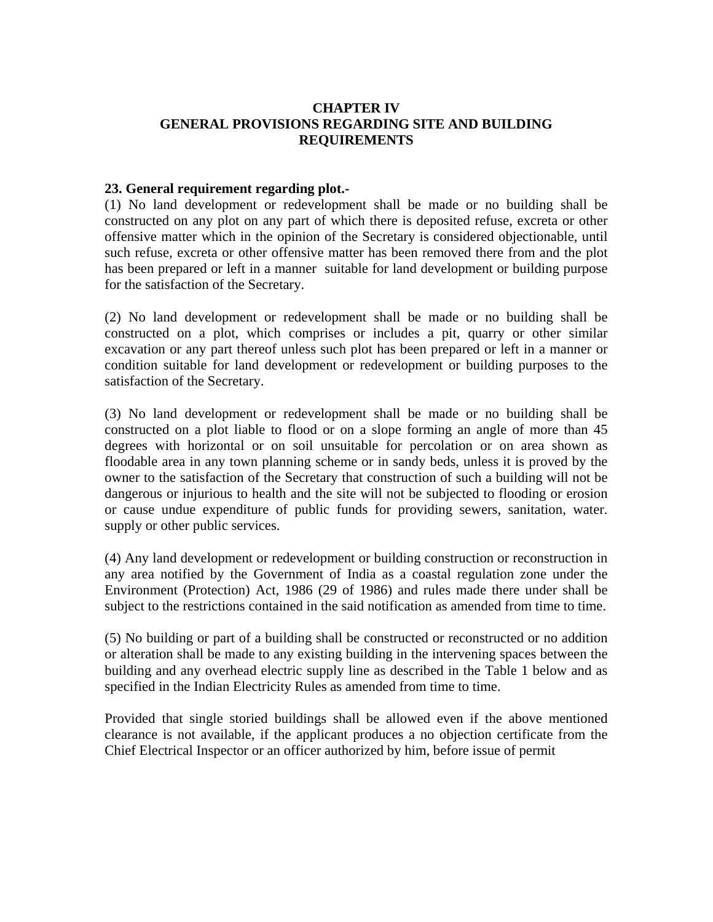# CHAPTER IV
# GENERAL PROVISIONS REGARDING SITE AND BUILDING REQUIREMENTS

**23. General requirement regarding plot.-**

(1) No land development or redevelopment shall be made or no building shall be constructed on any plot on any part of which there is deposited refuse, excreta or other offensive matter which in the opinion of the Secretary is considered objectionable, until such refuse, excreta or other offensive matter has been removed there from and the plot has been prepared or left in a manner suitable for land development or building purpose for the satisfaction of the Secretary.

(2) No land development or redevelopment shall be made or no building shall be constructed on a plot, which comprises or includes a pit, quarry or other similar excavation or any part thereof unless such plot has been prepared or left in a manner or condition suitable for land development or redevelopment or building purposes to the satisfaction of the Secretary.

(3) No land development or redevelopment shall be made or no building shall be constructed on a plot liable to flood or on a slope forming an angle of more than 45 degrees with horizontal or on soil unsuitable for percolation or on area shown as floodable area in any town planning scheme or in sandy beds, unless it is proved by the owner to the satisfaction of the Secretary that construction of such a building will not be dangerous or injurious to health and the site will not be subjected to flooding or erosion or cause undue expenditure of public funds for providing sewers, sanitation, water. supply or other public services.

(4) Any land development or redevelopment or building construction or reconstruction in any area notified by the Government of India as a coastal regulation zone under the Environment (Protection) Act, 1986 (29 of 1986) and rules made there under shall be subject to the restrictions contained in the said notification as amended from time to time.

(5) No building or part of a building shall be constructed or reconstructed or no addition or alteration shall be made to any existing building in the intervening spaces between the building and any overhead electric supply line as described in the Table 1 below and as specified in the Indian Electricity Rules as amended from time to time.

Provided that single storied buildings shall be allowed even if the above mentioned clearance is not available, if the applicant produces a no objection certificate from the Chief Electrical Inspector or an officer authorized by him, before issue of permit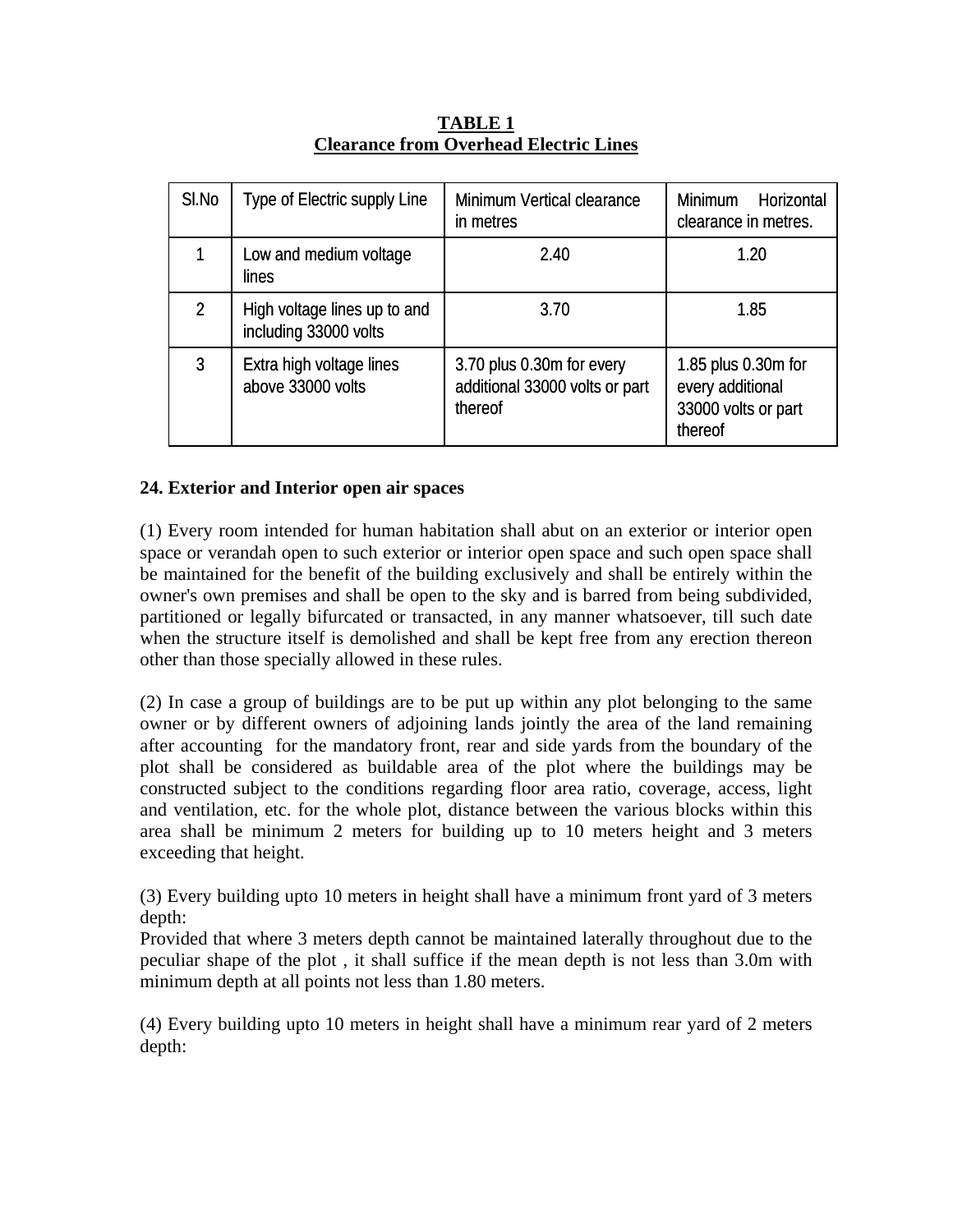**TABLE 1**
**Clearance from Overhead Electric Lines**

| Sl.No | Type of Electric supply Line | Minimum Vertical clearance in metres | Minimum Horizontal clearance in metres. |
|---|---|---|---|
| 1 | Low and medium voltage lines | 2.40 | 1.20 |
| 2 | High voltage lines up to and including 33000 volts | 3.70 | 1.85 |
| 3 | Extra high voltage lines above 33000 volts | 3.70 plus 0.30m for every additional 33000 volts or part thereof | 1.85 plus 0.30m for every additional 33000 volts or part thereof |

**24. Exterior and Interior open air spaces**

(1) Every room intended for human habitation shall abut on an exterior or interior open space or verandah open to such exterior or interior open space and such open space shall be maintained for the benefit of the building exclusively and shall be entirely within the owner's own premises and shall be open to the sky and is barred from being subdivided, partitioned or legally bifurcated or transacted, in any manner whatsoever, till such date when the structure itself is demolished and shall be kept free from any erection thereon other than those specially allowed in these rules.

(2) In case a group of buildings are to be put up within any plot belonging to the same owner or by different owners of adjoining lands jointly the area of the land remaining after accounting for the mandatory front, rear and side yards from the boundary of the plot shall be considered as buildable area of the plot where the buildings may be constructed subject to the conditions regarding floor area ratio, coverage, access, light and ventilation, etc. for the whole plot, distance between the various blocks within this area shall be minimum 2 meters for building up to 10 meters height and 3 meters exceeding that height.

(3) Every building upto 10 meters in height shall have a minimum front yard of 3 meters depth:

Provided that where 3 meters depth cannot be maintained laterally throughout due to the peculiar shape of the plot , it shall suffice if the mean depth is not less than 3.0m with minimum depth at all points not less than 1.80 meters.

(4) Every building upto 10 meters in height shall have a minimum rear yard of 2 meters depth: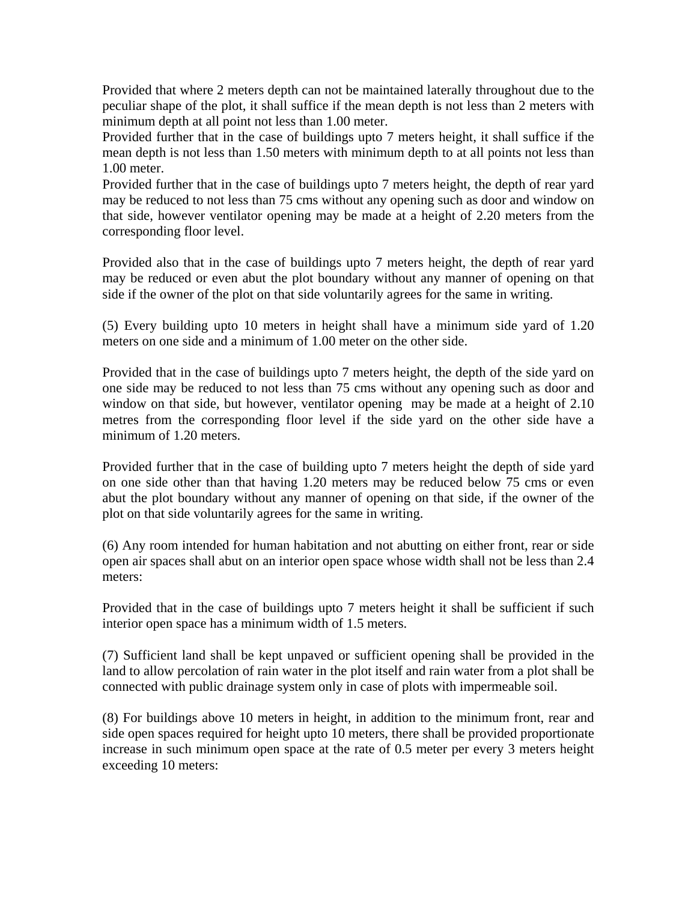Provided that where 2 meters depth can not be maintained laterally throughout due to the peculiar shape of the plot, it shall suffice if the mean depth is not less than 2 meters with minimum depth at all point not less than 1.00 meter.
Provided further that in the case of buildings upto 7 meters height, it shall suffice if the mean depth is not less than 1.50 meters with minimum depth to at all points not less than 1.00 meter.
Provided further that in the case of buildings upto 7 meters height, the depth of rear yard may be reduced to not less than 75 cms without any opening such as door and window on that side, however ventilator opening may be made at a height of 2.20 meters from the corresponding floor level.

Provided also that in the case of buildings upto 7 meters height, the depth of rear yard may be reduced or even abut the plot boundary without any manner of opening on that side if the owner of the plot on that side voluntarily agrees for the same in writing.

(5) Every building upto 10 meters in height shall have a minimum side yard of 1.20 meters on one side and a minimum of 1.00 meter on the other side.

Provided that in the case of buildings upto 7 meters height, the depth of the side yard on one side may be reduced to not less than 75 cms without any opening such as door and window on that side, but however, ventilator opening may be made at a height of 2.10 metres from the corresponding floor level if the side yard on the other side have a minimum of 1.20 meters.

Provided further that in the case of building upto 7 meters height the depth of side yard on one side other than that having 1.20 meters may be reduced below 75 cms or even abut the plot boundary without any manner of opening on that side, if the owner of the plot on that side voluntarily agrees for the same in writing.

(6) Any room intended for human habitation and not abutting on either front, rear or side open air spaces shall abut on an interior open space whose width shall not be less than 2.4 meters:

Provided that in the case of buildings upto 7 meters height it shall be sufficient if such interior open space has a minimum width of 1.5 meters.

(7) Sufficient land shall be kept unpaved or sufficient opening shall be provided in the land to allow percolation of rain water in the plot itself and rain water from a plot shall be connected with public drainage system only in case of plots with impermeable soil.

(8) For buildings above 10 meters in height, in addition to the minimum front, rear and side open spaces required for height upto 10 meters, there shall be provided proportionate increase in such minimum open space at the rate of 0.5 meter per every 3 meters height exceeding 10 meters: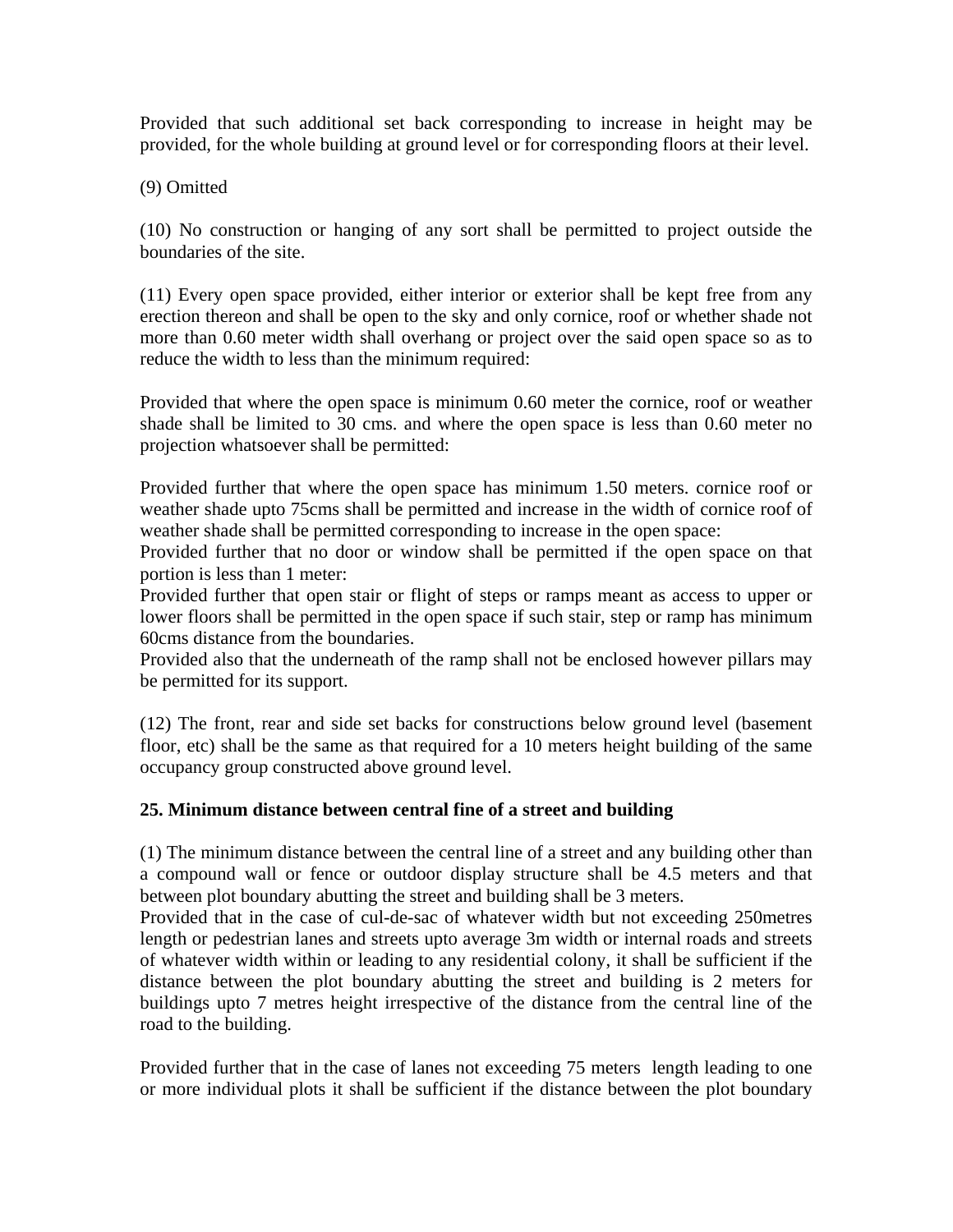Provided that such additional set back corresponding to increase in height may be provided, for the whole building at ground level or for corresponding floors at their level.

(9) Omitted

(10) No construction or hanging of any sort shall be permitted to project outside the boundaries of the site.

(11) Every open space provided, either interior or exterior shall be kept free from any erection thereon and shall be open to the sky and only cornice, roof or whether shade not more than 0.60 meter width shall overhang or project over the said open space so as to reduce the width to less than the minimum required:

Provided that where the open space is minimum 0.60 meter the cornice, roof or weather shade shall be limited to 30 cms. and where the open space is less than 0.60 meter no projection whatsoever shall be permitted:

Provided further that where the open space has minimum 1.50 meters. cornice roof or weather shade upto 75cms shall be permitted and increase in the width of cornice roof of weather shade shall be permitted corresponding to increase in the open space:
Provided further that no door or window shall be permitted if the open space on that portion is less than 1 meter:
Provided further that open stair or flight of steps or ramps meant as access to upper or lower floors shall be permitted in the open space if such stair, step or ramp has minimum 60cms distance from the boundaries.
Provided also that the underneath of the ramp shall not be enclosed however pillars may be permitted for its support.

(12) The front, rear and side set backs for constructions below ground level (basement floor, etc) shall be the same as that required for a 10 meters height building of the same occupancy group constructed above ground level.

**25. Minimum distance between central fine of a street and building**

(1) The minimum distance between the central line of a street and any building other than a compound wall or fence or outdoor display structure shall be 4.5 meters and that between plot boundary abutting the street and building shall be 3 meters.
Provided that in the case of cul-de-sac of whatever width but not exceeding 250metres length or pedestrian lanes and streets upto average 3m width or internal roads and streets of whatever width within or leading to any residential colony, it shall be sufficient if the distance between the plot boundary abutting the street and building is 2 meters for buildings upto 7 metres height irrespective of the distance from the central line of the road to the building.

Provided further that in the case of lanes not exceeding 75 meters length leading to one or more individual plots it shall be sufficient if the distance between the plot boundary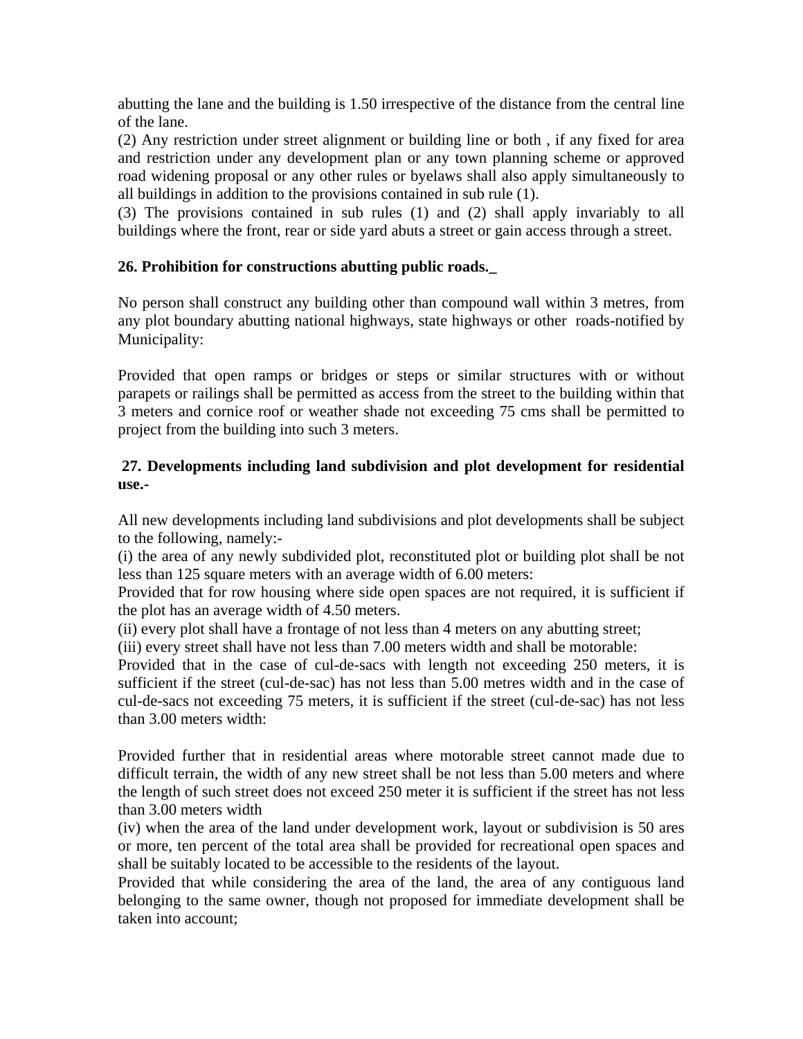abutting the lane and the building is 1.50 irrespective of the distance from the central line of the lane.

(2) Any restriction under street alignment or building line or both , if any fixed for area and restriction under any development plan or any town planning scheme or approved road widening proposal or any other rules or byelaws shall also apply simultaneously to all buildings in addition to the provisions contained in sub rule (1).

(3) The provisions contained in sub rules (1) and (2) shall apply invariably to all buildings where the front, rear or side yard abuts a street or gain access through a street.

**26. Prohibition for constructions abutting public roads._**

No person shall construct any building other than compound wall within 3 metres, from any plot boundary abutting national highways, state highways or other roads-notified by Municipality:

Provided that open ramps or bridges or steps or similar structures with or without parapets or railings shall be permitted as access from the street to the building within that 3 meters and cornice roof or weather shade not exceeding 75 cms shall be permitted to project from the building into such 3 meters.

**27. Developments including land subdivision and plot development for residential use.-**

All new developments including land subdivisions and plot developments shall be subject to the following, namely:-

(i) the area of any newly subdivided plot, reconstituted plot or building plot shall be not less than 125 square meters with an average width of 6.00 meters:

Provided that for row housing where side open spaces are not required, it is sufficient if the plot has an average width of 4.50 meters.

(ii) every plot shall have a frontage of not less than 4 meters on any abutting street;

(iii) every street shall have not less than 7.00 meters width and shall be motorable:

Provided that in the case of cul-de-sacs with length not exceeding 250 meters, it is sufficient if the street (cul-de-sac) has not less than 5.00 metres width and in the case of cul-de-sacs not exceeding 75 meters, it is sufficient if the street (cul-de-sac) has not less than 3.00 meters width:

Provided further that in residential areas where motorable street cannot made due to difficult terrain, the width of any new street shall be not less than 5.00 meters and where the length of such street does not exceed 250 meter it is sufficient if the street has not less than 3.00 meters width

(iv) when the area of the land under development work, layout or subdivision is 50 ares or more, ten percent of the total area shall be provided for recreational open spaces and shall be suitably located to be accessible to the residents of the layout.

Provided that while considering the area of the land, the area of any contiguous land belonging to the same owner, though not proposed for immediate development shall be taken into account;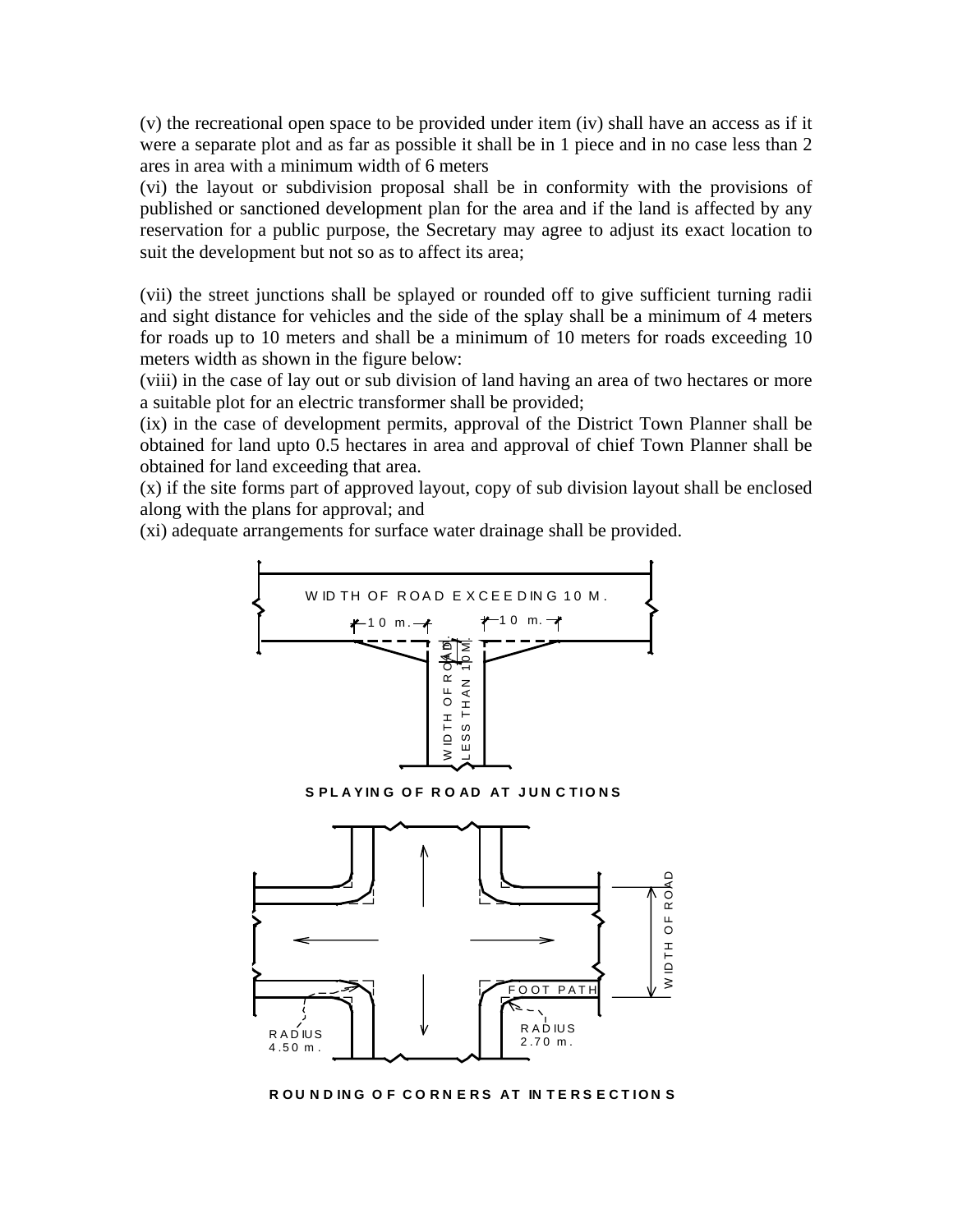(v) the recreational open space to be provided under item (iv) shall have an access as if it were a separate plot and as far as possible it shall be in 1 piece and in no case less than 2 ares in area with a minimum width of 6 meters

(vi) the layout or subdivision proposal shall be in conformity with the provisions of published or sanctioned development plan for the area and if the land is affected by any reservation for a public purpose, the Secretary may agree to adjust its exact location to suit the development but not so as to affect its area;

(vii) the street junctions shall be splayed or rounded off to give sufficient turning radii and sight distance for vehicles and the side of the splay shall be a minimum of 4 meters for roads up to 10 meters and shall be a minimum of 10 meters for roads exceeding 10 meters width as shown in the figure below:

(viii) in the case of lay out or sub division of land having an area of two hectares or more a suitable plot for an electric transformer shall be provided;

(ix) in the case of development permits, approval of the District Town Planner shall be obtained for land upto 0.5 hectares in area and approval of chief Town Planner shall be obtained for land exceeding that area.

(x) if the site forms part of approved layout, copy of sub division layout shall be enclosed along with the plans for approval; and

(xi) adequate arrangements for surface water drainage shall be provided.

WIDTH OF ROAD EXCEEDING 10 M.

10 m. 10 m.

WIDTH OF ROAD LESS THAN 10 M.

**SPLAYING OF ROAD AT JUNCTIONS**

WIDTH OF ROAD

FOOT PATH

RADIUS 4.50 m.

RADIUS 2.70 m.

**ROUNDING OF CORNERS AT INTERSECTIONS**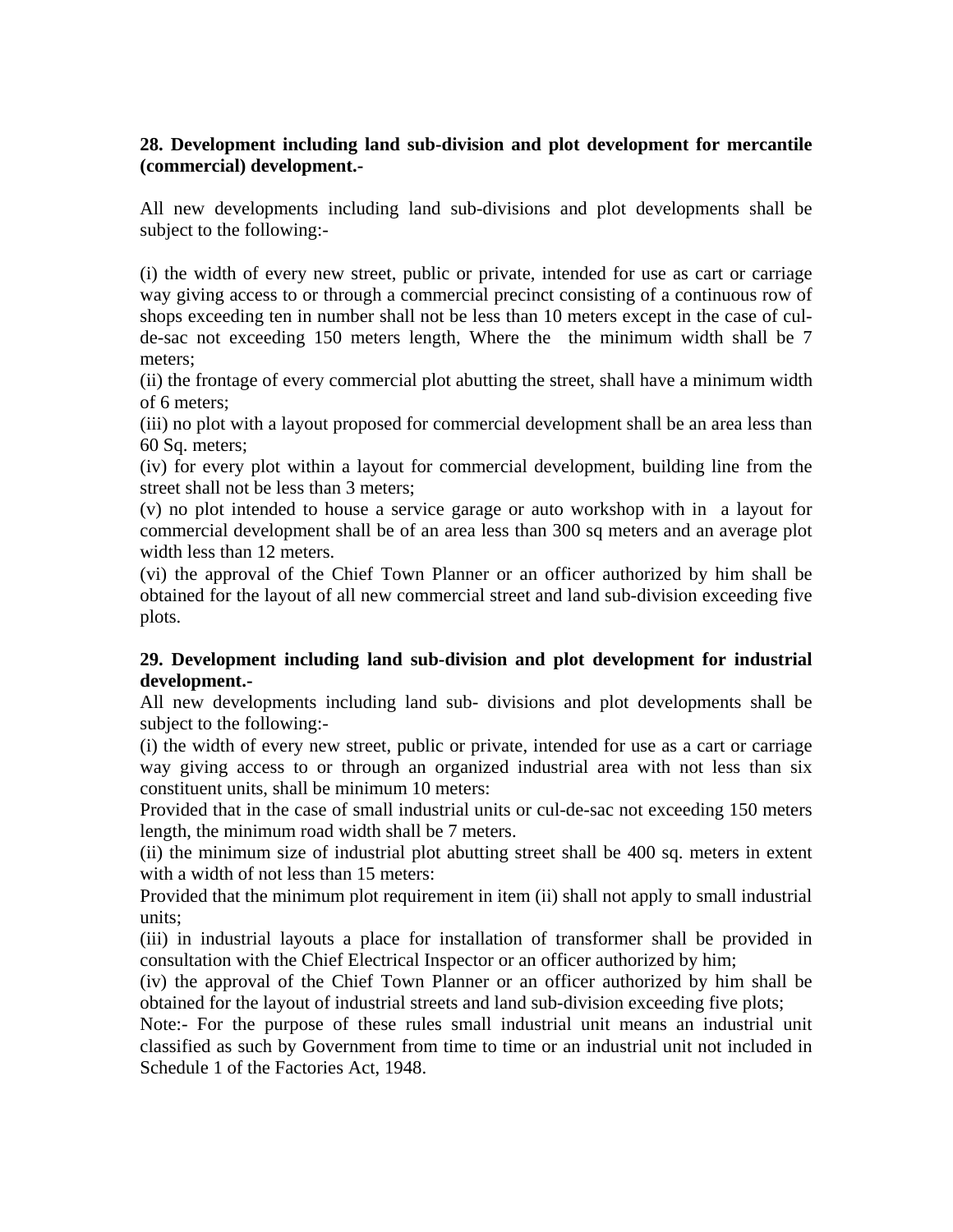**28. Development including land sub-division and plot development for mercantile (commercial) development.-**

All new developments including land sub-divisions and plot developments shall be subject to the following:-

(i) the width of every new street, public or private, intended for use as cart or carriage way giving access to or through a commercial precinct consisting of a continuous row of shops exceeding ten in number shall not be less than 10 meters except in the case of cul-de-sac not exceeding 150 meters length, Where the the minimum width shall be 7 meters;

(ii) the frontage of every commercial plot abutting the street, shall have a minimum width of 6 meters;

(iii) no plot with a layout proposed for commercial development shall be an area less than 60 Sq. meters;

(iv) for every plot within a layout for commercial development, building line from the street shall not be less than 3 meters;

(v) no plot intended to house a service garage or auto workshop with in a layout for commercial development shall be of an area less than 300 sq meters and an average plot width less than 12 meters.

(vi) the approval of the Chief Town Planner or an officer authorized by him shall be obtained for the layout of all new commercial street and land sub-division exceeding five plots.

**29. Development including land sub-division and plot development for industrial development.-**

All new developments including land sub- divisions and plot developments shall be subject to the following:-

(i) the width of every new street, public or private, intended for use as a cart or carriage way giving access to or through an organized industrial area with not less than six constituent units, shall be minimum 10 meters:

Provided that in the case of small industrial units or cul-de-sac not exceeding 150 meters length, the minimum road width shall be 7 meters.

(ii) the minimum size of industrial plot abutting street shall be 400 sq. meters in extent with a width of not less than 15 meters:

Provided that the minimum plot requirement in item (ii) shall not apply to small industrial units;

(iii) in industrial layouts a place for installation of transformer shall be provided in consultation with the Chief Electrical Inspector or an officer authorized by him;

(iv) the approval of the Chief Town Planner or an officer authorized by him shall be obtained for the layout of industrial streets and land sub-division exceeding five plots;

Note:- For the purpose of these rules small industrial unit means an industrial unit classified as such by Government from time to time or an industrial unit not included in Schedule 1 of the Factories Act, 1948.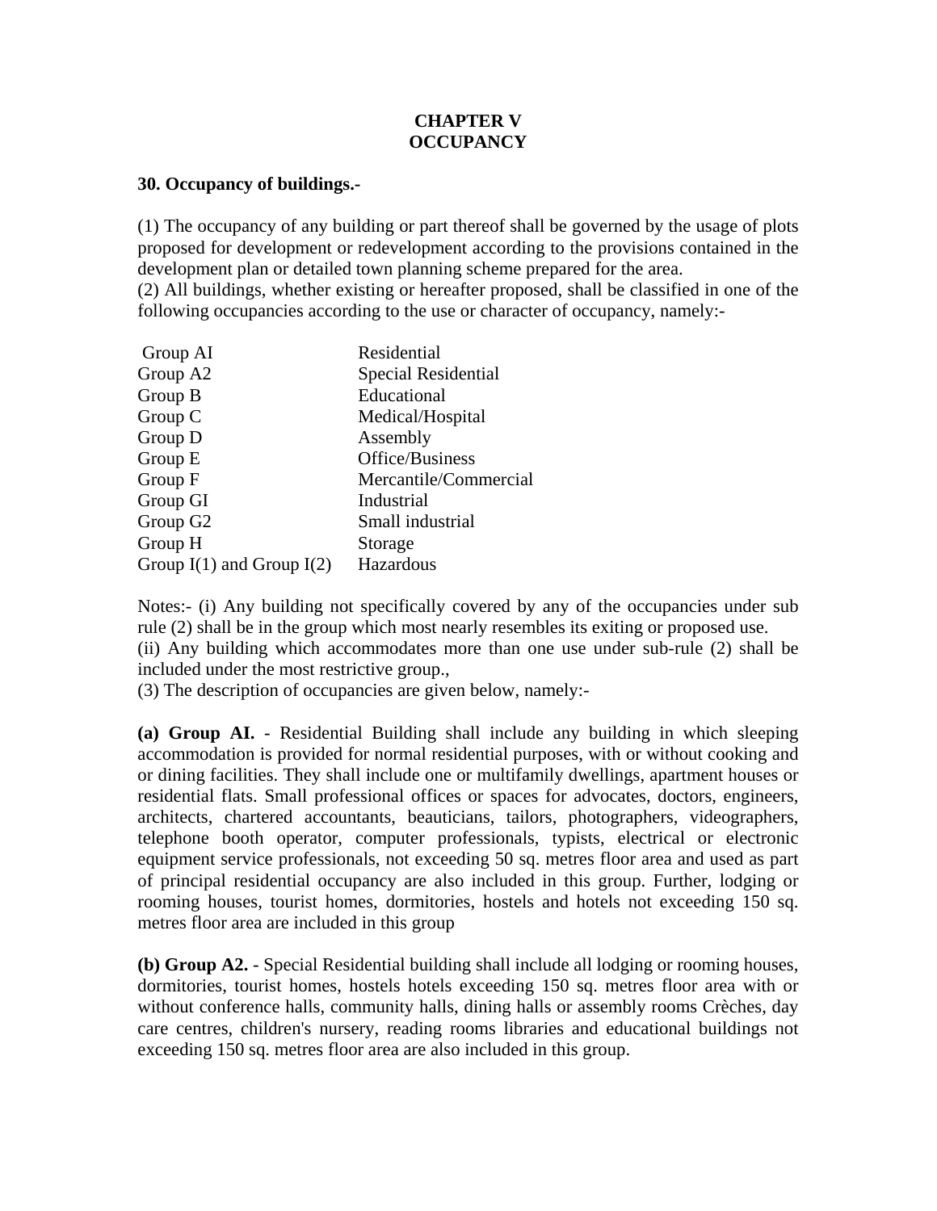# CHAPTER V
# OCCUPANCY

**30. Occupancy of buildings.-**

(1) The occupancy of any building or part thereof shall be governed by the usage of plots proposed for development or redevelopment according to the provisions contained in the development plan or detailed town planning scheme prepared for the area.

(2) All buildings, whether existing or hereafter proposed, shall be classified in one of the following occupancies according to the use or character of occupancy, namely:-

| | |
|---|---|
| Group AI | Residential |
| Group A2 | Special Residential |
| Group B | Educational |
| Group C | Medical/Hospital |
| Group D | Assembly |
| Group E | Office/Business |
| Group F | Mercantile/Commercial |
| Group GI | Industrial |
| Group G2 | Small industrial |
| Group H | Storage |
| Group I(1) and Group I(2) | Hazardous |

Notes:- (i) Any building not specifically covered by any of the occupancies under sub rule (2) shall be in the group which most nearly resembles its exiting or proposed use.

(ii) Any building which accommodates more than one use under sub-rule (2) shall be included under the most restrictive group.,

(3) The description of occupancies are given below, namely:-

**(a) Group AI.** - Residential Building shall include any building in which sleeping accommodation is provided for normal residential purposes, with or without cooking and or dining facilities. They shall include one or multifamily dwellings, apartment houses or residential flats. Small professional offices or spaces for advocates, doctors, engineers, architects, chartered accountants, beauticians, tailors, photographers, videographers, telephone booth operator, computer professionals, typists, electrical or electronic equipment service professionals, not exceeding 50 sq. metres floor area and used as part of principal residential occupancy are also included in this group. Further, lodging or rooming houses, tourist homes, dormitories, hostels and hotels not exceeding 150 sq. metres floor area are included in this group

**(b) Group A2.** - Special Residential building shall include all lodging or rooming houses, dormitories, tourist homes, hostels hotels exceeding 150 sq. metres floor area with or without conference halls, community halls, dining halls or assembly rooms Crèches, day care centres, children's nursery, reading rooms libraries and educational buildings not exceeding 150 sq. metres floor area are also included in this group.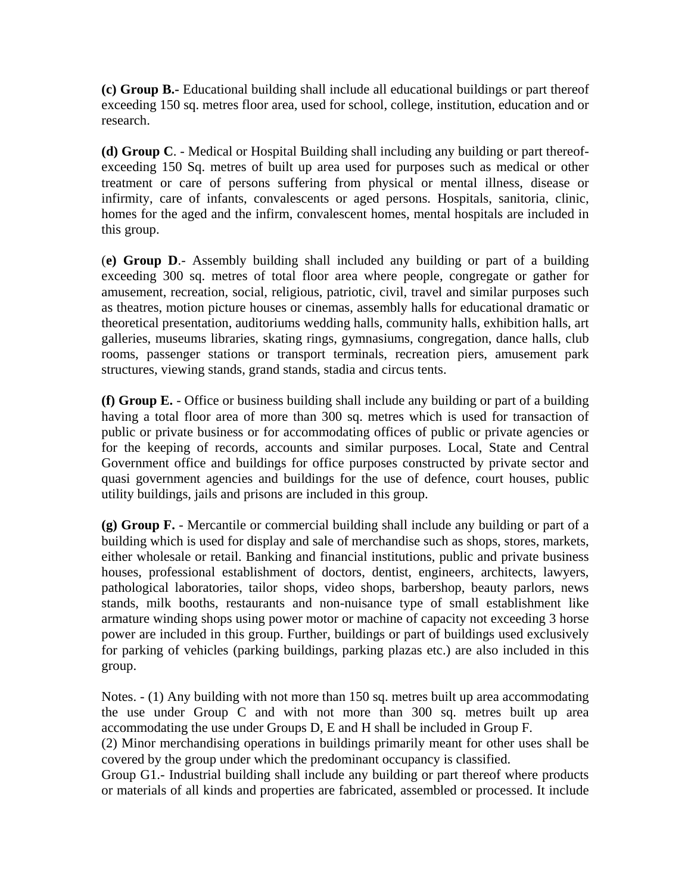**(c) Group B.-** Educational building shall include all educational buildings or part thereof exceeding 150 sq. metres floor area, used for school, college, institution, education and or research.

**(d) Group C**. - Medical or Hospital Building shall including any building or part thereof- exceeding 150 Sq. metres of built up area used for purposes such as medical or other treatment or care of persons suffering from physical or mental illness, disease or infirmity, care of infants, convalescents or aged persons. Hospitals, sanitoria, clinic, homes for the aged and the infirm, convalescent homes, mental hospitals are included in this group.

(**e) Group D**.- Assembly building shall included any building or part of a building exceeding 300 sq. metres of total floor area where people, congregate or gather for amusement, recreation, social, religious, patriotic, civil, travel and similar purposes such as theatres, motion picture houses or cinemas, assembly halls for educational dramatic or theoretical presentation, auditoriums wedding halls, community halls, exhibition halls, art galleries, museums libraries, skating rings, gymnasiums, congregation, dance halls, club rooms, passenger stations or transport terminals, recreation piers, amusement park structures, viewing stands, grand stands, stadia and circus tents.

**(f) Group E.** - Office or business building shall include any building or part of a building having a total floor area of more than 300 sq. metres which is used for transaction of public or private business or for accommodating offices of public or private agencies or for the keeping of records, accounts and similar purposes. Local, State and Central Government office and buildings for office purposes constructed by private sector and quasi government agencies and buildings for the use of defence, court houses, public utility buildings, jails and prisons are included in this group.

**(g) Group F.** - Mercantile or commercial building shall include any building or part of a building which is used for display and sale of merchandise such as shops, stores, markets, either wholesale or retail. Banking and financial institutions, public and private business houses, professional establishment of doctors, dentist, engineers, architects, lawyers, pathological laboratories, tailor shops, video shops, barbershop, beauty parlors, news stands, milk booths, restaurants and non-nuisance type of small establishment like armature winding shops using power motor or machine of capacity not exceeding 3 horse power are included in this group. Further, buildings or part of buildings used exclusively for parking of vehicles (parking buildings, parking plazas etc.) are also included in this group.

Notes. - (1) Any building with not more than 150 sq. metres built up area accommodating the use under Group C and with not more than 300 sq. metres built up area accommodating the use under Groups D, E and H shall be included in Group F.

(2) Minor merchandising operations in buildings primarily meant for other uses shall be covered by the group under which the predominant occupancy is classified.

Group G1.- Industrial building shall include any building or part thereof where products or materials of all kinds and properties are fabricated, assembled or processed. It include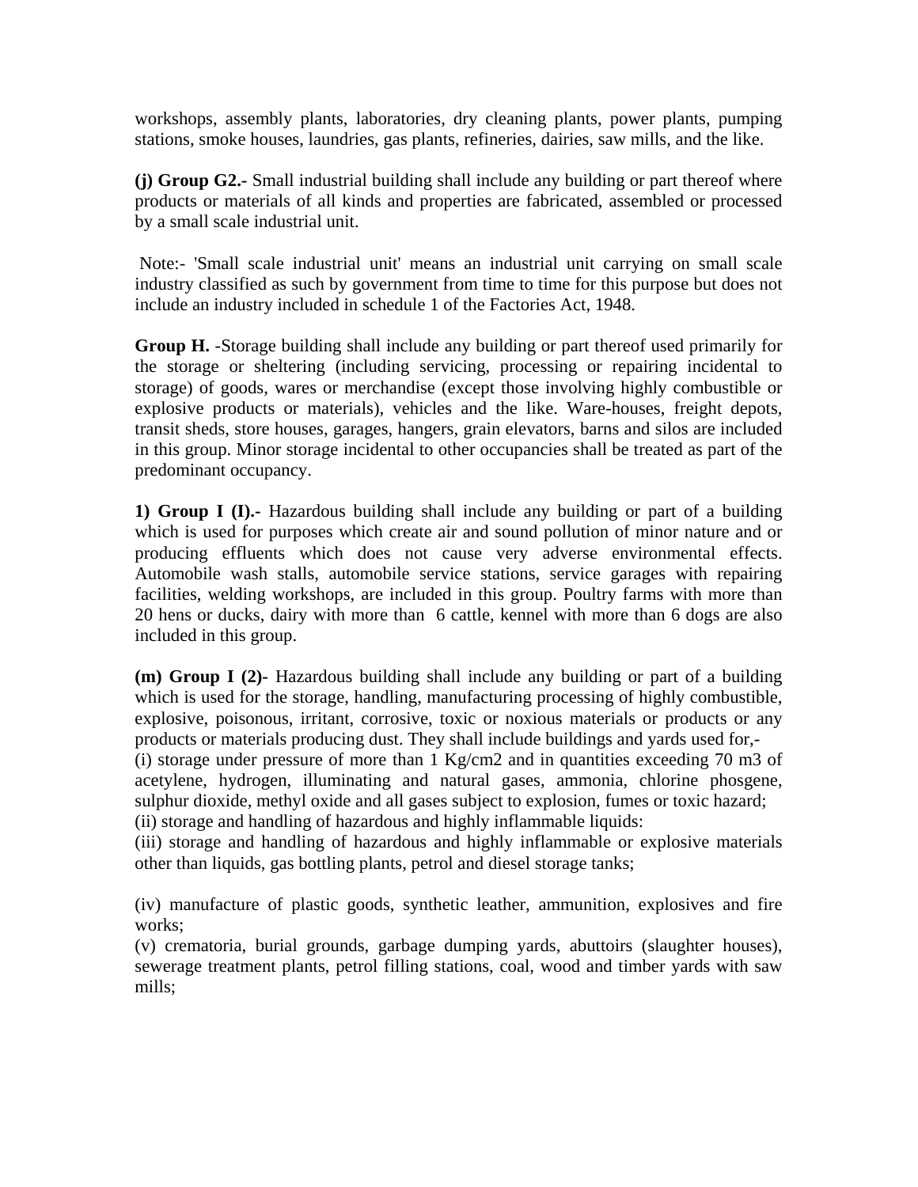workshops, assembly plants, laboratories, dry cleaning plants, power plants, pumping stations, smoke houses, laundries, gas plants, refineries, dairies, saw mills, and the like.

**(j) Group G2.-** Small industrial building shall include any building or part thereof where products or materials of all kinds and properties are fabricated, assembled or processed by a small scale industrial unit.

Note:- 'Small scale industrial unit' means an industrial unit carrying on small scale industry classified as such by government from time to time for this purpose but does not include an industry included in schedule 1 of the Factories Act, 1948.

**Group H.** -Storage building shall include any building or part thereof used primarily for the storage or sheltering (including servicing, processing or repairing incidental to storage) of goods, wares or merchandise (except those involving highly combustible or explosive products or materials), vehicles and the like. Ware-houses, freight depots, transit sheds, store houses, garages, hangers, grain elevators, barns and silos are included in this group. Minor storage incidental to other occupancies shall be treated as part of the predominant occupancy.

**1) Group I (I).-** Hazardous building shall include any building or part of a building which is used for purposes which create air and sound pollution of minor nature and or producing effluents which does not cause very adverse environmental effects. Automobile wash stalls, automobile service stations, service garages with repairing facilities, welding workshops, are included in this group. Poultry farms with more than 20 hens or ducks, dairy with more than 6 cattle, kennel with more than 6 dogs are also included in this group.

**(m) Group I (2)-** Hazardous building shall include any building or part of a building which is used for the storage, handling, manufacturing processing of highly combustible, explosive, poisonous, irritant, corrosive, toxic or noxious materials or products or any products or materials producing dust. They shall include buildings and yards used for,-

(i) storage under pressure of more than 1 Kg/cm2 and in quantities exceeding 70 m3 of acetylene, hydrogen, illuminating and natural gases, ammonia, chlorine phosgene, sulphur dioxide, methyl oxide and all gases subject to explosion, fumes or toxic hazard;

(ii) storage and handling of hazardous and highly inflammable liquids:

(iii) storage and handling of hazardous and highly inflammable or explosive materials other than liquids, gas bottling plants, petrol and diesel storage tanks;

(iv) manufacture of plastic goods, synthetic leather, ammunition, explosives and fire works;

(v) crematoria, burial grounds, garbage dumping yards, abuttoirs (slaughter houses), sewerage treatment plants, petrol filling stations, coal, wood and timber yards with saw mills;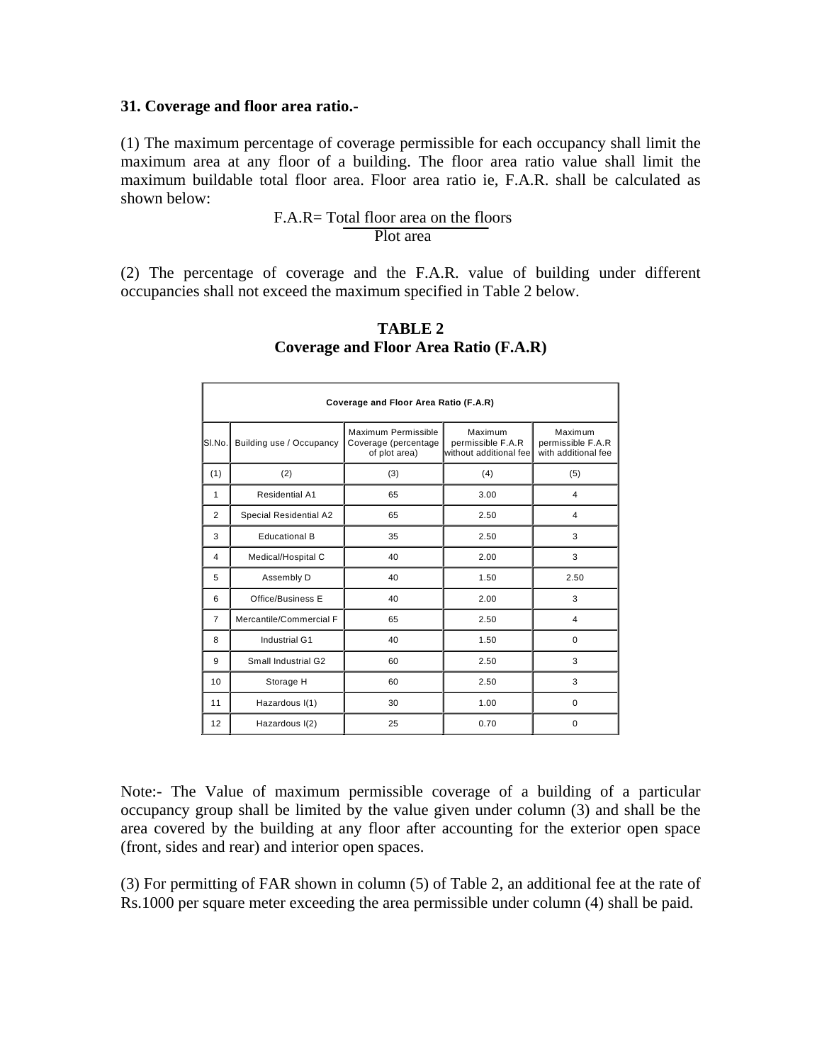**31. Coverage and floor area ratio.-**

(1) The maximum percentage of coverage permissible for each occupancy shall limit the maximum area at any floor of a building. The floor area ratio value shall limit the maximum buildable total floor area. Floor area ratio ie, F.A.R. shall be calculated as shown below:

$$\text{F.A.R} = \frac{\text{Total floor area on the floors}}{\text{Plot area}}$$

(2) The percentage of coverage and the F.A.R. value of building under different occupancies shall not exceed the maximum specified in Table 2 below.

**TABLE 2**
**Coverage and Floor Area Ratio (F.A.R)**

| Coverage and Floor Area Ratio (F.A.R) | | | | |
|---|---|---|---|---|
| Sl.No. | Building use / Occupancy | Maximum Permissible Coverage (percentage of plot area) | Maximum permissible F.A.R without additional fee | Maximum permissible F.A.R with additional fee |
| (1) | (2) | (3) | (4) | (5) |
| 1 | Residential A1 | 65 | 3.00 | 4 |
| 2 | Special Residential A2 | 65 | 2.50 | 4 |
| 3 | Educational B | 35 | 2.50 | 3 |
| 4 | Medical/Hospital C | 40 | 2.00 | 3 |
| 5 | Assembly D | 40 | 1.50 | 2.50 |
| 6 | Office/Business E | 40 | 2.00 | 3 |
| 7 | Mercantile/Commercial F | 65 | 2.50 | 4 |
| 8 | Industrial G1 | 40 | 1.50 | 0 |
| 9 | Small Industrial G2 | 60 | 2.50 | 3 |
| 10 | Storage H | 60 | 2.50 | 3 |
| 11 | Hazardous I(1) | 30 | 1.00 | 0 |
| 12 | Hazardous I(2) | 25 | 0.70 | 0 |

Note:- The Value of maximum permissible coverage of a building of a particular occupancy group shall be limited by the value given under column (3) and shall be the area covered by the building at any floor after accounting for the exterior open space (front, sides and rear) and interior open spaces.

(3) For permitting of FAR shown in column (5) of Table 2, an additional fee at the rate of Rs.1000 per square meter exceeding the area permissible under column (4) shall be paid.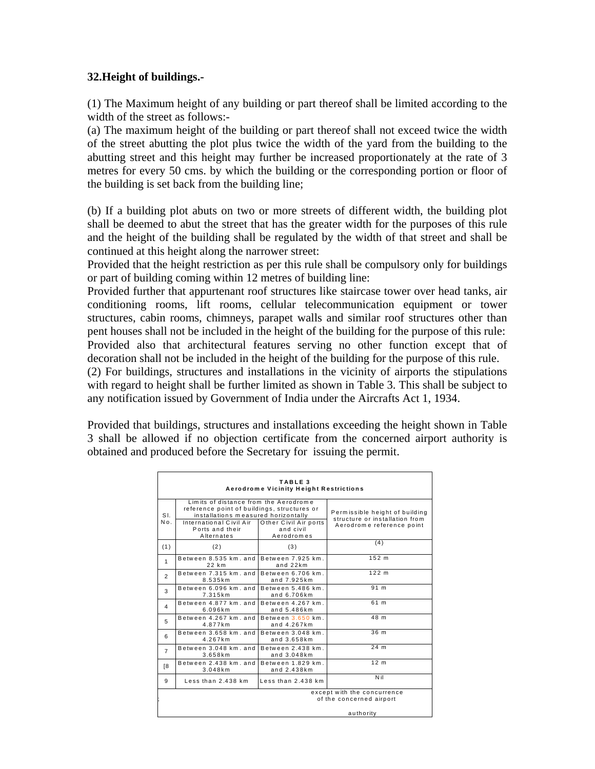**32.Height of buildings.-**

(1) The Maximum height of any building or part thereof shall be limited according to the width of the street as follows:-

(a) The maximum height of the building or part thereof shall not exceed twice the width of the street abutting the plot plus twice the width of the yard from the building to the abutting street and this height may further be increased proportionately at the rate of 3 metres for every 50 cms. by which the building or the corresponding portion or floor of the building is set back from the building line;

(b) If a building plot abuts on two or more streets of different width, the building plot shall be deemed to abut the street that has the greater width for the purposes of this rule and the height of the building shall be regulated by the width of that street and shall be continued at this height along the narrower street:

Provided that the height restriction as per this rule shall be compulsory only for buildings or part of building coming within 12 metres of building line:

Provided further that appurtenant roof structures like staircase tower over head tanks, air conditioning rooms, lift rooms, cellular telecommunication equipment or tower structures, cabin rooms, chimneys, parapet walls and similar roof structures other than pent houses shall not be included in the height of the building for the purpose of this rule:

Provided also that architectural features serving no other function except that of decoration shall not be included in the height of the building for the purpose of this rule.

(2) For buildings, structures and installations in the vicinity of airports the stipulations with regard to height shall be further limited as shown in Table 3. This shall be subject to any notification issued by Government of India under the Aircrafts Act 1, 1934.

Provided that buildings, structures and installations exceeding the height shown in Table 3 shall be allowed if no objection certificate from the concerned airport authority is obtained and produced before the Secretary for issuing the permit.

**TABLE 3**
**Aerodrome Vicinity Height Restrictions**

| Sl. No. | Limits of distance from the Aerodrome reference point of buildings, structures or installations measured horizontally | | Permissible height of building structure or installation from Aerodrome reference point |
|---|---|---|---|
| | International Civil Air Ports and their Alternates | Other Civil Air ports and civil Aerodromes | |
| (1) | (2) | (3) | (4) |
| 1 | Between 8.535 km. and 22 km | Between 7.925 km. and 22km | 152 m |
| 2 | Between 7.315 km. and 8.535km | Between 6.706 km. and 7.925km | 122 m |
| 3 | Between 6.096 km. and 7.315km | Between 5.486 km. and 6.706km | 91 m |
| 4 | Between 4.877 km. and 6.096km | Between 4.267 km. and 5.486km | 61 m |
| 5 | Between 4.267 km. and 4.877km | Between 3.650 km. and 4.267km | 48 m |
| 6 | Between 3.658 km. and 4.267km | Between 3.048 km. and 3.658km | 36 m |
| 7 | Between 3.048 km. and 3.658km | Between 2.438 km. and 3.048km | 24 m |
| [8 | Between 2.438 km. and 3.048km | Between 1.829 km. and 2.438km | 12 m |
| 9 | Less than 2.438 km | Less than 2.438 km | Nil |
| ; | | | except with the concurrence of the concerned airport authority |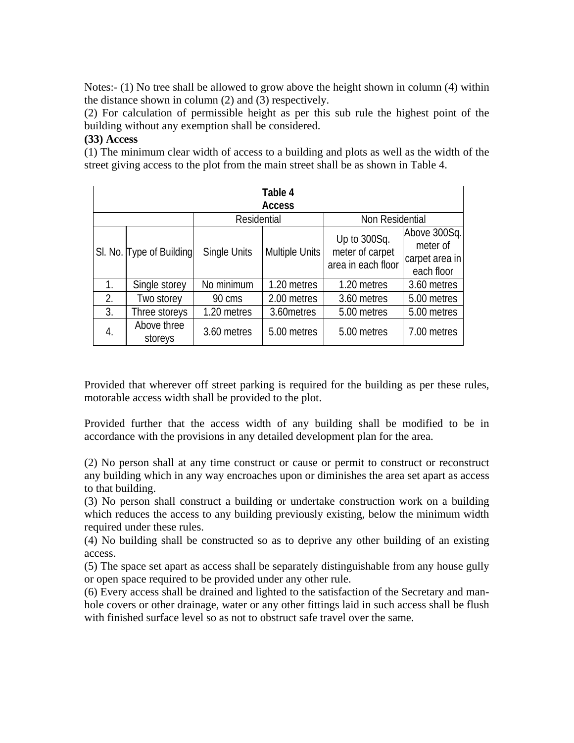Notes:- (1) No tree shall be allowed to grow above the height shown in column (4) within the distance shown in column (2) and (3) respectively.

(2) For calculation of permissible height as per this sub rule the highest point of the building without any exemption shall be considered.

**(33) Access**

(1) The minimum clear width of access to a building and plots as well as the width of the street giving access to the plot from the main street shall be as shown in Table 4.

**Table 4**
**Access**

| | | Residential | | Non Residential | |
|---|---|---|---|---|---|
| Sl. No. | Type of Building | Single Units | Multiple Units | Up to 300Sq. meter of carpet area in each floor | Above 300Sq. meter of carpet area in each floor |
| 1. | Single storey | No minimum | 1.20 metres | 1.20 metres | 3.60 metres |
| 2. | Two storey | 90 cms | 2.00 metres | 3.60 metres | 5.00 metres |
| 3. | Three storeys | 1.20 metres | 3.60metres | 5.00 metres | 5.00 metres |
| 4. | Above three storeys | 3.60 metres | 5.00 metres | 5.00 metres | 7.00 metres |

Provided that wherever off street parking is required for the building as per these rules, motorable access width shall be provided to the plot.

Provided further that the access width of any building shall be modified to be in accordance with the provisions in any detailed development plan for the area.

(2) No person shall at any time construct or cause or permit to construct or reconstruct any building which in any way encroaches upon or diminishes the area set apart as access to that building.

(3) No person shall construct a building or undertake construction work on a building which reduces the access to any building previously existing, below the minimum width required under these rules.

(4) No building shall be constructed so as to deprive any other building of an existing access.

(5) The space set apart as access shall be separately distinguishable from any house gully or open space required to be provided under any other rule.

(6) Every access shall be drained and lighted to the satisfaction of the Secretary and man-hole covers or other drainage, water or any other fittings laid in such access shall be flush with finished surface level so as not to obstruct safe travel over the same.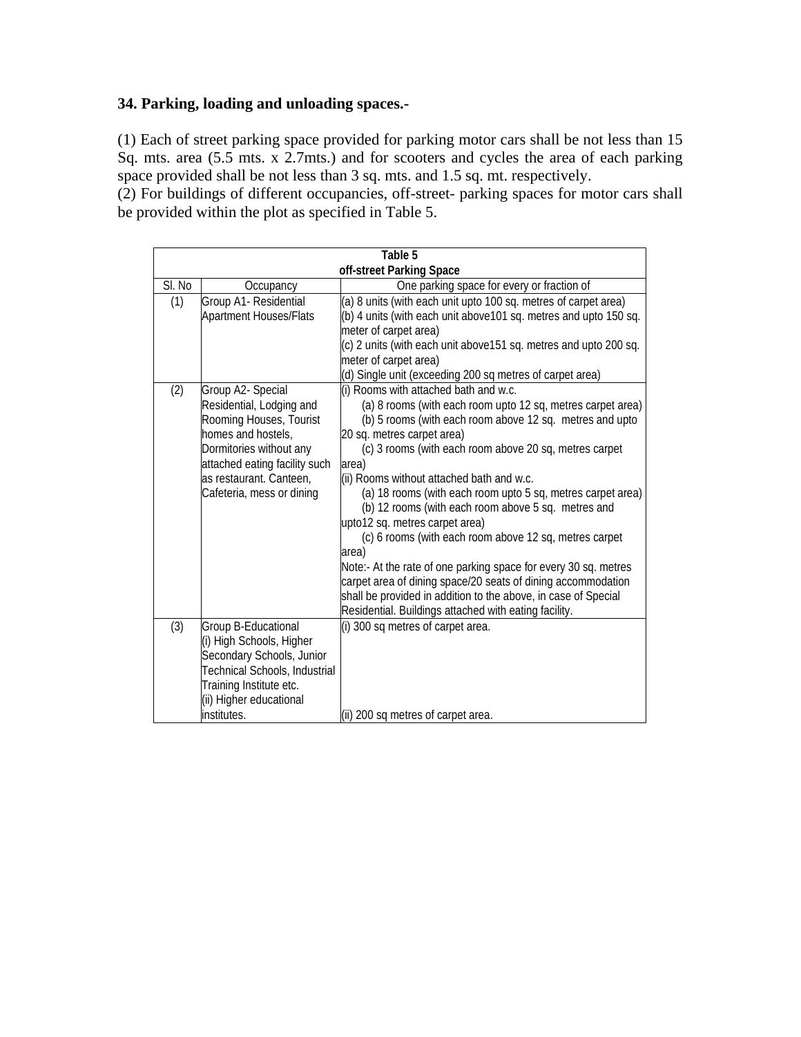**34. Parking, loading and unloading spaces.-**

(1) Each of street parking space provided for parking motor cars shall be not less than 15 Sq. mts. area (5.5 mts. x 2.7mts.) and for scooters and cycles the area of each parking space provided shall be not less than 3 sq. mts. and 1.5 sq. mt. respectively.

(2) For buildings of different occupancies, off-street- parking spaces for motor cars shall be provided within the plot as specified in Table 5.

**Table 5**
**off-street Parking Space**

| Sl. No | Occupancy | One parking space for every or fraction of |
|---|---|---|
| (1) | Group A1- Residential Apartment Houses/Flats | (a) 8 units (with each unit upto 100 sq. metres of carpet area)<br>(b) 4 units (with each unit above101 sq. metres and upto 150 sq. meter of carpet area)<br>(c) 2 units (with each unit above151 sq. metres and upto 200 sq. meter of carpet area)<br>(d) Single unit (exceeding 200 sq metres of carpet area) |
| (2) | Group A2- Special Residential, Lodging and Rooming Houses, Tourist homes and hostels, Dormitories without any attached eating facility such as restaurant. Canteen, Cafeteria, mess or dining | (i) Rooms with attached bath and w.c.<br>(a) 8 rooms (with each room upto 12 sq, metres carpet area)<br>(b) 5 rooms (with each room above 12 sq. metres and upto 20 sq. metres carpet area)<br>(c) 3 rooms (with each room above 20 sq, metres carpet area)<br>(ii) Rooms without attached bath and w.c.<br>(a) 18 rooms (with each room upto 5 sq, metres carpet area)<br>(b) 12 rooms (with each room above 5 sq. metres and upto12 sq. metres carpet area)<br>(c) 6 rooms (with each room above 12 sq, metres carpet area)<br>Note:- At the rate of one parking space for every 30 sq. metres carpet area of dining space/20 seats of dining accommodation shall be provided in addition to the above, in case of Special Residential. Buildings attached with eating facility. |
| (3) | Group B-Educational<br>(i) High Schools, Higher Secondary Schools, Junior Technical Schools, Industrial Training Institute etc.<br>(ii) Higher educational institutes. | (i) 300 sq metres of carpet area.<br>(ii) 200 sq metres of carpet area. |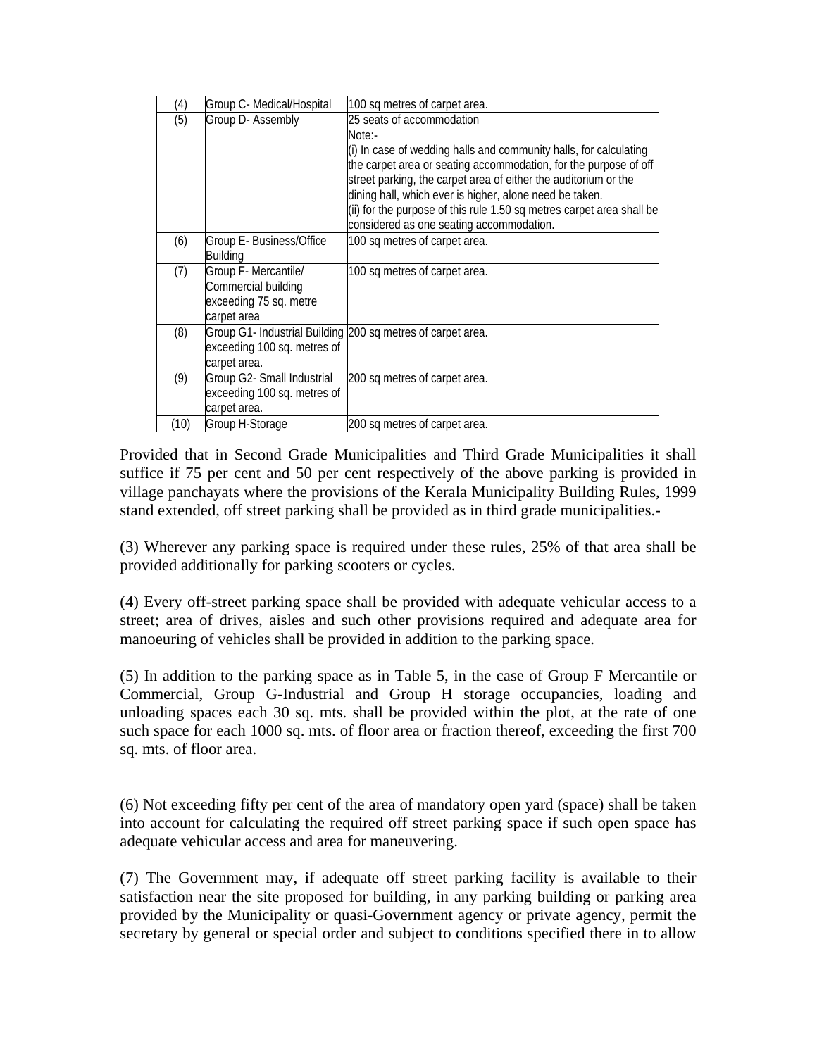| (4) | Group C- Medical/Hospital | 100 sq metres of carpet area. |
|---|---|---|
| (5) | Group D- Assembly | 25 seats of accommodation<br>Note:-<br>(i) In case of wedding halls and community halls, for calculating the carpet area or seating accommodation, for the purpose of off street parking, the carpet area of either the auditorium or the dining hall, which ever is higher, alone need be taken.<br>(ii) for the purpose of this rule 1.50 sq metres carpet area shall be considered as one seating accommodation. |
| (6) | Group E- Business/Office Building | 100 sq metres of carpet area. |
| (7) | Group F- Mercantile/ Commercial building exceeding 75 sq. metre carpet area | 100 sq metres of carpet area. |
| (8) | Group G1- Industrial Building exceeding 100 sq. metres of carpet area. | 200 sq metres of carpet area. |
| (9) | Group G2- Small Industrial exceeding 100 sq. metres of carpet area. | 200 sq metres of carpet area. |
| (10) | Group H-Storage | 200 sq metres of carpet area. |

Provided that in Second Grade Municipalities and Third Grade Municipalities it shall suffice if 75 per cent and 50 per cent respectively of the above parking is provided in village panchayats where the provisions of the Kerala Municipality Building Rules, 1999 stand extended, off street parking shall be provided as in third grade municipalities.-

(3) Wherever any parking space is required under these rules, 25% of that area shall be provided additionally for parking scooters or cycles.

(4) Every off-street parking space shall be provided with adequate vehicular access to a street; area of drives, aisles and such other provisions required and adequate area for manoeuring of vehicles shall be provided in addition to the parking space.

(5) In addition to the parking space as in Table 5, in the case of Group F Mercantile or Commercial, Group G-Industrial and Group H storage occupancies, loading and unloading spaces each 30 sq. mts. shall be provided within the plot, at the rate of one such space for each 1000 sq. mts. of floor area or fraction thereof, exceeding the first 700 sq. mts. of floor area.

(6) Not exceeding fifty per cent of the area of mandatory open yard (space) shall be taken into account for calculating the required off street parking space if such open space has adequate vehicular access and area for maneuvering.

(7) The Government may, if adequate off street parking facility is available to their satisfaction near the site proposed for building, in any parking building or parking area provided by the Municipality or quasi-Government agency or private agency, permit the secretary by general or special order and subject to conditions specified there in to allow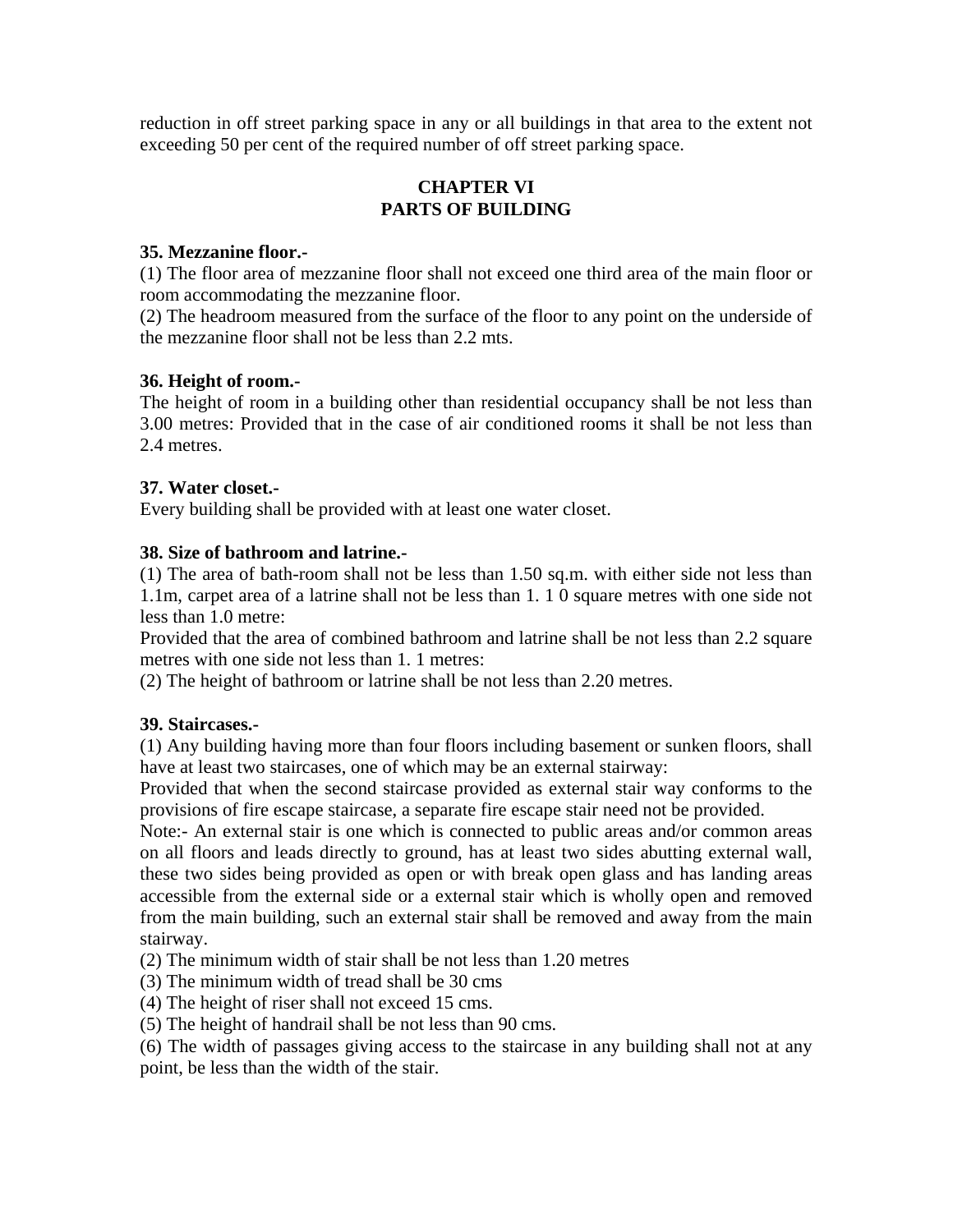reduction in off street parking space in any or all buildings in that area to the extent not exceeding 50 per cent of the required number of off street parking space.

## CHAPTER VI
## PARTS OF BUILDING

**35. Mezzanine floor.-**

(1) The floor area of mezzanine floor shall not exceed one third area of the main floor or room accommodating the mezzanine floor.

(2) The headroom measured from the surface of the floor to any point on the underside of the mezzanine floor shall not be less than 2.2 mts.

**36. Height of room.-**

The height of room in a building other than residential occupancy shall be not less than 3.00 metres: Provided that in the case of air conditioned rooms it shall be not less than 2.4 metres.

**37. Water closet.-**

Every building shall be provided with at least one water closet.

**38. Size of bathroom and latrine.-**

(1) The area of bath-room shall not be less than 1.50 sq.m. with either side not less than 1.1m, carpet area of a latrine shall not be less than 1. 1 0 square metres with one side not less than 1.0 metre:

Provided that the area of combined bathroom and latrine shall be not less than 2.2 square metres with one side not less than 1. 1 metres:

(2) The height of bathroom or latrine shall be not less than 2.20 metres.

**39. Staircases.-**

(1) Any building having more than four floors including basement or sunken floors, shall have at least two staircases, one of which may be an external stairway:

Provided that when the second staircase provided as external stair way conforms to the provisions of fire escape staircase, a separate fire escape stair need not be provided.

Note:- An external stair is one which is connected to public areas and/or common areas on all floors and leads directly to ground, has at least two sides abutting external wall, these two sides being provided as open or with break open glass and has landing areas accessible from the external side or a external stair which is wholly open and removed from the main building, such an external stair shall be removed and away from the main stairway.

(2) The minimum width of stair shall be not less than 1.20 metres

(3) The minimum width of tread shall be 30 cms

(4) The height of riser shall not exceed 15 cms.

(5) The height of handrail shall be not less than 90 cms.

(6) The width of passages giving access to the staircase in any building shall not at any point, be less than the width of the stair.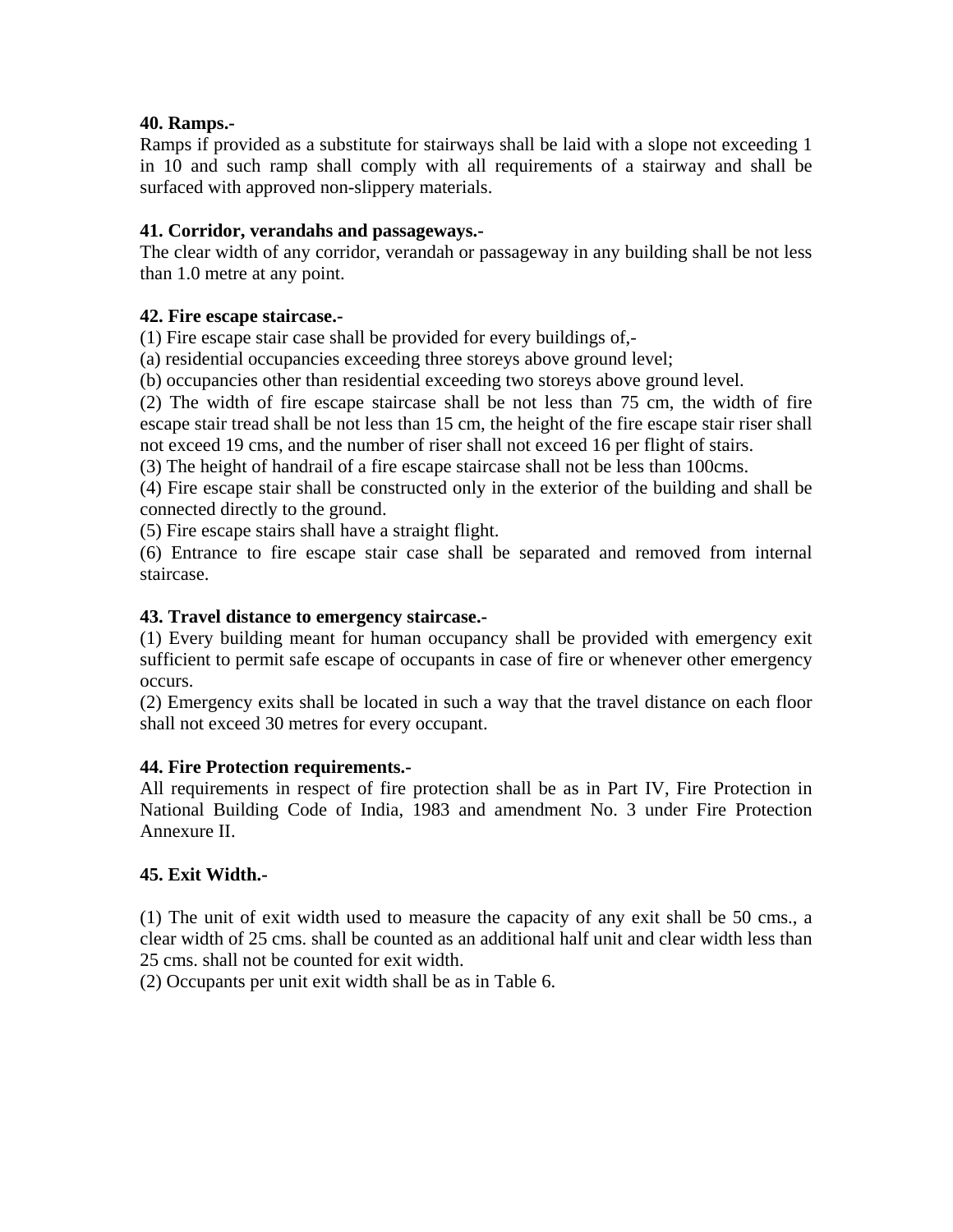**40. Ramps.-**

Ramps if provided as a substitute for stairways shall be laid with a slope not exceeding 1 in 10 and such ramp shall comply with all requirements of a stairway and shall be surfaced with approved non-slippery materials.

**41. Corridor, verandahs and passageways.-**

The clear width of any corridor, verandah or passageway in any building shall be not less than 1.0 metre at any point.

**42. Fire escape staircase.-**

(1) Fire escape stair case shall be provided for every buildings of,-

(a) residential occupancies exceeding three storeys above ground level;

(b) occupancies other than residential exceeding two storeys above ground level.

(2) The width of fire escape staircase shall be not less than 75 cm, the width of fire escape stair tread shall be not less than 15 cm, the height of the fire escape stair riser shall not exceed 19 cms, and the number of riser shall not exceed 16 per flight of stairs.

(3) The height of handrail of a fire escape staircase shall not be less than 100cms.

(4) Fire escape stair shall be constructed only in the exterior of the building and shall be connected directly to the ground.

(5) Fire escape stairs shall have a straight flight.

(6) Entrance to fire escape stair case shall be separated and removed from internal staircase.

**43. Travel distance to emergency staircase.-**

(1) Every building meant for human occupancy shall be provided with emergency exit sufficient to permit safe escape of occupants in case of fire or whenever other emergency occurs.

(2) Emergency exits shall be located in such a way that the travel distance on each floor shall not exceed 30 metres for every occupant.

**44. Fire Protection requirements.-**

All requirements in respect of fire protection shall be as in Part IV, Fire Protection in National Building Code of India, 1983 and amendment No. 3 under Fire Protection Annexure II.

**45. Exit Width.-**

(1) The unit of exit width used to measure the capacity of any exit shall be 50 cms., a clear width of 25 cms. shall be counted as an additional half unit and clear width less than 25 cms. shall not be counted for exit width.

(2) Occupants per unit exit width shall be as in Table 6.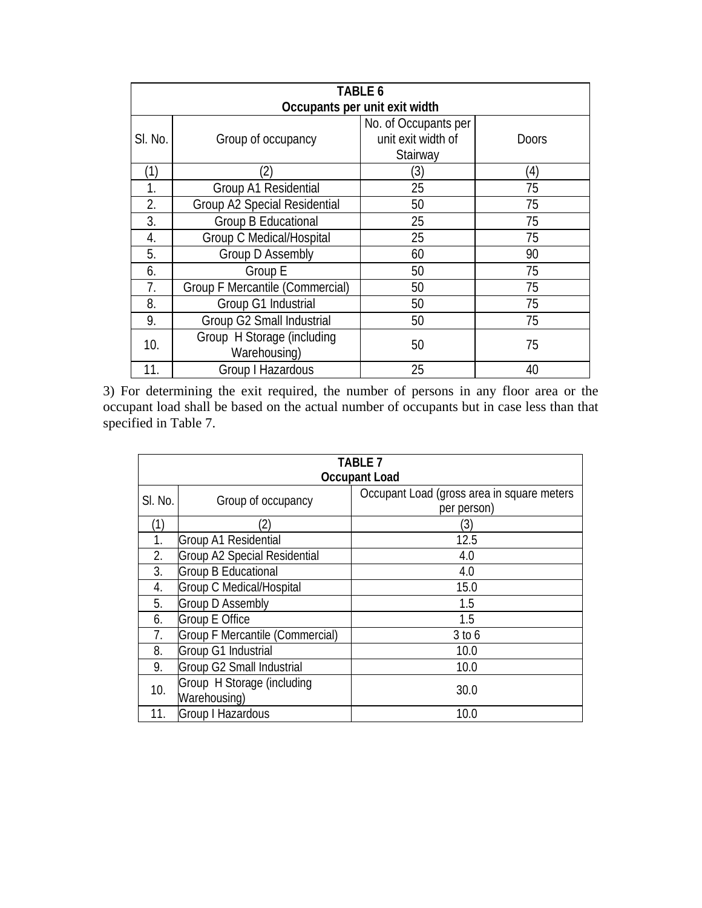| **TABLE 6**<br>**Occupants per unit exit width** | | | |
|---|---|---|---|
| Sl. No. | Group of occupancy | No. of Occupants per unit exit width of Stairway | Doors |
| (1) | (2) | (3) | (4) |
| 1. | Group A1 Residential | 25 | 75 |
| 2. | Group A2 Special Residential | 50 | 75 |
| 3. | Group B Educational | 25 | 75 |
| 4. | Group C Medical/Hospital | 25 | 75 |
| 5. | Group D Assembly | 60 | 90 |
| 6. | Group E | 50 | 75 |
| 7. | Group F Mercantile (Commercial) | 50 | 75 |
| 8. | Group G1 Industrial | 50 | 75 |
| 9. | Group G2 Small Industrial | 50 | 75 |
| 10. | Group H Storage (including Warehousing) | 50 | 75 |
| 11. | Group I Hazardous | 25 | 40 |

3) For determining the exit required, the number of persons in any floor area or the occupant load shall be based on the actual number of occupants but in case less than that specified in Table 7.

| **TABLE 7**<br>**Occupant Load** | | |
|---|---|---|
| Sl. No. | Group of occupancy | Occupant Load (gross area in square meters per person) |
| (1) | (2) | (3) |
| 1. | Group A1 Residential | 12.5 |
| 2. | Group A2 Special Residential | 4.0 |
| 3. | Group B Educational | 4.0 |
| 4. | Group C Medical/Hospital | 15.0 |
| 5. | Group D Assembly | 1.5 |
| 6. | Group E Office | 1.5 |
| 7. | Group F Mercantile (Commercial) | 3 to 6 |
| 8. | Group G1 Industrial | 10.0 |
| 9. | Group G2 Small Industrial | 10.0 |
| 10. | Group H Storage (including Warehousing) | 30.0 |
| 11. | Group I Hazardous | 10.0 |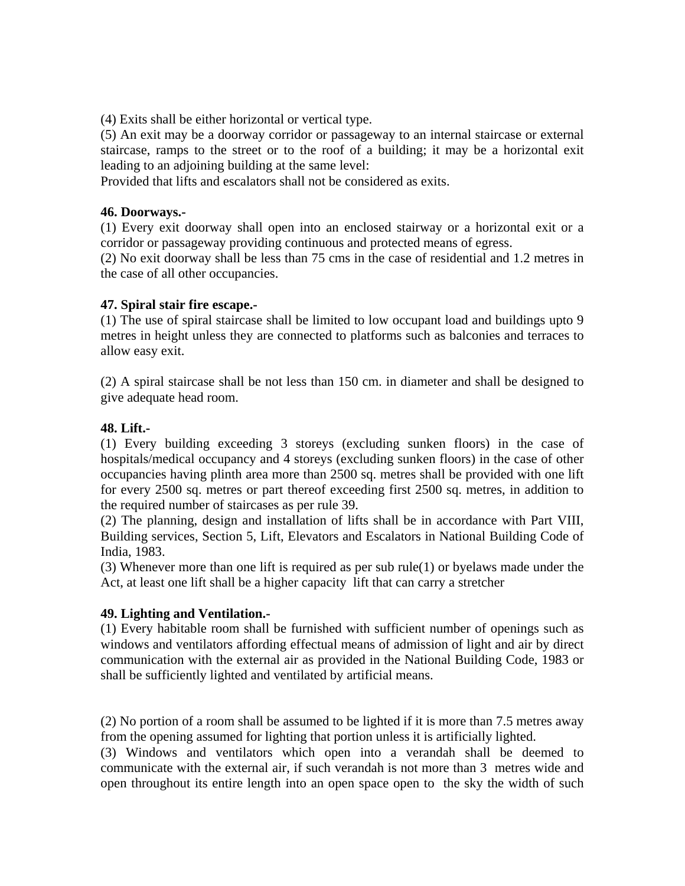(4) Exits shall be either horizontal or vertical type.

(5) An exit may be a doorway corridor or passageway to an internal staircase or external staircase, ramps to the street or to the roof of a building; it may be a horizontal exit leading to an adjoining building at the same level:

Provided that lifts and escalators shall not be considered as exits.

**46. Doorways.-**

(1) Every exit doorway shall open into an enclosed stairway or a horizontal exit or a corridor or passageway providing continuous and protected means of egress.

(2) No exit doorway shall be less than 75 cms in the case of residential and 1.2 metres in the case of all other occupancies.

**47. Spiral stair fire escape.-**

(1) The use of spiral staircase shall be limited to low occupant load and buildings upto 9 metres in height unless they are connected to platforms such as balconies and terraces to allow easy exit.

(2) A spiral staircase shall be not less than 150 cm. in diameter and shall be designed to give adequate head room.

**48. Lift.-**

(1) Every building exceeding 3 storeys (excluding sunken floors) in the case of hospitals/medical occupancy and 4 storeys (excluding sunken floors) in the case of other occupancies having plinth area more than 2500 sq. metres shall be provided with one lift for every 2500 sq. metres or part thereof exceeding first 2500 sq. metres, in addition to the required number of staircases as per rule 39.

(2) The planning, design and installation of lifts shall be in accordance with Part VIII, Building services, Section 5, Lift, Elevators and Escalators in National Building Code of India, 1983.

(3) Whenever more than one lift is required as per sub rule(1) or byelaws made under the Act, at least one lift shall be a higher capacity lift that can carry a stretcher

**49. Lighting and Ventilation.-**

(1) Every habitable room shall be furnished with sufficient number of openings such as windows and ventilators affording effectual means of admission of light and air by direct communication with the external air as provided in the National Building Code, 1983 or shall be sufficiently lighted and ventilated by artificial means.

(2) No portion of a room shall be assumed to be lighted if it is more than 7.5 metres away from the opening assumed for lighting that portion unless it is artificially lighted.

(3) Windows and ventilators which open into a verandah shall be deemed to communicate with the external air, if such verandah is not more than 3 metres wide and open throughout its entire length into an open space open to the sky the width of such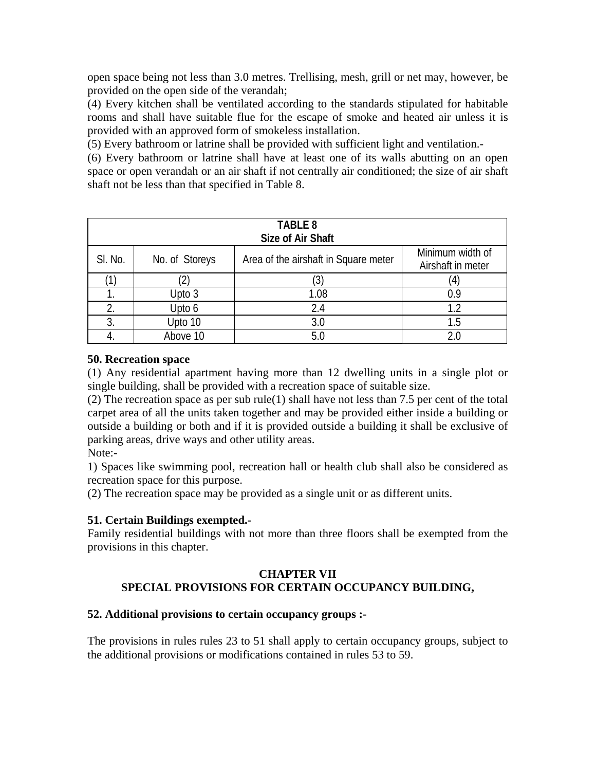open space being not less than 3.0 metres. Trellising, mesh, grill or net may, however, be provided on the open side of the verandah;

(4) Every kitchen shall be ventilated according to the standards stipulated for habitable rooms and shall have suitable flue for the escape of smoke and heated air unless it is provided with an approved form of smokeless installation.

(5) Every bathroom or latrine shall be provided with sufficient light and ventilation.-

(6) Every bathroom or latrine shall have at least one of its walls abutting on an open space or open verandah or an air shaft if not centrally air conditioned; the size of air shaft shaft not be less than that specified in Table 8.

**TABLE 8**
**Size of Air Shaft**

| Sl. No. | No. of Storeys | Area of the airshaft in Square meter | Minimum width of Airshaft in meter |
|---|---|---|---|
| (1) | (2) | (3) | (4) |
| 1. | Upto 3 | 1.08 | 0.9 |
| 2. | Upto 6 | 2.4 | 1.2 |
| 3. | Upto 10 | 3.0 | 1.5 |
| 4. | Above 10 | 5.0 | 2.0 |

**50. Recreation space**

(1) Any residential apartment having more than 12 dwelling units in a single plot or single building, shall be provided with a recreation space of suitable size.

(2) The recreation space as per sub rule(1) shall have not less than 7.5 per cent of the total carpet area of all the units taken together and may be provided either inside a building or outside a building or both and if it is provided outside a building it shall be exclusive of parking areas, drive ways and other utility areas.

Note:-

1) Spaces like swimming pool, recreation hall or health club shall also be considered as recreation space for this purpose.

(2) The recreation space may be provided as a single unit or as different units.

**51. Certain Buildings exempted.-**

Family residential buildings with not more than three floors shall be exempted from the provisions in this chapter.

## CHAPTER VII
## SPECIAL PROVISIONS FOR CERTAIN OCCUPANCY BUILDING,

**52. Additional provisions to certain occupancy groups :-**

The provisions in rules rules 23 to 51 shall apply to certain occupancy groups, subject to the additional provisions or modifications contained in rules 53 to 59.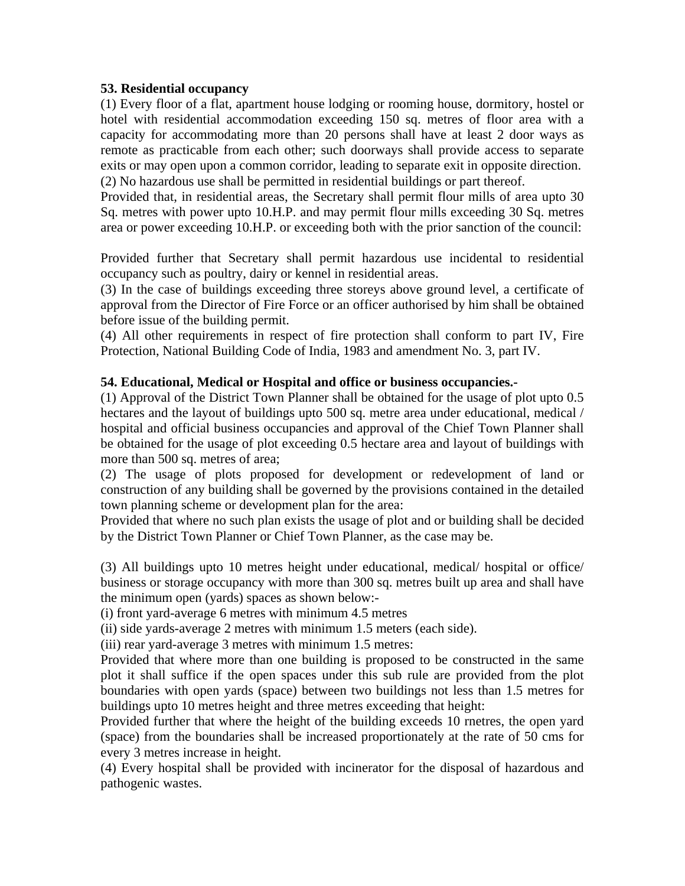**53. Residential occupancy**

(1) Every floor of a flat, apartment house lodging or rooming house, dormitory, hostel or hotel with residential accommodation exceeding 150 sq. metres of floor area with a capacity for accommodating more than 20 persons shall have at least 2 door ways as remote as practicable from each other; such doorways shall provide access to separate exits or may open upon a common corridor, leading to separate exit in opposite direction.

(2) No hazardous use shall be permitted in residential buildings or part thereof.

Provided that, in residential areas, the Secretary shall permit flour mills of area upto 30 Sq. metres with power upto 10.H.P. and may permit flour mills exceeding 30 Sq. metres area or power exceeding 10.H.P. or exceeding both with the prior sanction of the council:

Provided further that Secretary shall permit hazardous use incidental to residential occupancy such as poultry, dairy or kennel in residential areas.

(3) In the case of buildings exceeding three storeys above ground level, a certificate of approval from the Director of Fire Force or an officer authorised by him shall be obtained before issue of the building permit.

(4) All other requirements in respect of fire protection shall conform to part IV, Fire Protection, National Building Code of India, 1983 and amendment No. 3, part IV.

**54. Educational, Medical or Hospital and office or business occupancies.-**

(1) Approval of the District Town Planner shall be obtained for the usage of plot upto 0.5 hectares and the layout of buildings upto 500 sq. metre area under educational, medical / hospital and official business occupancies and approval of the Chief Town Planner shall be obtained for the usage of plot exceeding 0.5 hectare area and layout of buildings with more than 500 sq. metres of area;

(2) The usage of plots proposed for development or redevelopment of land or construction of any building shall be governed by the provisions contained in the detailed town planning scheme or development plan for the area:

Provided that where no such plan exists the usage of plot and or building shall be decided by the District Town Planner or Chief Town Planner, as the case may be.

(3) All buildings upto 10 metres height under educational, medical/ hospital or office/ business or storage occupancy with more than 300 sq. metres built up area and shall have the minimum open (yards) spaces as shown below:-

(i) front yard-average 6 metres with minimum 4.5 metres

(ii) side yards-average 2 metres with minimum 1.5 meters (each side).

(iii) rear yard-average 3 metres with minimum 1.5 metres:

Provided that where more than one building is proposed to be constructed in the same plot it shall suffice if the open spaces under this sub rule are provided from the plot boundaries with open yards (space) between two buildings not less than 1.5 metres for buildings upto 10 metres height and three metres exceeding that height:

Provided further that where the height of the building exceeds 10 rnetres, the open yard (space) from the boundaries shall be increased proportionately at the rate of 50 cms for every 3 metres increase in height.

(4) Every hospital shall be provided with incinerator for the disposal of hazardous and pathogenic wastes.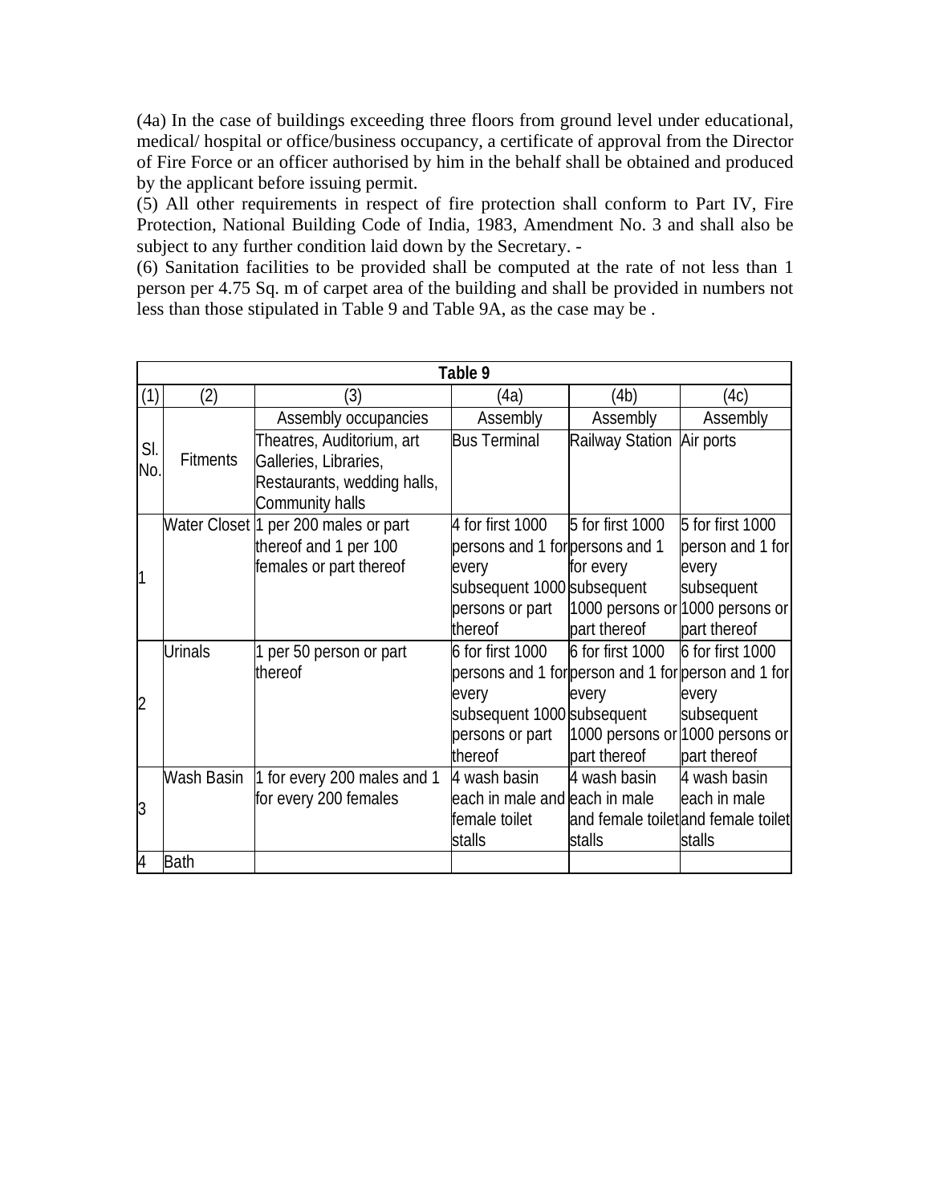(4a) In the case of buildings exceeding three floors from ground level under educational, medical/ hospital or office/business occupancy, a certificate of approval from the Director of Fire Force or an officer authorised by him in the behalf shall be obtained and produced by the applicant before issuing permit.

(5) All other requirements in respect of fire protection shall conform to Part IV, Fire Protection, National Building Code of India, 1983, Amendment No. 3 and shall also be subject to any further condition laid down by the Secretary. -

(6) Sanitation facilities to be provided shall be computed at the rate of not less than 1 person per 4.75 Sq. m of carpet area of the building and shall be provided in numbers not less than those stipulated in Table 9 and Table 9A, as the case may be .

**Table 9**

| (1) | (2) | (3) | (4a) | (4b) | (4c) |
|---|---|---|---|---|---|
| Sl. No. | Fitments | Assembly occupancies | Assembly | Assembly | Assembly |
| | | Theatres, Auditorium, art Galleries, Libraries, Restaurants, wedding halls, Community halls | Bus Terminal | Railway Station | Air ports |
| 1 | Water Closet | 1 per 200 males or part thereof and 1 per 100 females or part thereof | 4 for first 1000 persons and 1 for every subsequent 1000 persons or part thereof | 5 for first 1000 persons and 1 for every subsequent 1000 persons or part thereof | 5 for first 1000 person and 1 for every subsequent 1000 persons or part thereof |
| 2 | Urinals | 1 per 50 person or part thereof | 6 for first 1000 persons and 1 for every subsequent 1000 persons or part thereof | 6 for first 1000 person and 1 for every subsequent 1000 persons or part thereof | 6 for first 1000 person and 1 for every subsequent 1000 persons or part thereof |
| 3 | Wash Basin | 1 for every 200 males and 1 for every 200 females | 4 wash basin each in male and female toilet stalls | 4 wash basin each in male and female toilet stalls | 4 wash basin each in male and female toilet stalls |
| 4 | Bath | | | | |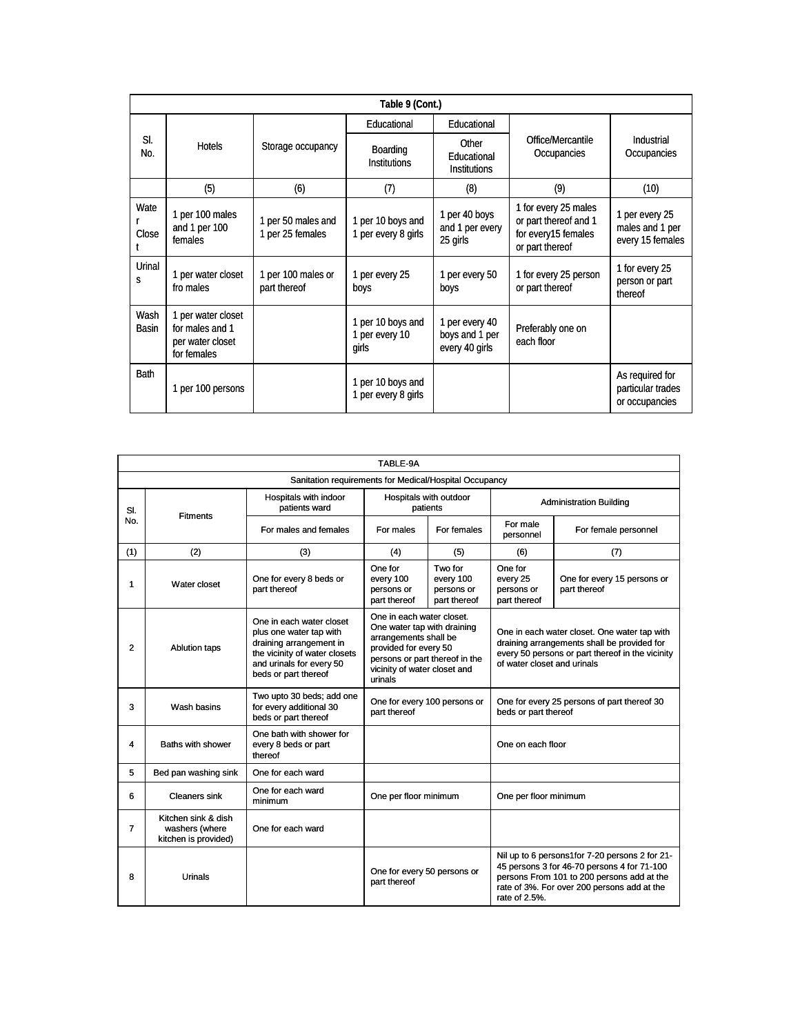**Table 9 (Cont.)**

| Sl. No. | Hotels | Storage occupancy | Educational Boarding Institutions | Educational Other Educational Institutions | Office/Mercantile Occupancies | Industrial Occupancies |
|---|---|---|---|---|---|---|
| | (5) | (6) | (7) | (8) | (9) | (10) |
| Water Closet | 1 per 100 males and 1 per 100 females | 1 per 50 males and 1 per 25 females | 1 per 10 boys and 1 per every 8 girls | 1 per 40 boys and 1 per every 25 girls | 1 for every 25 males or part thereof and 1 for every15 females or part thereof | 1 per every 25 males and 1 per every 15 females |
| Urinals | 1 per water closet fro males | 1 per 100 males or part thereof | 1 per every 25 boys | 1 per every 50 boys | 1 for every 25 person or part thereof | 1 for every 25 person or part thereof |
| Wash Basin | 1 per water closet for males and 1 per water closet for females | | 1 per 10 boys and 1 per every 10 girls | 1 per every 40 boys and 1 per every 40 girls | Preferably one on each floor | |
| Bath | 1 per 100 persons | | 1 per 10 boys and 1 per every 8 girls | | | As required for particular trades or occupancies |

**TABLE-9A**

**Sanitation requirements for Medical/Hospital Occupancy**

| Sl. No. | Fitments | Hospitals with indoor patients ward | Hospitals with outdoor patients | | Administration Building | |
|---|---|---|---|---|---|---|
| | | For males and females | For males | For females | For male personnel | For female personnel |
| (1) | (2) | (3) | (4) | (5) | (6) | (7) |
| 1 | Water closet | One for every 8 beds or part thereof | One for every 100 persons or part thereof | Two for every 100 persons or part thereof | One for every 25 persons or part thereof | One for every 15 persons or part thereof |
| 2 | Ablution taps | One in each water closet plus one water tap with draining arrangement in the vicinity of water closets and urinals for every 50 beds or part thereof | One in each water closet. One water tap with draining arrangements shall be provided for every 50 persons or part thereof in the vicinity of water closet and urinals | | One in each water closet. One water tap with draining arrangements shall be provided for every 50 persons or part thereof in the vicinity of water closet and urinals | |
| 3 | Wash basins | Two upto 30 beds; add one for every additional 30 beds or part thereof | One for every 100 persons or part thereof | | One for every 25 persons of part thereof 30 beds or part thereof | |
| 4 | Baths with shower | One bath with shower for every 8 beds or part thereof | | | One on each floor | |
| 5 | Bed pan washing sink | One for each ward | | | | |
| 6 | Cleaners sink | One for each ward minimum | One per floor minimum | | One per floor minimum | |
| 7 | Kitchen sink & dish washers (where kitchen is provided) | One for each ward | | | | |
| 8 | Urinals | | One for every 50 persons or part thereof | | Nil up to 6 persons1for 7-20 persons 2 for 21-45 persons 3 for 46-70 persons 4 for 71-100 persons From 101 to 200 persons add at the rate of 3%. For over 200 persons add at the rate of 2.5%. | |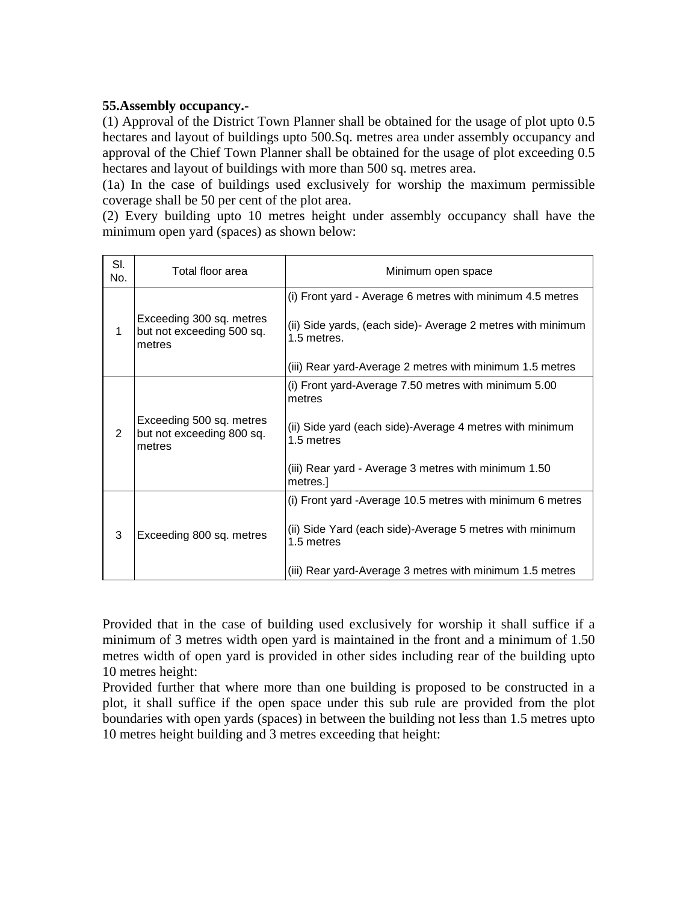**55.Assembly occupancy.-**

(1) Approval of the District Town Planner shall be obtained for the usage of plot upto 0.5 hectares and layout of buildings upto 500.Sq. metres area under assembly occupancy and approval of the Chief Town Planner shall be obtained for the usage of plot exceeding 0.5 hectares and layout of buildings with more than 500 sq. metres area.

(1a) In the case of buildings used exclusively for worship the maximum permissible coverage shall be 50 per cent of the plot area.

(2) Every building upto 10 metres height under assembly occupancy shall have the minimum open yard (spaces) as shown below:

| Sl. No. | Total floor area | Minimum open space |
|---|---|---|
| 1 | Exceeding 300 sq. metres but not exceeding 500 sq. metres | (i) Front yard - Average 6 metres with minimum 4.5 metres<br>(ii) Side yards, (each side)- Average 2 metres with minimum 1.5 metres.<br>(iii) Rear yard-Average 2 metres with minimum 1.5 metres |
| 2 | Exceeding 500 sq. metres but not exceeding 800 sq. metres | (i) Front yard-Average 7.50 metres with minimum 5.00 metres<br>(ii) Side yard (each side)-Average 4 metres with minimum 1.5 metres<br>(iii) Rear yard - Average 3 metres with minimum 1.50 metres.] |
| 3 | Exceeding 800 sq. metres | (i) Front yard -Average 10.5 metres with minimum 6 metres<br>(ii) Side Yard (each side)-Average 5 metres with minimum 1.5 metres<br>(iii) Rear yard-Average 3 metres with minimum 1.5 metres |

Provided that in the case of building used exclusively for worship it shall suffice if a minimum of 3 metres width open yard is maintained in the front and a minimum of 1.50 metres width of open yard is provided in other sides including rear of the building upto 10 metres height:

Provided further that where more than one building is proposed to be constructed in a plot, it shall suffice if the open space under this sub rule are provided from the plot boundaries with open yards (spaces) in between the building not less than 1.5 metres upto 10 metres height building and 3 metres exceeding that height: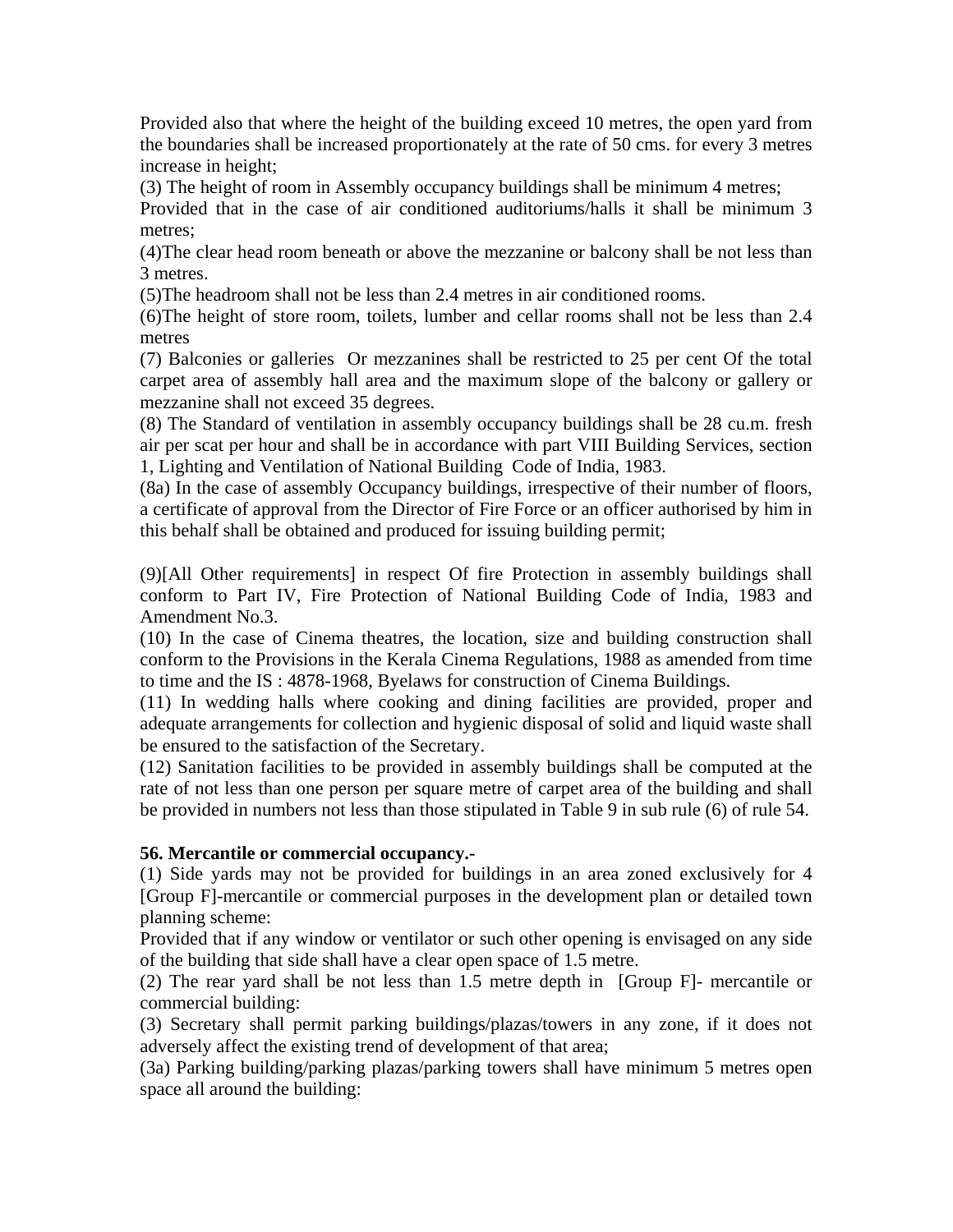Provided also that where the height of the building exceed 10 metres, the open yard from the boundaries shall be increased proportionately at the rate of 50 cms. for every 3 metres increase in height;

(3) The height of room in Assembly occupancy buildings shall be minimum 4 metres;

Provided that in the case of air conditioned auditoriums/halls it shall be minimum 3 metres;

(4)The clear head room beneath or above the mezzanine or balcony shall be not less than 3 metres.

(5)The headroom shall not be less than 2.4 metres in air conditioned rooms.

(6)The height of store room, toilets, lumber and cellar rooms shall not be less than 2.4 metres

(7) Balconies or galleries Or mezzanines shall be restricted to 25 per cent Of the total carpet area of assembly hall area and the maximum slope of the balcony or gallery or mezzanine shall not exceed 35 degrees.

(8) The Standard of ventilation in assembly occupancy buildings shall be 28 cu.m. fresh air per scat per hour and shall be in accordance with part VIII Building Services, section 1, Lighting and Ventilation of National Building Code of India, 1983.

(8a) In the case of assembly Occupancy buildings, irrespective of their number of floors, a certificate of approval from the Director of Fire Force or an officer authorised by him in this behalf shall be obtained and produced for issuing building permit;

(9)[All Other requirements] in respect Of fire Protection in assembly buildings shall conform to Part IV, Fire Protection of National Building Code of India, 1983 and Amendment No.3.

(10) In the case of Cinema theatres, the location, size and building construction shall conform to the Provisions in the Kerala Cinema Regulations, 1988 as amended from time to time and the IS : 4878-1968, Byelaws for construction of Cinema Buildings.

(11) In wedding halls where cooking and dining facilities are provided, proper and adequate arrangements for collection and hygienic disposal of solid and liquid waste shall be ensured to the satisfaction of the Secretary.

(12) Sanitation facilities to be provided in assembly buildings shall be computed at the rate of not less than one person per square metre of carpet area of the building and shall be provided in numbers not less than those stipulated in Table 9 in sub rule (6) of rule 54.

**56. Mercantile or commercial occupancy.-**

(1) Side yards may not be provided for buildings in an area zoned exclusively for 4 [Group F]-mercantile or commercial purposes in the development plan or detailed town planning scheme:

Provided that if any window or ventilator or such other opening is envisaged on any side of the building that side shall have a clear open space of 1.5 metre.

(2) The rear yard shall be not less than 1.5 metre depth in [Group F]- mercantile or commercial building:

(3) Secretary shall permit parking buildings/plazas/towers in any zone, if it does not adversely affect the existing trend of development of that area;

(3a) Parking building/parking plazas/parking towers shall have minimum 5 metres open space all around the building: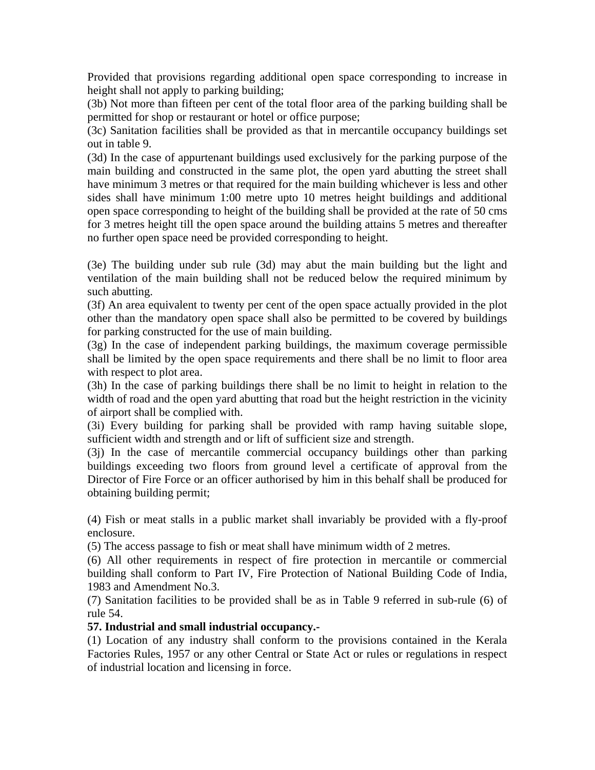Provided that provisions regarding additional open space corresponding to increase in height shall not apply to parking building;

(3b) Not more than fifteen per cent of the total floor area of the parking building shall be permitted for shop or restaurant or hotel or office purpose;

(3c) Sanitation facilities shall be provided as that in mercantile occupancy buildings set out in table 9.

(3d) In the case of appurtenant buildings used exclusively for the parking purpose of the main building and constructed in the same plot, the open yard abutting the street shall have minimum 3 metres or that required for the main building whichever is less and other sides shall have minimum 1:00 metre upto 10 metres height buildings and additional open space corresponding to height of the building shall be provided at the rate of 50 cms for 3 metres height till the open space around the building attains 5 metres and thereafter no further open space need be provided corresponding to height.

(3e) The building under sub rule (3d) may abut the main building but the light and ventilation of the main building shall not be reduced below the required minimum by such abutting.

(3f) An area equivalent to twenty per cent of the open space actually provided in the plot other than the mandatory open space shall also be permitted to be covered by buildings for parking constructed for the use of main building.

(3g) In the case of independent parking buildings, the maximum coverage permissible shall be limited by the open space requirements and there shall be no limit to floor area with respect to plot area.

(3h) In the case of parking buildings there shall be no limit to height in relation to the width of road and the open yard abutting that road but the height restriction in the vicinity of airport shall be complied with.

(3i) Every building for parking shall be provided with ramp having suitable slope, sufficient width and strength and or lift of sufficient size and strength.

(3j) In the case of mercantile commercial occupancy buildings other than parking buildings exceeding two floors from ground level a certificate of approval from the Director of Fire Force or an officer authorised by him in this behalf shall be produced for obtaining building permit;

(4) Fish or meat stalls in a public market shall invariably be provided with a fly-proof enclosure.

(5) The access passage to fish or meat shall have minimum width of 2 metres.

(6) All other requirements in respect of fire protection in mercantile or commercial building shall conform to Part IV, Fire Protection of National Building Code of India, 1983 and Amendment No.3.

(7) Sanitation facilities to be provided shall be as in Table 9 referred in sub-rule (6) of rule 54.

**57. Industrial and small industrial occupancy.-**

(1) Location of any industry shall conform to the provisions contained in the Kerala Factories Rules, 1957 or any other Central or State Act or rules or regulations in respect of industrial location and licensing in force.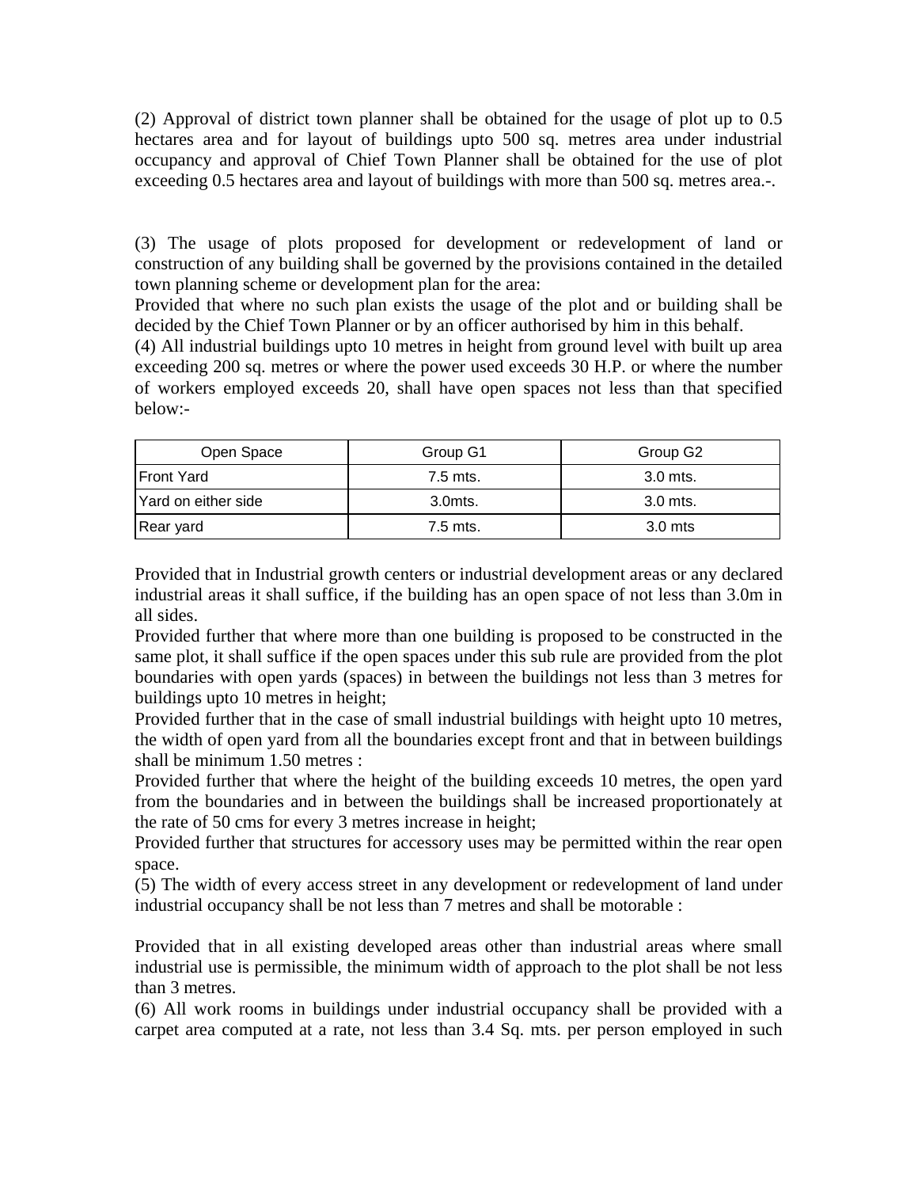(2) Approval of district town planner shall be obtained for the usage of plot up to 0.5 hectares area and for layout of buildings upto 500 sq. metres area under industrial occupancy and approval of Chief Town Planner shall be obtained for the use of plot exceeding 0.5 hectares area and layout of buildings with more than 500 sq. metres area.-.

(3) The usage of plots proposed for development or redevelopment of land or construction of any building shall be governed by the provisions contained in the detailed town planning scheme or development plan for the area:

Provided that where no such plan exists the usage of the plot and or building shall be decided by the Chief Town Planner or by an officer authorised by him in this behalf.

(4) All industrial buildings upto 10 metres in height from ground level with built up area exceeding 200 sq. metres or where the power used exceeds 30 H.P. or where the number of workers employed exceeds 20, shall have open spaces not less than that specified below:-

| Open Space | Group G1 | Group G2 |
|---|---|---|
| Front Yard | 7.5 mts. | 3.0 mts. |
| Yard on either side | 3.0mts. | 3.0 mts. |
| Rear yard | 7.5 mts. | 3.0 mts |

Provided that in Industrial growth centers or industrial development areas or any declared industrial areas it shall suffice, if the building has an open space of not less than 3.0m in all sides.

Provided further that where more than one building is proposed to be constructed in the same plot, it shall suffice if the open spaces under this sub rule are provided from the plot boundaries with open yards (spaces) in between the buildings not less than 3 metres for buildings upto 10 metres in height;

Provided further that in the case of small industrial buildings with height upto 10 metres, the width of open yard from all the boundaries except front and that in between buildings shall be minimum 1.50 metres :

Provided further that where the height of the building exceeds 10 metres, the open yard from the boundaries and in between the buildings shall be increased proportionately at the rate of 50 cms for every 3 metres increase in height;

Provided further that structures for accessory uses may be permitted within the rear open space.

(5) The width of every access street in any development or redevelopment of land under industrial occupancy shall be not less than 7 metres and shall be motorable :

Provided that in all existing developed areas other than industrial areas where small industrial use is permissible, the minimum width of approach to the plot shall be not less than 3 metres.

(6) All work rooms in buildings under industrial occupancy shall be provided with a carpet area computed at a rate, not less than 3.4 Sq. mts. per person employed in such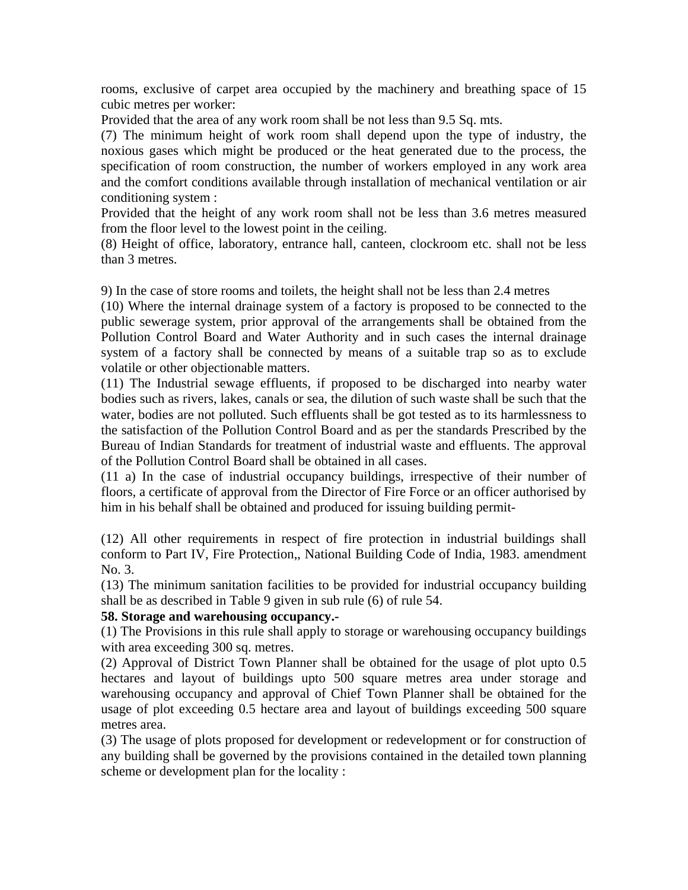rooms, exclusive of carpet area occupied by the machinery and breathing space of 15 cubic metres per worker:

Provided that the area of any work room shall be not less than 9.5 Sq. mts.

(7) The minimum height of work room shall depend upon the type of industry, the noxious gases which might be produced or the heat generated due to the process, the specification of room construction, the number of workers employed in any work area and the comfort conditions available through installation of mechanical ventilation or air conditioning system :

Provided that the height of any work room shall not be less than 3.6 metres measured from the floor level to the lowest point in the ceiling.

(8) Height of office, laboratory, entrance hall, canteen, clockroom etc. shall not be less than 3 metres.

9) In the case of store rooms and toilets, the height shall not be less than 2.4 metres

(10) Where the internal drainage system of a factory is proposed to be connected to the public sewerage system, prior approval of the arrangements shall be obtained from the Pollution Control Board and Water Authority and in such cases the internal drainage system of a factory shall be connected by means of a suitable trap so as to exclude volatile or other objectionable matters.

(11) The Industrial sewage effluents, if proposed to be discharged into nearby water bodies such as rivers, lakes, canals or sea, the dilution of such waste shall be such that the water, bodies are not polluted. Such effluents shall be got tested as to its harmlessness to the satisfaction of the Pollution Control Board and as per the standards Prescribed by the Bureau of Indian Standards for treatment of industrial waste and effluents. The approval of the Pollution Control Board shall be obtained in all cases.

(11 a) In the case of industrial occupancy buildings, irrespective of their number of floors, a certificate of approval from the Director of Fire Force or an officer authorised by him in his behalf shall be obtained and produced for issuing building permit-

(12) All other requirements in respect of fire protection in industrial buildings shall conform to Part IV, Fire Protection,, National Building Code of India, 1983. amendment No. 3.

(13) The minimum sanitation facilities to be provided for industrial occupancy building shall be as described in Table 9 given in sub rule (6) of rule 54.

**58. Storage and warehousing occupancy.-**

(1) The Provisions in this rule shall apply to storage or warehousing occupancy buildings with area exceeding 300 sq. metres.

(2) Approval of District Town Planner shall be obtained for the usage of plot upto 0.5 hectares and layout of buildings upto 500 square metres area under storage and warehousing occupancy and approval of Chief Town Planner shall be obtained for the usage of plot exceeding 0.5 hectare area and layout of buildings exceeding 500 square metres area.

(3) The usage of plots proposed for development or redevelopment or for construction of any building shall be governed by the provisions contained in the detailed town planning scheme or development plan for the locality :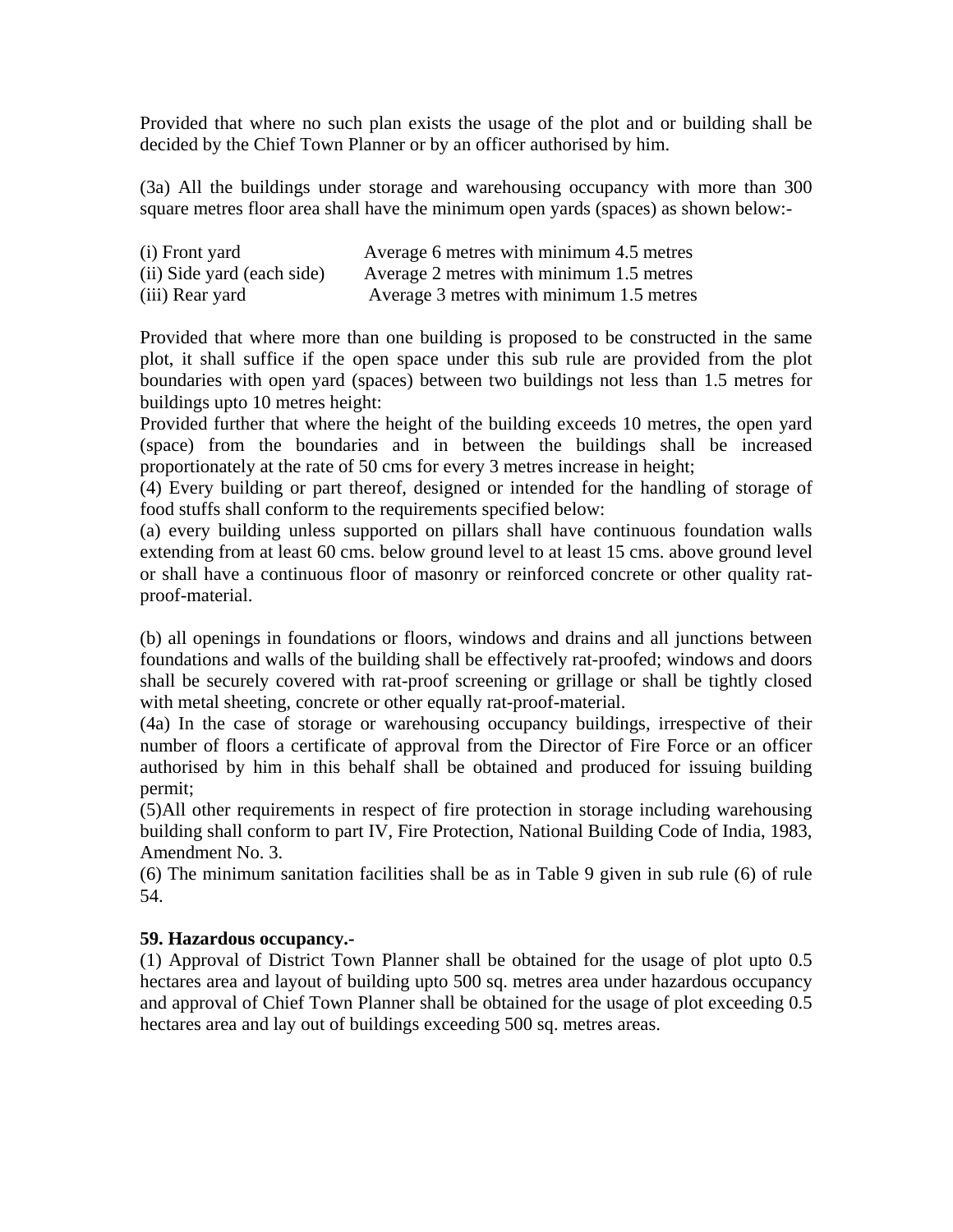Provided that where no such plan exists the usage of the plot and or building shall be decided by the Chief Town Planner or by an officer authorised by him.

(3a) All the buildings under storage and warehousing occupancy with more than 300 square metres floor area shall have the minimum open yards (spaces) as shown below:-

| | |
|---|---|
| (i) Front yard | Average 6 metres with minimum 4.5 metres |
| (ii) Side yard (each side) | Average 2 metres with minimum 1.5 metres |
| (iii) Rear yard | Average 3 metres with minimum 1.5 metres |

Provided that where more than one building is proposed to be constructed in the same plot, it shall suffice if the open space under this sub rule are provided from the plot boundaries with open yard (spaces) between two buildings not less than 1.5 metres for buildings upto 10 metres height:

Provided further that where the height of the building exceeds 10 metres, the open yard (space) from the boundaries and in between the buildings shall be increased proportionately at the rate of 50 cms for every 3 metres increase in height;

(4) Every building or part thereof, designed or intended for the handling of storage of food stuffs shall conform to the requirements specified below:

(a) every building unless supported on pillars shall have continuous foundation walls extending from at least 60 cms. below ground level to at least 15 cms. above ground level or shall have a continuous floor of masonry or reinforced concrete or other quality rat-proof-material.

(b) all openings in foundations or floors, windows and drains and all junctions between foundations and walls of the building shall be effectively rat-proofed; windows and doors shall be securely covered with rat-proof screening or grillage or shall be tightly closed with metal sheeting, concrete or other equally rat-proof-material.

(4a) In the case of storage or warehousing occupancy buildings, irrespective of their number of floors a certificate of approval from the Director of Fire Force or an officer authorised by him in this behalf shall be obtained and produced for issuing building permit;

(5)All other requirements in respect of fire protection in storage including warehousing building shall conform to part IV, Fire Protection, National Building Code of India, 1983, Amendment No. 3.

(6) The minimum sanitation facilities shall be as in Table 9 given in sub rule (6) of rule 54.

**59. Hazardous occupancy.-**

(1) Approval of District Town Planner shall be obtained for the usage of plot upto 0.5 hectares area and layout of building upto 500 sq. metres area under hazardous occupancy and approval of Chief Town Planner shall be obtained for the usage of plot exceeding 0.5 hectares area and lay out of buildings exceeding 500 sq. metres areas.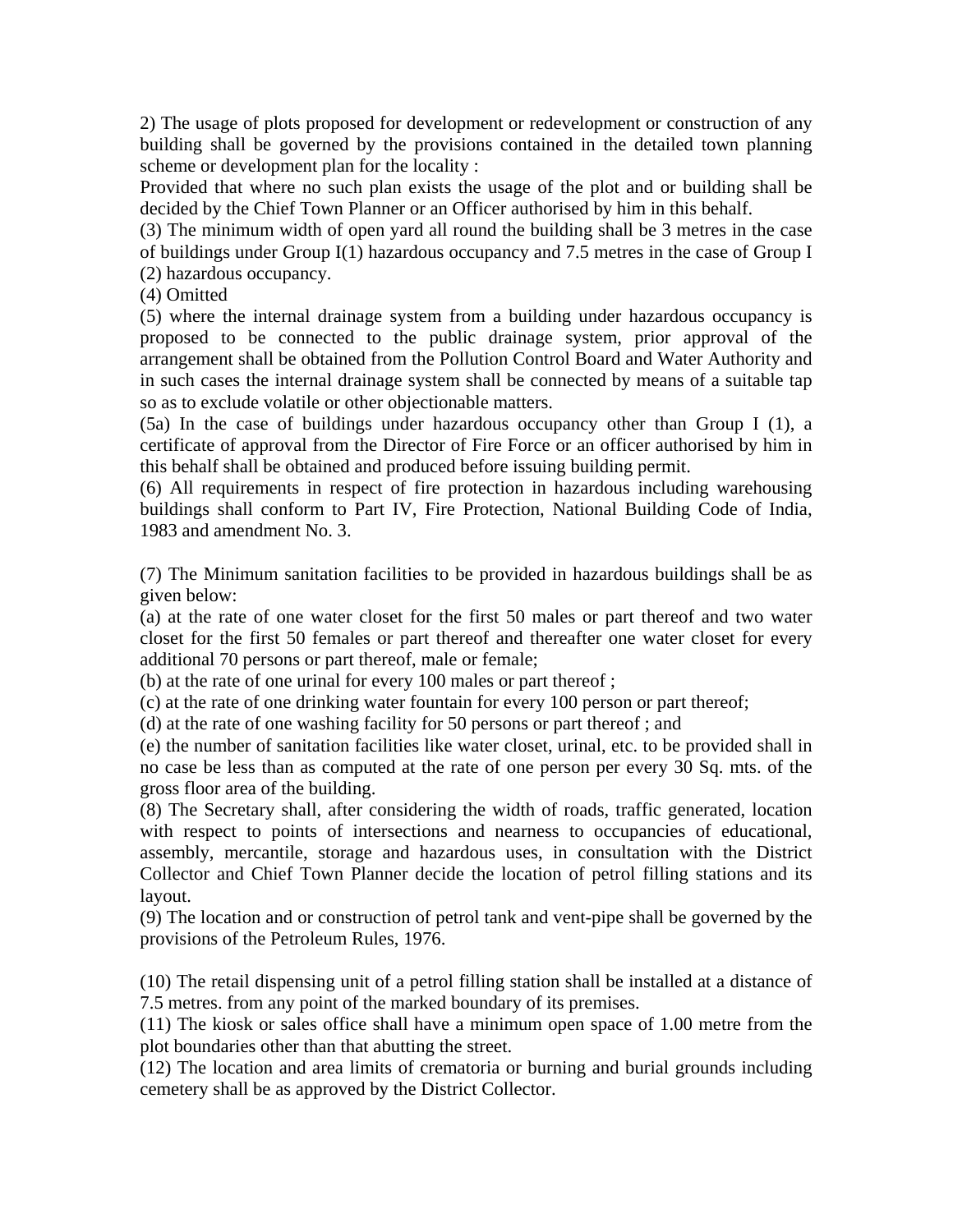2) The usage of plots proposed for development or redevelopment or construction of any building shall be governed by the provisions contained in the detailed town planning scheme or development plan for the locality :

Provided that where no such plan exists the usage of the plot and or building shall be decided by the Chief Town Planner or an Officer authorised by him in this behalf.

(3) The minimum width of open yard all round the building shall be 3 metres in the case of buildings under Group I(1) hazardous occupancy and 7.5 metres in the case of Group I (2) hazardous occupancy.

(4) Omitted

(5) where the internal drainage system from a building under hazardous occupancy is proposed to be connected to the public drainage system, prior approval of the arrangement shall be obtained from the Pollution Control Board and Water Authority and in such cases the internal drainage system shall be connected by means of a suitable tap so as to exclude volatile or other objectionable matters.

(5a) In the case of buildings under hazardous occupancy other than Group I (1), a certificate of approval from the Director of Fire Force or an officer authorised by him in this behalf shall be obtained and produced before issuing building permit.

(6) All requirements in respect of fire protection in hazardous including warehousing buildings shall conform to Part IV, Fire Protection, National Building Code of India, 1983 and amendment No. 3.

(7) The Minimum sanitation facilities to be provided in hazardous buildings shall be as given below:

(a) at the rate of one water closet for the first 50 males or part thereof and two water closet for the first 50 females or part thereof and thereafter one water closet for every additional 70 persons or part thereof, male or female;

(b) at the rate of one urinal for every 100 males or part thereof ;

(c) at the rate of one drinking water fountain for every 100 person or part thereof;

(d) at the rate of one washing facility for 50 persons or part thereof ; and

(e) the number of sanitation facilities like water closet, urinal, etc. to be provided shall in no case be less than as computed at the rate of one person per every 30 Sq. mts. of the gross floor area of the building.

(8) The Secretary shall, after considering the width of roads, traffic generated, location with respect to points of intersections and nearness to occupancies of educational, assembly, mercantile, storage and hazardous uses, in consultation with the District Collector and Chief Town Planner decide the location of petrol filling stations and its layout.

(9) The location and or construction of petrol tank and vent-pipe shall be governed by the provisions of the Petroleum Rules, 1976.

(10) The retail dispensing unit of a petrol filling station shall be installed at a distance of 7.5 metres. from any point of the marked boundary of its premises.

(11) The kiosk or sales office shall have a minimum open space of 1.00 metre from the plot boundaries other than that abutting the street.

(12) The location and area limits of crematoria or burning and burial grounds including cemetery shall be as approved by the District Collector.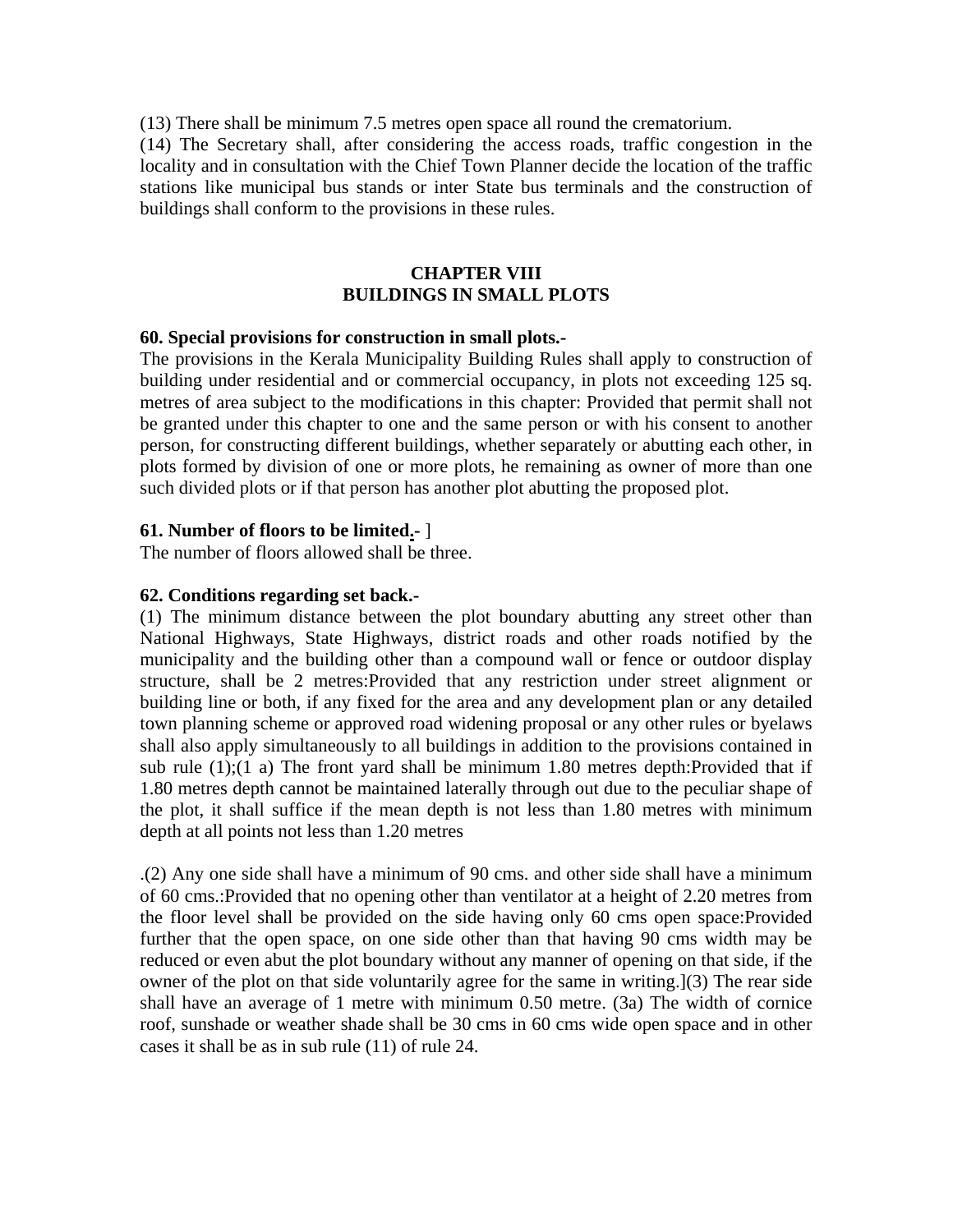(13) There shall be minimum 7.5 metres open space all round the crematorium.
(14) The Secretary shall, after considering the access roads, traffic congestion in the locality and in consultation with the Chief Town Planner decide the location of the traffic stations like municipal bus stands or inter State bus terminals and the construction of buildings shall conform to the provisions in these rules.

## CHAPTER VIII
## BUILDINGS IN SMALL PLOTS

**60. Special provisions for construction in small plots.-**
The provisions in the Kerala Municipality Building Rules shall apply to construction of building under residential and or commercial occupancy, in plots not exceeding 125 sq. metres of area subject to the modifications in this chapter: Provided that permit shall not be granted under this chapter to one and the same person or with his consent to another person, for constructing different buildings, whether separately or abutting each other, in plots formed by division of one or more plots, he remaining as owner of more than one such divided plots or if that person has another plot abutting the proposed plot.

**61. Number of floors to be limited.-** ]
The number of floors allowed shall be three.

**62. Conditions regarding set back.-**
(1) The minimum distance between the plot boundary abutting any street other than National Highways, State Highways, district roads and other roads notified by the municipality and the building other than a compound wall or fence or outdoor display structure, shall be 2 metres:Provided that any restriction under street alignment or building line or both, if any fixed for the area and any development plan or any detailed town planning scheme or approved road widening proposal or any other rules or byelaws shall also apply simultaneously to all buildings in addition to the provisions contained in sub rule (1);(1 a) The front yard shall be minimum 1.80 metres depth:Provided that if 1.80 metres depth cannot be maintained laterally through out due to the peculiar shape of the plot, it shall suffice if the mean depth is not less than 1.80 metres with minimum depth at all points not less than 1.20 metres

.(2) Any one side shall have a minimum of 90 cms. and other side shall have a minimum of 60 cms.:Provided that no opening other than ventilator at a height of 2.20 metres from the floor level shall be provided on the side having only 60 cms open space:Provided further that the open space, on one side other than that having 90 cms width may be reduced or even abut the plot boundary without any manner of opening on that side, if the owner of the plot on that side voluntarily agree for the same in writing.](3) The rear side shall have an average of 1 metre with minimum 0.50 metre. (3a) The width of cornice roof, sunshade or weather shade shall be 30 cms in 60 cms wide open space and in other cases it shall be as in sub rule (11) of rule 24.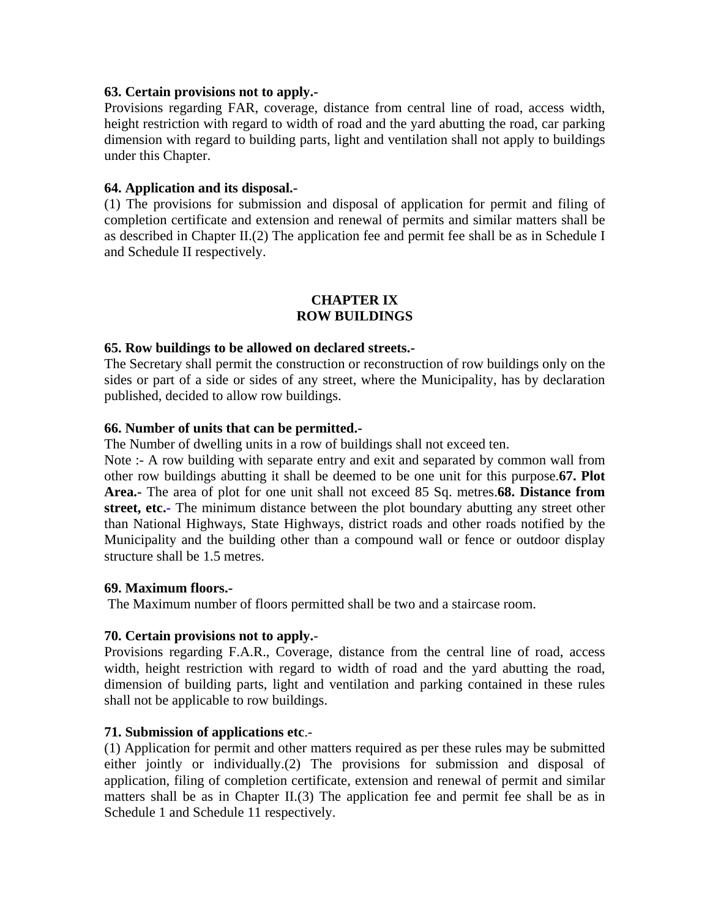**63. Certain provisions not to apply.-**
Provisions regarding FAR, coverage, distance from central line of road, access width, height restriction with regard to width of road and the yard abutting the road, car parking dimension with regard to building parts, light and ventilation shall not apply to buildings under this Chapter.

**64. Application and its disposal.-**
(1) The provisions for submission and disposal of application for permit and filing of completion certificate and extension and renewal of permits and similar matters shall be as described in Chapter II.(2) The application fee and permit fee shall be as in Schedule I and Schedule II respectively.

## CHAPTER IX
## ROW BUILDINGS

**65. Row buildings to be allowed on declared streets.-**
The Secretary shall permit the construction or reconstruction of row buildings only on the sides or part of a side or sides of any street, where the Municipality, has by declaration published, decided to allow row buildings.

**66. Number of units that can be permitted.-**
The Number of dwelling units in a row of buildings shall not exceed ten.
Note :- A row building with separate entry and exit and separated by common wall from other row buildings abutting it shall be deemed to be one unit for this purpose.**67. Plot Area.-** The area of plot for one unit shall not exceed 85 Sq. metres.**68. Distance from street, etc.-** The minimum distance between the plot boundary abutting any street other than National Highways, State Highways, district roads and other roads notified by the Municipality and the building other than a compound wall or fence or outdoor display structure shall be 1.5 metres.

**69. Maximum floors.-**
The Maximum number of floors permitted shall be two and a staircase room.

**70. Certain provisions not to apply.**-
Provisions regarding F.A.R., Coverage, distance from the central line of road, access width, height restriction with regard to width of road and the yard abutting the road, dimension of building parts, light and ventilation and parking contained in these rules shall not be applicable to row buildings.

**71. Submission of applications etc**.-
(1) Application for permit and other matters required as per these rules may be submitted either jointly or individually.(2) The provisions for submission and disposal of application, filing of completion certificate, extension and renewal of permit and similar matters shall be as in Chapter II.(3) The application fee and permit fee shall be as in Schedule 1 and Schedule 11 respectively.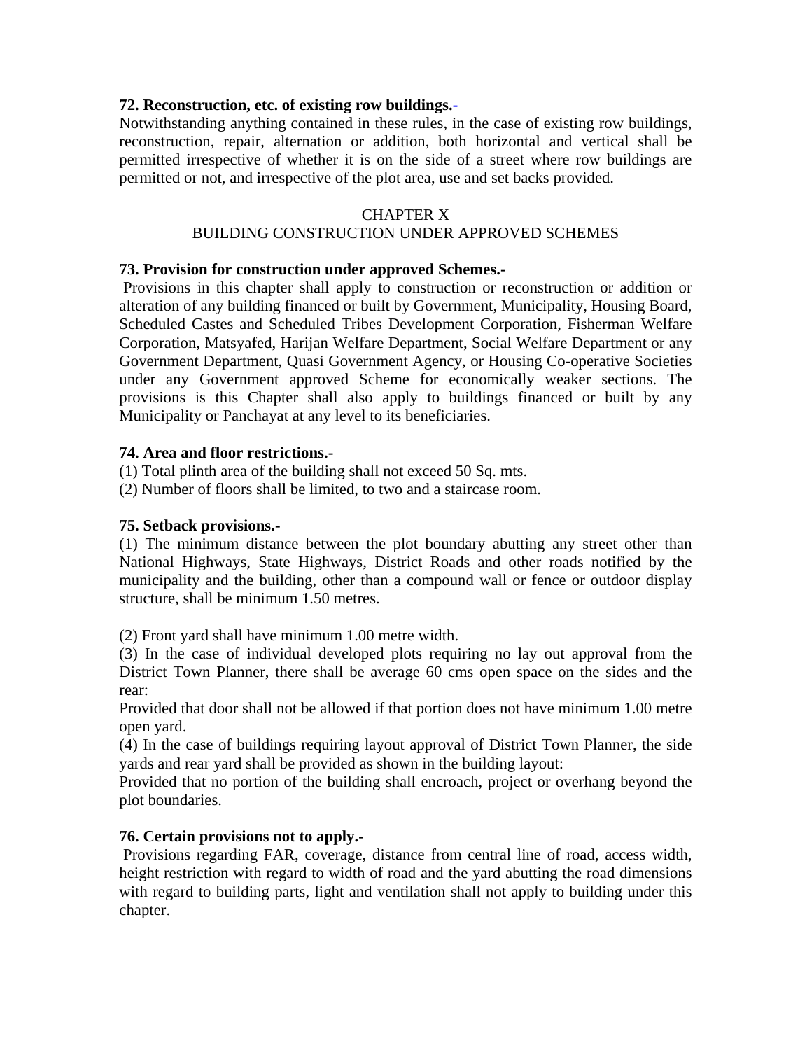**72. Reconstruction, etc. of existing row buildings.-**

Notwithstanding anything contained in these rules, in the case of existing row buildings, reconstruction, repair, alternation or addition, both horizontal and vertical shall be permitted irrespective of whether it is on the side of a street where row buildings are permitted or not, and irrespective of the plot area, use and set backs provided.

## CHAPTER X
## BUILDING CONSTRUCTION UNDER APPROVED SCHEMES

**73. Provision for construction under approved Schemes.-**

Provisions in this chapter shall apply to construction or reconstruction or addition or alteration of any building financed or built by Government, Municipality, Housing Board, Scheduled Castes and Scheduled Tribes Development Corporation, Fisherman Welfare Corporation, Matsyafed, Harijan Welfare Department, Social Welfare Department or any Government Department, Quasi Government Agency, or Housing Co-operative Societies under any Government approved Scheme for economically weaker sections. The provisions is this Chapter shall also apply to buildings financed or built by any Municipality or Panchayat at any level to its beneficiaries.

**74. Area and floor restrictions.-**

(1) Total plinth area of the building shall not exceed 50 Sq. mts.

(2) Number of floors shall be limited, to two and a staircase room.

**75. Setback provisions.-**

(1) The minimum distance between the plot boundary abutting any street other than National Highways, State Highways, District Roads and other roads notified by the municipality and the building, other than a compound wall or fence or outdoor display structure, shall be minimum 1.50 metres.

(2) Front yard shall have minimum 1.00 metre width.

(3) In the case of individual developed plots requiring no lay out approval from the District Town Planner, there shall be average 60 cms open space on the sides and the rear:

Provided that door shall not be allowed if that portion does not have minimum 1.00 metre open yard.

(4) In the case of buildings requiring layout approval of District Town Planner, the side yards and rear yard shall be provided as shown in the building layout:

Provided that no portion of the building shall encroach, project or overhang beyond the plot boundaries.

**76. Certain provisions not to apply.-**

Provisions regarding FAR, coverage, distance from central line of road, access width, height restriction with regard to width of road and the yard abutting the road dimensions with regard to building parts, light and ventilation shall not apply to building under this chapter.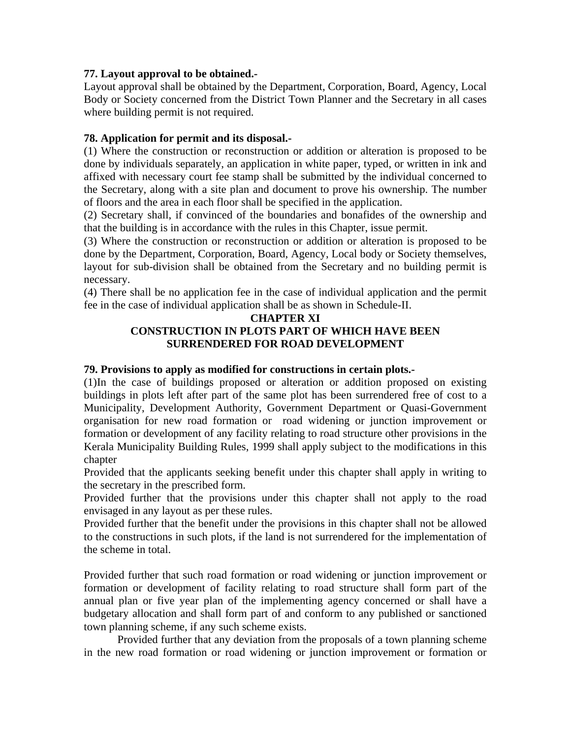**77. Layout approval to be obtained.-**

Layout approval shall be obtained by the Department, Corporation, Board, Agency, Local Body or Society concerned from the District Town Planner and the Secretary in all cases where building permit is not required.

**78. Application for permit and its disposal.-**

(1) Where the construction or reconstruction or addition or alteration is proposed to be done by individuals separately, an application in white paper, typed, or written in ink and affixed with necessary court fee stamp shall be submitted by the individual concerned to the Secretary, along with a site plan and document to prove his ownership. The number of floors and the area in each floor shall be specified in the application.

(2) Secretary shall, if convinced of the boundaries and bonafides of the ownership and that the building is in accordance with the rules in this Chapter, issue permit.

(3) Where the construction or reconstruction or addition or alteration is proposed to be done by the Department, Corporation, Board, Agency, Local body or Society themselves, layout for sub-division shall be obtained from the Secretary and no building permit is necessary.

(4) There shall be no application fee in the case of individual application and the permit fee in the case of individual application shall be as shown in Schedule-II.

## CHAPTER XI

## CONSTRUCTION IN PLOTS PART OF WHICH HAVE BEEN SURRENDERED FOR ROAD DEVELOPMENT

**79. Provisions to apply as modified for constructions in certain plots.-**

(1)In the case of buildings proposed or alteration or addition proposed on existing buildings in plots left after part of the same plot has been surrendered free of cost to a Municipality, Development Authority, Government Department or Quasi-Government organisation for new road formation or road widening or junction improvement or formation or development of any facility relating to road structure other provisions in the Kerala Municipality Building Rules, 1999 shall apply subject to the modifications in this chapter

Provided that the applicants seeking benefit under this chapter shall apply in writing to the secretary in the prescribed form.

Provided further that the provisions under this chapter shall not apply to the road envisaged in any layout as per these rules.

Provided further that the benefit under the provisions in this chapter shall not be allowed to the constructions in such plots, if the land is not surrendered for the implementation of the scheme in total.

Provided further that such road formation or road widening or junction improvement or formation or development of facility relating to road structure shall form part of the annual plan or five year plan of the implementing agency concerned or shall have a budgetary allocation and shall form part of and conform to any published or sanctioned town planning scheme, if any such scheme exists.

Provided further that any deviation from the proposals of a town planning scheme in the new road formation or road widening or junction improvement or formation or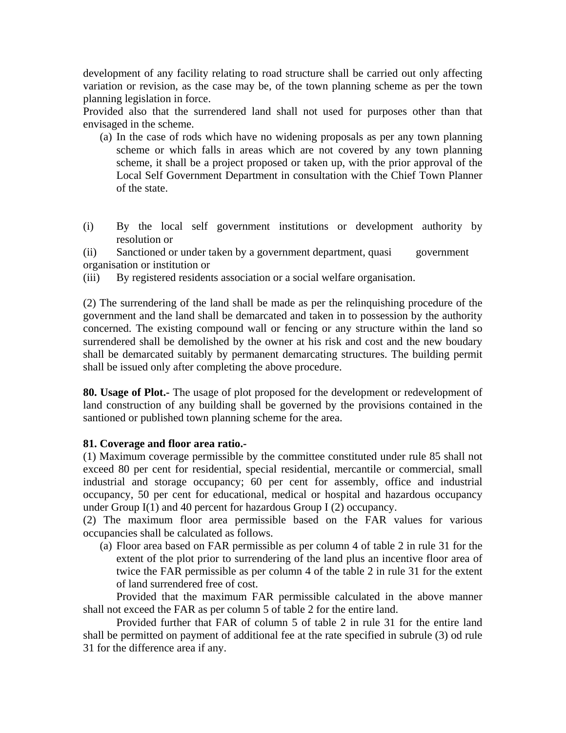development of any facility relating to road structure shall be carried out only affecting variation or revision, as the case may be, of the town planning scheme as per the town planning legislation in force.

Provided also that the surrendered land shall not used for purposes other than that envisaged in the scheme.

(a) In the case of rods which have no widening proposals as per any town planning scheme or which falls in areas which are not covered by any town planning scheme, it shall be a project proposed or taken up, with the prior approval of the Local Self Government Department in consultation with the Chief Town Planner of the state.

(i) By the local self government institutions or development authority by resolution or

(ii) Sanctioned or under taken by a government department, quasi government organisation or institution or

(iii) By registered residents association or a social welfare organisation.

(2) The surrendering of the land shall be made as per the relinquishing procedure of the government and the land shall be demarcated and taken in to possession by the authority concerned. The existing compound wall or fencing or any structure within the land so surrendered shall be demolished by the owner at his risk and cost and the new boudary shall be demarcated suitably by permanent demarcating structures. The building permit shall be issued only after completing the above procedure.

**80. Usage of Plot.-** The usage of plot proposed for the development or redevelopment of land construction of any building shall be governed by the provisions contained in the santioned or published town planning scheme for the area.

**81. Coverage and floor area ratio.-**

(1) Maximum coverage permissible by the committee constituted under rule 85 shall not exceed 80 per cent for residential, special residential, mercantile or commercial, small industrial and storage occupancy; 60 per cent for assembly, office and industrial occupancy, 50 per cent for educational, medical or hospital and hazardous occupancy under Group I(1) and 40 percent for hazardous Group I (2) occupancy.

(2) The maximum floor area permissible based on the FAR values for various occupancies shall be calculated as follows.

(a) Floor area based on FAR permissible as per column 4 of table 2 in rule 31 for the extent of the plot prior to surrendering of the land plus an incentive floor area of twice the FAR permissible as per column 4 of the table 2 in rule 31 for the extent of land surrendered free of cost.

Provided that the maximum FAR permissible calculated in the above manner shall not exceed the FAR as per column 5 of table 2 for the entire land.

Provided further that FAR of column 5 of table 2 in rule 31 for the entire land shall be permitted on payment of additional fee at the rate specified in subrule (3) od rule 31 for the difference area if any.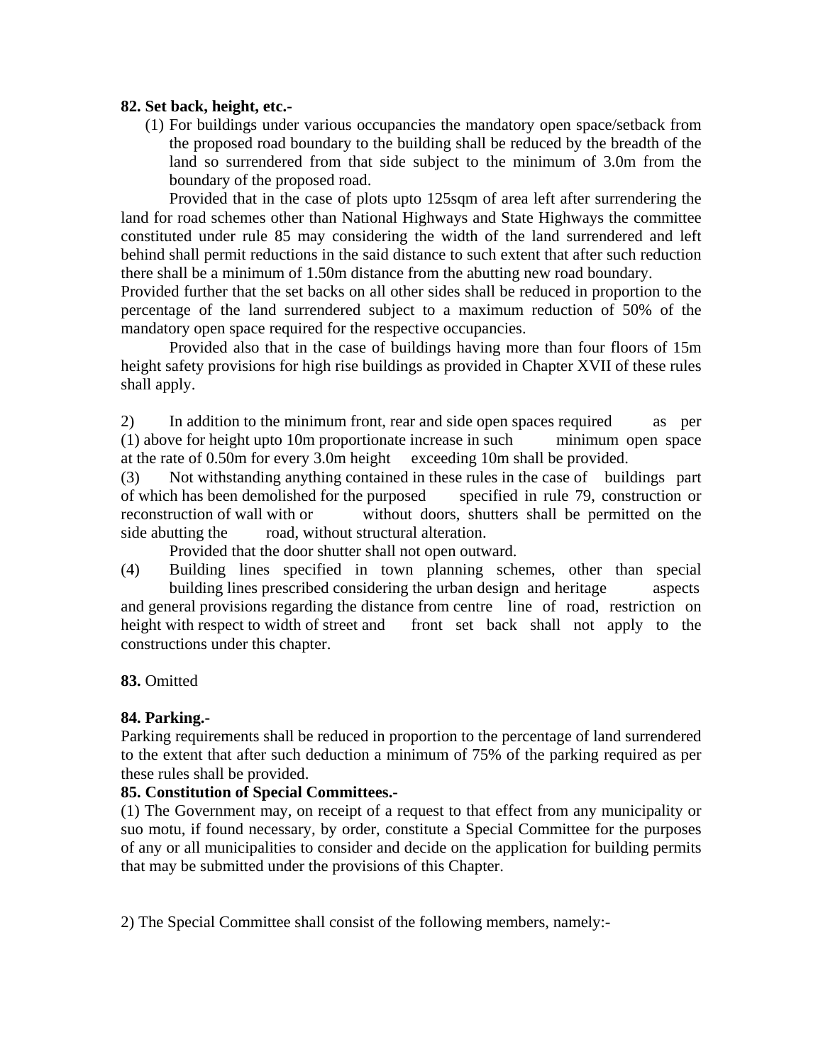**82. Set back, height, etc.-**

(1) For buildings under various occupancies the mandatory open space/setback from the proposed road boundary to the building shall be reduced by the breadth of the land so surrendered from that side subject to the minimum of 3.0m from the boundary of the proposed road.

Provided that in the case of plots upto 125sqm of area left after surrendering the land for road schemes other than National Highways and State Highways the committee constituted under rule 85 may considering the width of the land surrendered and left behind shall permit reductions in the said distance to such extent that after such reduction there shall be a minimum of 1.50m distance from the abutting new road boundary.

Provided further that the set backs on all other sides shall be reduced in proportion to the percentage of the land surrendered subject to a maximum reduction of 50% of the mandatory open space required for the respective occupancies.

Provided also that in the case of buildings having more than four floors of 15m height safety provisions for high rise buildings as provided in Chapter XVII of these rules shall apply.

2) In addition to the minimum front, rear and side open spaces required as per (1) above for height upto 10m proportionate increase in such minimum open space at the rate of 0.50m for every 3.0m height exceeding 10m shall be provided.

(3) Not withstanding anything contained in these rules in the case of buildings part of which has been demolished for the purposed specified in rule 79, construction or reconstruction of wall with or without doors, shutters shall be permitted on the side abutting the road, without structural alteration.

Provided that the door shutter shall not open outward.

(4) Building lines specified in town planning schemes, other than special building lines prescribed considering the urban design and heritage aspects and general provisions regarding the distance from centre line of road, restriction on height with respect to width of street and front set back shall not apply to the constructions under this chapter.

**83.** Omitted

**84. Parking.-**

Parking requirements shall be reduced in proportion to the percentage of land surrendered to the extent that after such deduction a minimum of 75% of the parking required as per these rules shall be provided.

**85. Constitution of Special Committees.-**

(1) The Government may, on receipt of a request to that effect from any municipality or suo motu, if found necessary, by order, constitute a Special Committee for the purposes of any or all municipalities to consider and decide on the application for building permits that may be submitted under the provisions of this Chapter.

2) The Special Committee shall consist of the following members, namely:-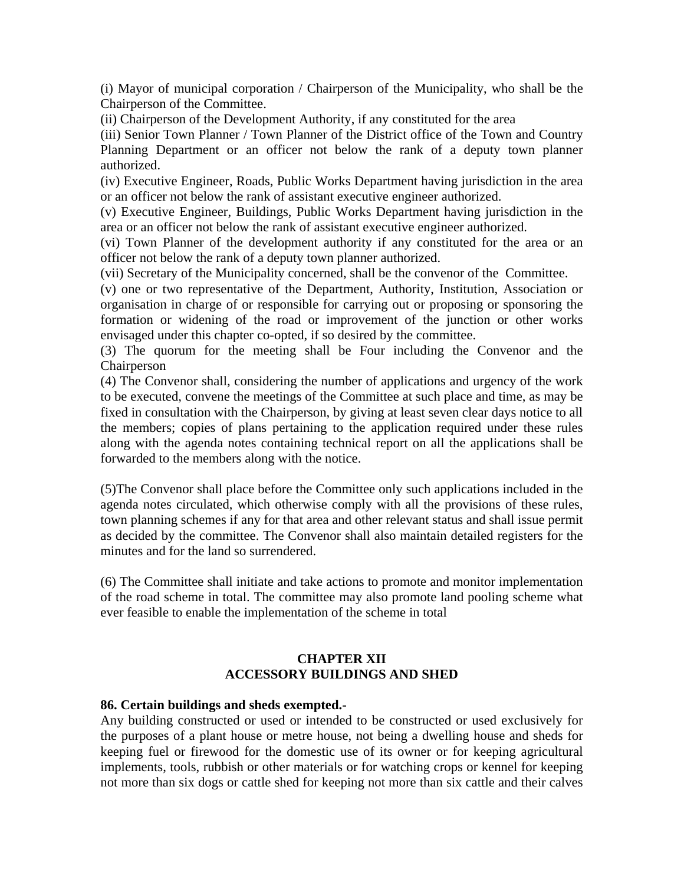(i) Mayor of municipal corporation / Chairperson of the Municipality, who shall be the Chairperson of the Committee.

(ii) Chairperson of the Development Authority, if any constituted for the area

(iii) Senior Town Planner / Town Planner of the District office of the Town and Country Planning Department or an officer not below the rank of a deputy town planner authorized.

(iv) Executive Engineer, Roads, Public Works Department having jurisdiction in the area or an officer not below the rank of assistant executive engineer authorized.

(v) Executive Engineer, Buildings, Public Works Department having jurisdiction in the area or an officer not below the rank of assistant executive engineer authorized.

(vi) Town Planner of the development authority if any constituted for the area or an officer not below the rank of a deputy town planner authorized.

(vii) Secretary of the Municipality concerned, shall be the convenor of the Committee.

(v) one or two representative of the Department, Authority, Institution, Association or organisation in charge of or responsible for carrying out or proposing or sponsoring the formation or widening of the road or improvement of the junction or other works envisaged under this chapter co-opted, if so desired by the committee.

(3) The quorum for the meeting shall be Four including the Convenor and the Chairperson

(4) The Convenor shall, considering the number of applications and urgency of the work to be executed, convene the meetings of the Committee at such place and time, as may be fixed in consultation with the Chairperson, by giving at least seven clear days notice to all the members; copies of plans pertaining to the application required under these rules along with the agenda notes containing technical report on all the applications shall be forwarded to the members along with the notice.

(5)The Convenor shall place before the Committee only such applications included in the agenda notes circulated, which otherwise comply with all the provisions of these rules, town planning schemes if any for that area and other relevant status and shall issue permit as decided by the committee. The Convenor shall also maintain detailed registers for the minutes and for the land so surrendered.

(6) The Committee shall initiate and take actions to promote and monitor implementation of the road scheme in total. The committee may also promote land pooling scheme what ever feasible to enable the implementation of the scheme in total

## CHAPTER XII
## ACCESSORY BUILDINGS AND SHED

**86. Certain buildings and sheds exempted.-**

Any building constructed or used or intended to be constructed or used exclusively for the purposes of a plant house or metre house, not being a dwelling house and sheds for keeping fuel or firewood for the domestic use of its owner or for keeping agricultural implements, tools, rubbish or other materials or for watching crops or kennel for keeping not more than six dogs or cattle shed for keeping not more than six cattle and their calves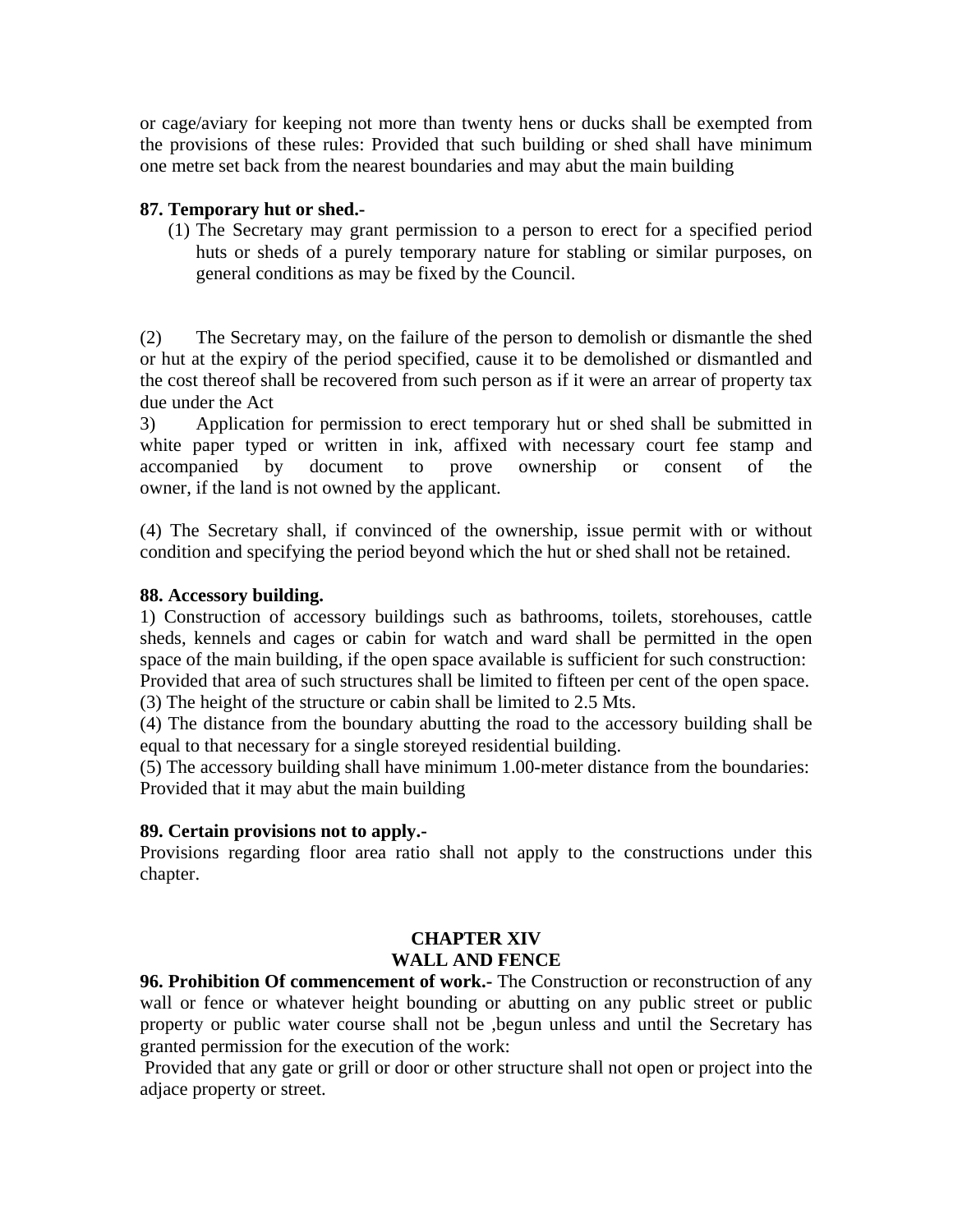or cage/aviary for keeping not more than twenty hens or ducks shall be exempted from the provisions of these rules: Provided that such building or shed shall have minimum one metre set back from the nearest boundaries and may abut the main building

**87. Temporary hut or shed.-**

(1) The Secretary may grant permission to a person to erect for a specified period huts or sheds of a purely temporary nature for stabling or similar purposes, on general conditions as may be fixed by the Council.

(2) The Secretary may, on the failure of the person to demolish or dismantle the shed or hut at the expiry of the period specified, cause it to be demolished or dismantled and the cost thereof shall be recovered from such person as if it were an arrear of property tax due under the Act

3) Application for permission to erect temporary hut or shed shall be submitted in white paper typed or written in ink, affixed with necessary court fee stamp and accompanied by document to prove ownership or consent of the owner, if the land is not owned by the applicant.

(4) The Secretary shall, if convinced of the ownership, issue permit with or without condition and specifying the period beyond which the hut or shed shall not be retained.

**88. Accessory building.**

1) Construction of accessory buildings such as bathrooms, toilets, storehouses, cattle sheds, kennels and cages or cabin for watch and ward shall be permitted in the open space of the main building, if the open space available is sufficient for such construction: Provided that area of such structures shall be limited to fifteen per cent of the open space.

(3) The height of the structure or cabin shall be limited to 2.5 Mts.

(4) The distance from the boundary abutting the road to the accessory building shall be equal to that necessary for a single storeyed residential building.

(5) The accessory building shall have minimum 1.00-meter distance from the boundaries: Provided that it may abut the main building

**89. Certain provisions not to apply.-**

Provisions regarding floor area ratio shall not apply to the constructions under this chapter.

## CHAPTER XIV
## WALL AND FENCE

**96. Prohibition Of commencement of work.-** The Construction or reconstruction of any wall or fence or whatever height bounding or abutting on any public street or public property or public water course shall not be ,begun unless and until the Secretary has granted permission for the execution of the work:

Provided that any gate or grill or door or other structure shall not open or project into the adjace property or street.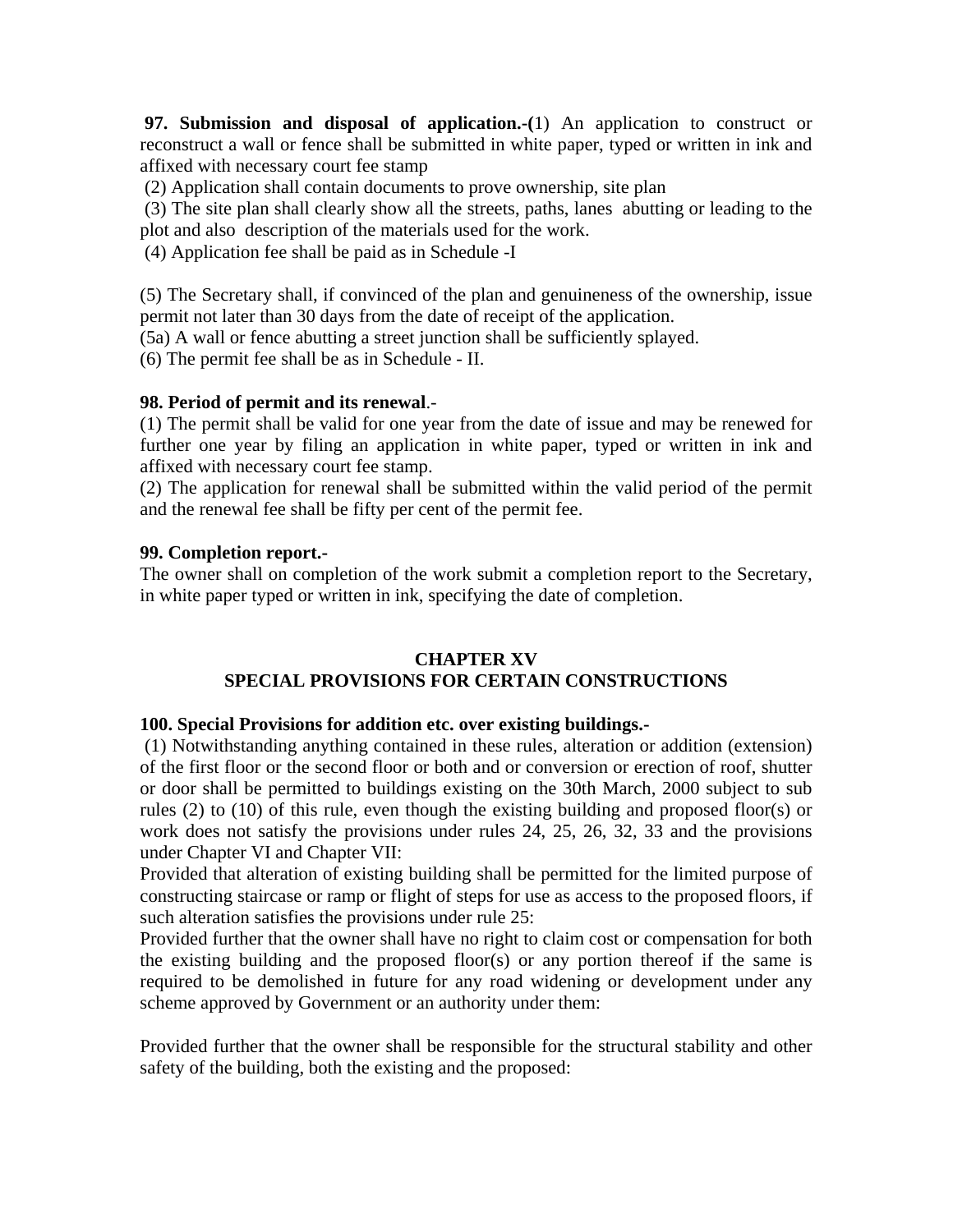**97. Submission and disposal of application.-(**1) An application to construct or reconstruct a wall or fence shall be submitted in white paper, typed or written in ink and affixed with necessary court fee stamp

(2) Application shall contain documents to prove ownership, site plan

(3) The site plan shall clearly show all the streets, paths, lanes abutting or leading to the plot and also description of the materials used for the work.

(4) Application fee shall be paid as in Schedule -I

(5) The Secretary shall, if convinced of the plan and genuineness of the ownership, issue permit not later than 30 days from the date of receipt of the application.

(5a) A wall or fence abutting a street junction shall be sufficiently splayed.

(6) The permit fee shall be as in Schedule - II.

**98. Period of permit and its renewal**.-

(1) The permit shall be valid for one year from the date of issue and may be renewed for further one year by filing an application in white paper, typed or written in ink and affixed with necessary court fee stamp.

(2) The application for renewal shall be submitted within the valid period of the permit and the renewal fee shall be fifty per cent of the permit fee.

**99. Completion report.-**

The owner shall on completion of the work submit a completion report to the Secretary, in white paper typed or written in ink, specifying the date of completion.

## CHAPTER XV
## SPECIAL PROVISIONS FOR CERTAIN CONSTRUCTIONS

**100. Special Provisions for addition etc. over existing buildings.-**

(1) Notwithstanding anything contained in these rules, alteration or addition (extension) of the first floor or the second floor or both and or conversion or erection of roof, shutter or door shall be permitted to buildings existing on the 30th March, 2000 subject to sub rules (2) to (10) of this rule, even though the existing building and proposed floor(s) or work does not satisfy the provisions under rules 24, 25, 26, 32, 33 and the provisions under Chapter VI and Chapter VII:

Provided that alteration of existing building shall be permitted for the limited purpose of constructing staircase or ramp or flight of steps for use as access to the proposed floors, if such alteration satisfies the provisions under rule 25:

Provided further that the owner shall have no right to claim cost or compensation for both the existing building and the proposed floor(s) or any portion thereof if the same is required to be demolished in future for any road widening or development under any scheme approved by Government or an authority under them:

Provided further that the owner shall be responsible for the structural stability and other safety of the building, both the existing and the proposed: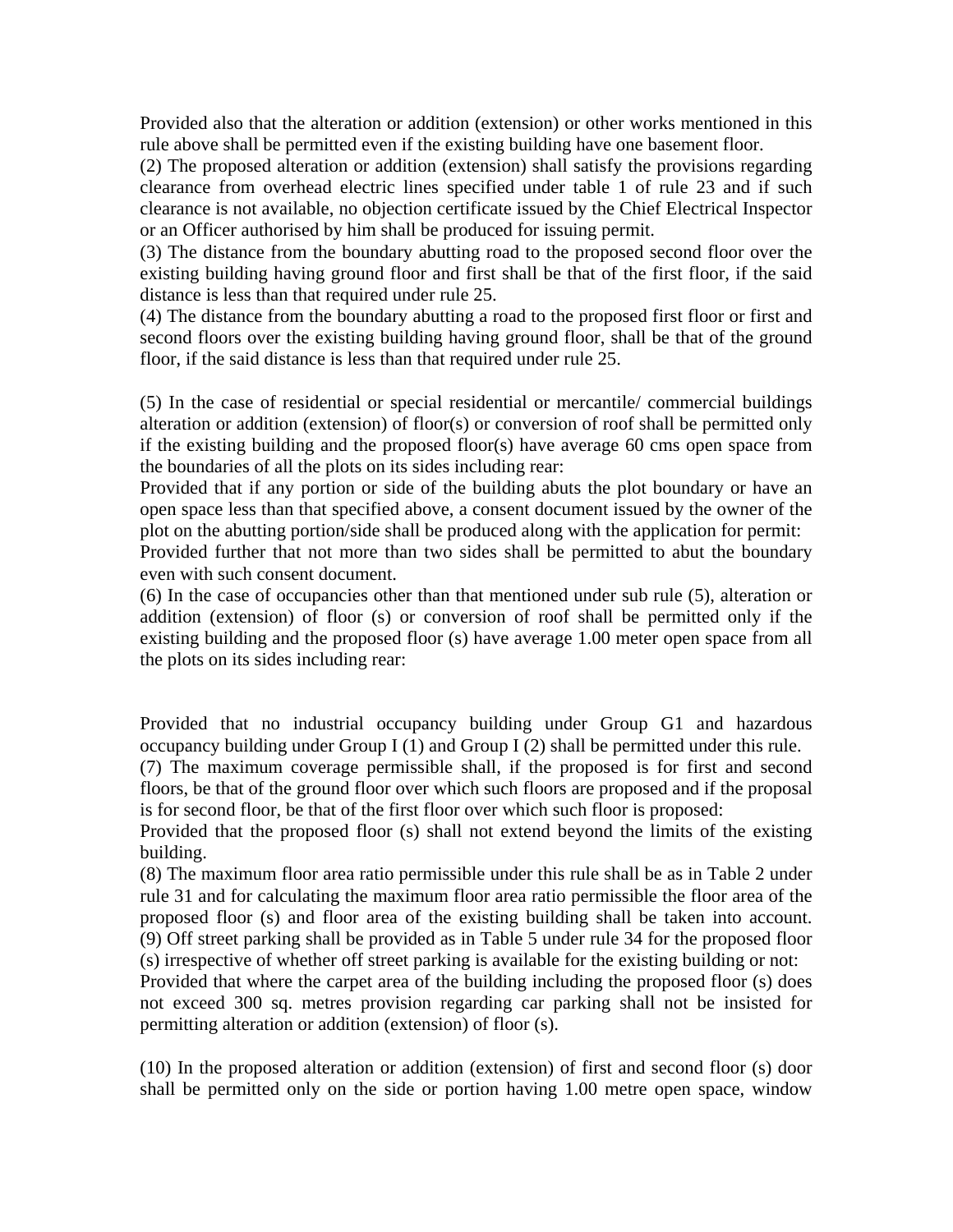Provided also that the alteration or addition (extension) or other works mentioned in this rule above shall be permitted even if the existing building have one basement floor.

(2) The proposed alteration or addition (extension) shall satisfy the provisions regarding clearance from overhead electric lines specified under table 1 of rule 23 and if such clearance is not available, no objection certificate issued by the Chief Electrical Inspector or an Officer authorised by him shall be produced for issuing permit.

(3) The distance from the boundary abutting road to the proposed second floor over the existing building having ground floor and first shall be that of the first floor, if the said distance is less than that required under rule 25.

(4) The distance from the boundary abutting a road to the proposed first floor or first and second floors over the existing building having ground floor, shall be that of the ground floor, if the said distance is less than that required under rule 25.

(5) In the case of residential or special residential or mercantile/ commercial buildings alteration or addition (extension) of floor(s) or conversion of roof shall be permitted only if the existing building and the proposed floor(s) have average 60 cms open space from the boundaries of all the plots on its sides including rear:

Provided that if any portion or side of the building abuts the plot boundary or have an open space less than that specified above, a consent document issued by the owner of the plot on the abutting portion/side shall be produced along with the application for permit:

Provided further that not more than two sides shall be permitted to abut the boundary even with such consent document.

(6) In the case of occupancies other than that mentioned under sub rule (5), alteration or addition (extension) of floor (s) or conversion of roof shall be permitted only if the existing building and the proposed floor (s) have average 1.00 meter open space from all the plots on its sides including rear:

Provided that no industrial occupancy building under Group G1 and hazardous occupancy building under Group I (1) and Group I (2) shall be permitted under this rule.

(7) The maximum coverage permissible shall, if the proposed is for first and second floors, be that of the ground floor over which such floors are proposed and if the proposal is for second floor, be that of the first floor over which such floor is proposed:

Provided that the proposed floor (s) shall not extend beyond the limits of the existing building.

(8) The maximum floor area ratio permissible under this rule shall be as in Table 2 under rule 31 and for calculating the maximum floor area ratio permissible the floor area of the proposed floor (s) and floor area of the existing building shall be taken into account.

(9) Off street parking shall be provided as in Table 5 under rule 34 for the proposed floor (s) irrespective of whether off street parking is available for the existing building or not:

Provided that where the carpet area of the building including the proposed floor (s) does not exceed 300 sq. metres provision regarding car parking shall not be insisted for permitting alteration or addition (extension) of floor (s).

(10) In the proposed alteration or addition (extension) of first and second floor (s) door shall be permitted only on the side or portion having 1.00 metre open space, window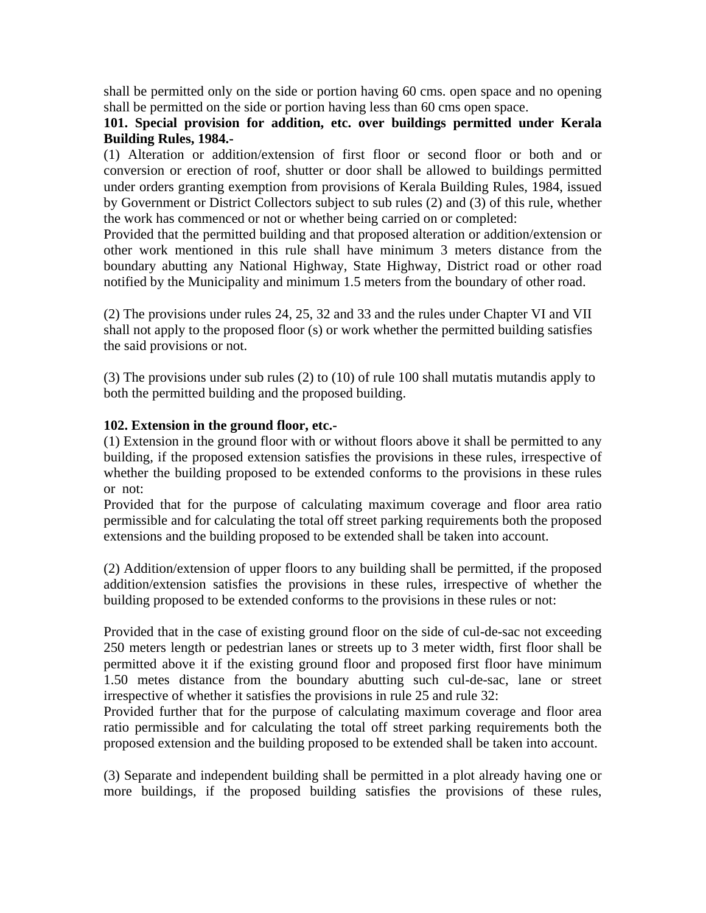shall be permitted only on the side or portion having 60 cms. open space and no opening shall be permitted on the side or portion having less than 60 cms open space.

**101. Special provision for addition, etc. over buildings permitted under Kerala Building Rules, 1984.-**

(1) Alteration or addition/extension of first floor or second floor or both and or conversion or erection of roof, shutter or door shall be allowed to buildings permitted under orders granting exemption from provisions of Kerala Building Rules, 1984, issued by Government or District Collectors subject to sub rules (2) and (3) of this rule, whether the work has commenced or not or whether being carried on or completed:

Provided that the permitted building and that proposed alteration or addition/extension or other work mentioned in this rule shall have minimum 3 meters distance from the boundary abutting any National Highway, State Highway, District road or other road notified by the Municipality and minimum 1.5 meters from the boundary of other road.

(2) The provisions under rules 24, 25, 32 and 33 and the rules under Chapter VI and VII shall not apply to the proposed floor (s) or work whether the permitted building satisfies the said provisions or not.

(3) The provisions under sub rules (2) to (10) of rule 100 shall mutatis mutandis apply to both the permitted building and the proposed building.

**102. Extension in the ground floor, etc.-**

(1) Extension in the ground floor with or without floors above it shall be permitted to any building, if the proposed extension satisfies the provisions in these rules, irrespective of whether the building proposed to be extended conforms to the provisions in these rules or not:

Provided that for the purpose of calculating maximum coverage and floor area ratio permissible and for calculating the total off street parking requirements both the proposed extensions and the building proposed to be extended shall be taken into account.

(2) Addition/extension of upper floors to any building shall be permitted, if the proposed addition/extension satisfies the provisions in these rules, irrespective of whether the building proposed to be extended conforms to the provisions in these rules or not:

Provided that in the case of existing ground floor on the side of cul-de-sac not exceeding 250 meters length or pedestrian lanes or streets up to 3 meter width, first floor shall be permitted above it if the existing ground floor and proposed first floor have minimum 1.50 metes distance from the boundary abutting such cul-de-sac, lane or street irrespective of whether it satisfies the provisions in rule 25 and rule 32:

Provided further that for the purpose of calculating maximum coverage and floor area ratio permissible and for calculating the total off street parking requirements both the proposed extension and the building proposed to be extended shall be taken into account.

(3) Separate and independent building shall be permitted in a plot already having one or more buildings, if the proposed building satisfies the provisions of these rules,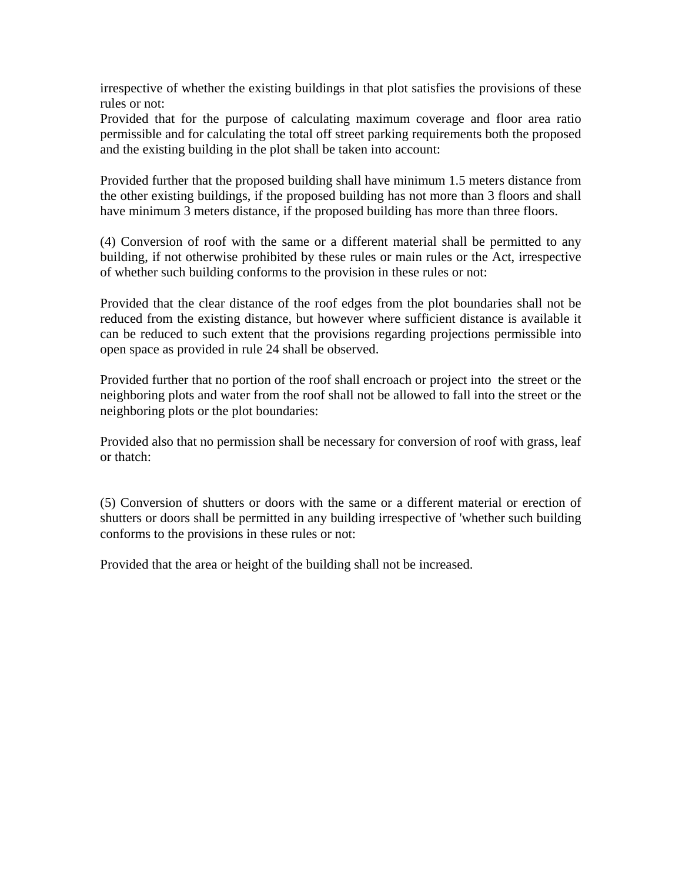irrespective of whether the existing buildings in that plot satisfies the provisions of these rules or not:

Provided that for the purpose of calculating maximum coverage and floor area ratio permissible and for calculating the total off street parking requirements both the proposed and the existing building in the plot shall be taken into account:

Provided further that the proposed building shall have minimum 1.5 meters distance from the other existing buildings, if the proposed building has not more than 3 floors and shall have minimum 3 meters distance, if the proposed building has more than three floors.

(4) Conversion of roof with the same or a different material shall be permitted to any building, if not otherwise prohibited by these rules or main rules or the Act, irrespective of whether such building conforms to the provision in these rules or not:

Provided that the clear distance of the roof edges from the plot boundaries shall not be reduced from the existing distance, but however where sufficient distance is available it can be reduced to such extent that the provisions regarding projections permissible into open space as provided in rule 24 shall be observed.

Provided further that no portion of the roof shall encroach or project into the street or the neighboring plots and water from the roof shall not be allowed to fall into the street or the neighboring plots or the plot boundaries:

Provided also that no permission shall be necessary for conversion of roof with grass, leaf or thatch:

(5) Conversion of shutters or doors with the same or a different material or erection of shutters or doors shall be permitted in any building irrespective of 'whether such building conforms to the provisions in these rules or not:

Provided that the area or height of the building shall not be increased.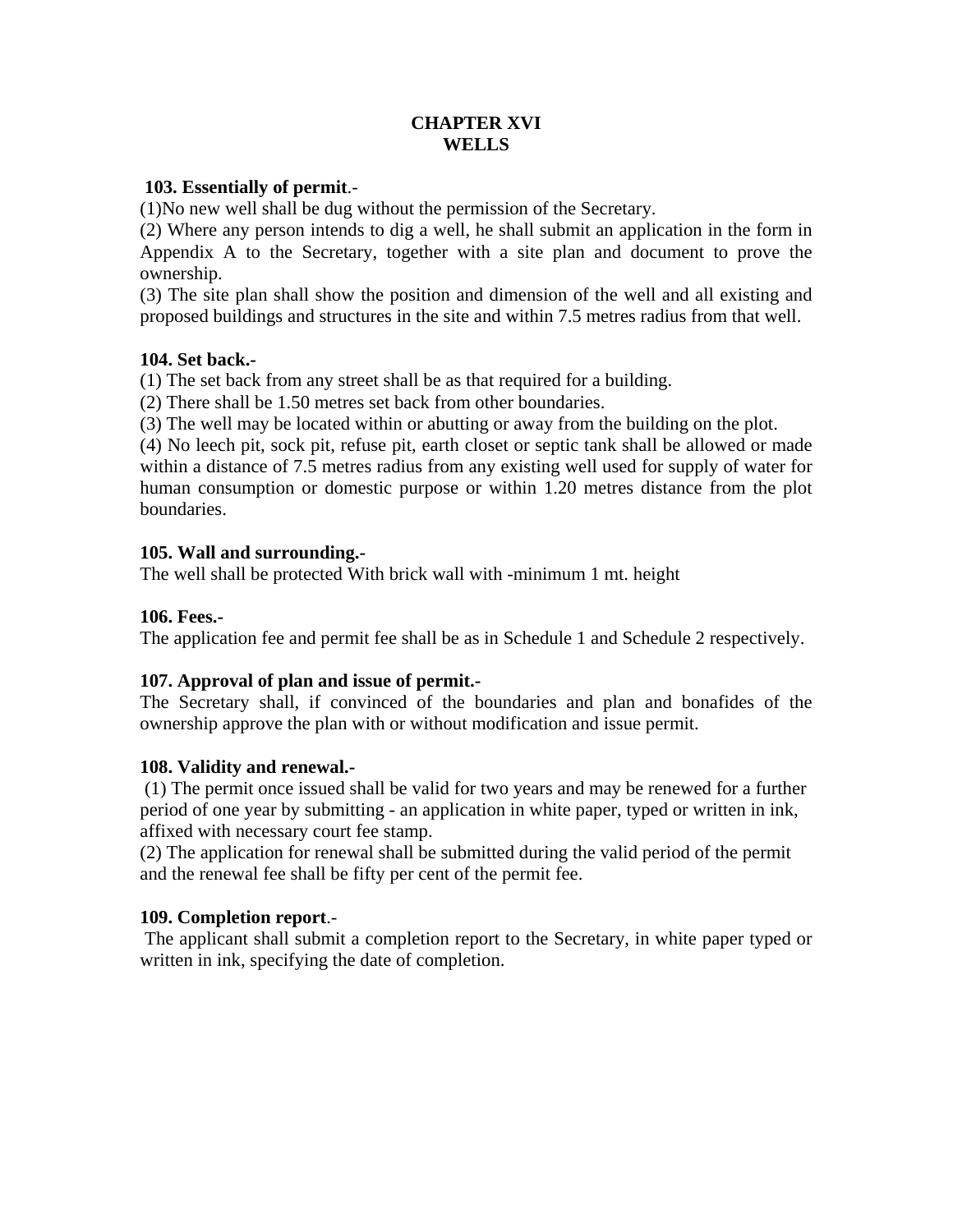# CHAPTER XVI
# WELLS

**103. Essentially of permit**.-

(1)No new well shall be dug without the permission of the Secretary.

(2) Where any person intends to dig a well, he shall submit an application in the form in Appendix A to the Secretary, together with a site plan and document to prove the ownership.

(3) The site plan shall show the position and dimension of the well and all existing and proposed buildings and structures in the site and within 7.5 metres radius from that well.

**104. Set back.-**

(1) The set back from any street shall be as that required for a building.

(2) There shall be 1.50 metres set back from other boundaries.

(3) The well may be located within or abutting or away from the building on the plot.

(4) No leech pit, sock pit, refuse pit, earth closet or septic tank shall be allowed or made within a distance of 7.5 metres radius from any existing well used for supply of water for human consumption or domestic purpose or within 1.20 metres distance from the plot boundaries.

**105. Wall and surrounding.-**

The well shall be protected With brick wall with -minimum 1 mt. height

**106. Fees.-**

The application fee and permit fee shall be as in Schedule 1 and Schedule 2 respectively.

**107. Approval of plan and issue of permit.-**

The Secretary shall, if convinced of the boundaries and plan and bonafides of the ownership approve the plan with or without modification and issue permit.

**108. Validity and renewal.-**

(1) The permit once issued shall be valid for two years and may be renewed for a further period of one year by submitting - an application in white paper, typed or written in ink, affixed with necessary court fee stamp.

(2) The application for renewal shall be submitted during the valid period of the permit and the renewal fee shall be fifty per cent of the permit fee.

**109. Completion report**.-

The applicant shall submit a completion report to the Secretary, in white paper typed or written in ink, specifying the date of completion.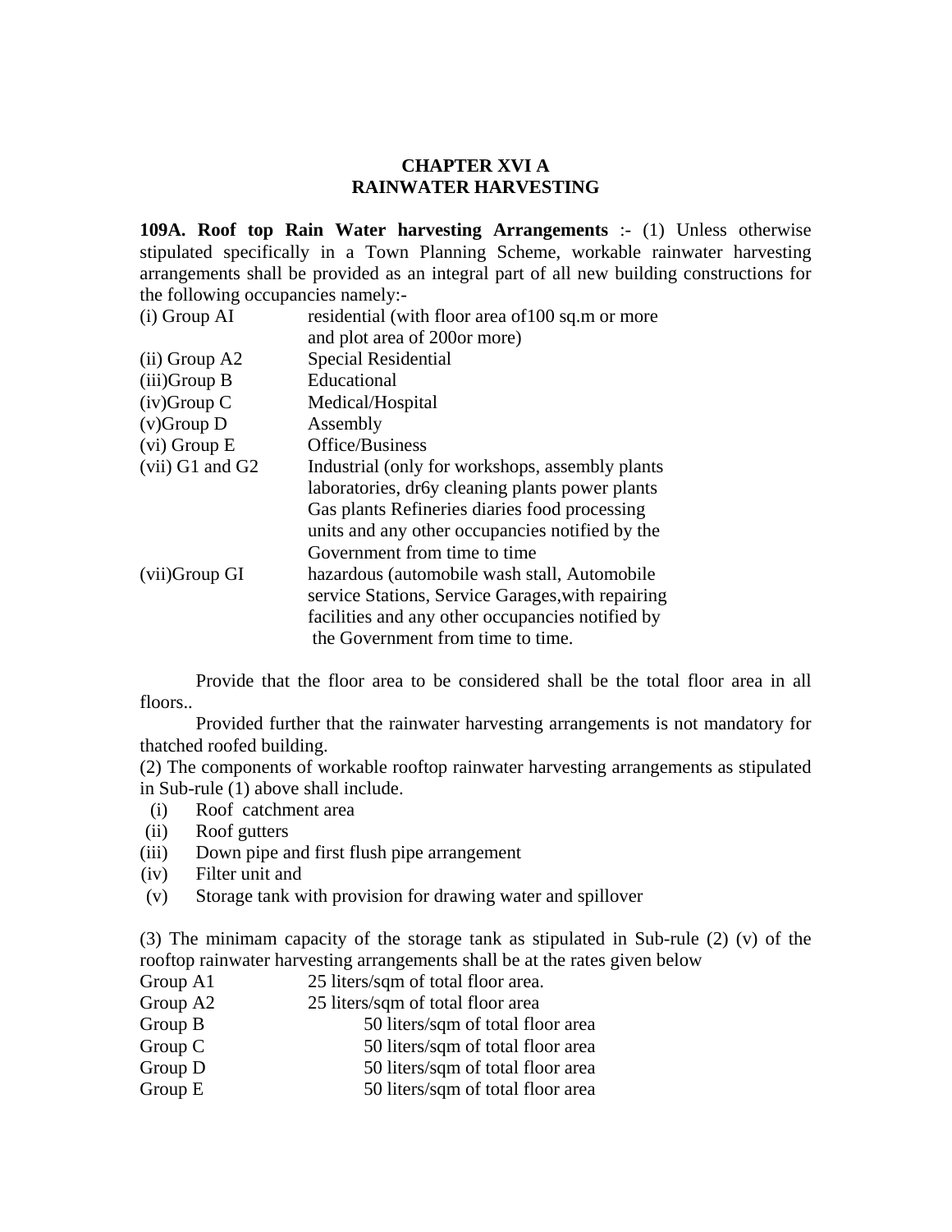# CHAPTER XVI A
# RAINWATER HARVESTING

**109A. Roof top Rain Water harvesting Arrangements** :- (1) Unless otherwise stipulated specifically in a Town Planning Scheme, workable rainwater harvesting arrangements shall be provided as an integral part of all new building constructions for the following occupancies namely:-

| | |
|---|---|
| (i) Group AI | residential (with floor area of100 sq.m or more and plot area of 200or more) |
| (ii) Group A2 | Special Residential |
| (iii)Group B | Educational |
| (iv)Group C | Medical/Hospital |
| (v)Group D | Assembly |
| (vi) Group E | Office/Business |
| (vii) G1 and G2 | Industrial (only for workshops, assembly plants laboratories, dr6y cleaning plants power plants Gas plants Refineries diaries food processing units and any other occupancies notified by the Government from time to time |
| (vii)Group GI | hazardous (automobile wash stall, Automobile service Stations, Service Garages,with repairing facilities and any other occupancies notified by the Government from time to time. |

Provide that the floor area to be considered shall be the total floor area in all floors..

Provided further that the rainwater harvesting arrangements is not mandatory for thatched roofed building.

(2) The components of workable rooftop rainwater harvesting arrangements as stipulated in Sub-rule (1) above shall include.

(i) Roof catchment area
(ii) Roof gutters
(iii) Down pipe and first flush pipe arrangement
(iv) Filter unit and
(v) Storage tank with provision for drawing water and spillover

(3) The minimam capacity of the storage tank as stipulated in Sub-rule (2) (v) of the rooftop rainwater harvesting arrangements shall be at the rates given below

| | |
|---|---|
| Group A1 | 25 liters/sqm of total floor area. |
| Group A2 | 25 liters/sqm of total floor area |
| Group B | 50 liters/sqm of total floor area |
| Group C | 50 liters/sqm of total floor area |
| Group D | 50 liters/sqm of total floor area |
| Group E | 50 liters/sqm of total floor area |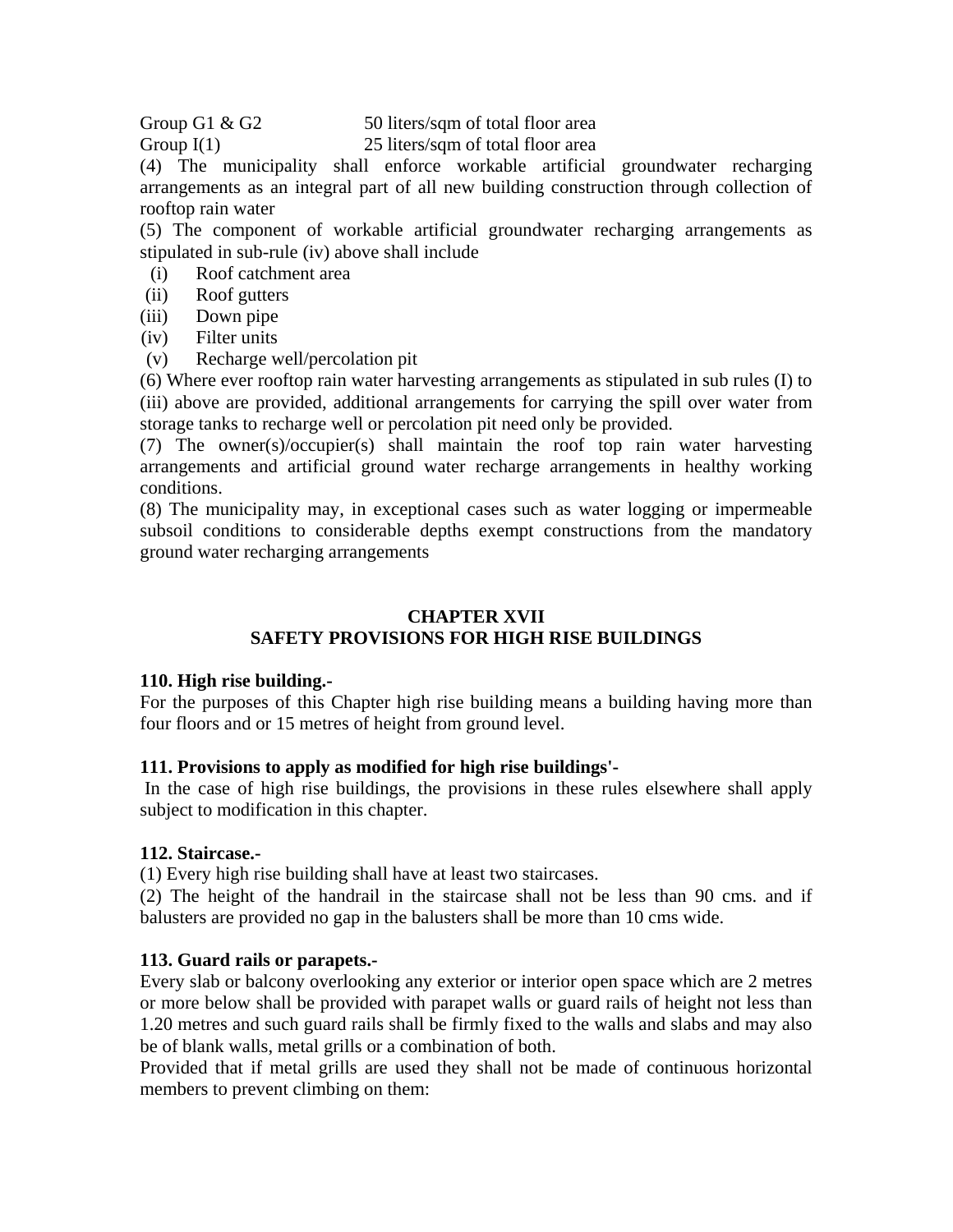| | |
|---|---|
| Group G1 & G2 | 50 liters/sqm of total floor area |
| Group I(1) | 25 liters/sqm of total floor area |

(4) The municipality shall enforce workable artificial groundwater recharging arrangements as an integral part of all new building construction through collection of rooftop rain water

(5) The component of workable artificial groundwater recharging arrangements as stipulated in sub-rule (iv) above shall include

- (i) Roof catchment area
- (ii) Roof gutters
- (iii) Down pipe
- (iv) Filter units
- (v) Recharge well/percolation pit

(6) Where ever rooftop rain water harvesting arrangements as stipulated in sub rules (I) to (iii) above are provided, additional arrangements for carrying the spill over water from storage tanks to recharge well or percolation pit need only be provided.

(7) The owner(s)/occupier(s) shall maintain the roof top rain water harvesting arrangements and artificial ground water recharge arrangements in healthy working conditions.

(8) The municipality may, in exceptional cases such as water logging or impermeable subsoil conditions to considerable depths exempt constructions from the mandatory ground water recharging arrangements

## CHAPTER XVII
## SAFETY PROVISIONS FOR HIGH RISE BUILDINGS

**110. High rise building.-**

For the purposes of this Chapter high rise building means a building having more than four floors and or 15 metres of height from ground level.

**111. Provisions to apply as modified for high rise buildings'-**

In the case of high rise buildings, the provisions in these rules elsewhere shall apply subject to modification in this chapter.

**112. Staircase.-**

(1) Every high rise building shall have at least two staircases.

(2) The height of the handrail in the staircase shall not be less than 90 cms. and if balusters are provided no gap in the balusters shall be more than 10 cms wide.

**113. Guard rails or parapets.-**

Every slab or balcony overlooking any exterior or interior open space which are 2 metres or more below shall be provided with parapet walls or guard rails of height not less than 1.20 metres and such guard rails shall be firmly fixed to the walls and slabs and may also be of blank walls, metal grills or a combination of both.

Provided that if metal grills are used they shall not be made of continuous horizontal members to prevent climbing on them: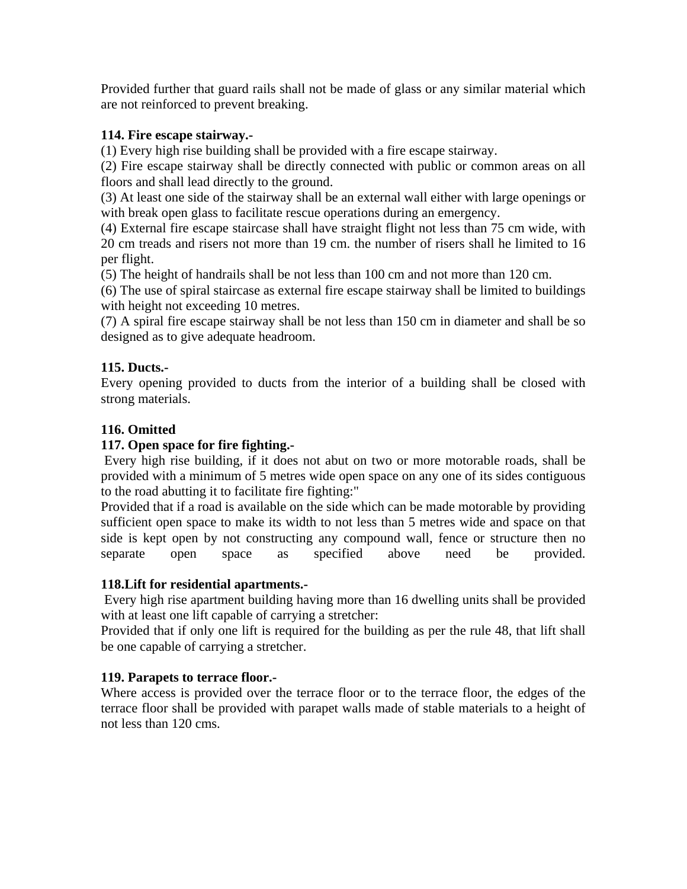Provided further that guard rails shall not be made of glass or any similar material which are not reinforced to prevent breaking.

**114. Fire escape stairway.-**

(1) Every high rise building shall be provided with a fire escape stairway.

(2) Fire escape stairway shall be directly connected with public or common areas on all floors and shall lead directly to the ground.

(3) At least one side of the stairway shall be an external wall either with large openings or with break open glass to facilitate rescue operations during an emergency.

(4) External fire escape staircase shall have straight flight not less than 75 cm wide, with 20 cm treads and risers not more than 19 cm. the number of risers shall he limited to 16 per flight.

(5) The height of handrails shall be not less than 100 cm and not more than 120 cm.

(6) The use of spiral staircase as external fire escape stairway shall be limited to buildings with height not exceeding 10 metres.

(7) A spiral fire escape stairway shall be not less than 150 cm in diameter and shall be so designed as to give adequate headroom.

**115. Ducts.-**

Every opening provided to ducts from the interior of a building shall be closed with strong materials.

**116. Omitted**

**117. Open space for fire fighting.-**

Every high rise building, if it does not abut on two or more motorable roads, shall be provided with a minimum of 5 metres wide open space on any one of its sides contiguous to the road abutting it to facilitate fire fighting:"

Provided that if a road is available on the side which can be made motorable by providing sufficient open space to make its width to not less than 5 metres wide and space on that side is kept open by not constructing any compound wall, fence or structure then no separate open space as specified above need be provided.

**118.Lift for residential apartments.-**

Every high rise apartment building having more than 16 dwelling units shall be provided with at least one lift capable of carrying a stretcher:

Provided that if only one lift is required for the building as per the rule 48, that lift shall be one capable of carrying a stretcher.

**119. Parapets to terrace floor.-**

Where access is provided over the terrace floor or to the terrace floor, the edges of the terrace floor shall be provided with parapet walls made of stable materials to a height of not less than 120 cms.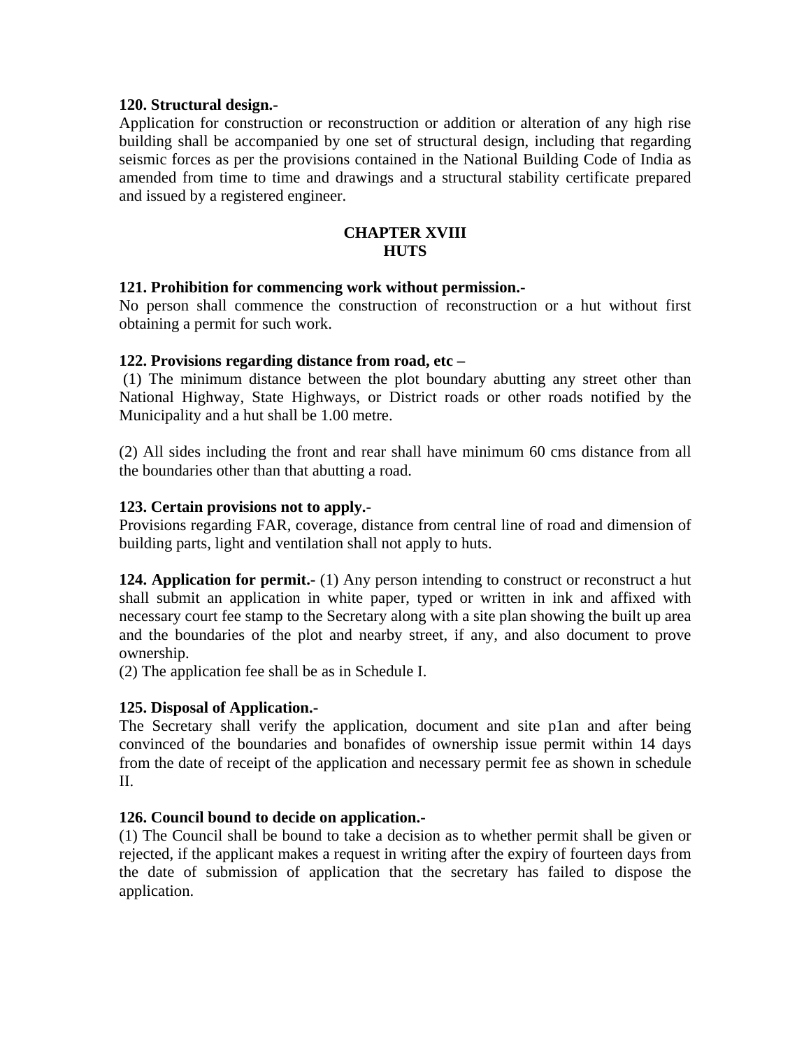**120. Structural design.-**

Application for construction or reconstruction or addition or alteration of any high rise building shall be accompanied by one set of structural design, including that regarding seismic forces as per the provisions contained in the National Building Code of India as amended from time to time and drawings and a structural stability certificate prepared and issued by a registered engineer.

## CHAPTER XVIII
## HUTS

**121. Prohibition for commencing work without permission.-**

No person shall commence the construction of reconstruction or a hut without first obtaining a permit for such work.

**122. Provisions regarding distance from road, etc –**

(1) The minimum distance between the plot boundary abutting any street other than National Highway, State Highways, or District roads or other roads notified by the Municipality and a hut shall be 1.00 metre.

(2) All sides including the front and rear shall have minimum 60 cms distance from all the boundaries other than that abutting a road.

**123. Certain provisions not to apply.-**

Provisions regarding FAR, coverage, distance from central line of road and dimension of building parts, light and ventilation shall not apply to huts.

**124. Application for permit.-** (1) Any person intending to construct or reconstruct a hut shall submit an application in white paper, typed or written in ink and affixed with necessary court fee stamp to the Secretary along with a site plan showing the built up area and the boundaries of the plot and nearby street, if any, and also document to prove ownership.

(2) The application fee shall be as in Schedule I.

**125. Disposal of Application.-**

The Secretary shall verify the application, document and site p1an and after being convinced of the boundaries and bonafides of ownership issue permit within 14 days from the date of receipt of the application and necessary permit fee as shown in schedule II.

**126. Council bound to decide on application.-**

(1) The Council shall be bound to take a decision as to whether permit shall be given or rejected, if the applicant makes a request in writing after the expiry of fourteen days from the date of submission of application that the secretary has failed to dispose the application.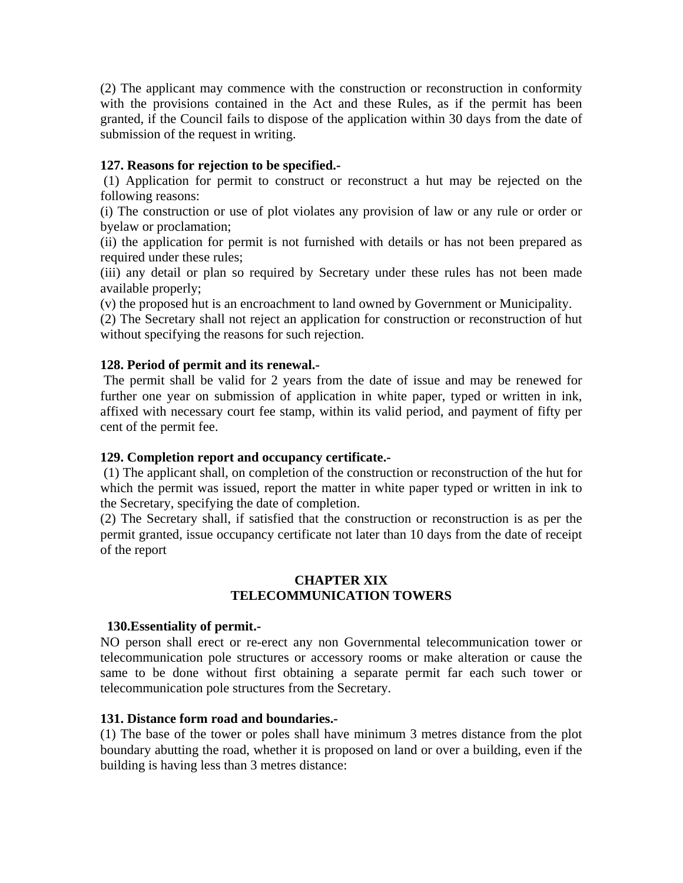(2) The applicant may commence with the construction or reconstruction in conformity with the provisions contained in the Act and these Rules, as if the permit has been granted, if the Council fails to dispose of the application within 30 days from the date of submission of the request in writing.

**127. Reasons for rejection to be specified.-**

(1) Application for permit to construct or reconstruct a hut may be rejected on the following reasons:

(i) The construction or use of plot violates any provision of law or any rule or order or byelaw or proclamation;

(ii) the application for permit is not furnished with details or has not been prepared as required under these rules;

(iii) any detail or plan so required by Secretary under these rules has not been made available properly;

(v) the proposed hut is an encroachment to land owned by Government or Municipality.

(2) The Secretary shall not reject an application for construction or reconstruction of hut without specifying the reasons for such rejection.

**128. Period of permit and its renewal.-**

The permit shall be valid for 2 years from the date of issue and may be renewed for further one year on submission of application in white paper, typed or written in ink, affixed with necessary court fee stamp, within its valid period, and payment of fifty per cent of the permit fee.

**129. Completion report and occupancy certificate.-**

(1) The applicant shall, on completion of the construction or reconstruction of the hut for which the permit was issued, report the matter in white paper typed or written in ink to the Secretary, specifying the date of completion.

(2) The Secretary shall, if satisfied that the construction or reconstruction is as per the permit granted, issue occupancy certificate not later than 10 days from the date of receipt of the report

## CHAPTER XIX
## TELECOMMUNICATION TOWERS

**130.Essentiality of permit.-**

NO person shall erect or re-erect any non Governmental telecommunication tower or telecommunication pole structures or accessory rooms or make alteration or cause the same to be done without first obtaining a separate permit far each such tower or telecommunication pole structures from the Secretary.

**131. Distance form road and boundaries.-**

(1) The base of the tower or poles shall have minimum 3 metres distance from the plot boundary abutting the road, whether it is proposed on land or over a building, even if the building is having less than 3 metres distance: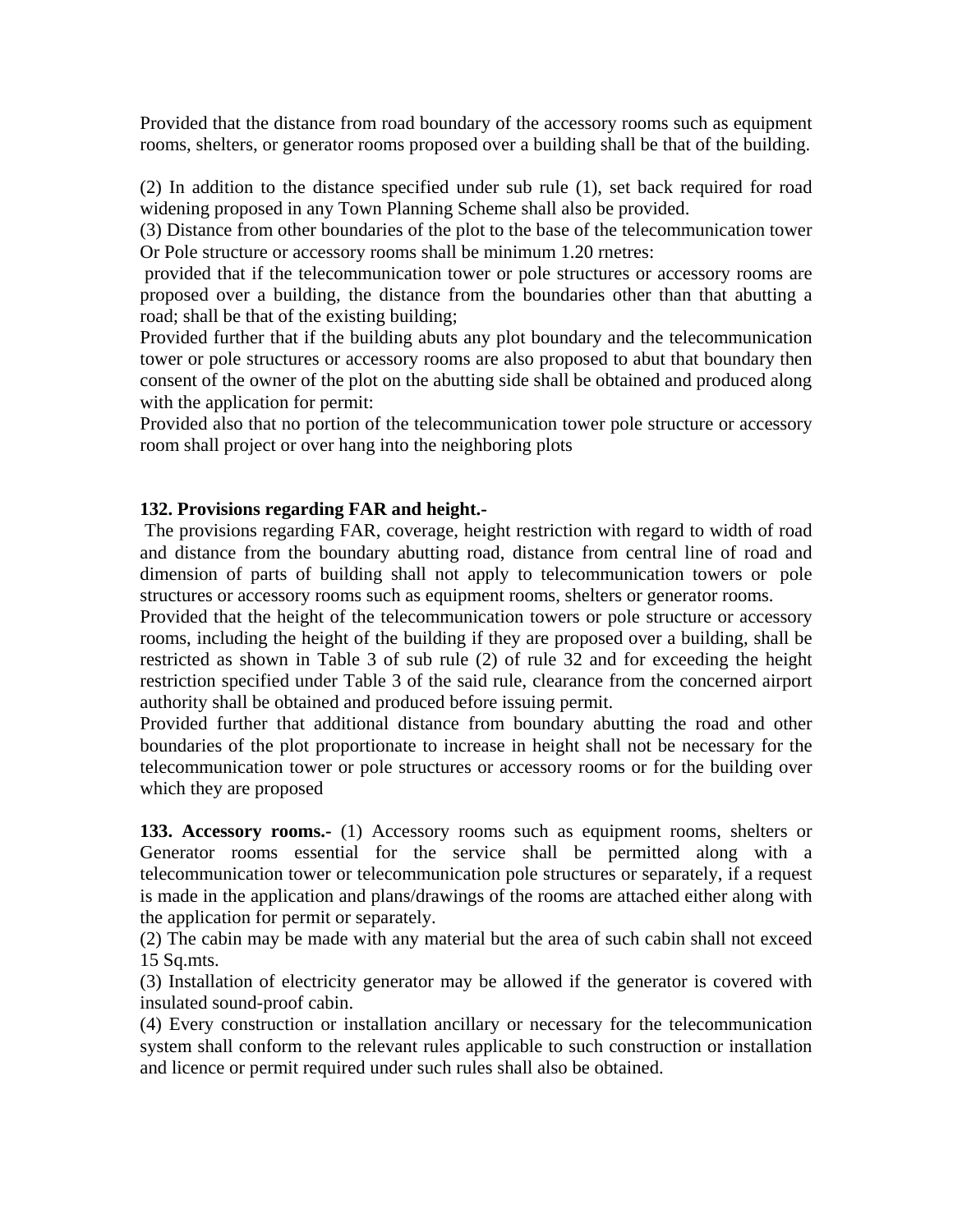Provided that the distance from road boundary of the accessory rooms such as equipment rooms, shelters, or generator rooms proposed over a building shall be that of the building.

(2) In addition to the distance specified under sub rule (1), set back required for road widening proposed in any Town Planning Scheme shall also be provided.

(3) Distance from other boundaries of the plot to the base of the telecommunication tower Or Pole structure or accessory rooms shall be minimum 1.20 rnetres:

provided that if the telecommunication tower or pole structures or accessory rooms are proposed over a building, the distance from the boundaries other than that abutting a road; shall be that of the existing building;

Provided further that if the building abuts any plot boundary and the telecommunication tower or pole structures or accessory rooms are also proposed to abut that boundary then consent of the owner of the plot on the abutting side shall be obtained and produced along with the application for permit:

Provided also that no portion of the telecommunication tower pole structure or accessory room shall project or over hang into the neighboring plots

**132. Provisions regarding FAR and height.-**

The provisions regarding FAR, coverage, height restriction with regard to width of road and distance from the boundary abutting road, distance from central line of road and dimension of parts of building shall not apply to telecommunication towers or pole structures or accessory rooms such as equipment rooms, shelters or generator rooms.

Provided that the height of the telecommunication towers or pole structure or accessory rooms, including the height of the building if they are proposed over a building, shall be restricted as shown in Table 3 of sub rule (2) of rule 32 and for exceeding the height restriction specified under Table 3 of the said rule, clearance from the concerned airport authority shall be obtained and produced before issuing permit.

Provided further that additional distance from boundary abutting the road and other boundaries of the plot proportionate to increase in height shall not be necessary for the telecommunication tower or pole structures or accessory rooms or for the building over which they are proposed

**133. Accessory rooms.-** (1) Accessory rooms such as equipment rooms, shelters or Generator rooms essential for the service shall be permitted along with a telecommunication tower or telecommunication pole structures or separately, if a request is made in the application and plans/drawings of the rooms are attached either along with the application for permit or separately.

(2) The cabin may be made with any material but the area of such cabin shall not exceed 15 Sq.mts.

(3) Installation of electricity generator may be allowed if the generator is covered with insulated sound-proof cabin.

(4) Every construction or installation ancillary or necessary for the telecommunication system shall conform to the relevant rules applicable to such construction or installation and licence or permit required under such rules shall also be obtained.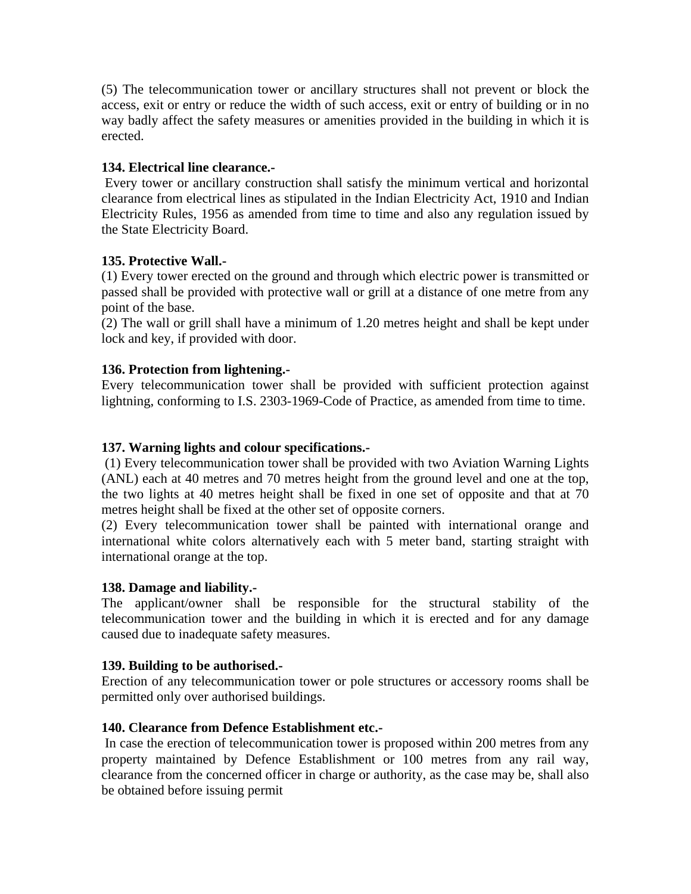(5) The telecommunication tower or ancillary structures shall not prevent or block the access, exit or entry or reduce the width of such access, exit or entry of building or in no way badly affect the safety measures or amenities provided in the building in which it is erected.

**134. Electrical line clearance.-**

Every tower or ancillary construction shall satisfy the minimum vertical and horizontal clearance from electrical lines as stipulated in the Indian Electricity Act, 1910 and Indian Electricity Rules, 1956 as amended from time to time and also any regulation issued by the State Electricity Board.

**135. Protective Wall.-**

(1) Every tower erected on the ground and through which electric power is transmitted or passed shall be provided with protective wall or grill at a distance of one metre from any point of the base.

(2) The wall or grill shall have a minimum of 1.20 metres height and shall be kept under lock and key, if provided with door.

**136. Protection from lightening.-**

Every telecommunication tower shall be provided with sufficient protection against lightning, conforming to I.S. 2303-1969-Code of Practice, as amended from time to time.

**137. Warning lights and colour specifications.-**

(1) Every telecommunication tower shall be provided with two Aviation Warning Lights (ANL) each at 40 metres and 70 metres height from the ground level and one at the top, the two lights at 40 metres height shall be fixed in one set of opposite and that at 70 metres height shall be fixed at the other set of opposite corners.

(2) Every telecommunication tower shall be painted with international orange and international white colors alternatively each with 5 meter band, starting straight with international orange at the top.

**138. Damage and liability.-**

The applicant/owner shall be responsible for the structural stability of the telecommunication tower and the building in which it is erected and for any damage caused due to inadequate safety measures.

**139. Building to be authorised.-**

Erection of any telecommunication tower or pole structures or accessory rooms shall be permitted only over authorised buildings.

**140. Clearance from Defence Establishment etc.-**

In case the erection of telecommunication tower is proposed within 200 metres from any property maintained by Defence Establishment or 100 metres from any rail way, clearance from the concerned officer in charge or authority, as the case may be, shall also be obtained before issuing permit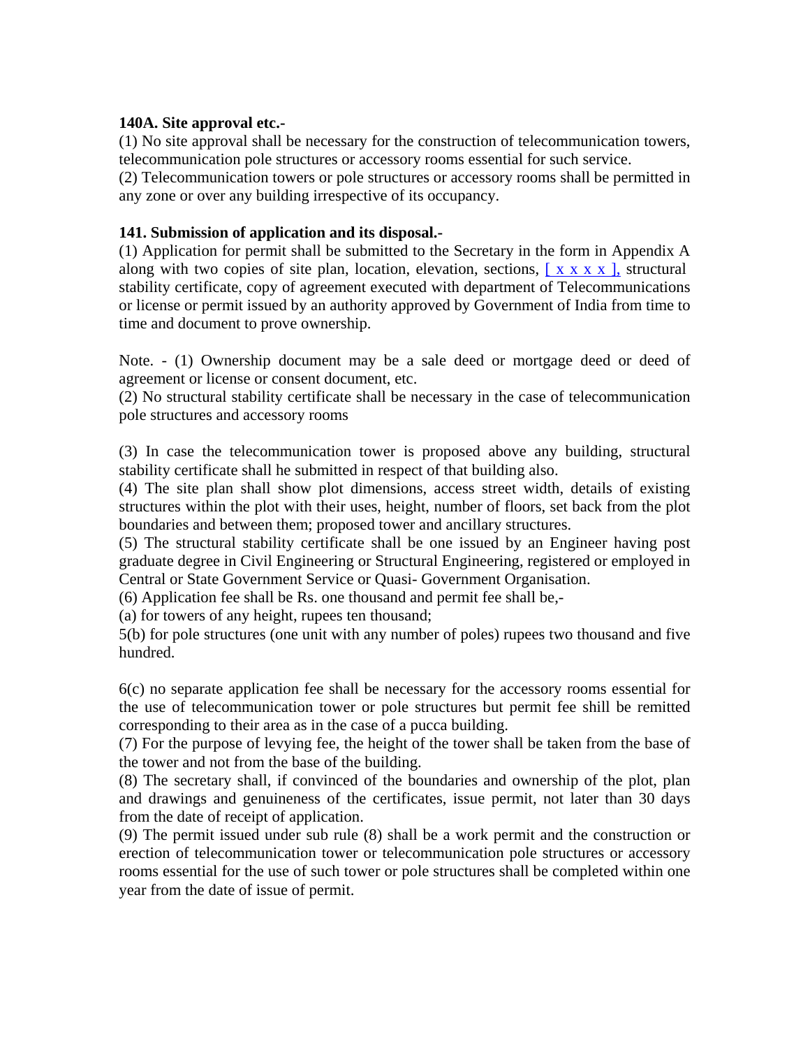**140A. Site approval etc.-**

(1) No site approval shall be necessary for the construction of telecommunication towers, telecommunication pole structures or accessory rooms essential for such service.

(2) Telecommunication towers or pole structures or accessory rooms shall be permitted in any zone or over any building irrespective of its occupancy.

**141. Submission of application and its disposal.-**

(1) Application for permit shall be submitted to the Secretary in the form in Appendix A along with two copies of site plan, location, elevation, sections, [ x x x x ], structural stability certificate, copy of agreement executed with department of Telecommunications or license or permit issued by an authority approved by Government of India from time to time and document to prove ownership.

Note. - (1) Ownership document may be a sale deed or mortgage deed or deed of agreement or license or consent document, etc.

(2) No structural stability certificate shall be necessary in the case of telecommunication pole structures and accessory rooms

(3) In case the telecommunication tower is proposed above any building, structural stability certificate shall he submitted in respect of that building also.

(4) The site plan shall show plot dimensions, access street width, details of existing structures within the plot with their uses, height, number of floors, set back from the plot boundaries and between them; proposed tower and ancillary structures.

(5) The structural stability certificate shall be one issued by an Engineer having post graduate degree in Civil Engineering or Structural Engineering, registered or employed in Central or State Government Service or Quasi- Government Organisation.

(6) Application fee shall be Rs. one thousand and permit fee shall be,-

(a) for towers of any height, rupees ten thousand;

5(b) for pole structures (one unit with any number of poles) rupees two thousand and five hundred.

6(c) no separate application fee shall be necessary for the accessory rooms essential for the use of telecommunication tower or pole structures but permit fee shill be remitted corresponding to their area as in the case of a pucca building.

(7) For the purpose of levying fee, the height of the tower shall be taken from the base of the tower and not from the base of the building.

(8) The secretary shall, if convinced of the boundaries and ownership of the plot, plan and drawings and genuineness of the certificates, issue permit, not later than 30 days from the date of receipt of application.

(9) The permit issued under sub rule (8) shall be a work permit and the construction or erection of telecommunication tower or telecommunication pole structures or accessory rooms essential for the use of such tower or pole structures shall be completed within one year from the date of issue of permit.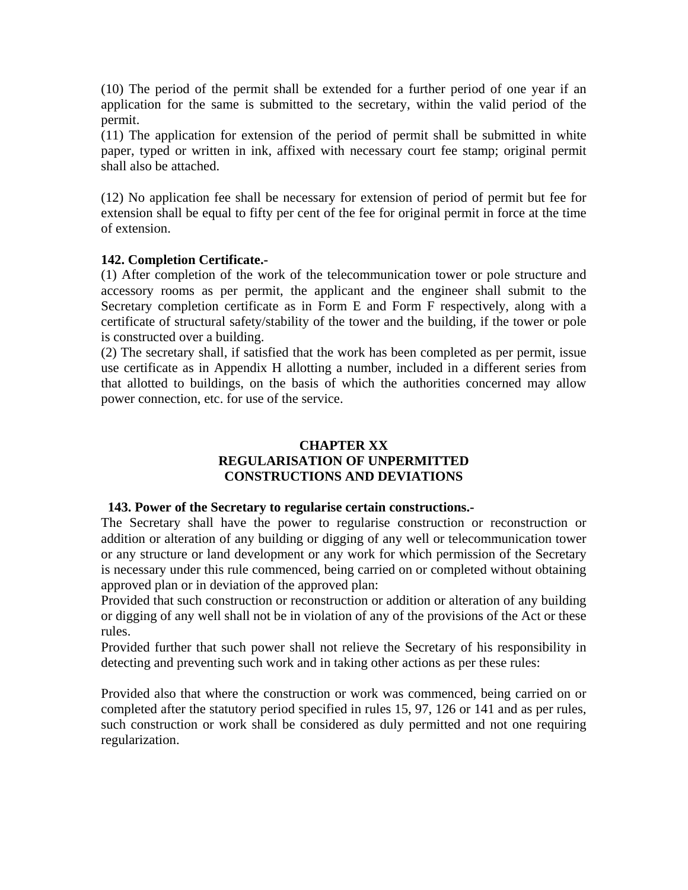(10) The period of the permit shall be extended for a further period of one year if an application for the same is submitted to the secretary, within the valid period of the permit.

(11) The application for extension of the period of permit shall be submitted in white paper, typed or written in ink, affixed with necessary court fee stamp; original permit shall also be attached.

(12) No application fee shall be necessary for extension of period of permit but fee for extension shall be equal to fifty per cent of the fee for original permit in force at the time of extension.

**142. Completion Certificate.-**

(1) After completion of the work of the telecommunication tower or pole structure and accessory rooms as per permit, the applicant and the engineer shall submit to the Secretary completion certificate as in Form E and Form F respectively, along with a certificate of structural safety/stability of the tower and the building, if the tower or pole is constructed over a building.

(2) The secretary shall, if satisfied that the work has been completed as per permit, issue use certificate as in Appendix H allotting a number, included in a different series from that allotted to buildings, on the basis of which the authorities concerned may allow power connection, etc. for use of the service.

## CHAPTER XX
## REGULARISATION OF UNPERMITTED CONSTRUCTIONS AND DEVIATIONS

**143. Power of the Secretary to regularise certain constructions.-**

The Secretary shall have the power to regularise construction or reconstruction or addition or alteration of any building or digging of any well or telecommunication tower or any structure or land development or any work for which permission of the Secretary is necessary under this rule commenced, being carried on or completed without obtaining approved plan or in deviation of the approved plan:

Provided that such construction or reconstruction or addition or alteration of any building or digging of any well shall not be in violation of any of the provisions of the Act or these rules.

Provided further that such power shall not relieve the Secretary of his responsibility in detecting and preventing such work and in taking other actions as per these rules:

Provided also that where the construction or work was commenced, being carried on or completed after the statutory period specified in rules 15, 97, 126 or 141 and as per rules, such construction or work shall be considered as duly permitted and not one requiring regularization.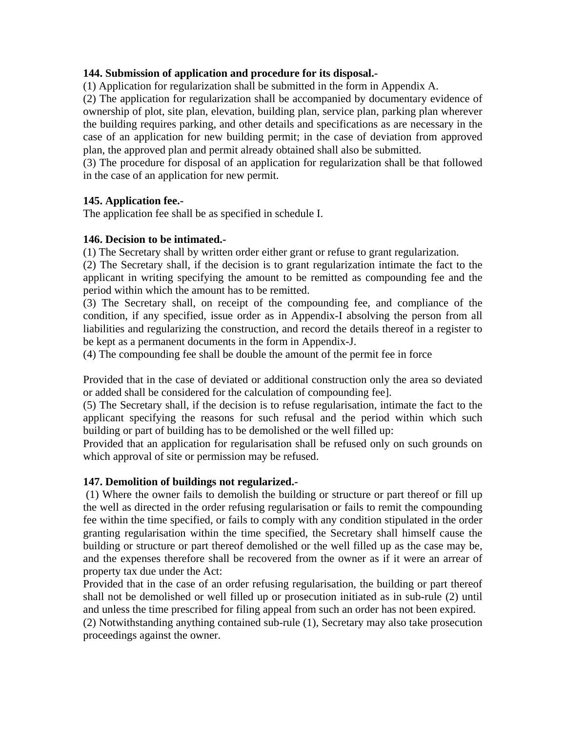**144. Submission of application and procedure for its disposal.-**

(1) Application for regularization shall be submitted in the form in Appendix A.

(2) The application for regularization shall be accompanied by documentary evidence of ownership of plot, site plan, elevation, building plan, service plan, parking plan wherever the building requires parking, and other details and specifications as are necessary in the case of an application for new building permit; in the case of deviation from approved plan, the approved plan and permit already obtained shall also be submitted.

(3) The procedure for disposal of an application for regularization shall be that followed in the case of an application for new permit.

**145. Application fee.-**

The application fee shall be as specified in schedule I.

**146. Decision to be intimated.-**

(1) The Secretary shall by written order either grant or refuse to grant regularization.

(2) The Secretary shall, if the decision is to grant regularization intimate the fact to the applicant in writing specifying the amount to be remitted as compounding fee and the period within which the amount has to be remitted.

(3) The Secretary shall, on receipt of the compounding fee, and compliance of the condition, if any specified, issue order as in Appendix-I absolving the person from all liabilities and regularizing the construction, and record the details thereof in a register to be kept as a permanent documents in the form in Appendix-J.

(4) The compounding fee shall be double the amount of the permit fee in force

Provided that in the case of deviated or additional construction only the area so deviated or added shall be considered for the calculation of compounding fee].

(5) The Secretary shall, if the decision is to refuse regularisation, intimate the fact to the applicant specifying the reasons for such refusal and the period within which such building or part of building has to be demolished or the well filled up:

Provided that an application for regularisation shall be refused only on such grounds on which approval of site or permission may be refused.

**147. Demolition of buildings not regularized.-**

(1) Where the owner fails to demolish the building or structure or part thereof or fill up the well as directed in the order refusing regularisation or fails to remit the compounding fee within the time specified, or fails to comply with any condition stipulated in the order granting regularisation within the time specified, the Secretary shall himself cause the building or structure or part thereof demolished or the well filled up as the case may be, and the expenses therefore shall be recovered from the owner as if it were an arrear of property tax due under the Act:

Provided that in the case of an order refusing regularisation, the building or part thereof shall not be demolished or well filled up or prosecution initiated as in sub-rule (2) until and unless the time prescribed for filing appeal from such an order has not been expired.

(2) Notwithstanding anything contained sub-rule (1), Secretary may also take prosecution proceedings against the owner.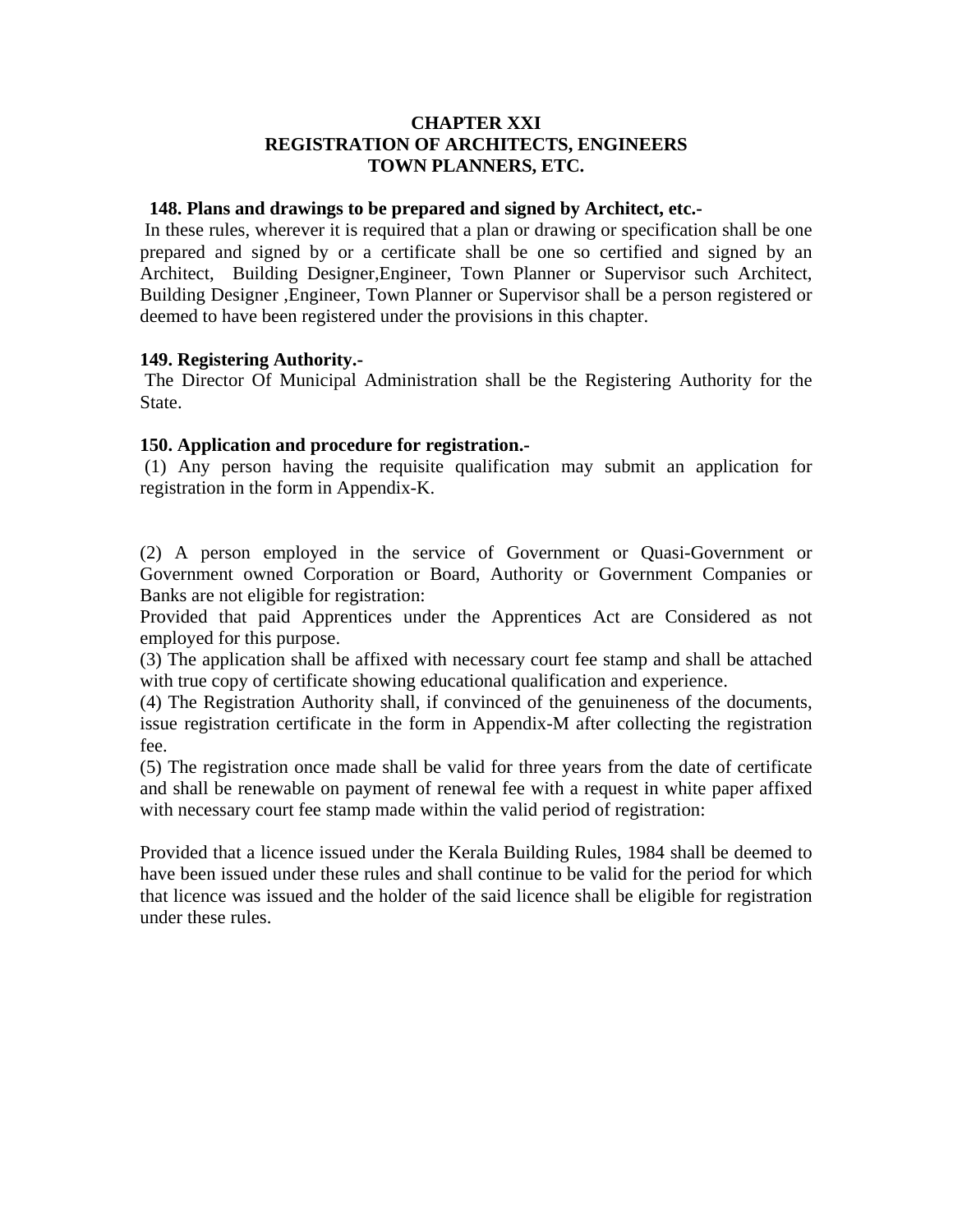# CHAPTER XXI
## REGISTRATION OF ARCHITECTS, ENGINEERS TOWN PLANNERS, ETC.

**148. Plans and drawings to be prepared and signed by Architect, etc.-**

In these rules, wherever it is required that a plan or drawing or specification shall be one prepared and signed by or a certificate shall be one so certified and signed by an Architect, Building Designer,Engineer, Town Planner or Supervisor such Architect, Building Designer ,Engineer, Town Planner or Supervisor shall be a person registered or deemed to have been registered under the provisions in this chapter.

**149. Registering Authority.-**

The Director Of Municipal Administration shall be the Registering Authority for the State.

**150. Application and procedure for registration.-**

(1) Any person having the requisite qualification may submit an application for registration in the form in Appendix-K.

(2) A person employed in the service of Government or Quasi-Government or Government owned Corporation or Board, Authority or Government Companies or Banks are not eligible for registration:

Provided that paid Apprentices under the Apprentices Act are Considered as not employed for this purpose.

(3) The application shall be affixed with necessary court fee stamp and shall be attached with true copy of certificate showing educational qualification and experience.

(4) The Registration Authority shall, if convinced of the genuineness of the documents, issue registration certificate in the form in Appendix-M after collecting the registration fee.

(5) The registration once made shall be valid for three years from the date of certificate and shall be renewable on payment of renewal fee with a request in white paper affixed with necessary court fee stamp made within the valid period of registration:

Provided that a licence issued under the Kerala Building Rules, 1984 shall be deemed to have been issued under these rules and shall continue to be valid for the period for which that licence was issued and the holder of the said licence shall be eligible for registration under these rules.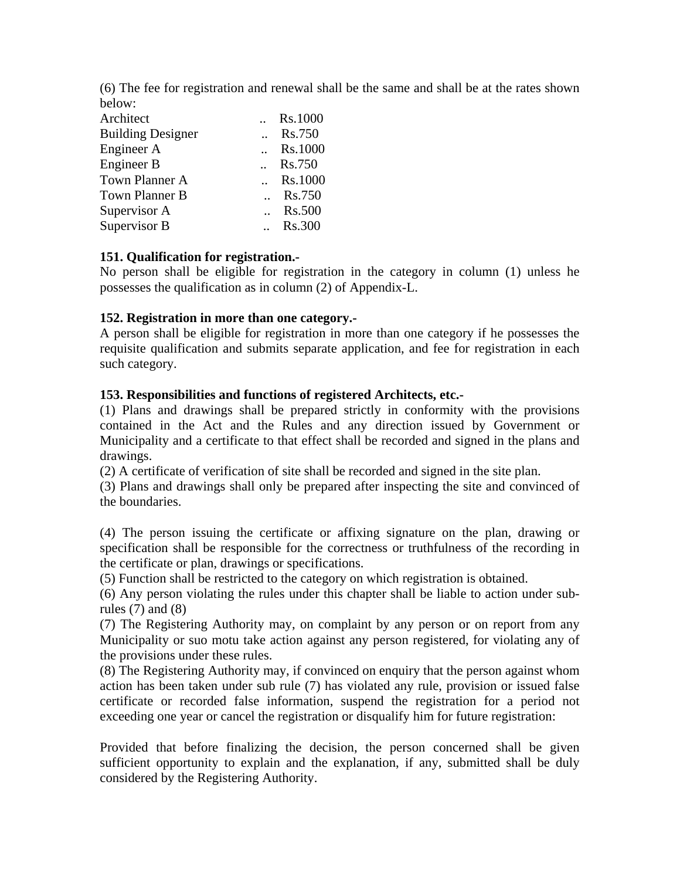(6) The fee for registration and renewal shall be the same and shall be at the rates shown below:

| | | |
|---|---|---|
| Architect | .. | Rs.1000 |
| Building Designer | .. | Rs.750 |
| Engineer A | .. | Rs.1000 |
| Engineer B | .. | Rs.750 |
| Town Planner A | .. | Rs.1000 |
| Town Planner B | .. | Rs.750 |
| Supervisor A | .. | Rs.500 |
| Supervisor B | .. | Rs.300 |

**151. Qualification for registration.-**

No person shall be eligible for registration in the category in column (1) unless he possesses the qualification as in column (2) of Appendix-L.

**152. Registration in more than one category.-**

A person shall be eligible for registration in more than one category if he possesses the requisite qualification and submits separate application, and fee for registration in each such category.

**153. Responsibilities and functions of registered Architects, etc.-**

(1) Plans and drawings shall be prepared strictly in conformity with the provisions contained in the Act and the Rules and any direction issued by Government or Municipality and a certificate to that effect shall be recorded and signed in the plans and drawings.

(2) A certificate of verification of site shall be recorded and signed in the site plan.

(3) Plans and drawings shall only be prepared after inspecting the site and convinced of the boundaries.

(4) The person issuing the certificate or affixing signature on the plan, drawing or specification shall be responsible for the correctness or truthfulness of the recording in the certificate or plan, drawings or specifications.

(5) Function shall be restricted to the category on which registration is obtained.

(6) Any person violating the rules under this chapter shall be liable to action under sub-rules (7) and (8)

(7) The Registering Authority may, on complaint by any person or on report from any Municipality or suo motu take action against any person registered, for violating any of the provisions under these rules.

(8) The Registering Authority may, if convinced on enquiry that the person against whom action has been taken under sub rule (7) has violated any rule, provision or issued false certificate or recorded false information, suspend the registration for a period not exceeding one year or cancel the registration or disqualify him for future registration:

Provided that before finalizing the decision, the person concerned shall be given sufficient opportunity to explain and the explanation, if any, submitted shall be duly considered by the Registering Authority.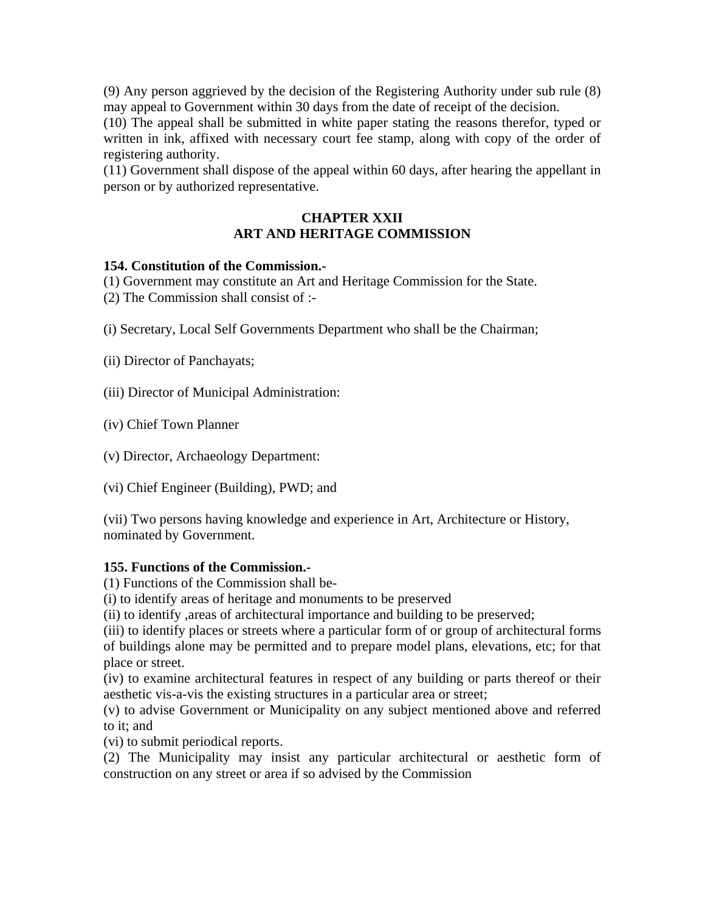(9) Any person aggrieved by the decision of the Registering Authority under sub rule (8) may appeal to Government within 30 days from the date of receipt of the decision.

(10) The appeal shall be submitted in white paper stating the reasons therefor, typed or written in ink, affixed with necessary court fee stamp, along with copy of the order of registering authority.

(11) Government shall dispose of the appeal within 60 days, after hearing the appellant in person or by authorized representative.

## CHAPTER XXII
## ART AND HERITAGE COMMISSION

**154. Constitution of the Commission.-**

(1) Government may constitute an Art and Heritage Commission for the State.

(2) The Commission shall consist of :-

(i) Secretary, Local Self Governments Department who shall be the Chairman;

(ii) Director of Panchayats;

(iii) Director of Municipal Administration:

(iv) Chief Town Planner

(v) Director, Archaeology Department:

(vi) Chief Engineer (Building), PWD; and

(vii) Two persons having knowledge and experience in Art, Architecture or History, nominated by Government.

**155. Functions of the Commission.-**

(1) Functions of the Commission shall be-

(i) to identify areas of heritage and monuments to be preserved

(ii) to identify ,areas of architectural importance and building to be preserved;

(iii) to identify places or streets where a particular form of or group of architectural forms of buildings alone may be permitted and to prepare model plans, elevations, etc; for that place or street.

(iv) to examine architectural features in respect of any building or parts thereof or their aesthetic vis-a-vis the existing structures in a particular area or street;

(v) to advise Government or Municipality on any subject mentioned above and referred to it; and

(vi) to submit periodical reports.

(2) The Municipality may insist any particular architectural or aesthetic form of construction on any street or area if so advised by the Commission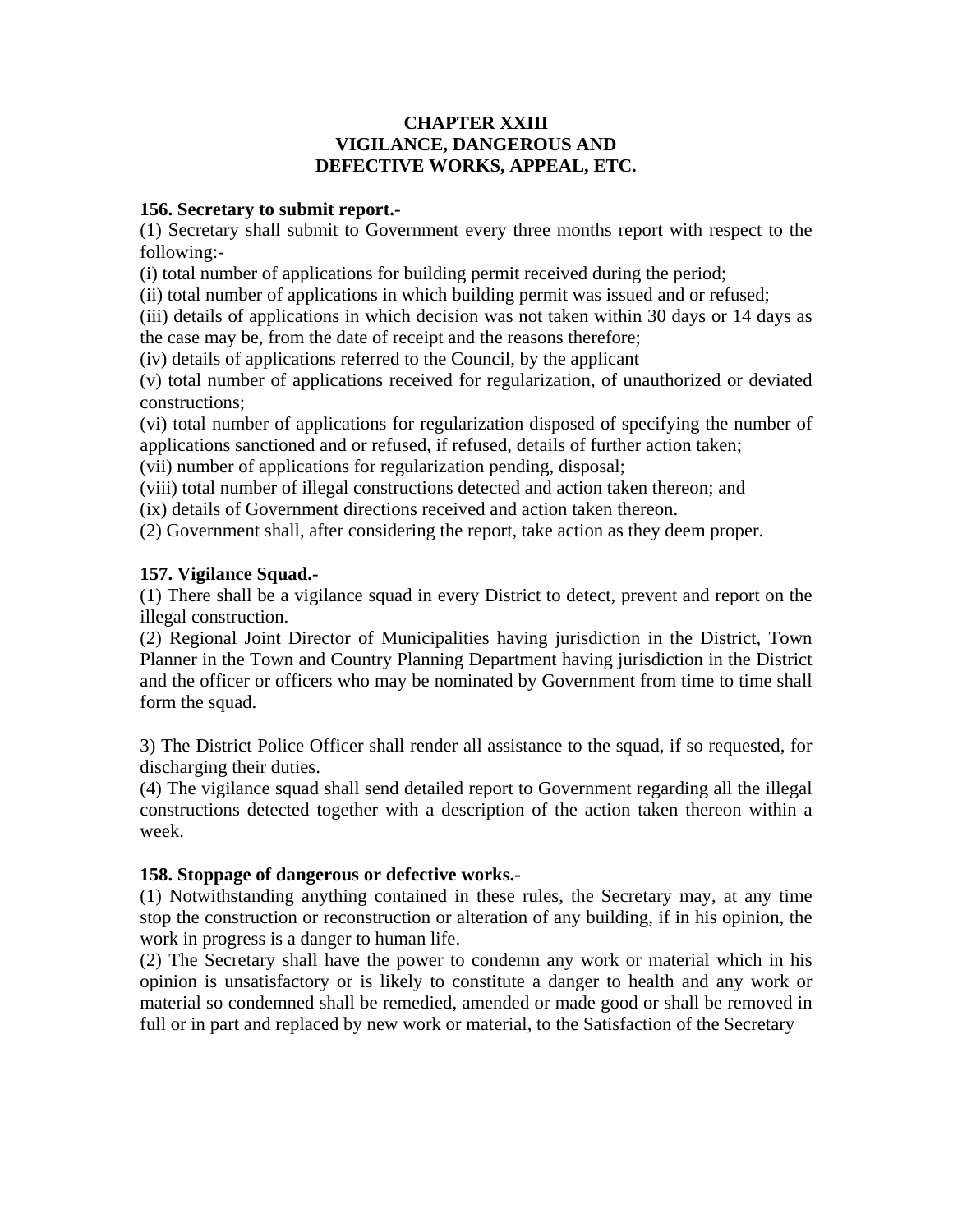# CHAPTER XXIII
# VIGILANCE, DANGEROUS AND DEFECTIVE WORKS, APPEAL, ETC.

**156. Secretary to submit report.-**

(1) Secretary shall submit to Government every three months report with respect to the following:-

(i) total number of applications for building permit received during the period;

(ii) total number of applications in which building permit was issued and or refused;

(iii) details of applications in which decision was not taken within 30 days or 14 days as the case may be, from the date of receipt and the reasons therefore;

(iv) details of applications referred to the Council, by the applicant

(v) total number of applications received for regularization, of unauthorized or deviated constructions;

(vi) total number of applications for regularization disposed of specifying the number of applications sanctioned and or refused, if refused, details of further action taken;

(vii) number of applications for regularization pending, disposal;

(viii) total number of illegal constructions detected and action taken thereon; and

(ix) details of Government directions received and action taken thereon.

(2) Government shall, after considering the report, take action as they deem proper.

**157. Vigilance Squad.-**

(1) There shall be a vigilance squad in every District to detect, prevent and report on the illegal construction.

(2) Regional Joint Director of Municipalities having jurisdiction in the District, Town Planner in the Town and Country Planning Department having jurisdiction in the District and the officer or officers who may be nominated by Government from time to time shall form the squad.

3) The District Police Officer shall render all assistance to the squad, if so requested, for discharging their duties.

(4) The vigilance squad shall send detailed report to Government regarding all the illegal constructions detected together with a description of the action taken thereon within a week.

**158. Stoppage of dangerous or defective works.-**

(1) Notwithstanding anything contained in these rules, the Secretary may, at any time stop the construction or reconstruction or alteration of any building, if in his opinion, the work in progress is a danger to human life.

(2) The Secretary shall have the power to condemn any work or material which in his opinion is unsatisfactory or is likely to constitute a danger to health and any work or material so condemned shall be remedied, amended or made good or shall be removed in full or in part and replaced by new work or material, to the Satisfaction of the Secretary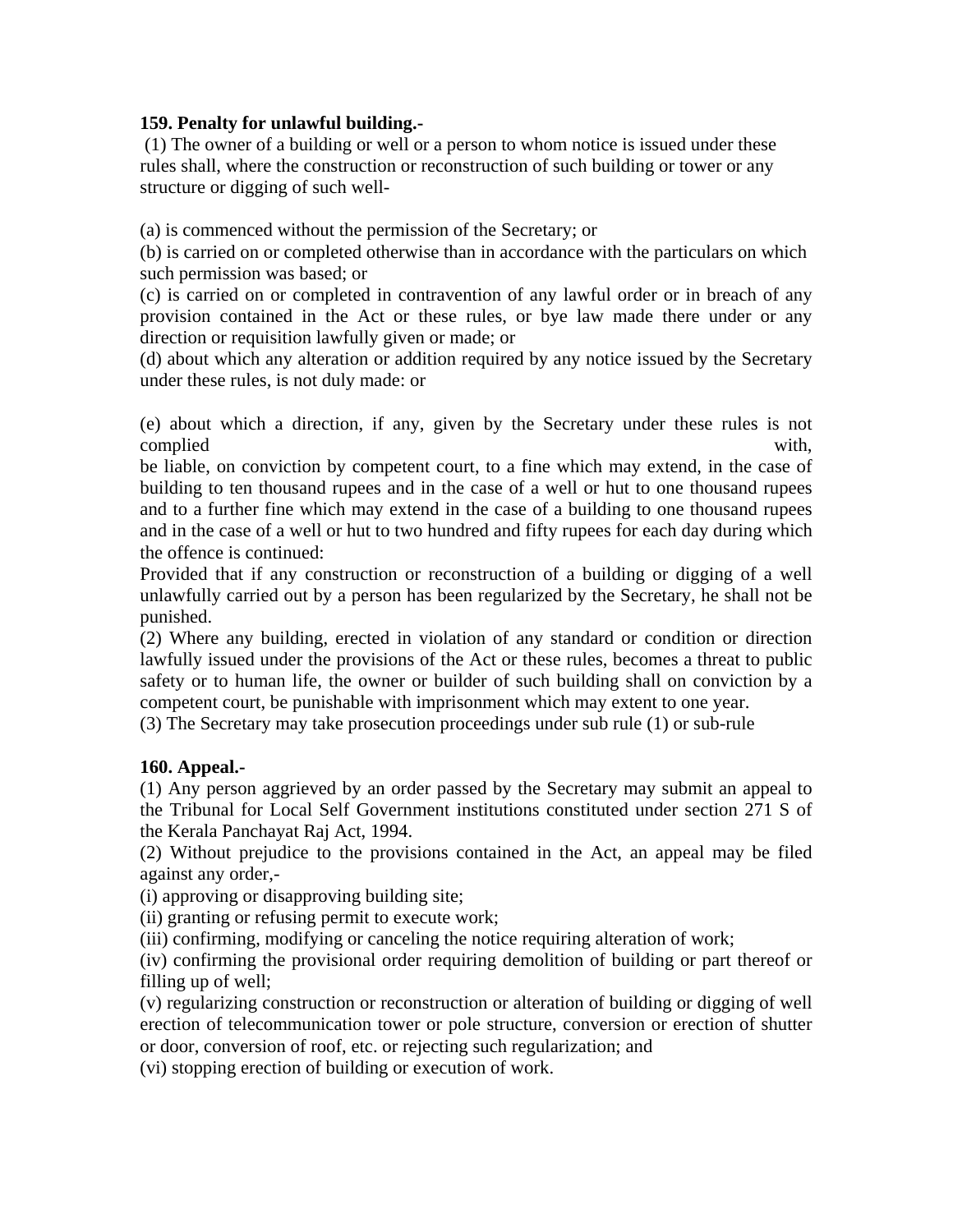**159. Penalty for unlawful building.-**

(1) The owner of a building or well or a person to whom notice is issued under these rules shall, where the construction or reconstruction of such building or tower or any structure or digging of such well-

(a) is commenced without the permission of the Secretary; or

(b) is carried on or completed otherwise than in accordance with the particulars on which such permission was based; or

(c) is carried on or completed in contravention of any lawful order or in breach of any provision contained in the Act or these rules, or bye law made there under or any direction or requisition lawfully given or made; or

(d) about which any alteration or addition required by any notice issued by the Secretary under these rules, is not duly made: or

(e) about which a direction, if any, given by the Secretary under these rules is not complied with,

be liable, on conviction by competent court, to a fine which may extend, in the case of building to ten thousand rupees and in the case of a well or hut to one thousand rupees and to a further fine which may extend in the case of a building to one thousand rupees and in the case of a well or hut to two hundred and fifty rupees for each day during which the offence is continued:

Provided that if any construction or reconstruction of a building or digging of a well unlawfully carried out by a person has been regularized by the Secretary, he shall not be punished.

(2) Where any building, erected in violation of any standard or condition or direction lawfully issued under the provisions of the Act or these rules, becomes a threat to public safety or to human life, the owner or builder of such building shall on conviction by a competent court, be punishable with imprisonment which may extent to one year.

(3) The Secretary may take prosecution proceedings under sub rule (1) or sub-rule

**160. Appeal.-**

(1) Any person aggrieved by an order passed by the Secretary may submit an appeal to the Tribunal for Local Self Government institutions constituted under section 271 S of the Kerala Panchayat Raj Act, 1994.

(2) Without prejudice to the provisions contained in the Act, an appeal may be filed against any order,-

(i) approving or disapproving building site;

(ii) granting or refusing permit to execute work;

(iii) confirming, modifying or canceling the notice requiring alteration of work;

(iv) confirming the provisional order requiring demolition of building or part thereof or filling up of well;

(v) regularizing construction or reconstruction or alteration of building or digging of well erection of telecommunication tower or pole structure, conversion or erection of shutter or door, conversion of roof, etc. or rejecting such regularization; and

(vi) stopping erection of building or execution of work.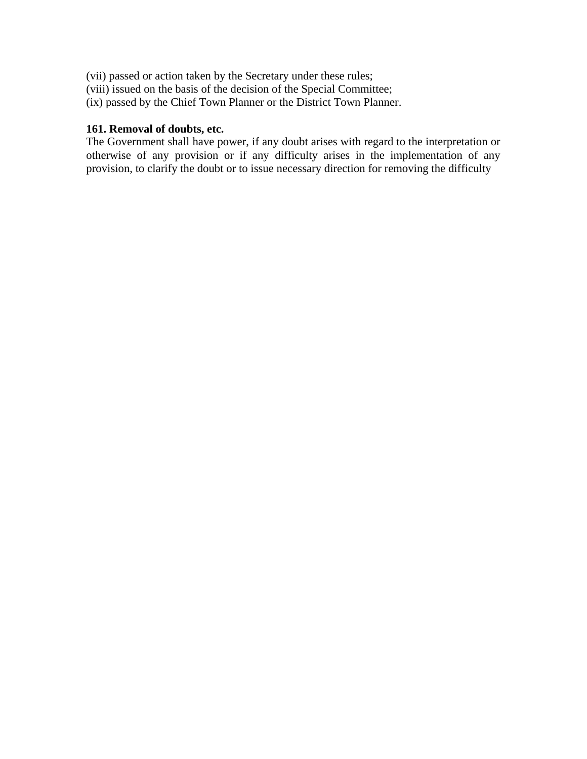(vii) passed or action taken by the Secretary under these rules;
(viii) issued on the basis of the decision of the Special Committee;
(ix) passed by the Chief Town Planner or the District Town Planner.

**161. Removal of doubts, etc.**

The Government shall have power, if any doubt arises with regard to the interpretation or otherwise of any provision or if any difficulty arises in the implementation of any provision, to clarify the doubt or to issue necessary direction for removing the difficulty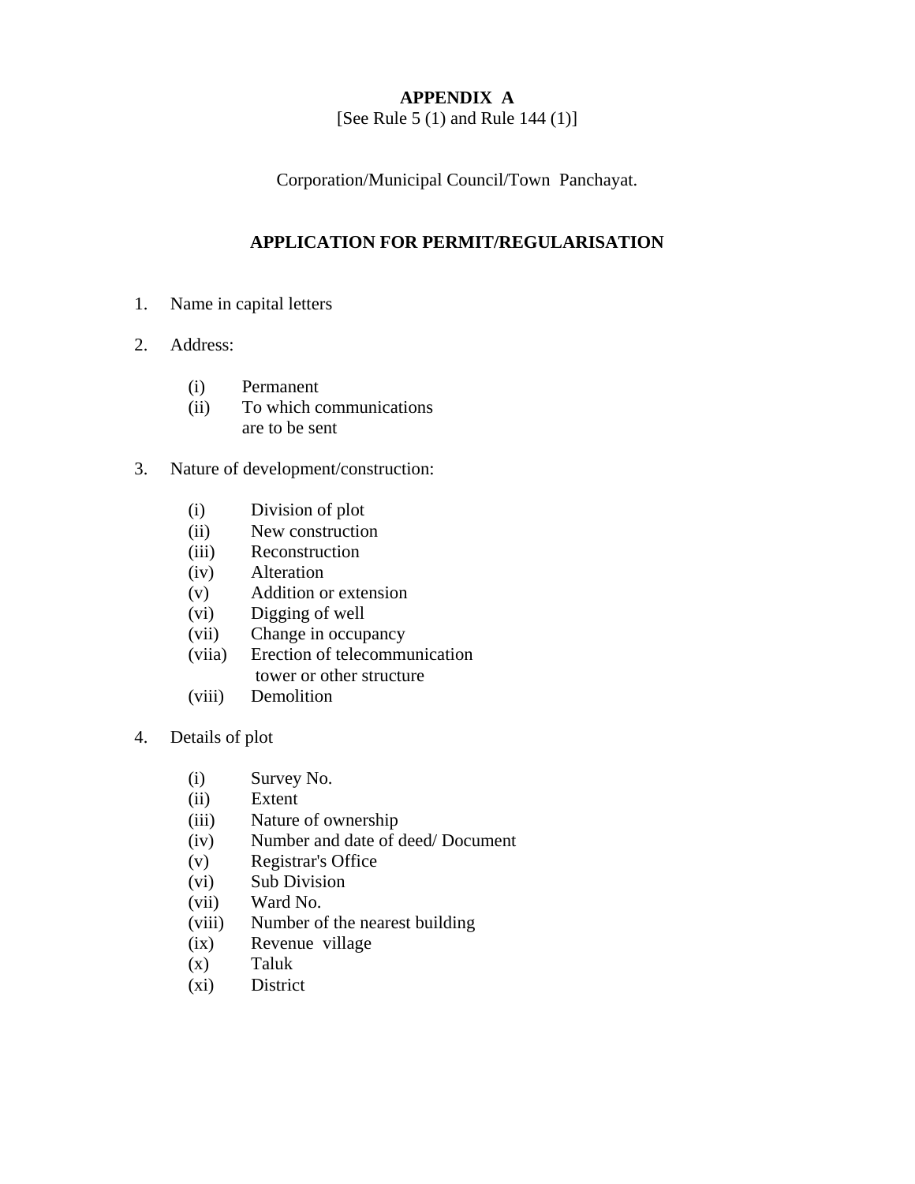**APPENDIX A**

[See Rule 5 (1) and Rule 144 (1)]

Corporation/Municipal Council/Town Panchayat.

**APPLICATION FOR PERMIT/REGULARISATION**

1. Name in capital letters

2. Address:

   (i) Permanent
   (ii) To which communications are to be sent

3. Nature of development/construction:

   (i) Division of plot
   (ii) New construction
   (iii) Reconstruction
   (iv) Alteration
   (v) Addition or extension
   (vi) Digging of well
   (vii) Change in occupancy
   (viia) Erection of telecommunication tower or other structure
   (viii) Demolition

4. Details of plot

   (i) Survey No.
   (ii) Extent
   (iii) Nature of ownership
   (iv) Number and date of deed/ Document
   (v) Registrar's Office
   (vi) Sub Division
   (vii) Ward No.
   (viii) Number of the nearest building
   (ix) Revenue village
   (x) Taluk
   (xi) District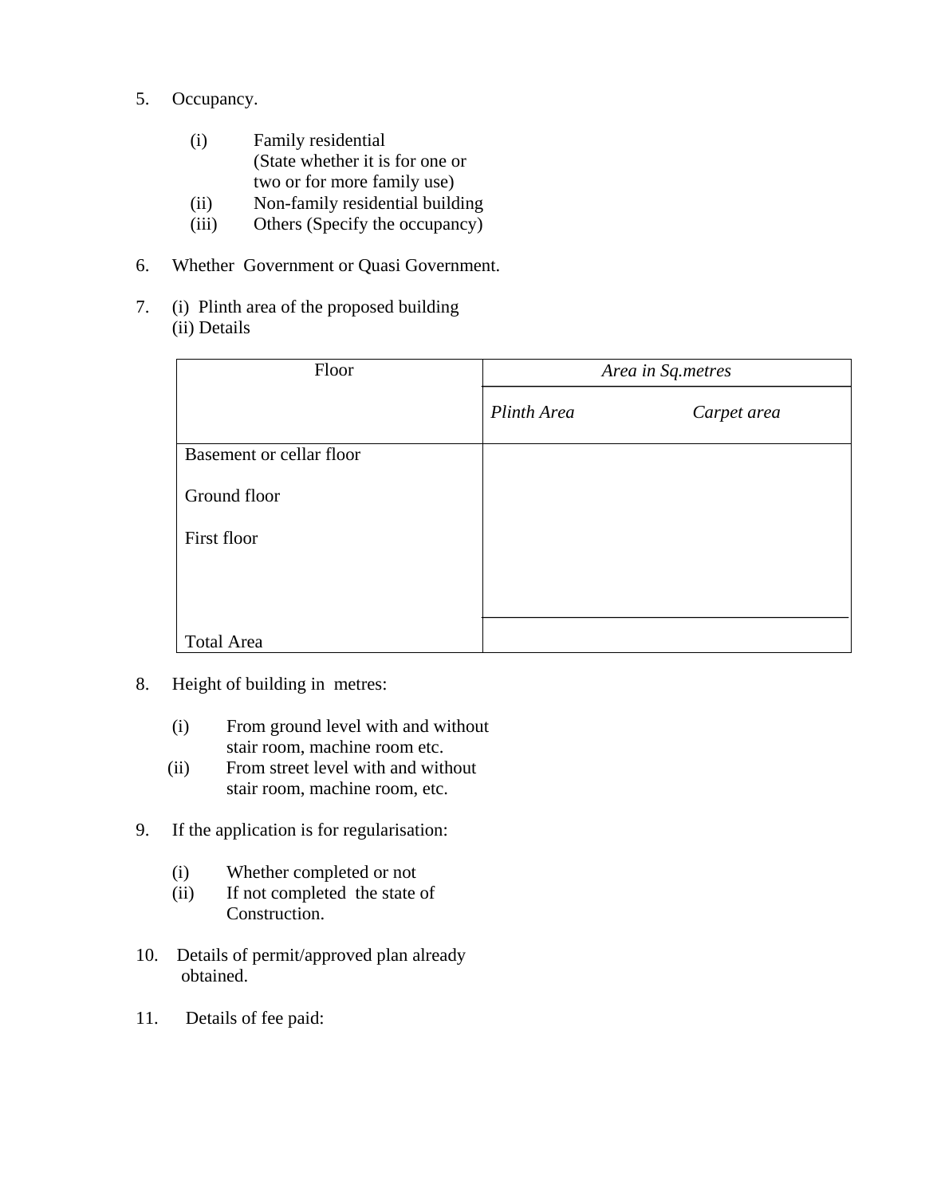5. Occupancy.

   (i) Family residential
   (State whether it is for one or two or for more family use)
   (ii) Non-family residential building
   (iii) Others (Specify the occupancy)

6. Whether Government or Quasi Government.

7. (i) Plinth area of the proposed building
   (ii) Details

| Floor | *Area in Sq.metres* | |
|---|---|---|
| | *Plinth Area* | *Carpet area* |
| Basement or cellar floor | | |
| Ground floor | | |
| First floor | | |
| Total Area | | |

8. Height of building in metres:

   (i) From ground level with and without stair room, machine room etc.
   (ii) From street level with and without stair room, machine room, etc.

9. If the application is for regularisation:

   (i) Whether completed or not
   (ii) If not completed the state of Construction.

10. Details of permit/approved plan already obtained.

11. Details of fee paid: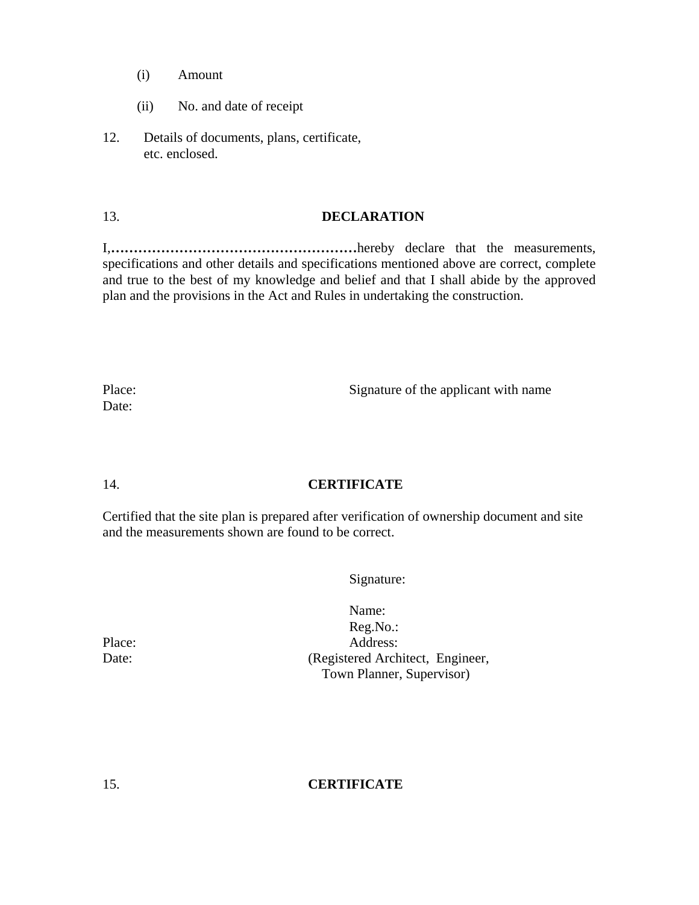(i) Amount

(ii) No. and date of receipt

12. Details of documents, plans, certificate, etc. enclosed.

13. **DECLARATION**

I,**………………………………………………**hereby declare that the measurements, specifications and other details and specifications mentioned above are correct, complete and true to the best of my knowledge and belief and that I shall abide by the approved plan and the provisions in the Act and Rules in undertaking the construction.

Place:

Date:

Signature of the applicant with name

14. **CERTIFICATE**

Certified that the site plan is prepared after verification of ownership document and site and the measurements shown are found to be correct.

Signature:

Name:

Reg.No.:

Address:

(Registered Architect, Engineer, Town Planner, Supervisor)

Place:

Date:

15. **CERTIFICATE**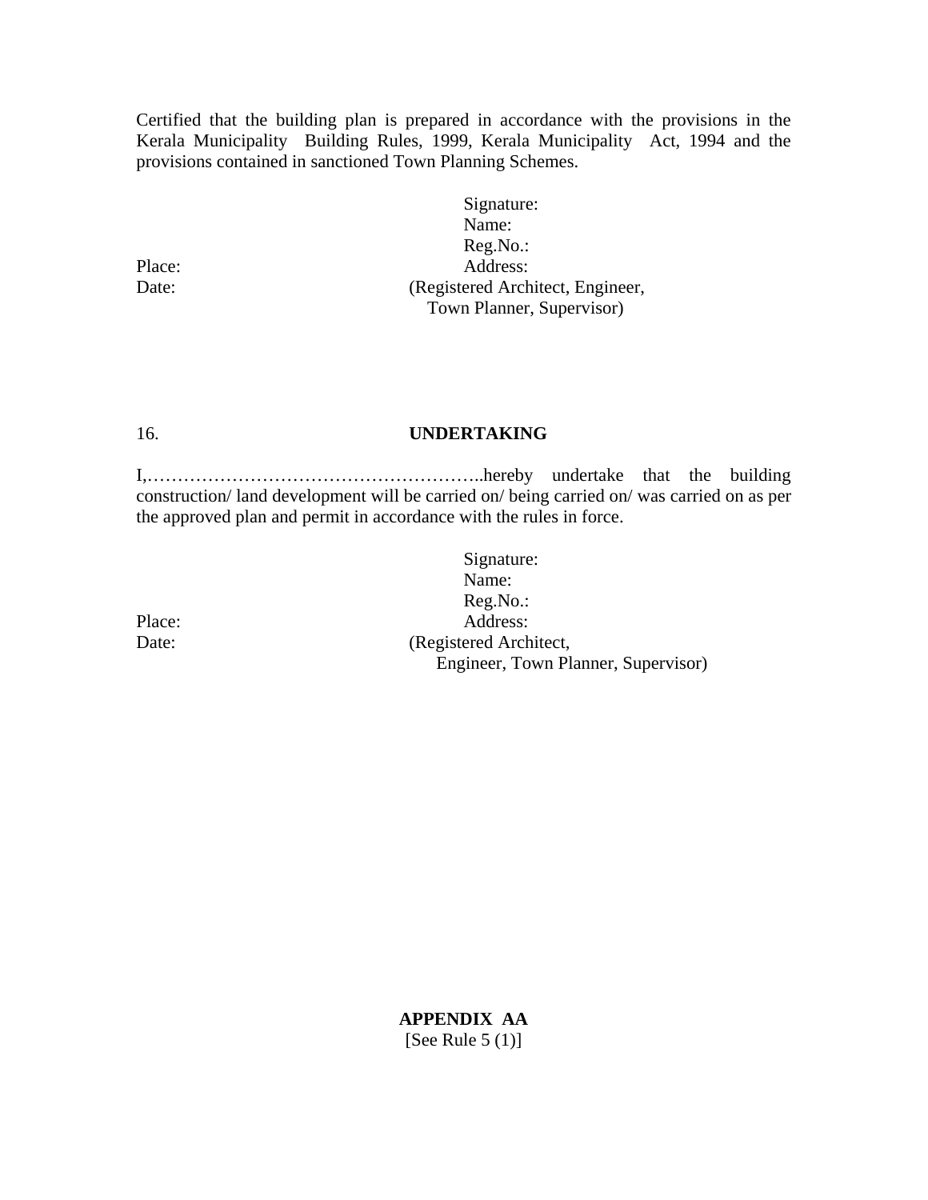Certified that the building plan is prepared in accordance with the provisions in the Kerala Municipality Building Rules, 1999, Kerala Municipality Act, 1994 and the provisions contained in sanctioned Town Planning Schemes.

Signature:
Name:
Reg.No.:
Address:
(Registered Architect, Engineer, Town Planner, Supervisor)

Place:
Date:

16. **UNDERTAKING**

I,………………………………………………..hereby undertake that the building construction/ land development will be carried on/ being carried on/ was carried on as per the approved plan and permit in accordance with the rules in force.

Signature:
Name:
Reg.No.:
Address:
(Registered Architect, Engineer, Town Planner, Supervisor)

Place:
Date:

**APPENDIX AA**
[See Rule 5 (1)]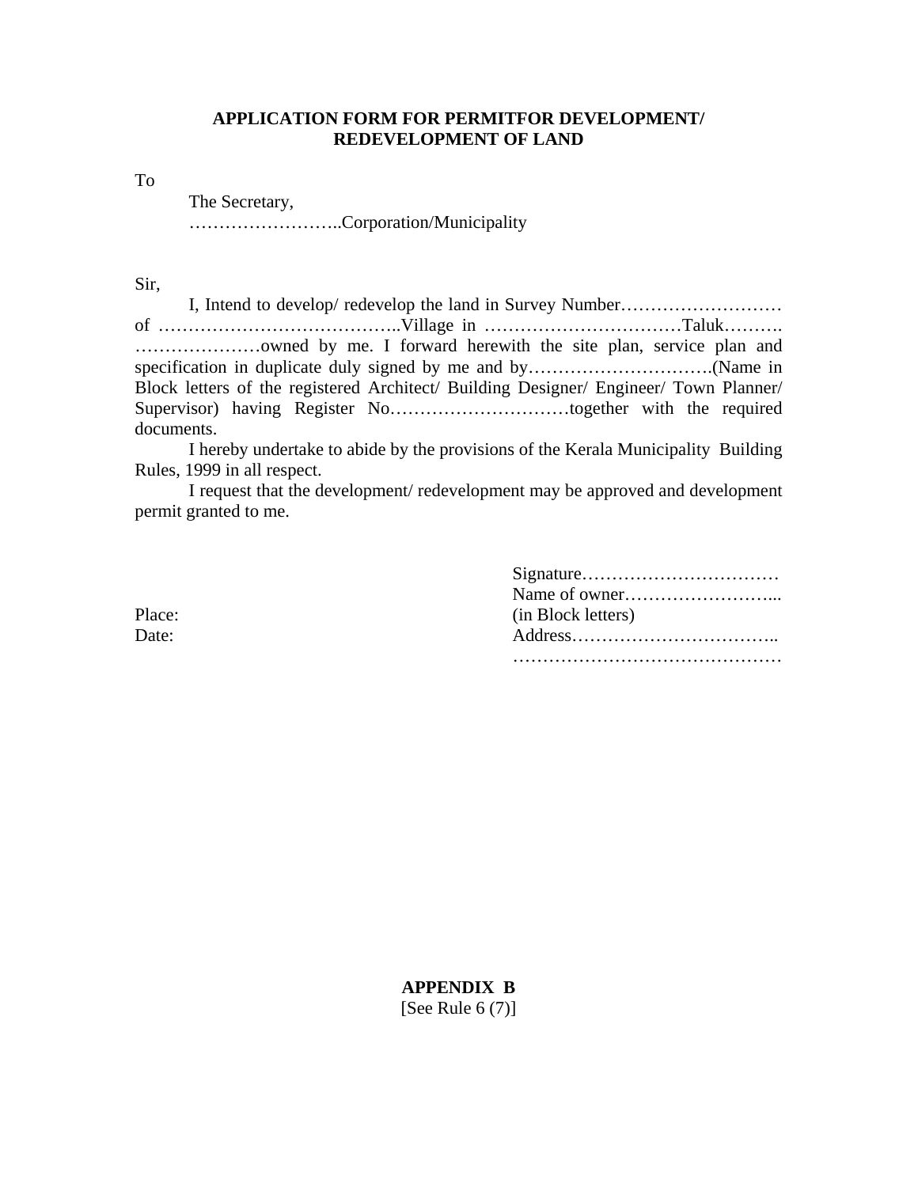**APPLICATION FORM FOR PERMITFOR DEVELOPMENT/ REDEVELOPMENT OF LAND**

To

The Secretary,
……………………..Corporation/Municipality

Sir,

I, Intend to develop/ redevelop the land in Survey Number……………………… of …………………………………..Village in ……………………………Taluk………. …………………owned by me. I forward herewith the site plan, service plan and specification in duplicate duly signed by me and by………………………….(Name in Block letters of the registered Architect/ Building Designer/ Engineer/ Town Planner/ Supervisor) having Register No…………………………together with the required documents.

I hereby undertake to abide by the provisions of the Kerala Municipality Building Rules, 1999 in all respect.

I request that the development/ redevelopment may be approved and development permit granted to me.

Signature……………………………
Name of owner……………………...
(in Block letters)
Address……………………………..
………………………………………

Place:
Date:

**APPENDIX B**
[See Rule 6 (7)]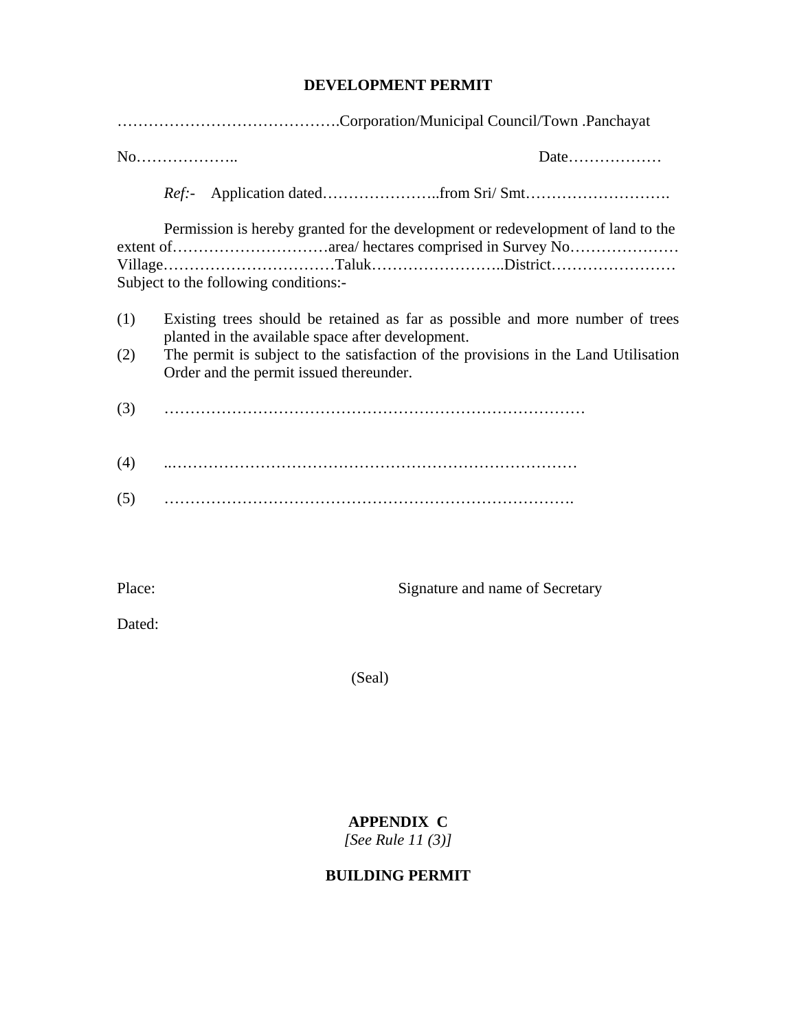## DEVELOPMENT PERMIT

…………………………………….Corporation/Municipal Council/Town .Panchayat

No……………….. Date………………

*Ref:-* Application dated…………………..from Sri/ Smt……………………….

Permission is hereby granted for the development or redevelopment of land to the extent of…………………………area/ hectares comprised in Survey No………………… Village……………………………Taluk……………………..District…………………… Subject to the following conditions:-

(1) Existing trees should be retained as far as possible and more number of trees planted in the available space after development.
(2) The permit is subject to the satisfaction of the provisions in the Land Utilisation Order and the permit issued thereunder.

(3) ………………………………………………………………………

(4) ..……………………………………………………………………

(5) …………………………………………………………………….

Place: Signature and name of Secretary

Dated:

(Seal)

## APPENDIX C

*[See Rule 11 (3)]*

## BUILDING PERMIT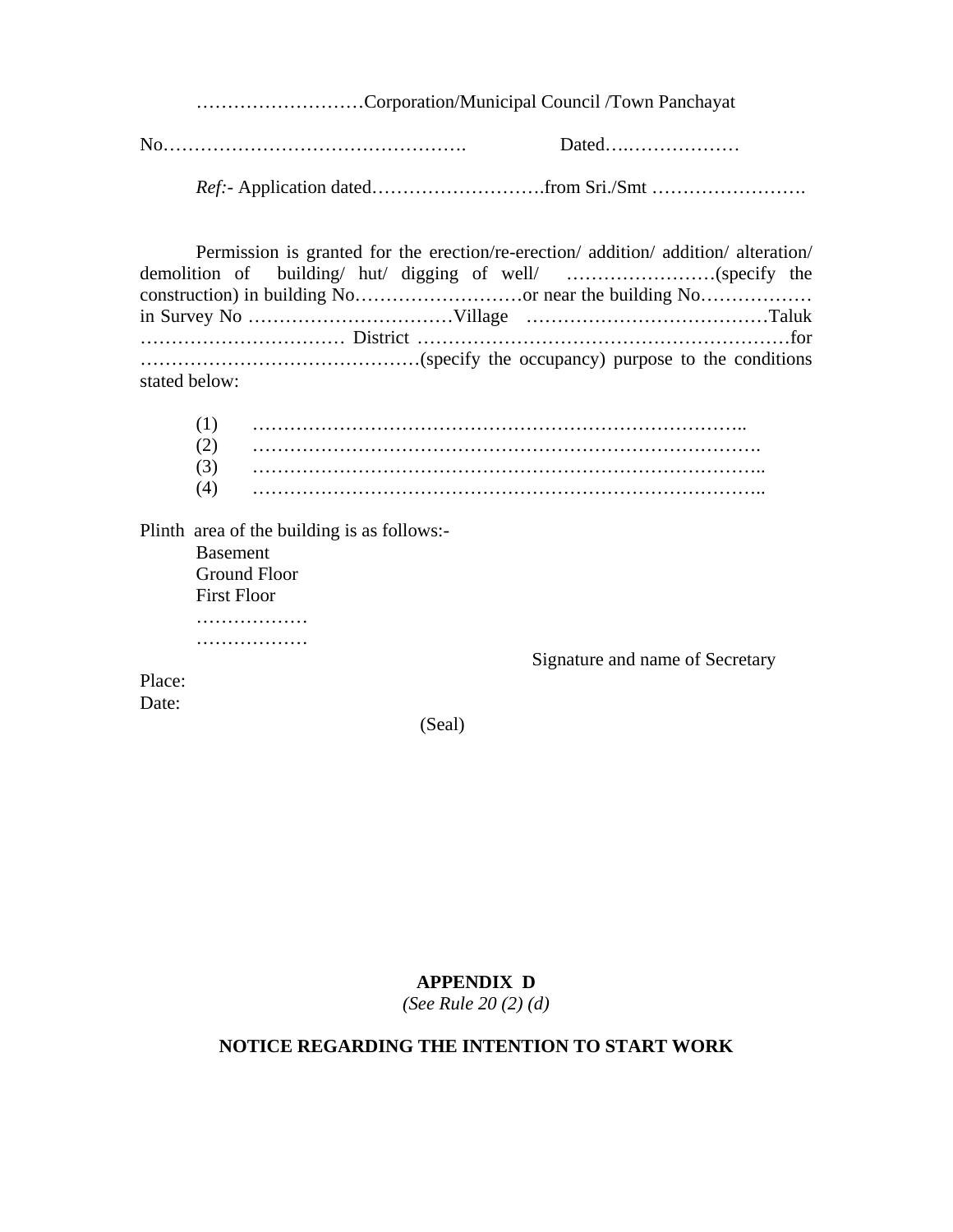………………………Corporation/Municipal Council /Town Panchayat

No…………………………………………. Dated….………………

*Ref:*- Application dated……………………….from Sri./Smt …………………….

Permission is granted for the erection/re-erection/ addition/ addition/ alteration/ demolition of building/ hut/ digging of well/ ……………………(specify the construction) in building No………………………or near the building No……………… in Survey No ……………………………Village …………………………………Taluk …………………………… District ……………………………………………………for ………………………………………(specify the occupancy) purpose to the conditions stated below:

(1) ……………………………………………………………………..
(2) ……………………………………………………………………….
(3) ………………………………………………………………………..
(4) ………………………………………………………………………..

Plinth area of the building is as follows:-

Basement
Ground Floor
First Floor
………………
………………

Signature and name of Secretary

Place:
Date:

(Seal)

**APPENDIX D**

*(See Rule 20 (2) (d)*

**NOTICE REGARDING THE INTENTION TO START WORK**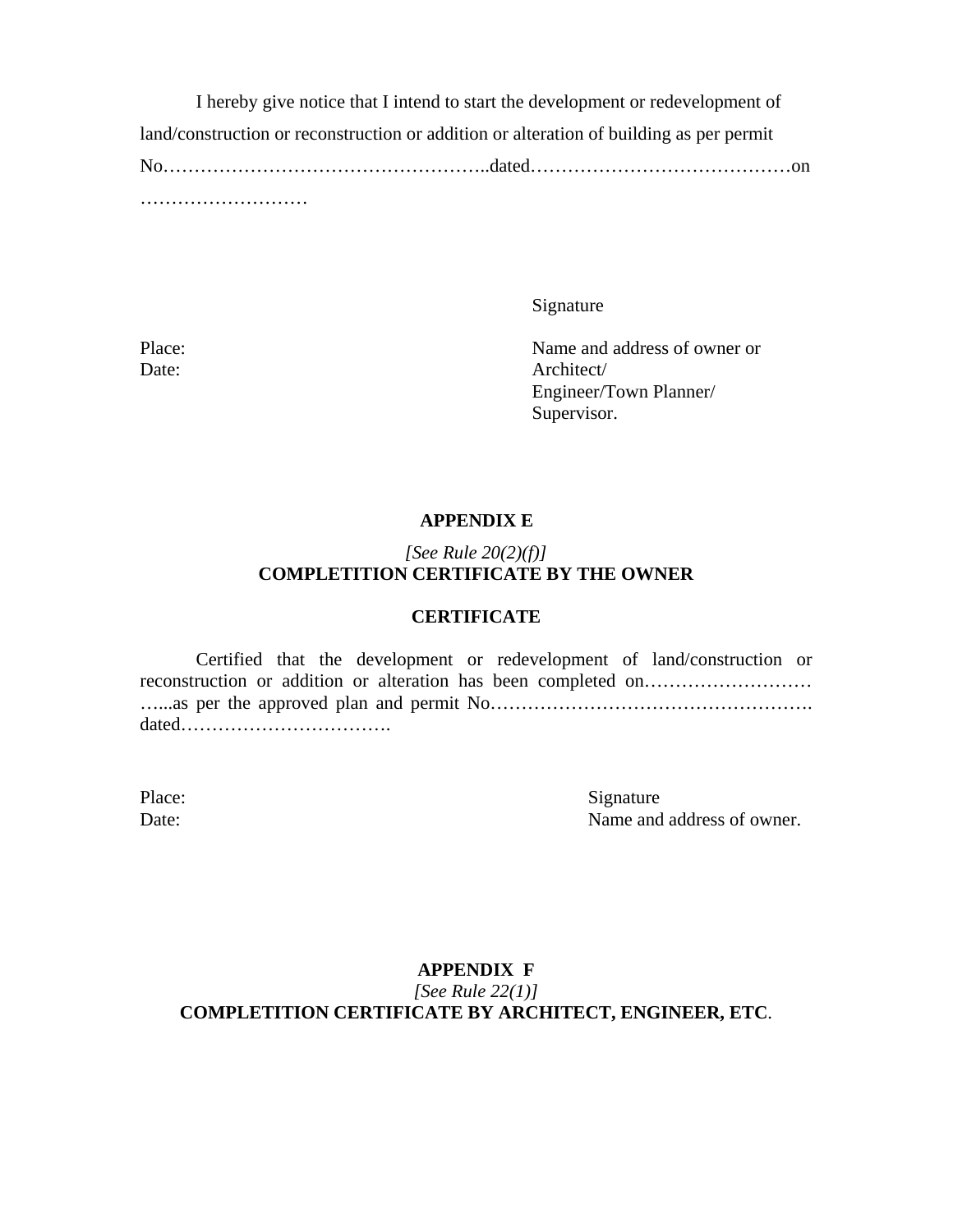I hereby give notice that I intend to start the development or redevelopment of land/construction or reconstruction or addition or alteration of building as per permit No……………………………………………..dated……………………………………on ………………………

Signature

Place:
Date:

Name and address of owner or Architect/
Engineer/Town Planner/
Supervisor.

## APPENDIX E

*[See Rule 20(2)(f)]*

**COMPLETITION CERTIFICATE BY THE OWNER**

**CERTIFICATE**

Certified that the development or redevelopment of land/construction or reconstruction or addition or alteration has been completed on……………………… …...as per the approved plan and permit No……………………………………………. dated…………………………….

Place:
Date:

Signature
Name and address of owner.

## APPENDIX F

*[See Rule 22(1)]*

**COMPLETITION CERTIFICATE BY ARCHITECT, ENGINEER, ETC**.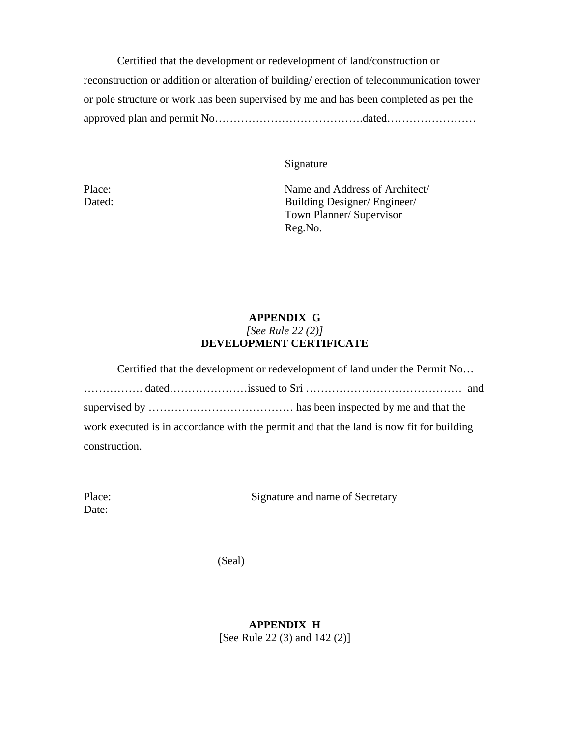Certified that the development or redevelopment of land/construction or reconstruction or addition or alteration of building/ erection of telecommunication tower or pole structure or work has been supervised by me and has been completed as per the approved plan and permit No………………………………….dated……………………

Signature

Place:

Dated:

Name and Address of Architect/
Building Designer/ Engineer/
Town Planner/ Supervisor
Reg.No.

## APPENDIX G

*[See Rule 22 (2)]*

## DEVELOPMENT CERTIFICATE

Certified that the development or redevelopment of land under the Permit No……………….. dated…………………issued to Sri …………………………………… and supervised by ………………………………… has been inspected by me and that the work executed is in accordance with the permit and that the land is now fit for building construction.

Place:

Date:

Signature and name of Secretary

(Seal)

## APPENDIX H

[See Rule 22 (3) and 142 (2)]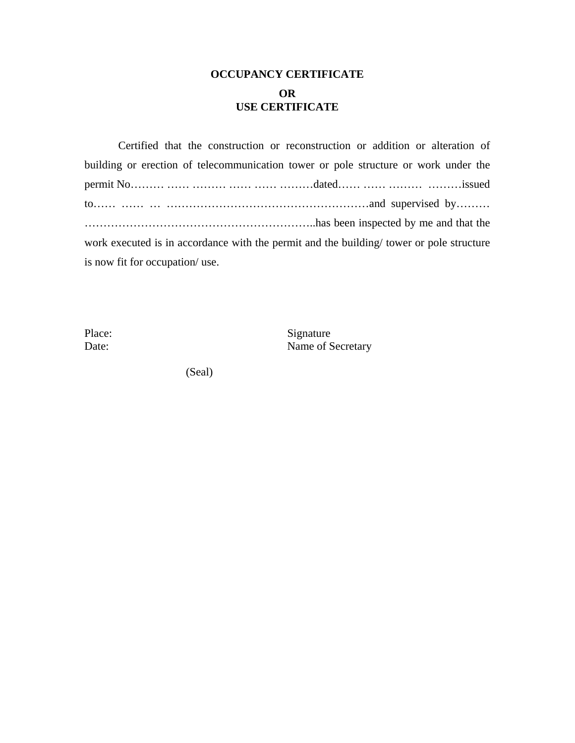**OCCUPANCY CERTIFICATE**

**OR**

**USE CERTIFICATE**

Certified that the construction or reconstruction or addition or alteration of building or erection of telecommunication tower or pole structure or work under the permit No……… …… ……… …… …… ………dated…… …… ……… ………issued to…… …… … ………………………………………………and supervised by……… ……………………………………………………..has been inspected by me and that the work executed is in accordance with the permit and the building/ tower or pole structure is now fit for occupation/ use.

Place: Signature

Date: Name of Secretary

(Seal)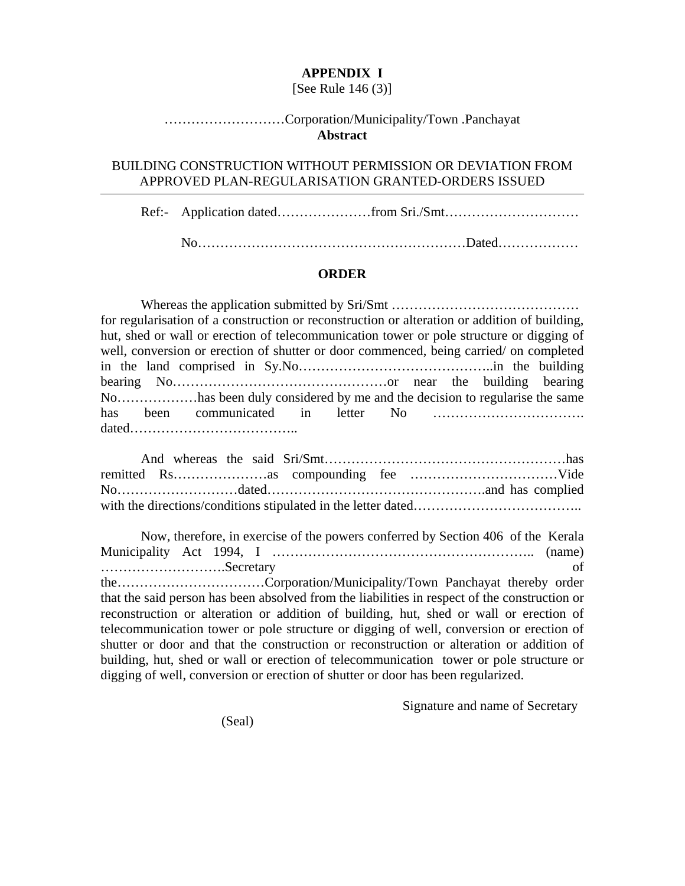**APPENDIX I**

[See Rule 146 (3)]

………………………Corporation/Municipality/Town .Panchayat

**Abstract**

BUILDING CONSTRUCTION WITHOUT PERMISSION OR DEVIATION FROM APPROVED PLAN-REGULARISATION GRANTED-ORDERS ISSUED

---

Ref:- Application dated…………………from Sri./Smt…………………………

No……………………………………………………Dated………………

**ORDER**

Whereas the application submitted by Sri/Smt …………………………………… for regularisation of a construction or reconstruction or alteration or addition of building, hut, shed or wall or erection of telecommunication tower or pole structure or digging of well, conversion or erection of shutter or door commenced, being carried/ on completed in the land comprised in Sy.No……………………………………..in the building bearing No…………………………………………or near the building bearing No………………has been duly considered by me and the decision to regularise the same has been communicated in letter No ……………………………. dated………………………………..

And whereas the said Sri/Smt………………………………………………has remitted Rs…………………as compounding fee ……………………………Vide No………………………dated………………………………………….and has complied with the directions/conditions stipulated in the letter dated………………………………..

Now, therefore, in exercise of the powers conferred by Section 406 of the Kerala Municipality Act 1994, I ……………………………………………….. (name) ……………………….Secretary of the……………………………Corporation/Municipality/Town Panchayat thereby order that the said person has been absolved from the liabilities in respect of the construction or reconstruction or alteration or addition of building, hut, shed or wall or erection of telecommunication tower or pole structure or digging of well, conversion or erection of shutter or door and that the construction or reconstruction or alteration or addition of building, hut, shed or wall or erection of telecommunication tower or pole structure or digging of well, conversion or erection of shutter or door has been regularized.

Signature and name of Secretary

(Seal)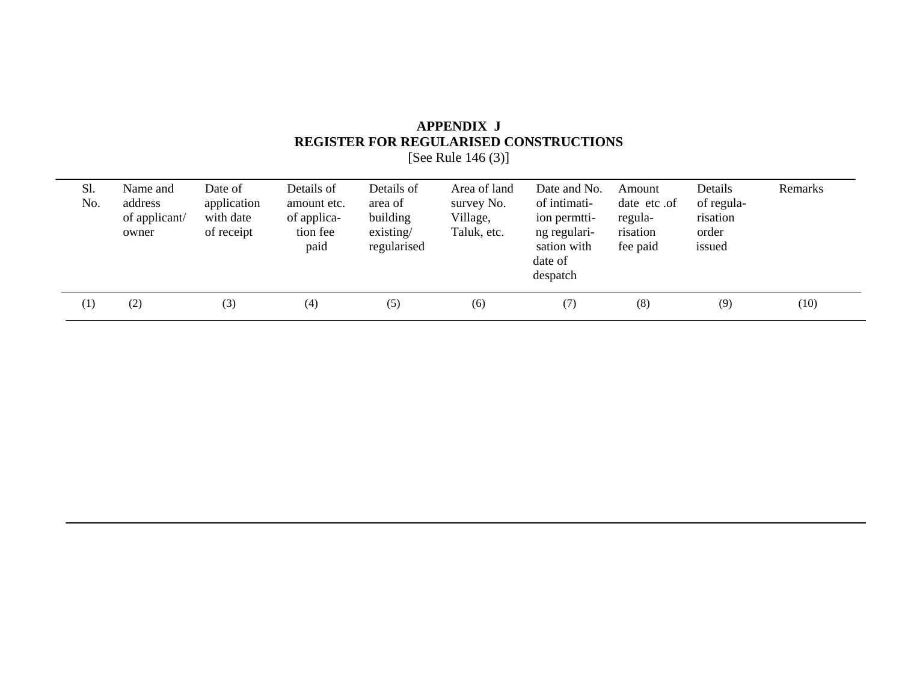**APPENDIX J**

**REGISTER FOR REGULARISED CONSTRUCTIONS**

[See Rule 146 (3)]

| Sl. No. | Name and address of applicant/ owner | Date of application with date of receipt | Details of amount etc. of application fee paid | Details of area of building existing/ regularised | Area of land survey No. Village, Taluk, etc. | Date and No. of intimation permtting regularisation with date of despatch | Amount date etc .of regularisation fee paid | Details of regularisation order issued | Remarks |
|---|---|---|---|---|---|---|---|---|---|
| (1) | (2) | (3) | (4) | (5) | (6) | (7) | (8) | (9) | (10) |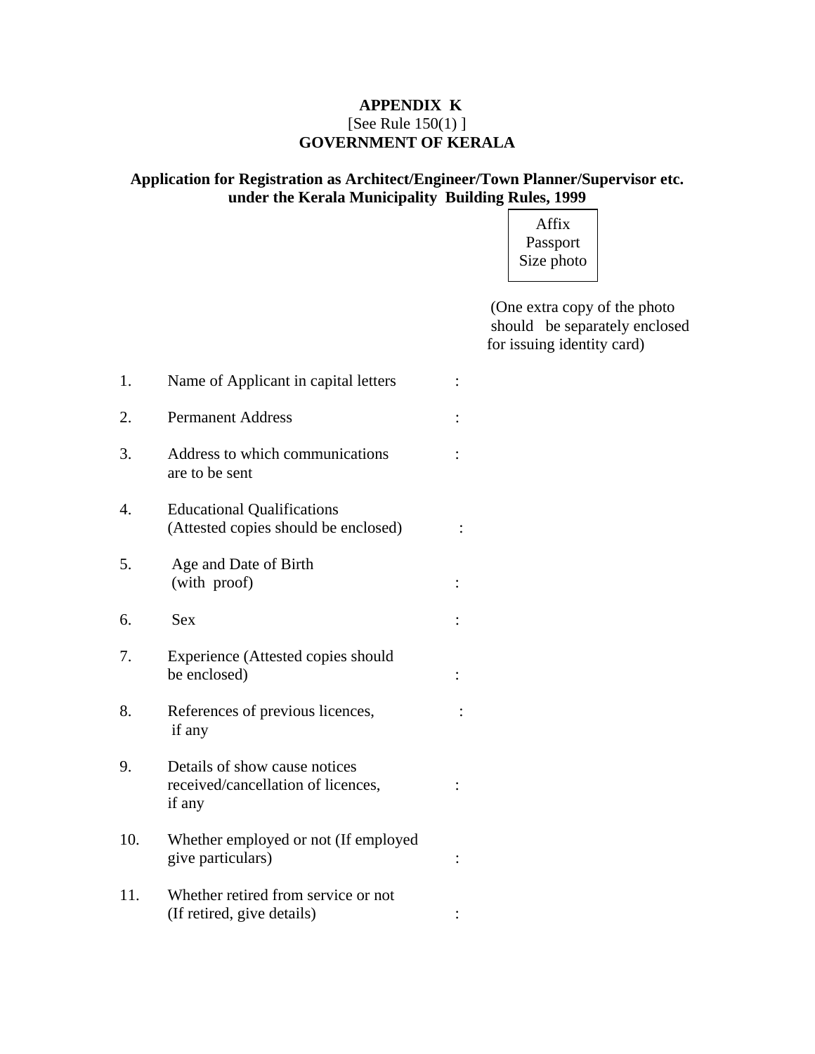**APPENDIX K**

[See Rule 150(1) ]

**GOVERNMENT OF KERALA**

**Application for Registration as Architect/Engineer/Town Planner/Supervisor etc. under the Kerala Municipality Building Rules, 1999**

Affix Passport Size photo

(One extra copy of the photo should be separately enclosed for issuing identity card)

1. Name of Applicant in capital letters :
2. Permanent Address :
3. Address to which communications are to be sent :
4. Educational Qualifications (Attested copies should be enclosed) :
5. Age and Date of Birth (with proof) :
6. Sex :
7. Experience (Attested copies should be enclosed) :
8. References of previous licences, if any :
9. Details of show cause notices received/cancellation of licences, if any :
10. Whether employed or not (If employed give particulars) :
11. Whether retired from service or not (If retired, give details) :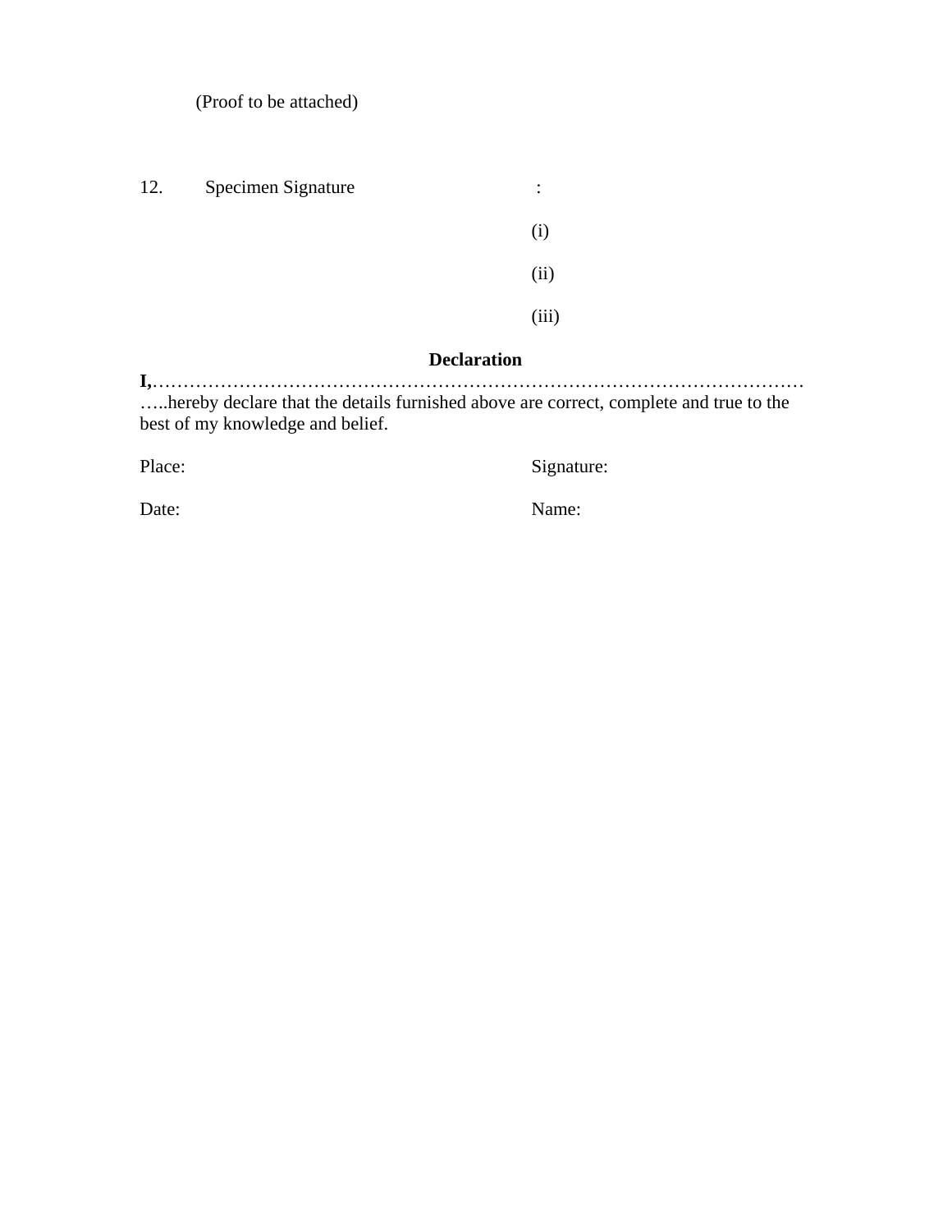(Proof to be attached)

12. Specimen Signature :

(i)

(ii)

(iii)

**Declaration**

**I,**…………………………………………………………………………………………… …..hereby declare that the details furnished above are correct, complete and true to the best of my knowledge and belief.

Place: Signature:

Date: Name: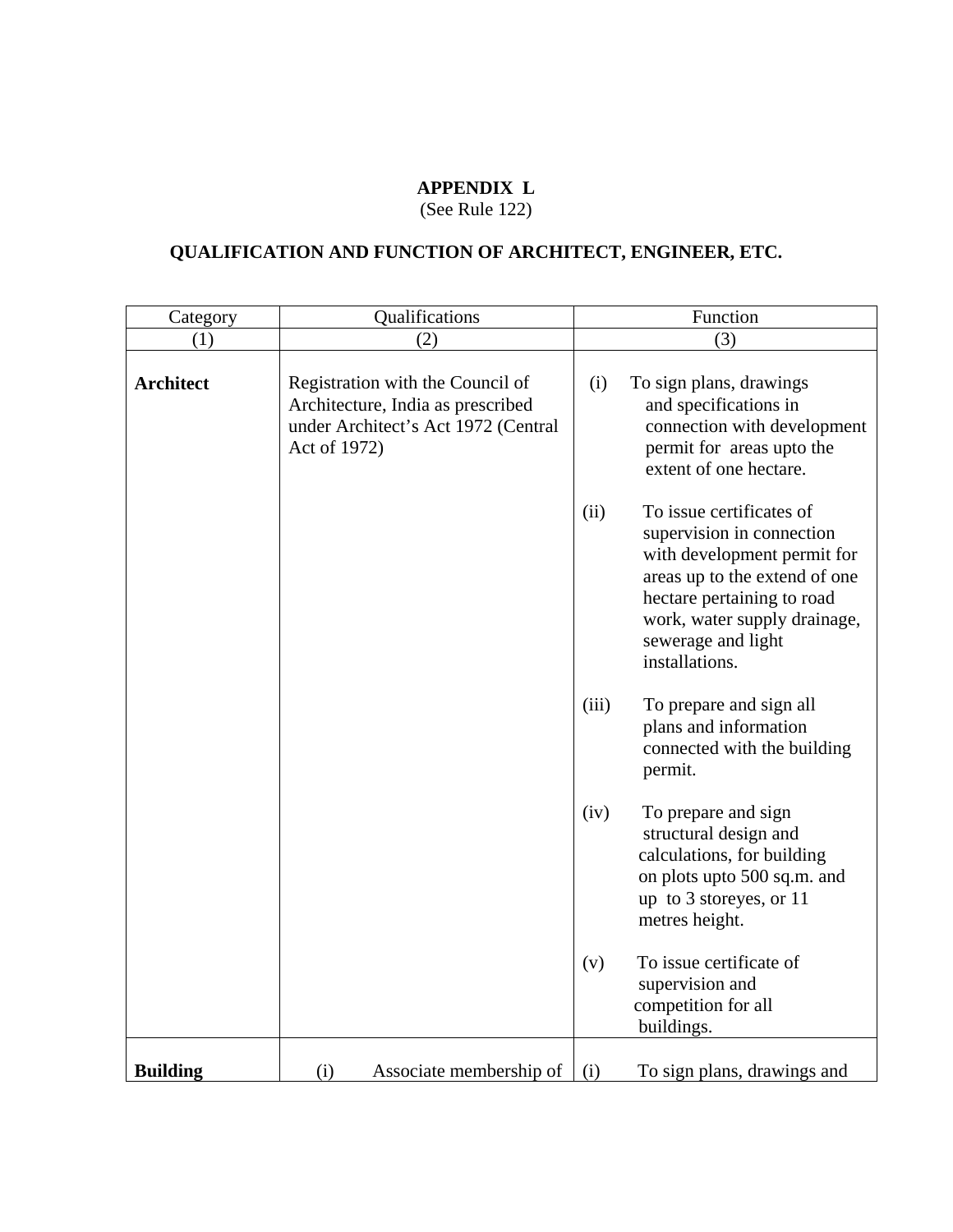**APPENDIX L**
(See Rule 122)

**QUALIFICATION AND FUNCTION OF ARCHITECT, ENGINEER, ETC.**

| Category | Qualifications | Function |
|---|---|---|
| (1) | (2) | (3) |
| **Architect** | Registration with the Council of Architecture, India as prescribed under Architect's Act 1972 (Central Act of 1972) | (i) To sign plans, drawings and specifications in connection with development permit for areas upto the extent of one hectare.<br><br>(ii) To issue certificates of supervision in connection with development permit for areas up to the extend of one hectare pertaining to road work, water supply drainage, sewerage and light installations.<br><br>(iii) To prepare and sign all plans and information connected with the building permit.<br><br>(iv) To prepare and sign structural design and calculations, for building on plots upto 500 sq.m. and up to 3 storeyes, or 11 metres height.<br><br>(v) To issue certificate of supervision and competition for all buildings. |
| **Building** | (i) Associate membership of | (i) To sign plans, drawings and |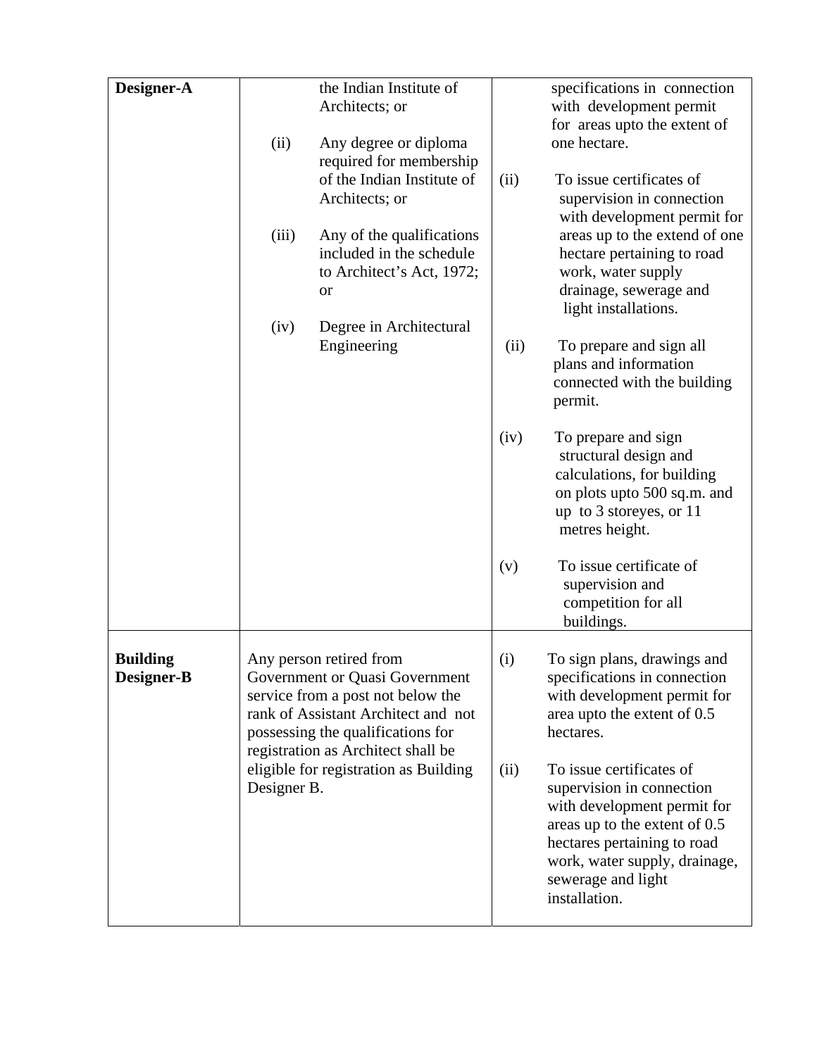| | | |
|---|---|---|
| **Designer-A** | the Indian Institute of Architects; or<br><br>(ii) Any degree or diploma required for membership of the Indian Institute of Architects; or<br><br>(iii) Any of the qualifications included in the schedule to Architect's Act, 1972; or<br><br>(iv) Degree in Architectural Engineering | specifications in connection with development permit for areas upto the extent of one hectare.<br><br>(ii) To issue certificates of supervision in connection with development permit for areas up to the extend of one hectare pertaining to road work, water supply drainage, sewerage and light installations.<br><br>(ii) To prepare and sign all plans and information connected with the building permit.<br><br>(iv) To prepare and sign structural design and calculations, for building on plots upto 500 sq.m. and up to 3 storeyes, or 11 metres height.<br><br>(v) To issue certificate of supervision and competition for all buildings. |
| **Building Designer-B** | Any person retired from Government or Quasi Government service from a post not below the rank of Assistant Architect and not possessing the qualifications for registration as Architect shall be eligible for registration as Building Designer B. | (i) To sign plans, drawings and specifications in connection with development permit for area upto the extent of 0.5 hectares.<br><br>(ii) To issue certificates of supervision in connection with development permit for areas up to the extent of 0.5 hectares pertaining to road work, water supply, drainage, sewerage and light installation. |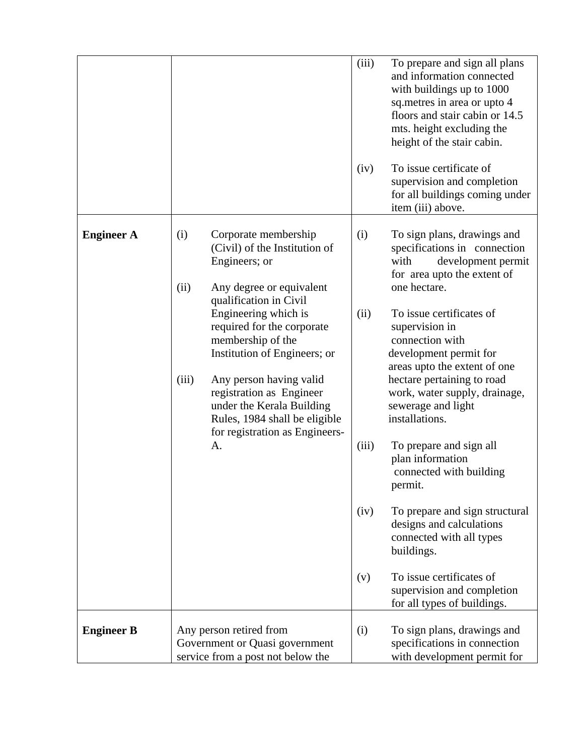| | | |
|---|---|---|
| | | (iii) To prepare and sign all plans and information connected with buildings up to 1000 sq.metres in area or upto 4 floors and stair cabin or 14.5 mts. height excluding the height of the stair cabin.<br><br>(iv) To issue certificate of supervision and completion for all buildings coming under item (iii) above. |
| **Engineer A** | (i) Corporate membership (Civil) of the Institution of Engineers; or<br><br>(ii) Any degree or equivalent qualification in Civil Engineering which is required for the corporate membership of the Institution of Engineers; or<br><br>(iii) Any person having valid registration as Engineer under the Kerala Building Rules, 1984 shall be eligible for registration as Engineers-A. | (i) To sign plans, drawings and specifications in connection with development permit for area upto the extent of one hectare.<br><br>(ii) To issue certificates of supervision in connection with development permit for areas upto the extent of one hectare pertaining to road work, water supply, drainage, sewerage and light installations.<br><br>(iii) To prepare and sign all plan information connected with building permit.<br><br>(iv) To prepare and sign structural designs and calculations connected with all types buildings.<br><br>(v) To issue certificates of supervision and completion for all types of buildings. |
| **Engineer B** | Any person retired from Government or Quasi government service from a post not below the | (i) To sign plans, drawings and specifications in connection with development permit for |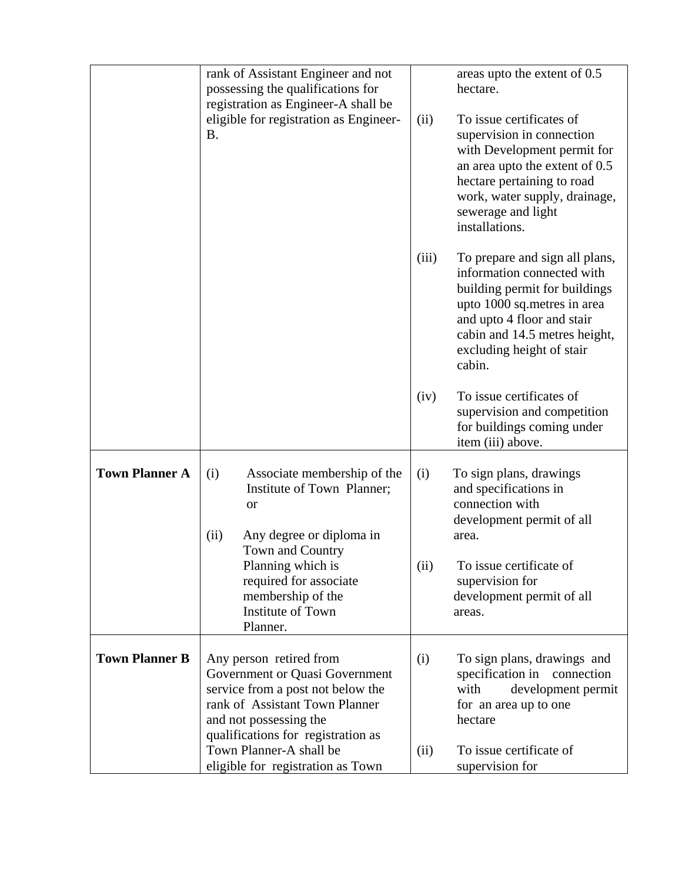| | | |
|---|---|---|
| | rank of Assistant Engineer and not possessing the qualifications for registration as Engineer-A shall be eligible for registration as Engineer-B. | areas upto the extent of 0.5 hectare.<br><br>(ii) To issue certificates of supervision in connection with Development permit for an area upto the extent of 0.5 hectare pertaining to road work, water supply, drainage, sewerage and light installations.<br><br>(iii) To prepare and sign all plans, information connected with building permit for buildings upto 1000 sq.metres in area and upto 4 floor and stair cabin and 14.5 metres height, excluding height of stair cabin.<br><br>(iv) To issue certificates of supervision and competition for buildings coming under item (iii) above. |
| **Town Planner A** | (i) Associate membership of the Institute of Town Planner; or<br><br>(ii) Any degree or diploma in Town and Country Planning which is required for associate membership of the Institute of Town Planner. | (i) To sign plans, drawings and specifications in connection with development permit of all area.<br><br>(ii) To issue certificate of supervision for development permit of all areas. |
| **Town Planner B** | Any person retired from Government or Quasi Government service from a post not below the rank of Assistant Town Planner and not possessing the qualifications for registration as Town Planner-A shall be eligible for registration as Town | (i) To sign plans, drawings and specification in connection with development permit for an area up to one hectare<br><br>(ii) To issue certificate of supervision for |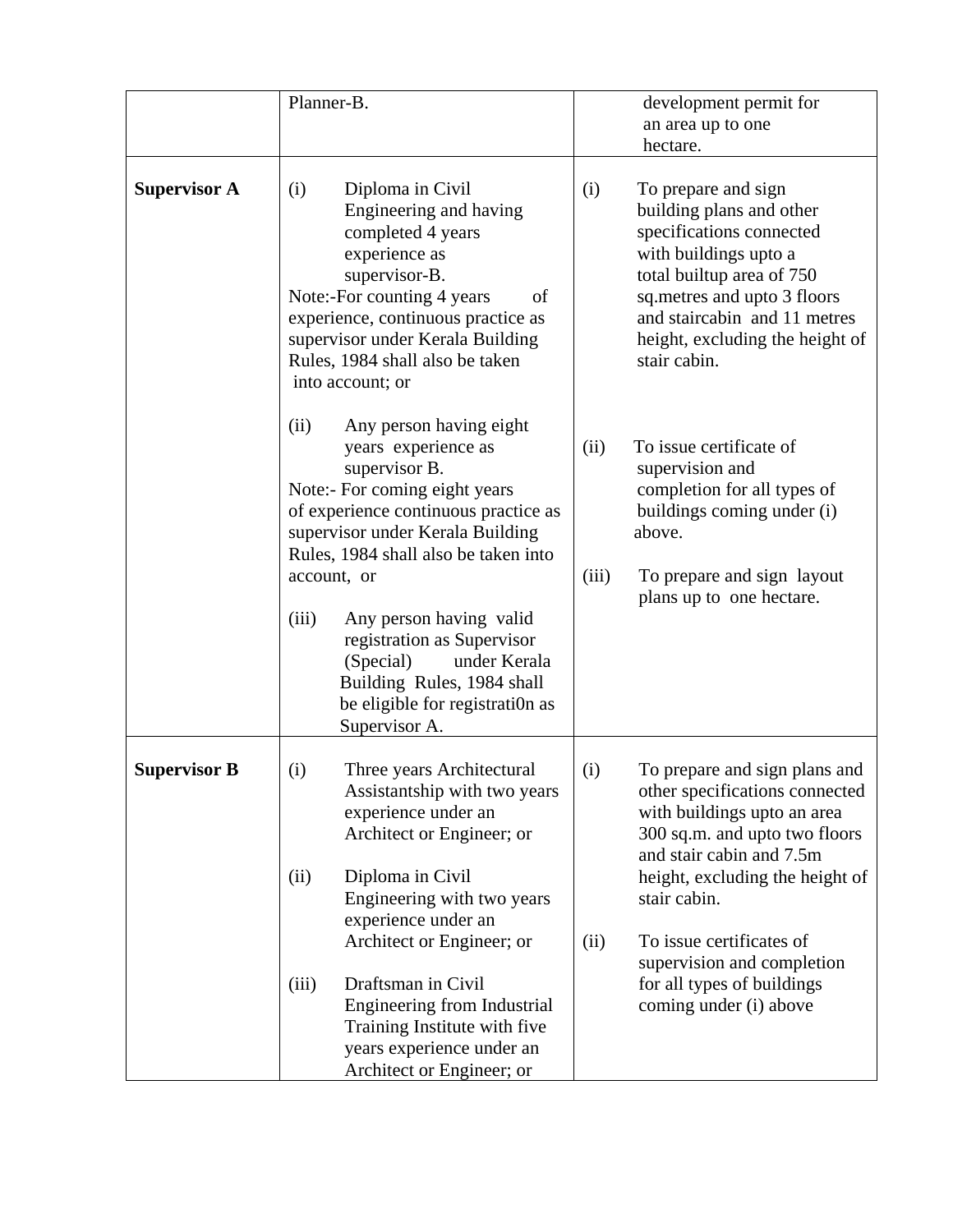| | | |
|---|---|---|
| | Planner-B. | development permit for an area up to one hectare. |
| **Supervisor A** | (i) Diploma in Civil Engineering and having completed 4 years experience as supervisor-B.<br>Note:-For counting 4 years of experience, continuous practice as supervisor under Kerala Building Rules, 1984 shall also be taken into account; or<br><br>(ii) Any person having eight years experience as supervisor B.<br>Note:- For coming eight years of experience continuous practice as supervisor under Kerala Building Rules, 1984 shall also be taken into account, or<br><br>(iii) Any person having valid registration as Supervisor (Special) under Kerala Building Rules, 1984 shall be eligible for registrati0n as Supervisor A. | (i) To prepare and sign building plans and other specifications connected with buildings upto a total builtup area of 750 sq.metres and upto 3 floors and staircabin and 11 metres height, excluding the height of stair cabin.<br><br>(ii) To issue certificate of supervision and completion for all types of buildings coming under (i) above.<br><br>(iii) To prepare and sign layout plans up to one hectare. |
| **Supervisor B** | (i) Three years Architectural Assistantship with two years experience under an Architect or Engineer; or<br><br>(ii) Diploma in Civil Engineering with two years experience under an Architect or Engineer; or<br><br>(iii) Draftsman in Civil Engineering from Industrial Training Institute with five years experience under an Architect or Engineer; or | (i) To prepare and sign plans and other specifications connected with buildings upto an area 300 sq.m. and upto two floors and stair cabin and 7.5m height, excluding the height of stair cabin.<br><br>(ii) To issue certificates of supervision and completion for all types of buildings coming under (i) above |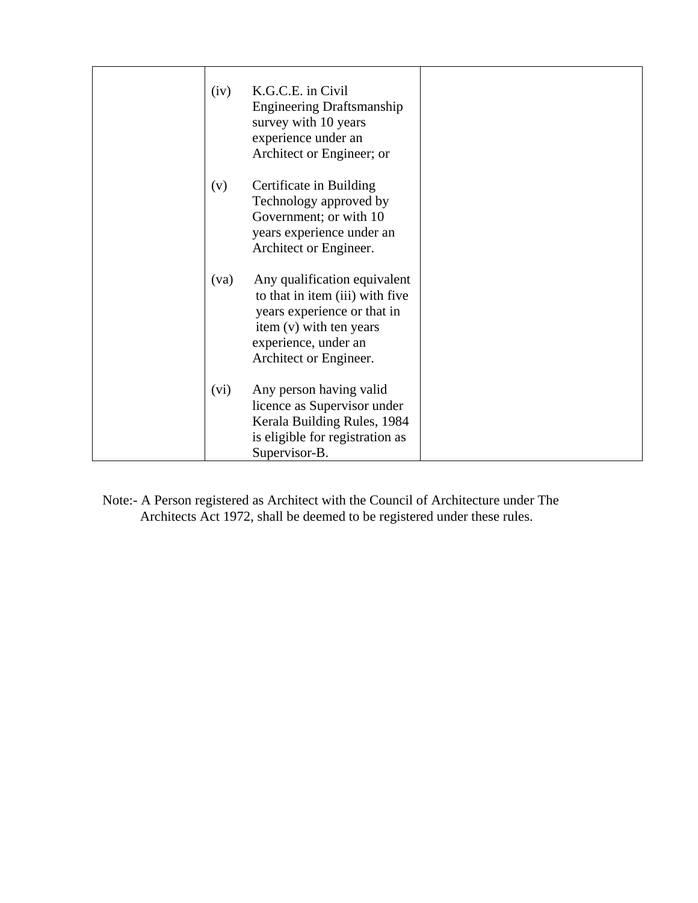| | | |
|---|---|---|
| | (iv) K.G.C.E. in Civil Engineering Draftsmanship survey with 10 years experience under an Architect or Engineer; or<br><br>(v) Certificate in Building Technology approved by Government; or with 10 years experience under an Architect or Engineer.<br><br>(va) Any qualification equivalent to that in item (iii) with five years experience or that in item (v) with ten years experience, under an Architect or Engineer.<br><br>(vi) Any person having valid licence as Supervisor under Kerala Building Rules, 1984 is eligible for registration as Supervisor-B. | |

Note:- A Person registered as Architect with the Council of Architecture under The Architects Act 1972, shall be deemed to be registered under these rules.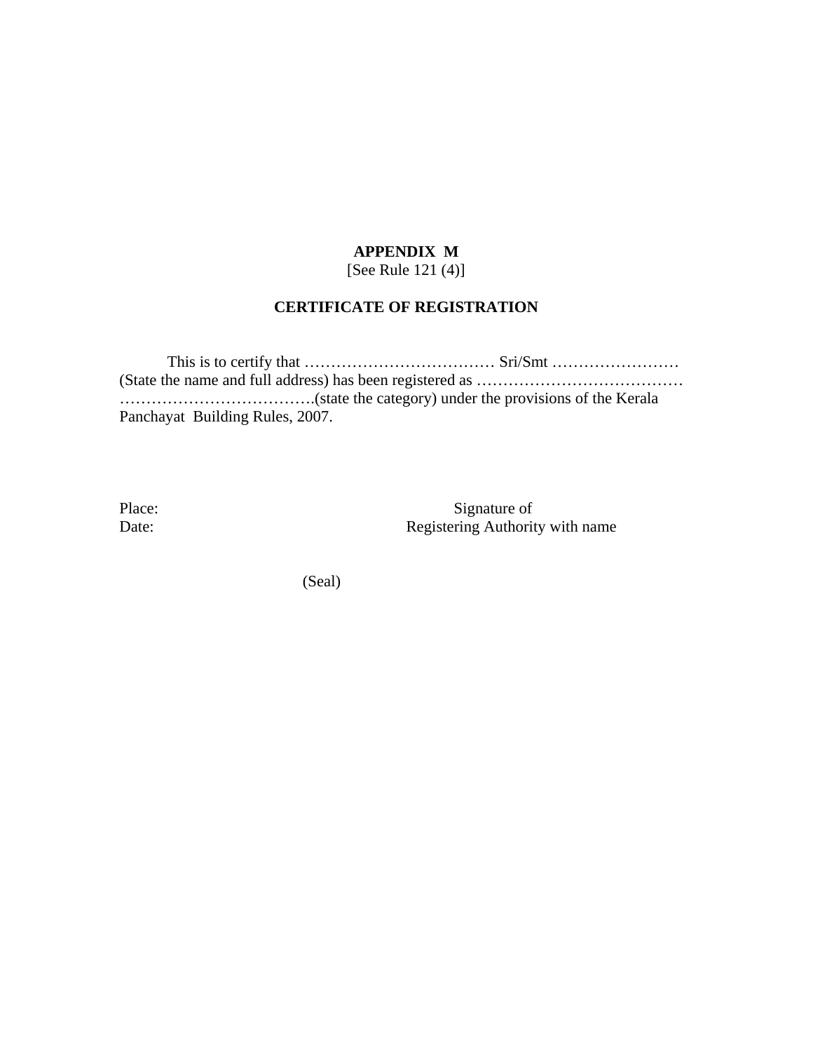**APPENDIX M**

[See Rule 121 (4)]

**CERTIFICATE OF REGISTRATION**

This is to certify that ……………………………… Sri/Smt …………………… (State the name and full address) has been registered as ………………………………… ……………………………….(state the category) under the provisions of the Kerala Panchayat Building Rules, 2007.

Place: Signature of

Date: Registering Authority with name

(Seal)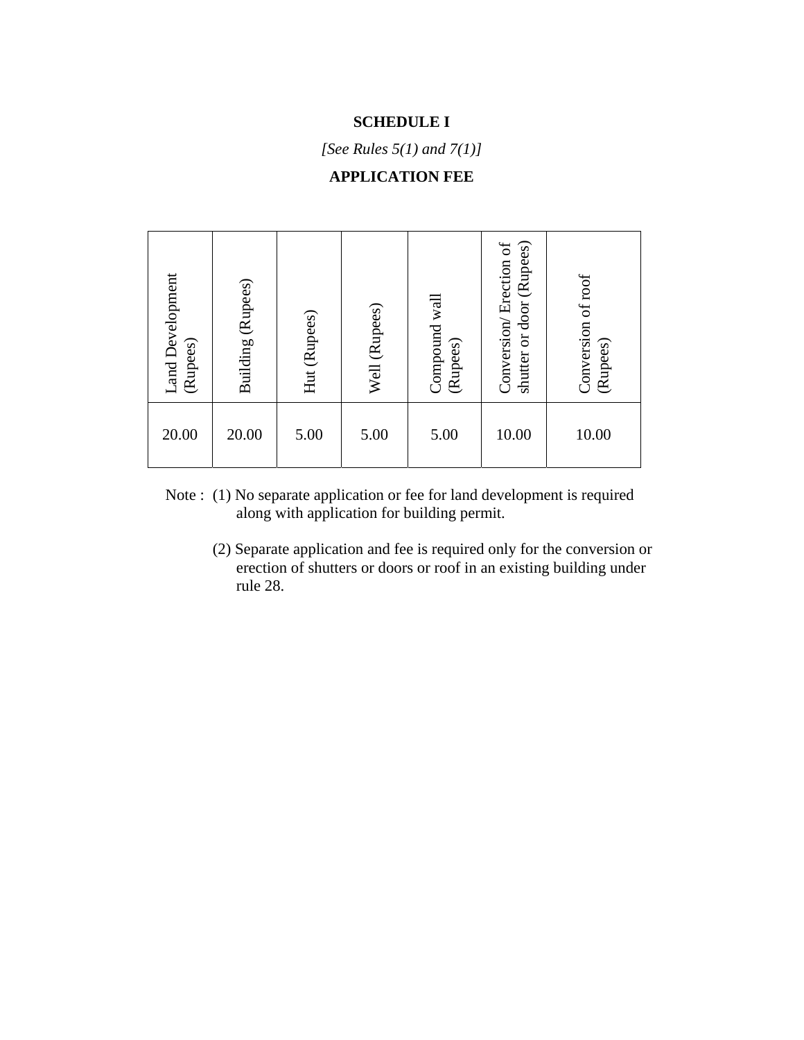**SCHEDULE I**

*[See Rules 5(1) and 7(1)]*

**APPLICATION FEE**

| Land Development (Rupees) | Building (Rupees) | Hut (Rupees) | Well (Rupees) | Compound wall (Rupees) | Conversion/ Erection of shutter or door (Rupees) | Conversion of roof (Rupees) |
|---|---|---|---|---|---|---|
| 20.00 | 20.00 | 5.00 | 5.00 | 5.00 | 10.00 | 10.00 |

Note : (1) No separate application or fee for land development is required along with application for building permit.

(2) Separate application and fee is required only for the conversion or erection of shutters or doors or roof in an existing building under rule 28.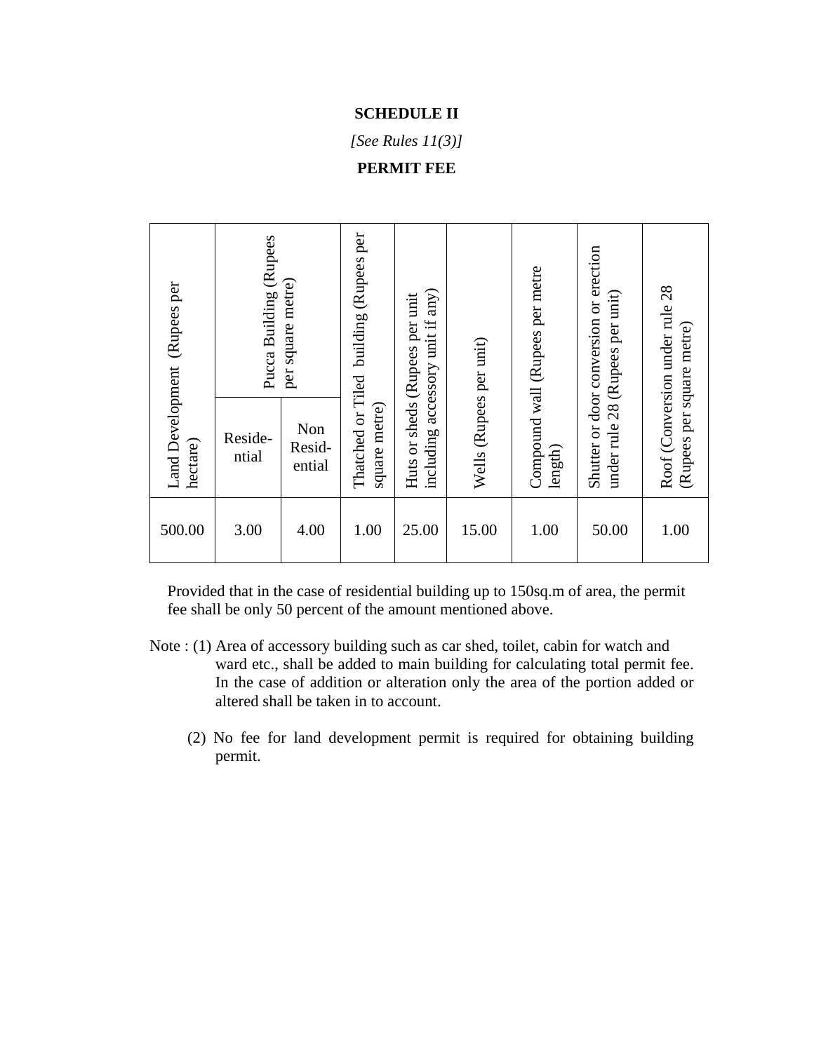**SCHEDULE II**

*[See Rules 11(3)]*

**PERMIT FEE**

| Land Development (Rupees per hectare) | Pucca Building (Rupees per square metre) | | Thatched or Tiled building (Rupees per square metre) | Huts or sheds (Rupees per unit including accessory unit if any) | Wells (Rupees per unit) | Compound wall (Rupees per metre length) | Shutter or door conversion or erection under rule 28 (Rupees per unit) | Roof (Conversion under rule 28 (Rupees per square metre) |
|---|---|---|---|---|---|---|---|---|
| | Reside-ntial | Non Resid-ential | | | | | | |
| 500.00 | 3.00 | 4.00 | 1.00 | 25.00 | 15.00 | 1.00 | 50.00 | 1.00 |

Provided that in the case of residential building up to 150sq.m of area, the permit fee shall be only 50 percent of the amount mentioned above.

Note : (1) Area of accessory building such as car shed, toilet, cabin for watch and ward etc., shall be added to main building for calculating total permit fee. In the case of addition or alteration only the area of the portion added or altered shall be taken in to account.

(2) No fee for land development permit is required for obtaining building permit.